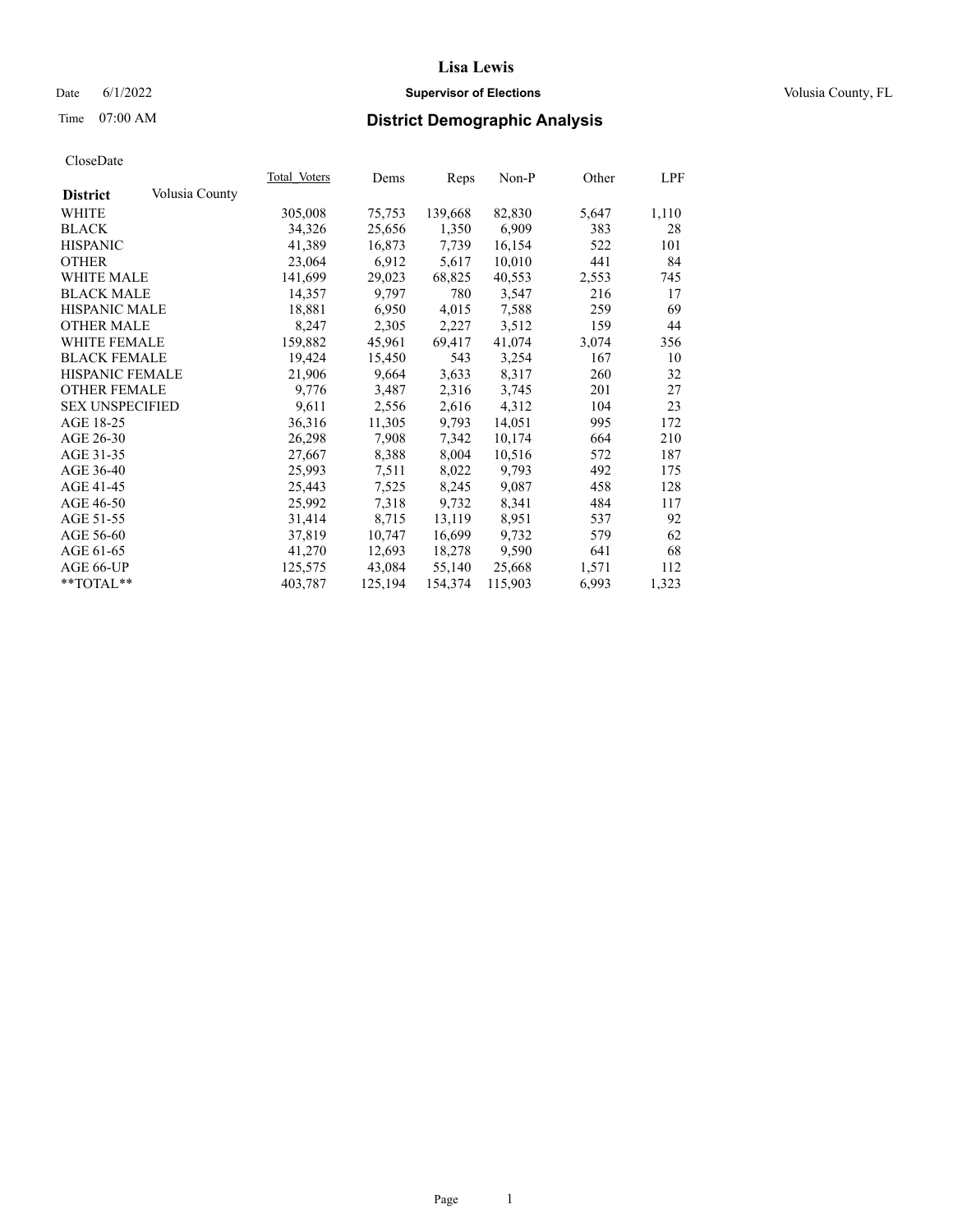# Lisa Lewis

Date 6/1/2022 **Supervisor of Elections** Volusia County, FL

Time 07:00 AM **District Demographic Analysis**

CloseDate

| **District** Volusia County | Total Voters | Dems | Reps | Non-P | Other | LPF |
|---|---|---|---|---|---|---|
| WHITE | 305,008 | 75,753 | 139,668 | 82,830 | 5,647 | 1,110 |
| BLACK | 34,326 | 25,656 | 1,350 | 6,909 | 383 | 28 |
| HISPANIC | 41,389 | 16,873 | 7,739 | 16,154 | 522 | 101 |
| OTHER | 23,064 | 6,912 | 5,617 | 10,010 | 441 | 84 |
| WHITE MALE | 141,699 | 29,023 | 68,825 | 40,553 | 2,553 | 745 |
| BLACK MALE | 14,357 | 9,797 | 780 | 3,547 | 216 | 17 |
| HISPANIC MALE | 18,881 | 6,950 | 4,015 | 7,588 | 259 | 69 |
| OTHER MALE | 8,247 | 2,305 | 2,227 | 3,512 | 159 | 44 |
| WHITE FEMALE | 159,882 | 45,961 | 69,417 | 41,074 | 3,074 | 356 |
| BLACK FEMALE | 19,424 | 15,450 | 543 | 3,254 | 167 | 10 |
| HISPANIC FEMALE | 21,906 | 9,664 | 3,633 | 8,317 | 260 | 32 |
| OTHER FEMALE | 9,776 | 3,487 | 2,316 | 3,745 | 201 | 27 |
| SEX UNSPECIFIED | 9,611 | 2,556 | 2,616 | 4,312 | 104 | 23 |
| AGE 18-25 | 36,316 | 11,305 | 9,793 | 14,051 | 995 | 172 |
| AGE 26-30 | 26,298 | 7,908 | 7,342 | 10,174 | 664 | 210 |
| AGE 31-35 | 27,667 | 8,388 | 8,004 | 10,516 | 572 | 187 |
| AGE 36-40 | 25,993 | 7,511 | 8,022 | 9,793 | 492 | 175 |
| AGE 41-45 | 25,443 | 7,525 | 8,245 | 9,087 | 458 | 128 |
| AGE 46-50 | 25,992 | 7,318 | 9,732 | 8,341 | 484 | 117 |
| AGE 51-55 | 31,414 | 8,715 | 13,119 | 8,951 | 537 | 92 |
| AGE 56-60 | 37,819 | 10,747 | 16,699 | 9,732 | 579 | 62 |
| AGE 61-65 | 41,270 | 12,693 | 18,278 | 9,590 | 641 | 68 |
| AGE 66-UP | 125,575 | 43,084 | 55,140 | 25,668 | 1,571 | 112 |
| **TOTAL** | 403,787 | 125,194 | 154,374 | 115,903 | 6,993 | 1,323 |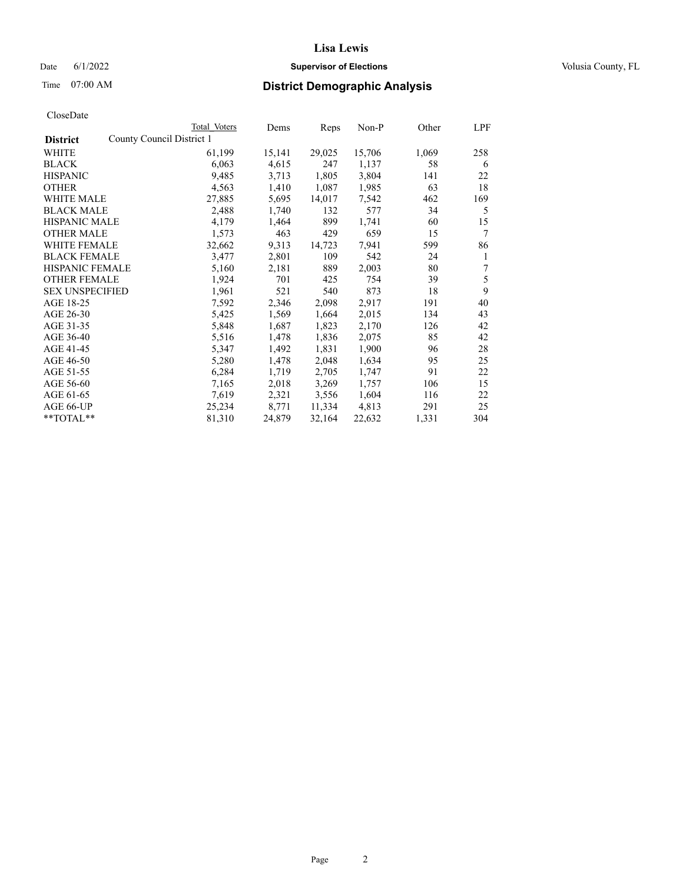Date 6/1/2022 **Supervisor of Elections** Volusia County, FL

Time 07:00 AM **District Demographic Analysis**

CloseDate

| District | Total Voters | Dems | Reps | Non-P | Other | LPF |
|---|---|---|---|---|---|---|
| County Council District 1 | | | | | | |
| WHITE | 61,199 | 15,141 | 29,025 | 15,706 | 1,069 | 258 |
| BLACK | 6,063 | 4,615 | 247 | 1,137 | 58 | 6 |
| HISPANIC | 9,485 | 3,713 | 1,805 | 3,804 | 141 | 22 |
| OTHER | 4,563 | 1,410 | 1,087 | 1,985 | 63 | 18 |
| WHITE MALE | 27,885 | 5,695 | 14,017 | 7,542 | 462 | 169 |
| BLACK MALE | 2,488 | 1,740 | 132 | 577 | 34 | 5 |
| HISPANIC MALE | 4,179 | 1,464 | 899 | 1,741 | 60 | 15 |
| OTHER MALE | 1,573 | 463 | 429 | 659 | 15 | 7 |
| WHITE FEMALE | 32,662 | 9,313 | 14,723 | 7,941 | 599 | 86 |
| BLACK FEMALE | 3,477 | 2,801 | 109 | 542 | 24 | 1 |
| HISPANIC FEMALE | 5,160 | 2,181 | 889 | 2,003 | 80 | 7 |
| OTHER FEMALE | 1,924 | 701 | 425 | 754 | 39 | 5 |
| SEX UNSPECIFIED | 1,961 | 521 | 540 | 873 | 18 | 9 |
| AGE 18-25 | 7,592 | 2,346 | 2,098 | 2,917 | 191 | 40 |
| AGE 26-30 | 5,425 | 1,569 | 1,664 | 2,015 | 134 | 43 |
| AGE 31-35 | 5,848 | 1,687 | 1,823 | 2,170 | 126 | 42 |
| AGE 36-40 | 5,516 | 1,478 | 1,836 | 2,075 | 85 | 42 |
| AGE 41-45 | 5,347 | 1,492 | 1,831 | 1,900 | 96 | 28 |
| AGE 46-50 | 5,280 | 1,478 | 2,048 | 1,634 | 95 | 25 |
| AGE 51-55 | 6,284 | 1,719 | 2,705 | 1,747 | 91 | 22 |
| AGE 56-60 | 7,165 | 2,018 | 3,269 | 1,757 | 106 | 15 |
| AGE 61-65 | 7,619 | 2,321 | 3,556 | 1,604 | 116 | 22 |
| AGE 66-UP | 25,234 | 8,771 | 11,334 | 4,813 | 291 | 25 |
| **TOTAL** | 81,310 | 24,879 | 32,164 | 22,632 | 1,331 | 304 |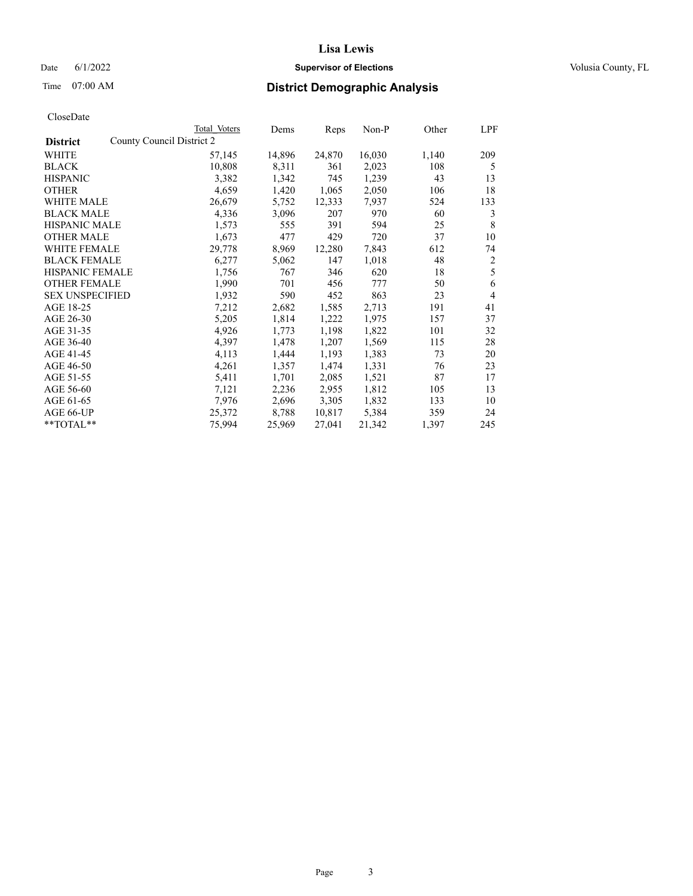CloseDate

| District | County Council District 2 | Total Voters | Dems | Reps | Non-P | Other | LPF |
|---|---|---|---|---|---|---|---|
| WHITE | | 57,145 | 14,896 | 24,870 | 16,030 | 1,140 | 209 |
| BLACK | | 10,808 | 8,311 | 361 | 2,023 | 108 | 5 |
| HISPANIC | | 3,382 | 1,342 | 745 | 1,239 | 43 | 13 |
| OTHER | | 4,659 | 1,420 | 1,065 | 2,050 | 106 | 18 |
| WHITE MALE | | 26,679 | 5,752 | 12,333 | 7,937 | 524 | 133 |
| BLACK MALE | | 4,336 | 3,096 | 207 | 970 | 60 | 3 |
| HISPANIC MALE | | 1,573 | 555 | 391 | 594 | 25 | 8 |
| OTHER MALE | | 1,673 | 477 | 429 | 720 | 37 | 10 |
| WHITE FEMALE | | 29,778 | 8,969 | 12,280 | 7,843 | 612 | 74 |
| BLACK FEMALE | | 6,277 | 5,062 | 147 | 1,018 | 48 | 2 |
| HISPANIC FEMALE | | 1,756 | 767 | 346 | 620 | 18 | 5 |
| OTHER FEMALE | | 1,990 | 701 | 456 | 777 | 50 | 6 |
| SEX UNSPECIFIED | | 1,932 | 590 | 452 | 863 | 23 | 4 |
| AGE 18-25 | | 7,212 | 2,682 | 1,585 | 2,713 | 191 | 41 |
| AGE 26-30 | | 5,205 | 1,814 | 1,222 | 1,975 | 157 | 37 |
| AGE 31-35 | | 4,926 | 1,773 | 1,198 | 1,822 | 101 | 32 |
| AGE 36-40 | | 4,397 | 1,478 | 1,207 | 1,569 | 115 | 28 |
| AGE 41-45 | | 4,113 | 1,444 | 1,193 | 1,383 | 73 | 20 |
| AGE 46-50 | | 4,261 | 1,357 | 1,474 | 1,331 | 76 | 23 |
| AGE 51-55 | | 5,411 | 1,701 | 2,085 | 1,521 | 87 | 17 |
| AGE 56-60 | | 7,121 | 2,236 | 2,955 | 1,812 | 105 | 13 |
| AGE 61-65 | | 7,976 | 2,696 | 3,305 | 1,832 | 133 | 10 |
| AGE 66-UP | | 25,372 | 8,788 | 10,817 | 5,384 | 359 | 24 |
| **TOTAL** | | 75,994 | 25,969 | 27,041 | 21,342 | 1,397 | 245 |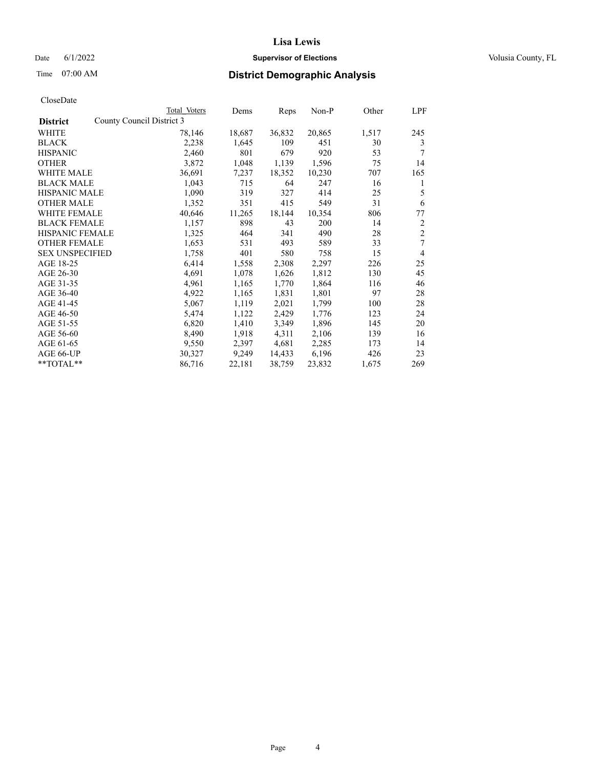# Lisa Lewis

Date 6/1/2022 **Supervisor of Elections** Volusia County, FL

Time 07:00 AM **District Demographic Analysis**

CloseDate

| **District** County Council District 3 | Total Voters | Dems | Reps | Non-P | Other | LPF |
|---|---|---|---|---|---|---|
| WHITE | 78,146 | 18,687 | 36,832 | 20,865 | 1,517 | 245 |
| BLACK | 2,238 | 1,645 | 109 | 451 | 30 | 3 |
| HISPANIC | 2,460 | 801 | 679 | 920 | 53 | 7 |
| OTHER | 3,872 | 1,048 | 1,139 | 1,596 | 75 | 14 |
| WHITE MALE | 36,691 | 7,237 | 18,352 | 10,230 | 707 | 165 |
| BLACK MALE | 1,043 | 715 | 64 | 247 | 16 | 1 |
| HISPANIC MALE | 1,090 | 319 | 327 | 414 | 25 | 5 |
| OTHER MALE | 1,352 | 351 | 415 | 549 | 31 | 6 |
| WHITE FEMALE | 40,646 | 11,265 | 18,144 | 10,354 | 806 | 77 |
| BLACK FEMALE | 1,157 | 898 | 43 | 200 | 14 | 2 |
| HISPANIC FEMALE | 1,325 | 464 | 341 | 490 | 28 | 2 |
| OTHER FEMALE | 1,653 | 531 | 493 | 589 | 33 | 7 |
| SEX UNSPECIFIED | 1,758 | 401 | 580 | 758 | 15 | 4 |
| AGE 18-25 | 6,414 | 1,558 | 2,308 | 2,297 | 226 | 25 |
| AGE 26-30 | 4,691 | 1,078 | 1,626 | 1,812 | 130 | 45 |
| AGE 31-35 | 4,961 | 1,165 | 1,770 | 1,864 | 116 | 46 |
| AGE 36-40 | 4,922 | 1,165 | 1,831 | 1,801 | 97 | 28 |
| AGE 41-45 | 5,067 | 1,119 | 2,021 | 1,799 | 100 | 28 |
| AGE 46-50 | 5,474 | 1,122 | 2,429 | 1,776 | 123 | 24 |
| AGE 51-55 | 6,820 | 1,410 | 3,349 | 1,896 | 145 | 20 |
| AGE 56-60 | 8,490 | 1,918 | 4,311 | 2,106 | 139 | 16 |
| AGE 61-65 | 9,550 | 2,397 | 4,681 | 2,285 | 173 | 14 |
| AGE 66-UP | 30,327 | 9,249 | 14,433 | 6,196 | 426 | 23 |
| **TOTAL** | 86,716 | 22,181 | 38,759 | 23,832 | 1,675 | 269 |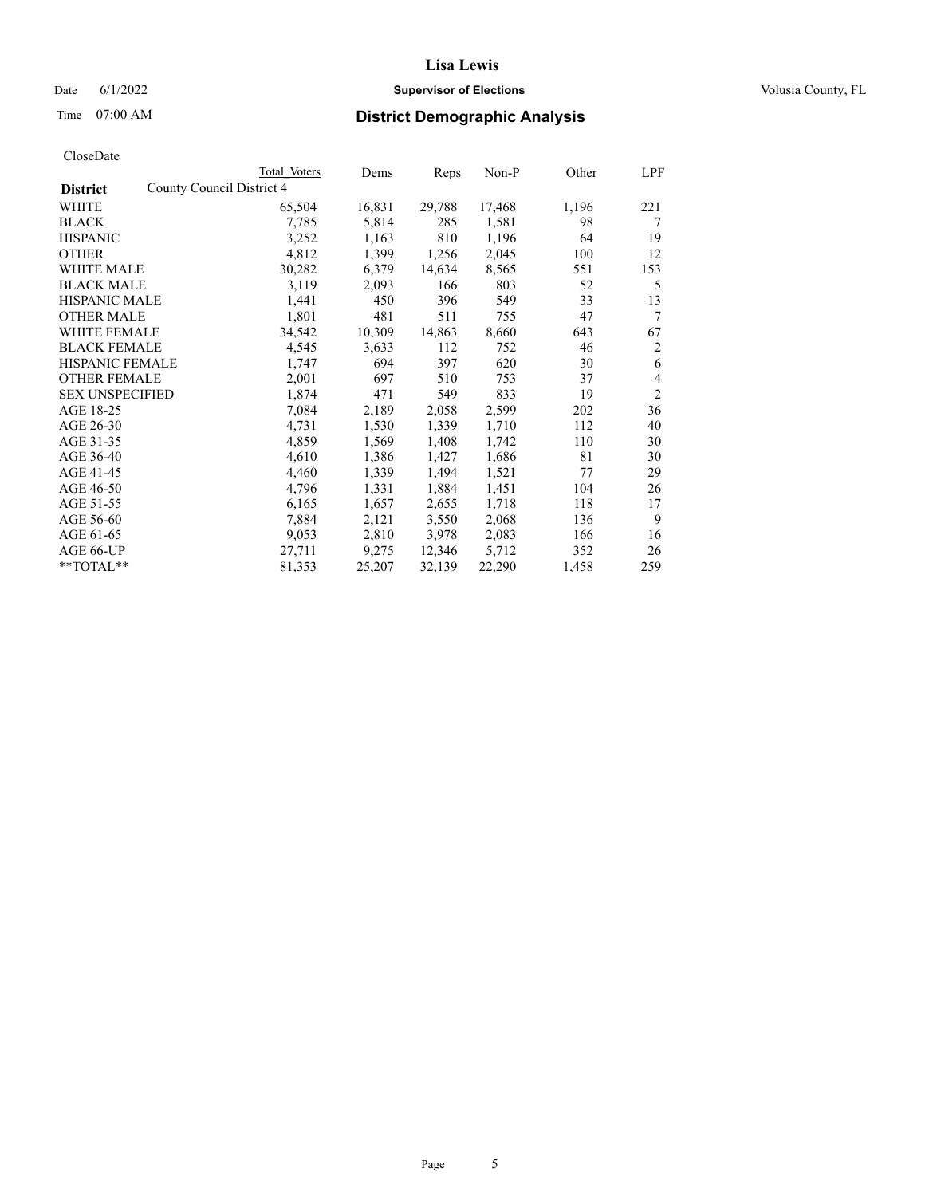# Lisa Lewis

Date 6/1/2022 **Supervisor of Elections** Volusia County, FL

Time 07:00 AM **District Demographic Analysis**

CloseDate

| **District** | County Council District 4 Total Voters | Dems | Reps | Non-P | Other | LPF |
|---|---|---|---|---|---|---|
| WHITE | 65,504 | 16,831 | 29,788 | 17,468 | 1,196 | 221 |
| BLACK | 7,785 | 5,814 | 285 | 1,581 | 98 | 7 |
| HISPANIC | 3,252 | 1,163 | 810 | 1,196 | 64 | 19 |
| OTHER | 4,812 | 1,399 | 1,256 | 2,045 | 100 | 12 |
| WHITE MALE | 30,282 | 6,379 | 14,634 | 8,565 | 551 | 153 |
| BLACK MALE | 3,119 | 2,093 | 166 | 803 | 52 | 5 |
| HISPANIC MALE | 1,441 | 450 | 396 | 549 | 33 | 13 |
| OTHER MALE | 1,801 | 481 | 511 | 755 | 47 | 7 |
| WHITE FEMALE | 34,542 | 10,309 | 14,863 | 8,660 | 643 | 67 |
| BLACK FEMALE | 4,545 | 3,633 | 112 | 752 | 46 | 2 |
| HISPANIC FEMALE | 1,747 | 694 | 397 | 620 | 30 | 6 |
| OTHER FEMALE | 2,001 | 697 | 510 | 753 | 37 | 4 |
| SEX UNSPECIFIED | 1,874 | 471 | 549 | 833 | 19 | 2 |
| AGE 18-25 | 7,084 | 2,189 | 2,058 | 2,599 | 202 | 36 |
| AGE 26-30 | 4,731 | 1,530 | 1,339 | 1,710 | 112 | 40 |
| AGE 31-35 | 4,859 | 1,569 | 1,408 | 1,742 | 110 | 30 |
| AGE 36-40 | 4,610 | 1,386 | 1,427 | 1,686 | 81 | 30 |
| AGE 41-45 | 4,460 | 1,339 | 1,494 | 1,521 | 77 | 29 |
| AGE 46-50 | 4,796 | 1,331 | 1,884 | 1,451 | 104 | 26 |
| AGE 51-55 | 6,165 | 1,657 | 2,655 | 1,718 | 118 | 17 |
| AGE 56-60 | 7,884 | 2,121 | 3,550 | 2,068 | 136 | 9 |
| AGE 61-65 | 9,053 | 2,810 | 3,978 | 2,083 | 166 | 16 |
| AGE 66-UP | 27,711 | 9,275 | 12,346 | 5,712 | 352 | 26 |
| **TOTAL** | 81,353 | 25,207 | 32,139 | 22,290 | 1,458 | 259 |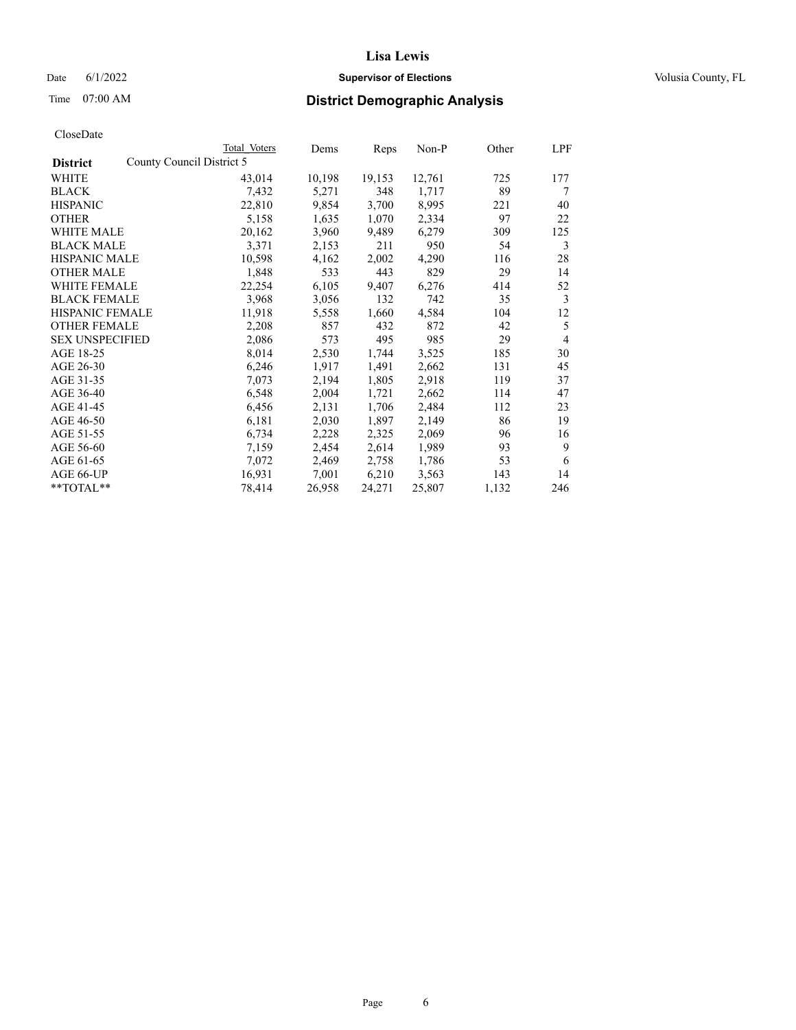# Lisa Lewis

Date 6/1/2022 **Supervisor of Elections** Volusia County, FL

Time 07:00 AM **District Demographic Analysis**

CloseDate

| District | Total Voters | Dems | Reps | Non-P | Other | LPF |
|---|---|---|---|---|---|---|
| County Council District 5 | | | | | | |
| WHITE | 43,014 | 10,198 | 19,153 | 12,761 | 725 | 177 |
| BLACK | 7,432 | 5,271 | 348 | 1,717 | 89 | 7 |
| HISPANIC | 22,810 | 9,854 | 3,700 | 8,995 | 221 | 40 |
| OTHER | 5,158 | 1,635 | 1,070 | 2,334 | 97 | 22 |
| WHITE MALE | 20,162 | 3,960 | 9,489 | 6,279 | 309 | 125 |
| BLACK MALE | 3,371 | 2,153 | 211 | 950 | 54 | 3 |
| HISPANIC MALE | 10,598 | 4,162 | 2,002 | 4,290 | 116 | 28 |
| OTHER MALE | 1,848 | 533 | 443 | 829 | 29 | 14 |
| WHITE FEMALE | 22,254 | 6,105 | 9,407 | 6,276 | 414 | 52 |
| BLACK FEMALE | 3,968 | 3,056 | 132 | 742 | 35 | 3 |
| HISPANIC FEMALE | 11,918 | 5,558 | 1,660 | 4,584 | 104 | 12 |
| OTHER FEMALE | 2,208 | 857 | 432 | 872 | 42 | 5 |
| SEX UNSPECIFIED | 2,086 | 573 | 495 | 985 | 29 | 4 |
| AGE 18-25 | 8,014 | 2,530 | 1,744 | 3,525 | 185 | 30 |
| AGE 26-30 | 6,246 | 1,917 | 1,491 | 2,662 | 131 | 45 |
| AGE 31-35 | 7,073 | 2,194 | 1,805 | 2,918 | 119 | 37 |
| AGE 36-40 | 6,548 | 2,004 | 1,721 | 2,662 | 114 | 47 |
| AGE 41-45 | 6,456 | 2,131 | 1,706 | 2,484 | 112 | 23 |
| AGE 46-50 | 6,181 | 2,030 | 1,897 | 2,149 | 86 | 19 |
| AGE 51-55 | 6,734 | 2,228 | 2,325 | 2,069 | 96 | 16 |
| AGE 56-60 | 7,159 | 2,454 | 2,614 | 1,989 | 93 | 9 |
| AGE 61-65 | 7,072 | 2,469 | 2,758 | 1,786 | 53 | 6 |
| AGE 66-UP | 16,931 | 7,001 | 6,210 | 3,563 | 143 | 14 |
| **TOTAL** | 78,414 | 26,958 | 24,271 | 25,807 | 1,132 | 246 |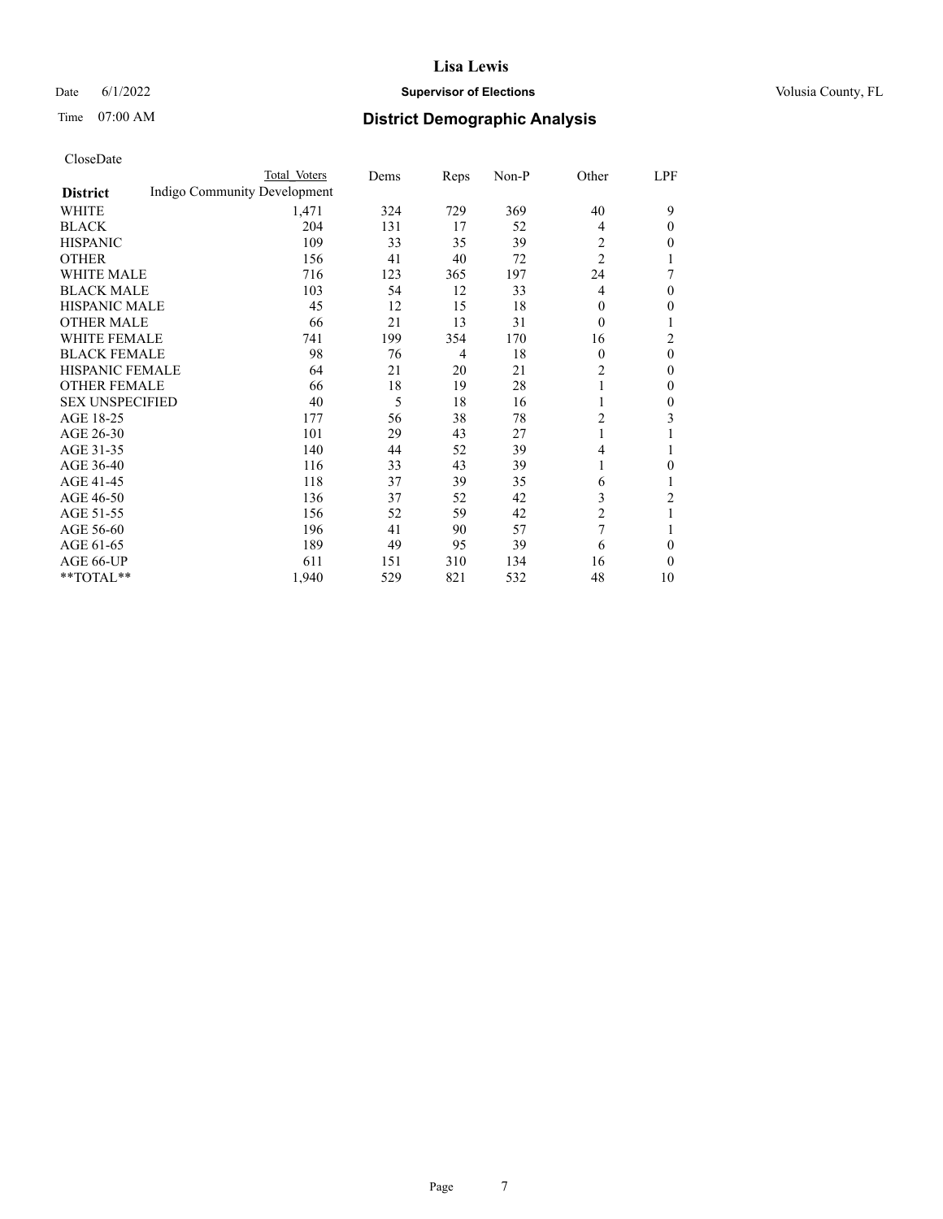# Lisa Lewis

Date 6/1/2022 **Supervisor of Elections** Volusia County, FL

Time 07:00 AM **District Demographic Analysis**

CloseDate

| District | Total Voters | Dems | Reps | Non-P | Other | LPF |
|---|---|---|---|---|---|---|
| Indigo Community Development | | | | | | |
| WHITE | 1,471 | 324 | 729 | 369 | 40 | 9 |
| BLACK | 204 | 131 | 17 | 52 | 4 | 0 |
| HISPANIC | 109 | 33 | 35 | 39 | 2 | 0 |
| OTHER | 156 | 41 | 40 | 72 | 2 | 1 |
| WHITE MALE | 716 | 123 | 365 | 197 | 24 | 7 |
| BLACK MALE | 103 | 54 | 12 | 33 | 4 | 0 |
| HISPANIC MALE | 45 | 12 | 15 | 18 | 0 | 0 |
| OTHER MALE | 66 | 21 | 13 | 31 | 0 | 1 |
| WHITE FEMALE | 741 | 199 | 354 | 170 | 16 | 2 |
| BLACK FEMALE | 98 | 76 | 4 | 18 | 0 | 0 |
| HISPANIC FEMALE | 64 | 21 | 20 | 21 | 2 | 0 |
| OTHER FEMALE | 66 | 18 | 19 | 28 | 1 | 0 |
| SEX UNSPECIFIED | 40 | 5 | 18 | 16 | 1 | 0 |
| AGE 18-25 | 177 | 56 | 38 | 78 | 2 | 3 |
| AGE 26-30 | 101 | 29 | 43 | 27 | 1 | 1 |
| AGE 31-35 | 140 | 44 | 52 | 39 | 4 | 1 |
| AGE 36-40 | 116 | 33 | 43 | 39 | 1 | 0 |
| AGE 41-45 | 118 | 37 | 39 | 35 | 6 | 1 |
| AGE 46-50 | 136 | 37 | 52 | 42 | 3 | 2 |
| AGE 51-55 | 156 | 52 | 59 | 42 | 2 | 1 |
| AGE 56-60 | 196 | 41 | 90 | 57 | 7 | 1 |
| AGE 61-65 | 189 | 49 | 95 | 39 | 6 | 0 |
| AGE 66-UP | 611 | 151 | 310 | 134 | 16 | 0 |
| **TOTAL** | 1,940 | 529 | 821 | 532 | 48 | 10 |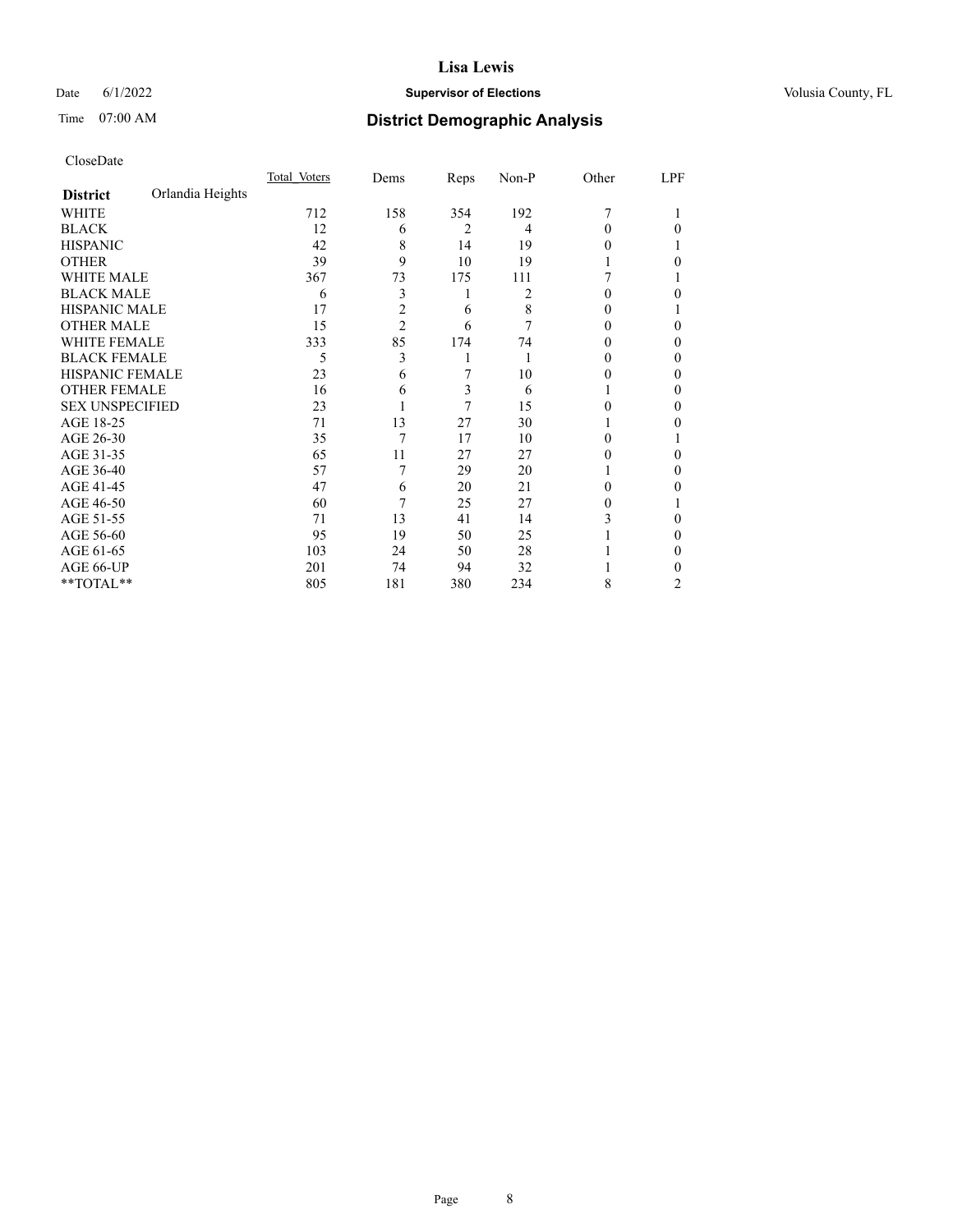CloseDate

| District | Orlandia Heights | Total_Voters | Dems | Reps | Non-P | Other | LPF |
|---|---|---|---|---|---|---|---|
| WHITE | | 712 | 158 | 354 | 192 | 7 | 1 |
| BLACK | | 12 | 6 | 2 | 4 | 0 | 0 |
| HISPANIC | | 42 | 8 | 14 | 19 | 0 | 1 |
| OTHER | | 39 | 9 | 10 | 19 | 1 | 0 |
| WHITE MALE | | 367 | 73 | 175 | 111 | 7 | 1 |
| BLACK MALE | | 6 | 3 | 1 | 2 | 0 | 0 |
| HISPANIC MALE | | 17 | 2 | 6 | 8 | 0 | 1 |
| OTHER MALE | | 15 | 2 | 6 | 7 | 0 | 0 |
| WHITE FEMALE | | 333 | 85 | 174 | 74 | 0 | 0 |
| BLACK FEMALE | | 5 | 3 | 1 | 1 | 0 | 0 |
| HISPANIC FEMALE | | 23 | 6 | 7 | 10 | 0 | 0 |
| OTHER FEMALE | | 16 | 6 | 3 | 6 | 1 | 0 |
| SEX UNSPECIFIED | | 23 | 1 | 7 | 15 | 0 | 0 |
| AGE 18-25 | | 71 | 13 | 27 | 30 | 1 | 0 |
| AGE 26-30 | | 35 | 7 | 17 | 10 | 0 | 1 |
| AGE 31-35 | | 65 | 11 | 27 | 27 | 0 | 0 |
| AGE 36-40 | | 57 | 7 | 29 | 20 | 1 | 0 |
| AGE 41-45 | | 47 | 6 | 20 | 21 | 0 | 0 |
| AGE 46-50 | | 60 | 7 | 25 | 27 | 0 | 1 |
| AGE 51-55 | | 71 | 13 | 41 | 14 | 3 | 0 |
| AGE 56-60 | | 95 | 19 | 50 | 25 | 1 | 0 |
| AGE 61-65 | | 103 | 24 | 50 | 28 | 1 | 0 |
| AGE 66-UP | | 201 | 74 | 94 | 32 | 1 | 0 |
| **TOTAL** | | 805 | 181 | 380 | 234 | 8 | 2 |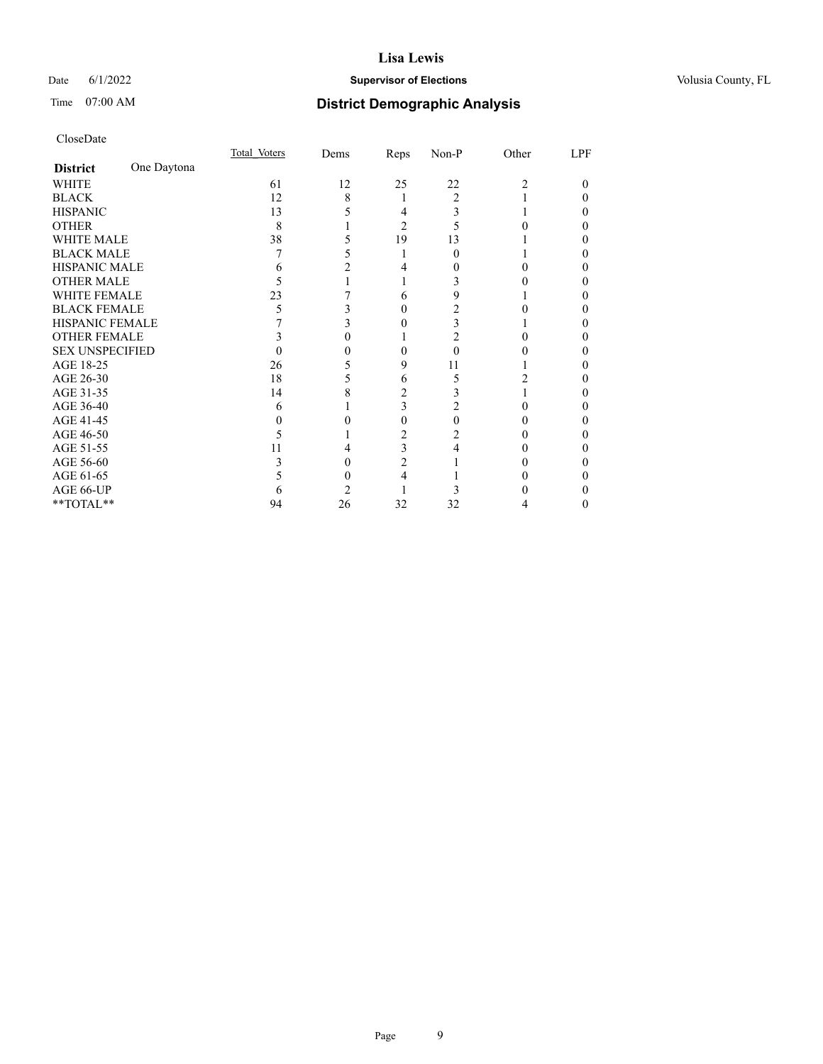CloseDate

| District | One Daytona | Total Voters | Dems | Reps | Non-P | Other | LPF |
|---|---|---|---|---|---|---|---|
| WHITE | | 61 | 12 | 25 | 22 | 2 | 0 |
| BLACK | | 12 | 8 | 1 | 2 | 1 | 0 |
| HISPANIC | | 13 | 5 | 4 | 3 | 1 | 0 |
| OTHER | | 8 | 1 | 2 | 5 | 0 | 0 |
| WHITE MALE | | 38 | 5 | 19 | 13 | 1 | 0 |
| BLACK MALE | | 7 | 5 | 1 | 0 | 1 | 0 |
| HISPANIC MALE | | 6 | 2 | 4 | 0 | 0 | 0 |
| OTHER MALE | | 5 | 1 | 1 | 3 | 0 | 0 |
| WHITE FEMALE | | 23 | 7 | 6 | 9 | 1 | 0 |
| BLACK FEMALE | | 5 | 3 | 0 | 2 | 0 | 0 |
| HISPANIC FEMALE | | 7 | 3 | 0 | 3 | 1 | 0 |
| OTHER FEMALE | | 3 | 0 | 1 | 2 | 0 | 0 |
| SEX UNSPECIFIED | | 0 | 0 | 0 | 0 | 0 | 0 |
| AGE 18-25 | | 26 | 5 | 9 | 11 | 1 | 0 |
| AGE 26-30 | | 18 | 5 | 6 | 5 | 2 | 0 |
| AGE 31-35 | | 14 | 8 | 2 | 3 | 1 | 0 |
| AGE 36-40 | | 6 | 1 | 3 | 2 | 0 | 0 |
| AGE 41-45 | | 0 | 0 | 0 | 0 | 0 | 0 |
| AGE 46-50 | | 5 | 1 | 2 | 2 | 0 | 0 |
| AGE 51-55 | | 11 | 4 | 3 | 4 | 0 | 0 |
| AGE 56-60 | | 3 | 0 | 2 | 1 | 0 | 0 |
| AGE 61-65 | | 5 | 0 | 4 | 1 | 0 | 0 |
| AGE 66-UP | | 6 | 2 | 1 | 3 | 0 | 0 |
| **TOTAL** | | 94 | 26 | 32 | 32 | 4 | 0 |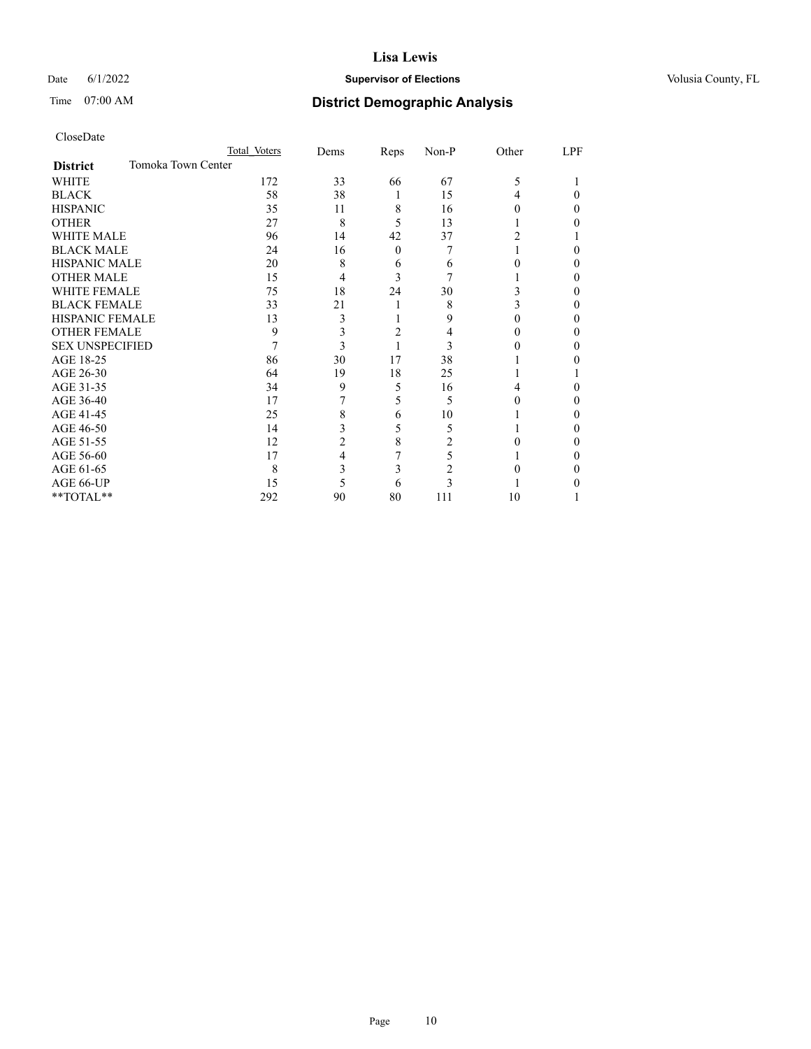CloseDate

| District | Tomoka Town Center | Total Voters | Dems | Reps | Non-P | Other | LPF |
|---|---|---|---|---|---|---|---|
| WHITE | | 172 | 33 | 66 | 67 | 5 | 1 |
| BLACK | | 58 | 38 | 1 | 15 | 4 | 0 |
| HISPANIC | | 35 | 11 | 8 | 16 | 0 | 0 |
| OTHER | | 27 | 8 | 5 | 13 | 1 | 0 |
| WHITE MALE | | 96 | 14 | 42 | 37 | 2 | 1 |
| BLACK MALE | | 24 | 16 | 0 | 7 | 1 | 0 |
| HISPANIC MALE | | 20 | 8 | 6 | 6 | 0 | 0 |
| OTHER MALE | | 15 | 4 | 3 | 7 | 1 | 0 |
| WHITE FEMALE | | 75 | 18 | 24 | 30 | 3 | 0 |
| BLACK FEMALE | | 33 | 21 | 1 | 8 | 3 | 0 |
| HISPANIC FEMALE | | 13 | 3 | 1 | 9 | 0 | 0 |
| OTHER FEMALE | | 9 | 3 | 2 | 4 | 0 | 0 |
| SEX UNSPECIFIED | | 7 | 3 | 1 | 3 | 0 | 0 |
| AGE 18-25 | | 86 | 30 | 17 | 38 | 1 | 0 |
| AGE 26-30 | | 64 | 19 | 18 | 25 | 1 | 1 |
| AGE 31-35 | | 34 | 9 | 5 | 16 | 4 | 0 |
| AGE 36-40 | | 17 | 7 | 5 | 5 | 0 | 0 |
| AGE 41-45 | | 25 | 8 | 6 | 10 | 1 | 0 |
| AGE 46-50 | | 14 | 3 | 5 | 5 | 1 | 0 |
| AGE 51-55 | | 12 | 2 | 8 | 2 | 0 | 0 |
| AGE 56-60 | | 17 | 4 | 7 | 5 | 1 | 0 |
| AGE 61-65 | | 8 | 3 | 3 | 2 | 0 | 0 |
| AGE 66-UP | | 15 | 5 | 6 | 3 | 1 | 0 |
| **TOTAL** | | 292 | 90 | 80 | 111 | 10 | 1 |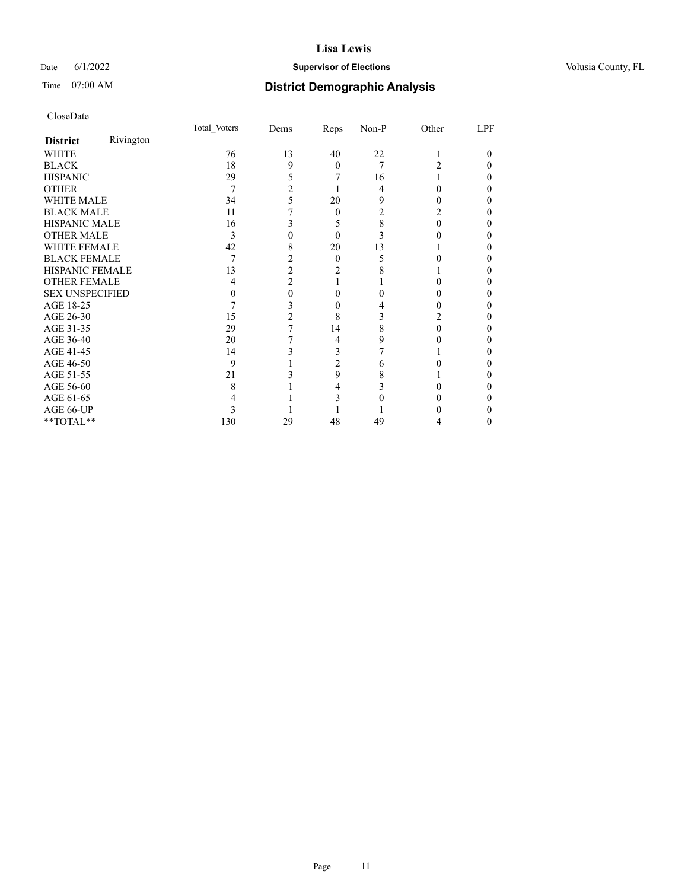# Lisa Lewis

Date 6/1/2022 **Supervisor of Elections** Volusia County, FL

Time 07:00 AM **District Demographic Analysis**

CloseDate

| **District** Rivington | Total Voters | Dems | Reps | Non-P | Other | LPF |
|---|---|---|---|---|---|---|
| WHITE | 76 | 13 | 40 | 22 | 1 | 0 |
| BLACK | 18 | 9 | 0 | 7 | 2 | 0 |
| HISPANIC | 29 | 5 | 7 | 16 | 1 | 0 |
| OTHER | 7 | 2 | 1 | 4 | 0 | 0 |
| WHITE MALE | 34 | 5 | 20 | 9 | 0 | 0 |
| BLACK MALE | 11 | 7 | 0 | 2 | 2 | 0 |
| HISPANIC MALE | 16 | 3 | 5 | 8 | 0 | 0 |
| OTHER MALE | 3 | 0 | 0 | 3 | 0 | 0 |
| WHITE FEMALE | 42 | 8 | 20 | 13 | 1 | 0 |
| BLACK FEMALE | 7 | 2 | 0 | 5 | 0 | 0 |
| HISPANIC FEMALE | 13 | 2 | 2 | 8 | 1 | 0 |
| OTHER FEMALE | 4 | 2 | 1 | 1 | 0 | 0 |
| SEX UNSPECIFIED | 0 | 0 | 0 | 0 | 0 | 0 |
| AGE 18-25 | 7 | 3 | 0 | 4 | 0 | 0 |
| AGE 26-30 | 15 | 2 | 8 | 3 | 2 | 0 |
| AGE 31-35 | 29 | 7 | 14 | 8 | 0 | 0 |
| AGE 36-40 | 20 | 7 | 4 | 9 | 0 | 0 |
| AGE 41-45 | 14 | 3 | 3 | 7 | 1 | 0 |
| AGE 46-50 | 9 | 1 | 2 | 6 | 0 | 0 |
| AGE 51-55 | 21 | 3 | 9 | 8 | 1 | 0 |
| AGE 56-60 | 8 | 1 | 4 | 3 | 0 | 0 |
| AGE 61-65 | 4 | 1 | 3 | 0 | 0 | 0 |
| AGE 66-UP | 3 | 1 | 1 | 1 | 0 | 0 |
| **TOTAL** | 130 | 29 | 48 | 49 | 4 | 0 |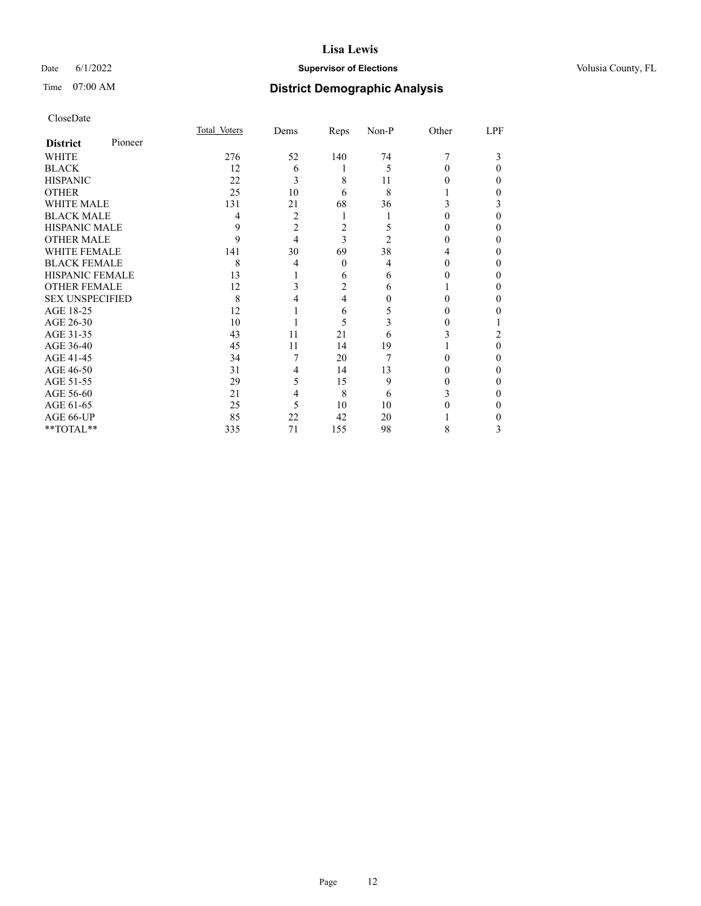# Lisa Lewis

Date 6/1/2022 **Supervisor of Elections** Volusia County, FL

Time 07:00 AM **District Demographic Analysis**

CloseDate

| **District** Pioneer | Total Voters | Dems | Reps | Non-P | Other | LPF |
|---|---|---|---|---|---|---|
| WHITE | 276 | 52 | 140 | 74 | 7 | 3 |
| BLACK | 12 | 6 | 1 | 5 | 0 | 0 |
| HISPANIC | 22 | 3 | 8 | 11 | 0 | 0 |
| OTHER | 25 | 10 | 6 | 8 | 1 | 0 |
| WHITE MALE | 131 | 21 | 68 | 36 | 3 | 3 |
| BLACK MALE | 4 | 2 | 1 | 1 | 0 | 0 |
| HISPANIC MALE | 9 | 2 | 2 | 5 | 0 | 0 |
| OTHER MALE | 9 | 4 | 3 | 2 | 0 | 0 |
| WHITE FEMALE | 141 | 30 | 69 | 38 | 4 | 0 |
| BLACK FEMALE | 8 | 4 | 0 | 4 | 0 | 0 |
| HISPANIC FEMALE | 13 | 1 | 6 | 6 | 0 | 0 |
| OTHER FEMALE | 12 | 3 | 2 | 6 | 1 | 0 |
| SEX UNSPECIFIED | 8 | 4 | 4 | 0 | 0 | 0 |
| AGE 18-25 | 12 | 1 | 6 | 5 | 0 | 0 |
| AGE 26-30 | 10 | 1 | 5 | 3 | 0 | 1 |
| AGE 31-35 | 43 | 11 | 21 | 6 | 3 | 2 |
| AGE 36-40 | 45 | 11 | 14 | 19 | 1 | 0 |
| AGE 41-45 | 34 | 7 | 20 | 7 | 0 | 0 |
| AGE 46-50 | 31 | 4 | 14 | 13 | 0 | 0 |
| AGE 51-55 | 29 | 5 | 15 | 9 | 0 | 0 |
| AGE 56-60 | 21 | 4 | 8 | 6 | 3 | 0 |
| AGE 61-65 | 25 | 5 | 10 | 10 | 0 | 0 |
| AGE 66-UP | 85 | 22 | 42 | 20 | 1 | 0 |
| **TOTAL** | 335 | 71 | 155 | 98 | 8 | 3 |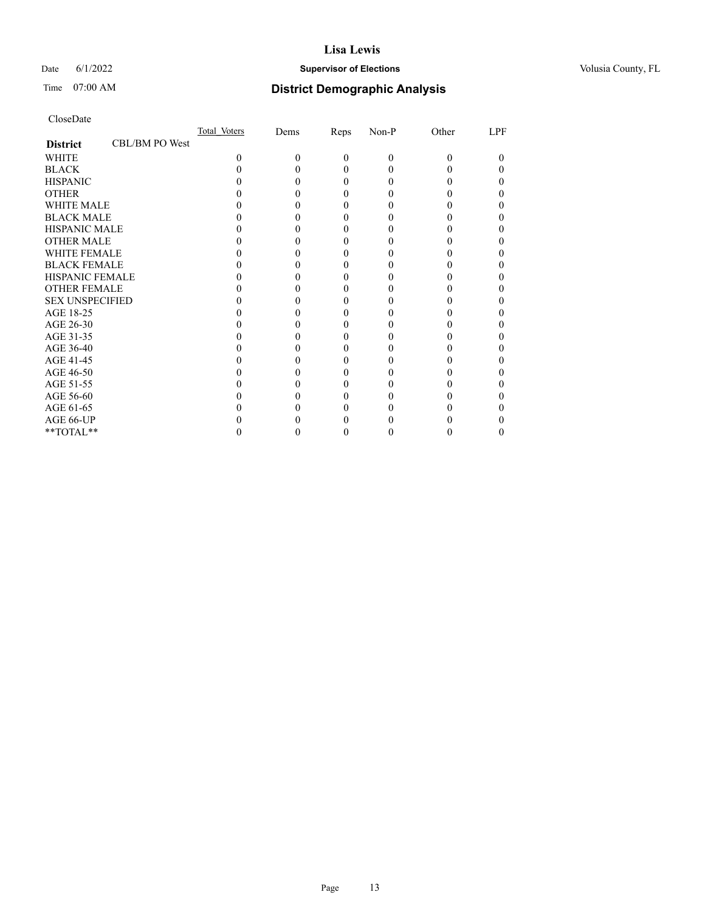# Lisa Lewis

Date 6/1/2022 **Supervisor of Elections** Volusia County, FL

Time 07:00 AM **District Demographic Analysis**

CloseDate

| **District** CBL/BM PO West | Total_Voters | Dems | Reps | Non-P | Other | LPF |
|---|---|---|---|---|---|---|
| WHITE | 0 | 0 | 0 | 0 | 0 | 0 |
| BLACK | 0 | 0 | 0 | 0 | 0 | 0 |
| HISPANIC | 0 | 0 | 0 | 0 | 0 | 0 |
| OTHER | 0 | 0 | 0 | 0 | 0 | 0 |
| WHITE MALE | 0 | 0 | 0 | 0 | 0 | 0 |
| BLACK MALE | 0 | 0 | 0 | 0 | 0 | 0 |
| HISPANIC MALE | 0 | 0 | 0 | 0 | 0 | 0 |
| OTHER MALE | 0 | 0 | 0 | 0 | 0 | 0 |
| WHITE FEMALE | 0 | 0 | 0 | 0 | 0 | 0 |
| BLACK FEMALE | 0 | 0 | 0 | 0 | 0 | 0 |
| HISPANIC FEMALE | 0 | 0 | 0 | 0 | 0 | 0 |
| OTHER FEMALE | 0 | 0 | 0 | 0 | 0 | 0 |
| SEX UNSPECIFIED | 0 | 0 | 0 | 0 | 0 | 0 |
| AGE 18-25 | 0 | 0 | 0 | 0 | 0 | 0 |
| AGE 26-30 | 0 | 0 | 0 | 0 | 0 | 0 |
| AGE 31-35 | 0 | 0 | 0 | 0 | 0 | 0 |
| AGE 36-40 | 0 | 0 | 0 | 0 | 0 | 0 |
| AGE 41-45 | 0 | 0 | 0 | 0 | 0 | 0 |
| AGE 46-50 | 0 | 0 | 0 | 0 | 0 | 0 |
| AGE 51-55 | 0 | 0 | 0 | 0 | 0 | 0 |
| AGE 56-60 | 0 | 0 | 0 | 0 | 0 | 0 |
| AGE 61-65 | 0 | 0 | 0 | 0 | 0 | 0 |
| AGE 66-UP | 0 | 0 | 0 | 0 | 0 | 0 |
| **TOTAL** | 0 | 0 | 0 | 0 | 0 | 0 |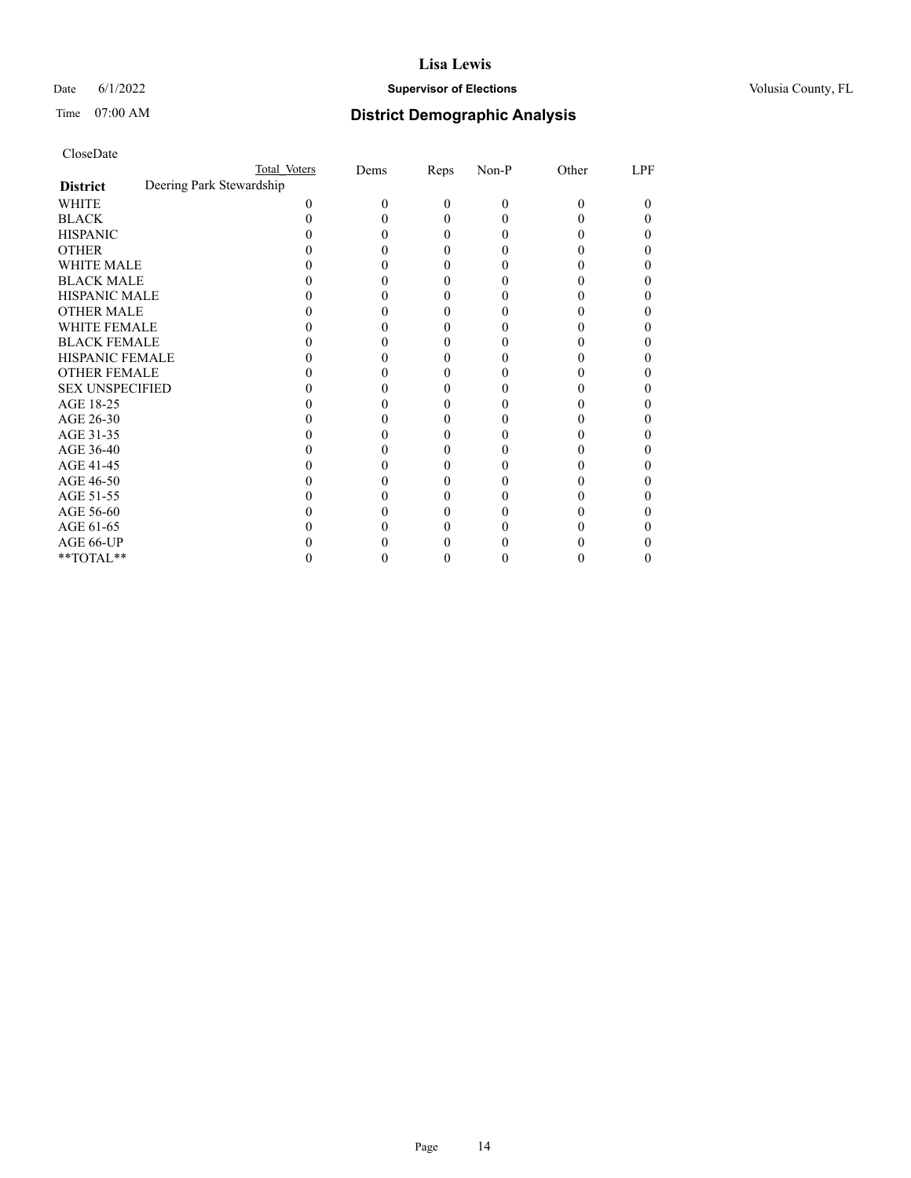CloseDate

| District | Total Voters | Dems | Reps | Non-P | Other | LPF |
|---|---|---|---|---|---|---|
| Deering Park Stewardship | | | | | | |
| WHITE | 0 | 0 | 0 | 0 | 0 | 0 |
| BLACK | 0 | 0 | 0 | 0 | 0 | 0 |
| HISPANIC | 0 | 0 | 0 | 0 | 0 | 0 |
| OTHER | 0 | 0 | 0 | 0 | 0 | 0 |
| WHITE MALE | 0 | 0 | 0 | 0 | 0 | 0 |
| BLACK MALE | 0 | 0 | 0 | 0 | 0 | 0 |
| HISPANIC MALE | 0 | 0 | 0 | 0 | 0 | 0 |
| OTHER MALE | 0 | 0 | 0 | 0 | 0 | 0 |
| WHITE FEMALE | 0 | 0 | 0 | 0 | 0 | 0 |
| BLACK FEMALE | 0 | 0 | 0 | 0 | 0 | 0 |
| HISPANIC FEMALE | 0 | 0 | 0 | 0 | 0 | 0 |
| OTHER FEMALE | 0 | 0 | 0 | 0 | 0 | 0 |
| SEX UNSPECIFIED | 0 | 0 | 0 | 0 | 0 | 0 |
| AGE 18-25 | 0 | 0 | 0 | 0 | 0 | 0 |
| AGE 26-30 | 0 | 0 | 0 | 0 | 0 | 0 |
| AGE 31-35 | 0 | 0 | 0 | 0 | 0 | 0 |
| AGE 36-40 | 0 | 0 | 0 | 0 | 0 | 0 |
| AGE 41-45 | 0 | 0 | 0 | 0 | 0 | 0 |
| AGE 46-50 | 0 | 0 | 0 | 0 | 0 | 0 |
| AGE 51-55 | 0 | 0 | 0 | 0 | 0 | 0 |
| AGE 56-60 | 0 | 0 | 0 | 0 | 0 | 0 |
| AGE 61-65 | 0 | 0 | 0 | 0 | 0 | 0 |
| AGE 66-UP | 0 | 0 | 0 | 0 | 0 | 0 |
| **TOTAL** | 0 | 0 | 0 | 0 | 0 | 0 |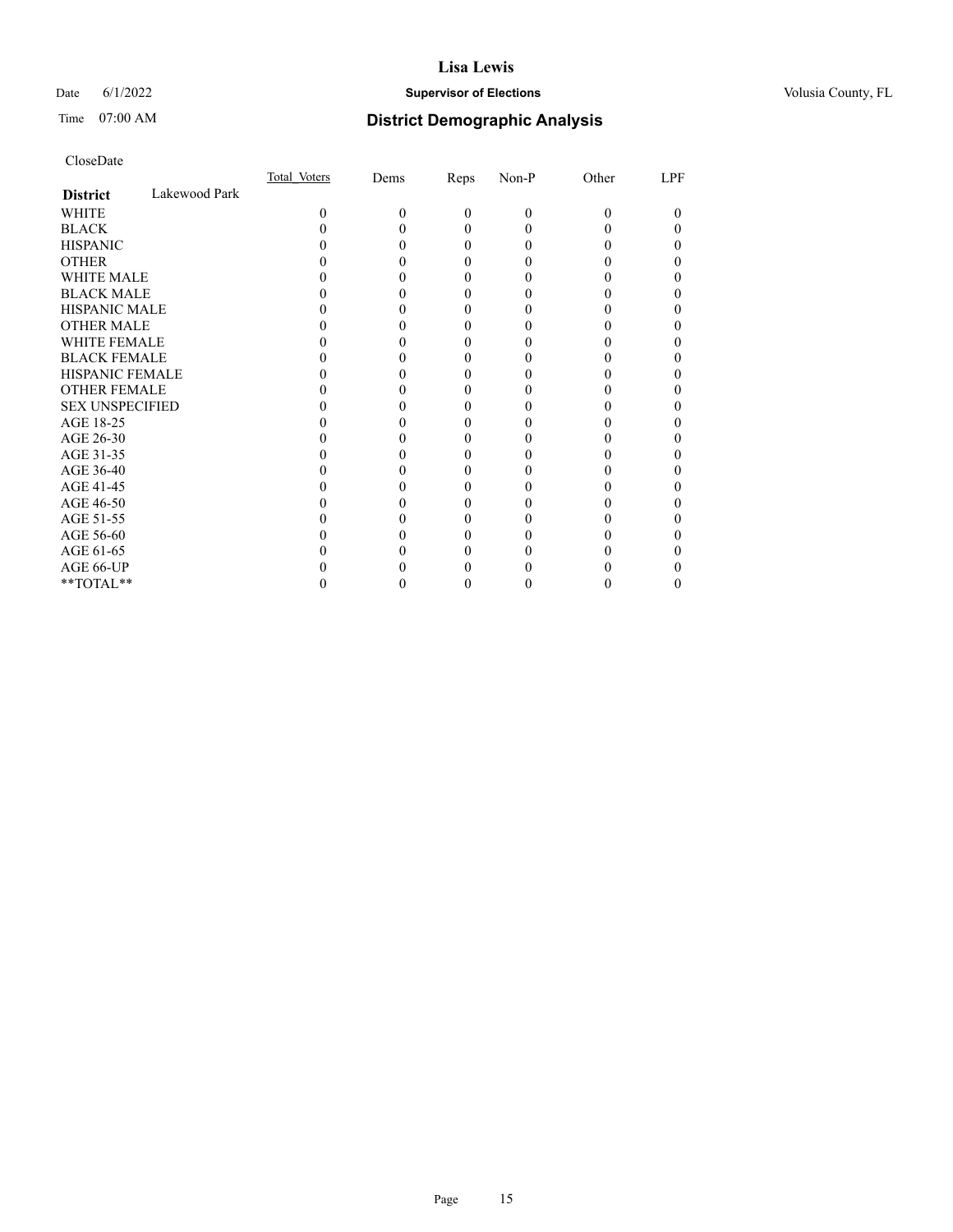# Lisa Lewis

Date 6/1/2022 **Supervisor of Elections** Volusia County, FL

Time 07:00 AM **District Demographic Analysis**

CloseDate

| **District** Lakewood Park | Total Voters | Dems | Reps | Non-P | Other | LPF |
|---|---|---|---|---|---|---|
| WHITE | 0 | 0 | 0 | 0 | 0 | 0 |
| BLACK | 0 | 0 | 0 | 0 | 0 | 0 |
| HISPANIC | 0 | 0 | 0 | 0 | 0 | 0 |
| OTHER | 0 | 0 | 0 | 0 | 0 | 0 |
| WHITE MALE | 0 | 0 | 0 | 0 | 0 | 0 |
| BLACK MALE | 0 | 0 | 0 | 0 | 0 | 0 |
| HISPANIC MALE | 0 | 0 | 0 | 0 | 0 | 0 |
| OTHER MALE | 0 | 0 | 0 | 0 | 0 | 0 |
| WHITE FEMALE | 0 | 0 | 0 | 0 | 0 | 0 |
| BLACK FEMALE | 0 | 0 | 0 | 0 | 0 | 0 |
| HISPANIC FEMALE | 0 | 0 | 0 | 0 | 0 | 0 |
| OTHER FEMALE | 0 | 0 | 0 | 0 | 0 | 0 |
| SEX UNSPECIFIED | 0 | 0 | 0 | 0 | 0 | 0 |
| AGE 18-25 | 0 | 0 | 0 | 0 | 0 | 0 |
| AGE 26-30 | 0 | 0 | 0 | 0 | 0 | 0 |
| AGE 31-35 | 0 | 0 | 0 | 0 | 0 | 0 |
| AGE 36-40 | 0 | 0 | 0 | 0 | 0 | 0 |
| AGE 41-45 | 0 | 0 | 0 | 0 | 0 | 0 |
| AGE 46-50 | 0 | 0 | 0 | 0 | 0 | 0 |
| AGE 51-55 | 0 | 0 | 0 | 0 | 0 | 0 |
| AGE 56-60 | 0 | 0 | 0 | 0 | 0 | 0 |
| AGE 61-65 | 0 | 0 | 0 | 0 | 0 | 0 |
| AGE 66-UP | 0 | 0 | 0 | 0 | 0 | 0 |
| **TOTAL** | 0 | 0 | 0 | 0 | 0 | 0 |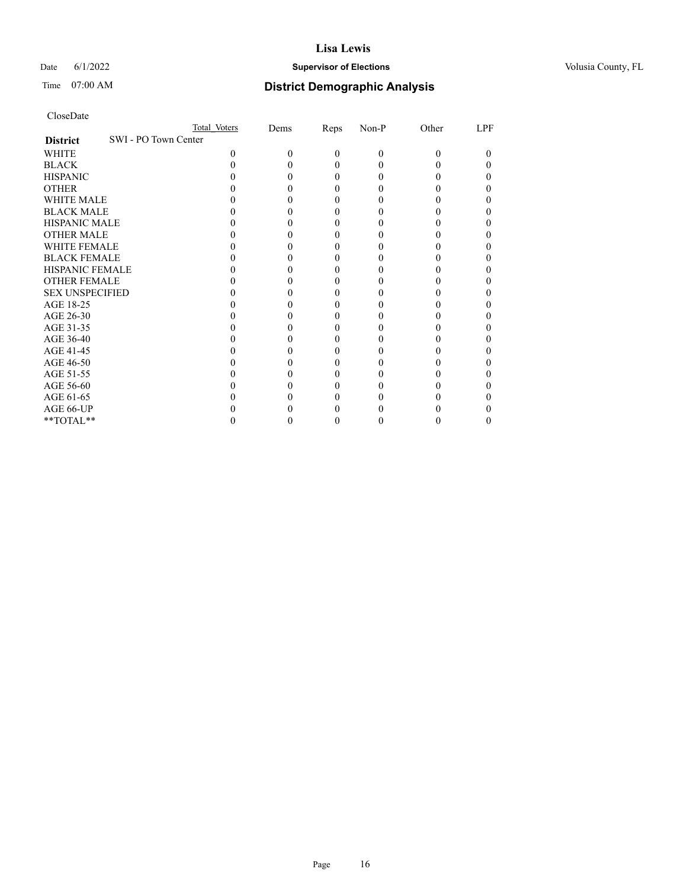CloseDate

| District | SWI - PO Town Center | Total Voters | Dems | Reps | Non-P | Other | LPF |
|---|---|---|---|---|---|---|---|
| WHITE | | 0 | 0 | 0 | 0 | 0 | 0 |
| BLACK | | 0 | 0 | 0 | 0 | 0 | 0 |
| HISPANIC | | 0 | 0 | 0 | 0 | 0 | 0 |
| OTHER | | 0 | 0 | 0 | 0 | 0 | 0 |
| WHITE MALE | | 0 | 0 | 0 | 0 | 0 | 0 |
| BLACK MALE | | 0 | 0 | 0 | 0 | 0 | 0 |
| HISPANIC MALE | | 0 | 0 | 0 | 0 | 0 | 0 |
| OTHER MALE | | 0 | 0 | 0 | 0 | 0 | 0 |
| WHITE FEMALE | | 0 | 0 | 0 | 0 | 0 | 0 |
| BLACK FEMALE | | 0 | 0 | 0 | 0 | 0 | 0 |
| HISPANIC FEMALE | | 0 | 0 | 0 | 0 | 0 | 0 |
| OTHER FEMALE | | 0 | 0 | 0 | 0 | 0 | 0 |
| SEX UNSPECIFIED | | 0 | 0 | 0 | 0 | 0 | 0 |
| AGE 18-25 | | 0 | 0 | 0 | 0 | 0 | 0 |
| AGE 26-30 | | 0 | 0 | 0 | 0 | 0 | 0 |
| AGE 31-35 | | 0 | 0 | 0 | 0 | 0 | 0 |
| AGE 36-40 | | 0 | 0 | 0 | 0 | 0 | 0 |
| AGE 41-45 | | 0 | 0 | 0 | 0 | 0 | 0 |
| AGE 46-50 | | 0 | 0 | 0 | 0 | 0 | 0 |
| AGE 51-55 | | 0 | 0 | 0 | 0 | 0 | 0 |
| AGE 56-60 | | 0 | 0 | 0 | 0 | 0 | 0 |
| AGE 61-65 | | 0 | 0 | 0 | 0 | 0 | 0 |
| AGE 66-UP | | 0 | 0 | 0 | 0 | 0 | 0 |
| **TOTAL** | | 0 | 0 | 0 | 0 | 0 | 0 |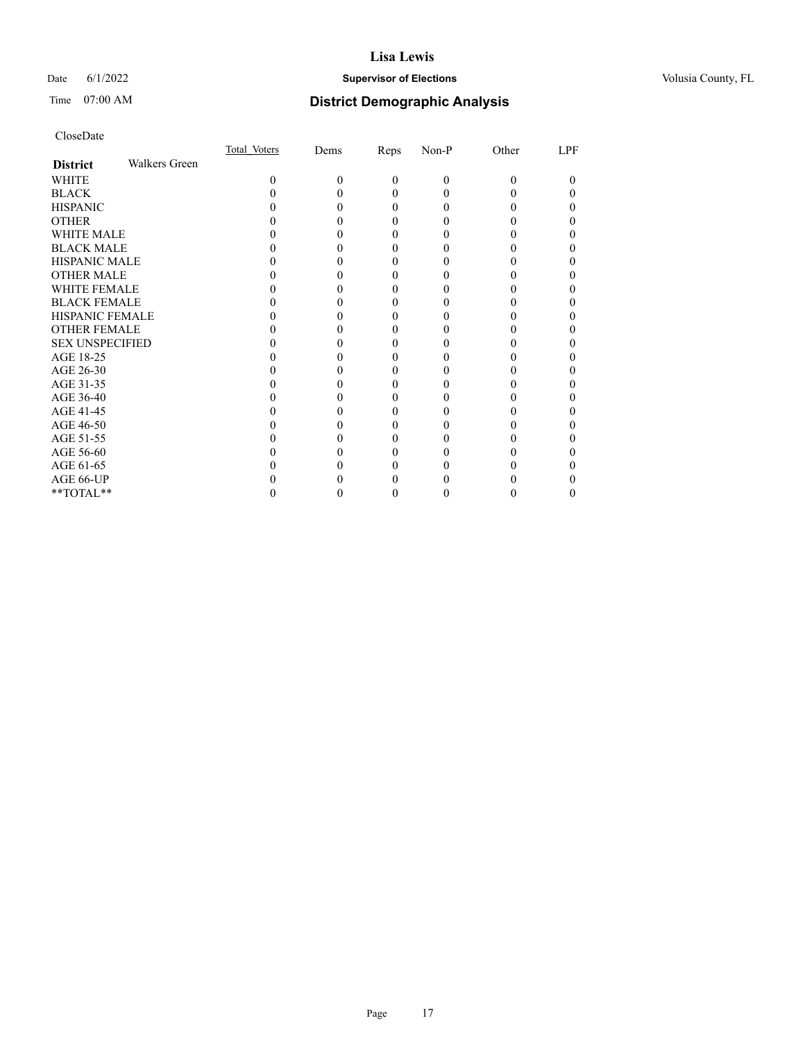CloseDate

| District | Walkers Green | Total_Voters | Dems | Reps | Non-P | Other | LPF |
|---|---|---|---|---|---|---|---|
| WHITE | | 0 | 0 | 0 | 0 | 0 | 0 |
| BLACK | | 0 | 0 | 0 | 0 | 0 | 0 |
| HISPANIC | | 0 | 0 | 0 | 0 | 0 | 0 |
| OTHER | | 0 | 0 | 0 | 0 | 0 | 0 |
| WHITE MALE | | 0 | 0 | 0 | 0 | 0 | 0 |
| BLACK MALE | | 0 | 0 | 0 | 0 | 0 | 0 |
| HISPANIC MALE | | 0 | 0 | 0 | 0 | 0 | 0 |
| OTHER MALE | | 0 | 0 | 0 | 0 | 0 | 0 |
| WHITE FEMALE | | 0 | 0 | 0 | 0 | 0 | 0 |
| BLACK FEMALE | | 0 | 0 | 0 | 0 | 0 | 0 |
| HISPANIC FEMALE | | 0 | 0 | 0 | 0 | 0 | 0 |
| OTHER FEMALE | | 0 | 0 | 0 | 0 | 0 | 0 |
| SEX UNSPECIFIED | | 0 | 0 | 0 | 0 | 0 | 0 |
| AGE 18-25 | | 0 | 0 | 0 | 0 | 0 | 0 |
| AGE 26-30 | | 0 | 0 | 0 | 0 | 0 | 0 |
| AGE 31-35 | | 0 | 0 | 0 | 0 | 0 | 0 |
| AGE 36-40 | | 0 | 0 | 0 | 0 | 0 | 0 |
| AGE 41-45 | | 0 | 0 | 0 | 0 | 0 | 0 |
| AGE 46-50 | | 0 | 0 | 0 | 0 | 0 | 0 |
| AGE 51-55 | | 0 | 0 | 0 | 0 | 0 | 0 |
| AGE 56-60 | | 0 | 0 | 0 | 0 | 0 | 0 |
| AGE 61-65 | | 0 | 0 | 0 | 0 | 0 | 0 |
| AGE 66-UP | | 0 | 0 | 0 | 0 | 0 | 0 |
| **TOTAL** | | 0 | 0 | 0 | 0 | 0 | 0 |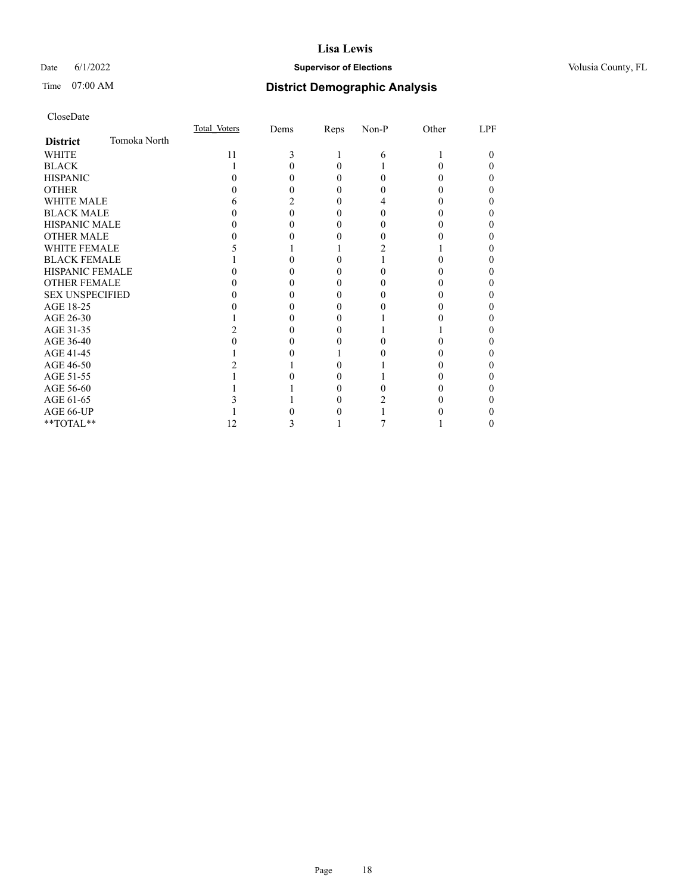CloseDate

| District | Tomoka North | Total_Voters | Dems | Reps | Non-P | Other | LPF |
|---|---|---|---|---|---|---|---|
| WHITE | | 11 | 3 | 1 | 6 | 1 | 0 |
| BLACK | | 1 | 0 | 0 | 1 | 0 | 0 |
| HISPANIC | | 0 | 0 | 0 | 0 | 0 | 0 |
| OTHER | | 0 | 0 | 0 | 0 | 0 | 0 |
| WHITE MALE | | 6 | 2 | 0 | 4 | 0 | 0 |
| BLACK MALE | | 0 | 0 | 0 | 0 | 0 | 0 |
| HISPANIC MALE | | 0 | 0 | 0 | 0 | 0 | 0 |
| OTHER MALE | | 0 | 0 | 0 | 0 | 0 | 0 |
| WHITE FEMALE | | 5 | 1 | 1 | 2 | 1 | 0 |
| BLACK FEMALE | | 1 | 0 | 0 | 1 | 0 | 0 |
| HISPANIC FEMALE | | 0 | 0 | 0 | 0 | 0 | 0 |
| OTHER FEMALE | | 0 | 0 | 0 | 0 | 0 | 0 |
| SEX UNSPECIFIED | | 0 | 0 | 0 | 0 | 0 | 0 |
| AGE 18-25 | | 0 | 0 | 0 | 0 | 0 | 0 |
| AGE 26-30 | | 1 | 0 | 0 | 1 | 0 | 0 |
| AGE 31-35 | | 2 | 0 | 0 | 1 | 1 | 0 |
| AGE 36-40 | | 0 | 0 | 0 | 0 | 0 | 0 |
| AGE 41-45 | | 1 | 0 | 1 | 0 | 0 | 0 |
| AGE 46-50 | | 2 | 1 | 0 | 1 | 0 | 0 |
| AGE 51-55 | | 1 | 0 | 0 | 1 | 0 | 0 |
| AGE 56-60 | | 1 | 1 | 0 | 0 | 0 | 0 |
| AGE 61-65 | | 3 | 1 | 0 | 2 | 0 | 0 |
| AGE 66-UP | | 1 | 0 | 0 | 1 | 0 | 0 |
| **TOTAL** | | 12 | 3 | 1 | 7 | 1 | 0 |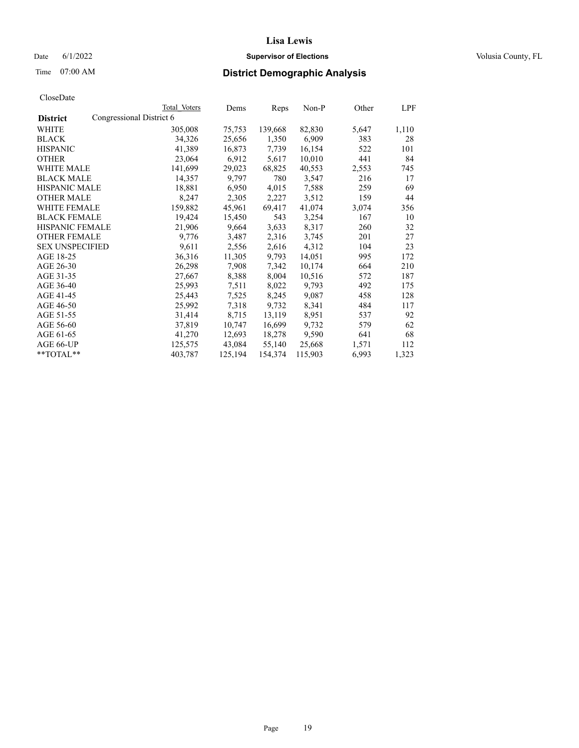# Lisa Lewis

Date 6/1/2022 **Supervisor of Elections** Volusia County, FL

Time 07:00 AM **District Demographic Analysis**

CloseDate

| District | Congressional District 6 | Total Voters | Dems | Reps | Non-P | Other | LPF |
|---|---|---|---|---|---|---|---|
| WHITE | | 305,008 | 75,753 | 139,668 | 82,830 | 5,647 | 1,110 |
| BLACK | | 34,326 | 25,656 | 1,350 | 6,909 | 383 | 28 |
| HISPANIC | | 41,389 | 16,873 | 7,739 | 16,154 | 522 | 101 |
| OTHER | | 23,064 | 6,912 | 5,617 | 10,010 | 441 | 84 |
| WHITE MALE | | 141,699 | 29,023 | 68,825 | 40,553 | 2,553 | 745 |
| BLACK MALE | | 14,357 | 9,797 | 780 | 3,547 | 216 | 17 |
| HISPANIC MALE | | 18,881 | 6,950 | 4,015 | 7,588 | 259 | 69 |
| OTHER MALE | | 8,247 | 2,305 | 2,227 | 3,512 | 159 | 44 |
| WHITE FEMALE | | 159,882 | 45,961 | 69,417 | 41,074 | 3,074 | 356 |
| BLACK FEMALE | | 19,424 | 15,450 | 543 | 3,254 | 167 | 10 |
| HISPANIC FEMALE | | 21,906 | 9,664 | 3,633 | 8,317 | 260 | 32 |
| OTHER FEMALE | | 9,776 | 3,487 | 2,316 | 3,745 | 201 | 27 |
| SEX UNSPECIFIED | | 9,611 | 2,556 | 2,616 | 4,312 | 104 | 23 |
| AGE 18-25 | | 36,316 | 11,305 | 9,793 | 14,051 | 995 | 172 |
| AGE 26-30 | | 26,298 | 7,908 | 7,342 | 10,174 | 664 | 210 |
| AGE 31-35 | | 27,667 | 8,388 | 8,004 | 10,516 | 572 | 187 |
| AGE 36-40 | | 25,993 | 7,511 | 8,022 | 9,793 | 492 | 175 |
| AGE 41-45 | | 25,443 | 7,525 | 8,245 | 9,087 | 458 | 128 |
| AGE 46-50 | | 25,992 | 7,318 | 9,732 | 8,341 | 484 | 117 |
| AGE 51-55 | | 31,414 | 8,715 | 13,119 | 8,951 | 537 | 92 |
| AGE 56-60 | | 37,819 | 10,747 | 16,699 | 9,732 | 579 | 62 |
| AGE 61-65 | | 41,270 | 12,693 | 18,278 | 9,590 | 641 | 68 |
| AGE 66-UP | | 125,575 | 43,084 | 55,140 | 25,668 | 1,571 | 112 |
| **TOTAL** | | 403,787 | 125,194 | 154,374 | 115,903 | 6,993 | 1,323 |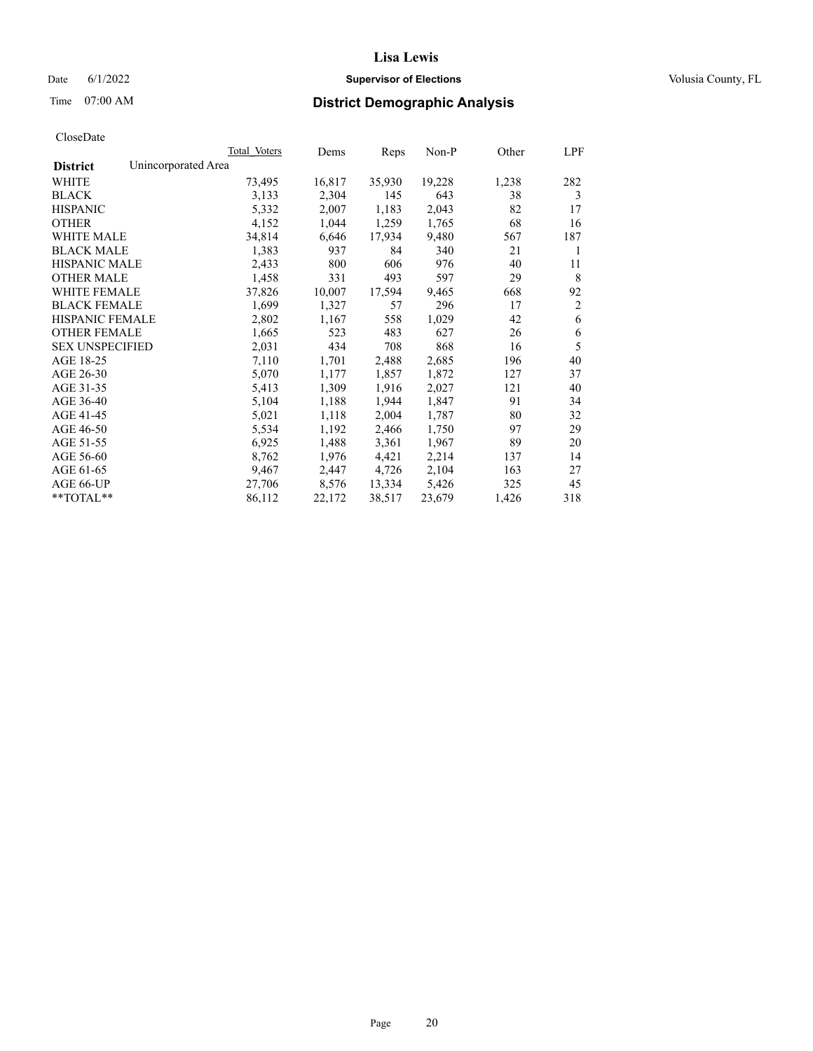# Lisa Lewis

Date 6/1/2022 **Supervisor of Elections** Volusia County, FL

Time 07:00 AM **District Demographic Analysis**

CloseDate

| District | Total Voters | Dems | Reps | Non-P | Other | LPF |
|---|---|---|---|---|---|---|
| Unincorporated Area | | | | | | |
| WHITE | 73,495 | 16,817 | 35,930 | 19,228 | 1,238 | 282 |
| BLACK | 3,133 | 2,304 | 145 | 643 | 38 | 3 |
| HISPANIC | 5,332 | 2,007 | 1,183 | 2,043 | 82 | 17 |
| OTHER | 4,152 | 1,044 | 1,259 | 1,765 | 68 | 16 |
| WHITE MALE | 34,814 | 6,646 | 17,934 | 9,480 | 567 | 187 |
| BLACK MALE | 1,383 | 937 | 84 | 340 | 21 | 1 |
| HISPANIC MALE | 2,433 | 800 | 606 | 976 | 40 | 11 |
| OTHER MALE | 1,458 | 331 | 493 | 597 | 29 | 8 |
| WHITE FEMALE | 37,826 | 10,007 | 17,594 | 9,465 | 668 | 92 |
| BLACK FEMALE | 1,699 | 1,327 | 57 | 296 | 17 | 2 |
| HISPANIC FEMALE | 2,802 | 1,167 | 558 | 1,029 | 42 | 6 |
| OTHER FEMALE | 1,665 | 523 | 483 | 627 | 26 | 6 |
| SEX UNSPECIFIED | 2,031 | 434 | 708 | 868 | 16 | 5 |
| AGE 18-25 | 7,110 | 1,701 | 2,488 | 2,685 | 196 | 40 |
| AGE 26-30 | 5,070 | 1,177 | 1,857 | 1,872 | 127 | 37 |
| AGE 31-35 | 5,413 | 1,309 | 1,916 | 2,027 | 121 | 40 |
| AGE 36-40 | 5,104 | 1,188 | 1,944 | 1,847 | 91 | 34 |
| AGE 41-45 | 5,021 | 1,118 | 2,004 | 1,787 | 80 | 32 |
| AGE 46-50 | 5,534 | 1,192 | 2,466 | 1,750 | 97 | 29 |
| AGE 51-55 | 6,925 | 1,488 | 3,361 | 1,967 | 89 | 20 |
| AGE 56-60 | 8,762 | 1,976 | 4,421 | 2,214 | 137 | 14 |
| AGE 61-65 | 9,467 | 2,447 | 4,726 | 2,104 | 163 | 27 |
| AGE 66-UP | 27,706 | 8,576 | 13,334 | 5,426 | 325 | 45 |
| **TOTAL** | 86,112 | 22,172 | 38,517 | 23,679 | 1,426 | 318 |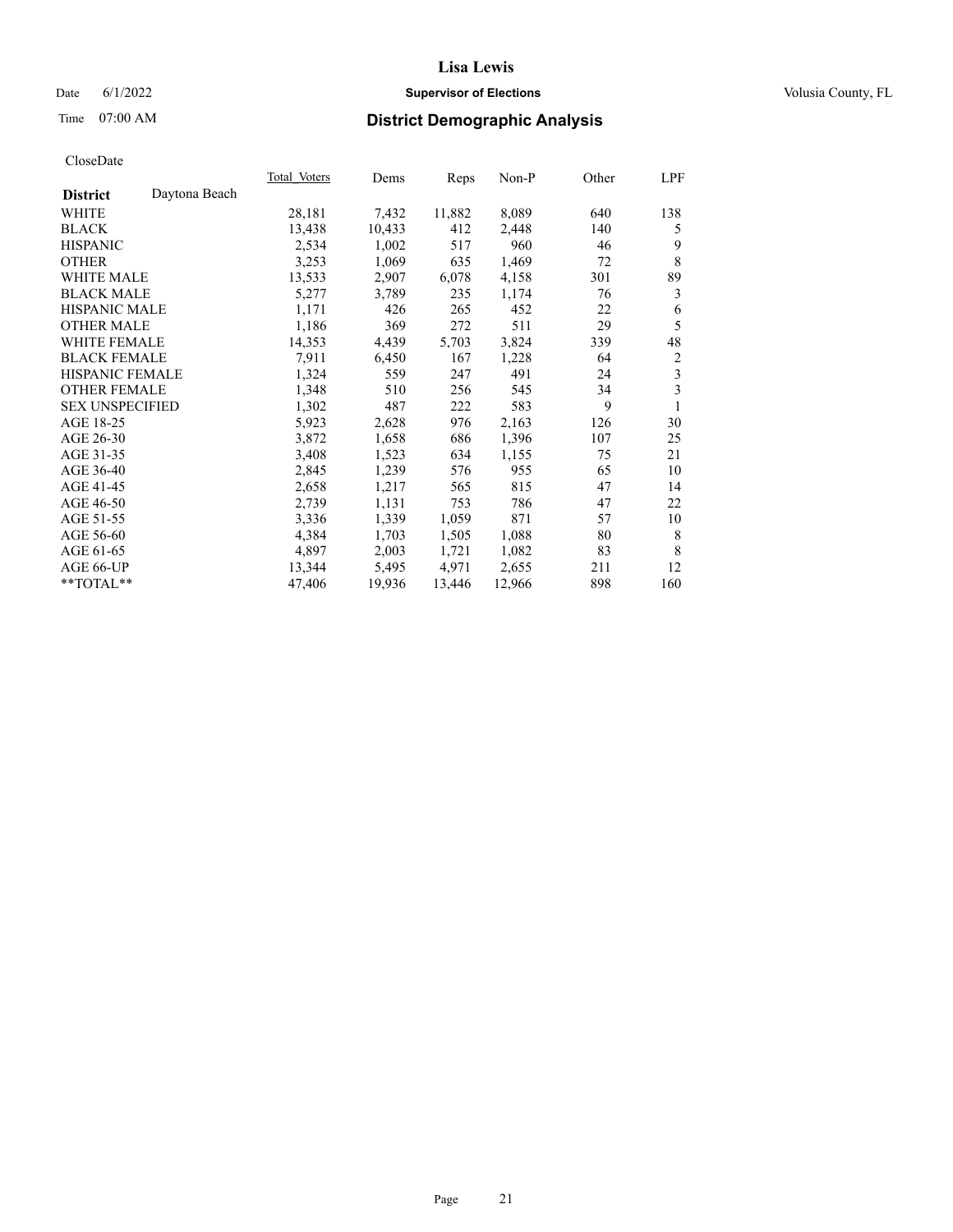# Lisa Lewis

Date 6/1/2022 **Supervisor of Elections** Volusia County, FL

Time 07:00 AM **District Demographic Analysis**

CloseDate

| **District** Daytona Beach | Total Voters | Dems | Reps | Non-P | Other | LPF |
|---|---|---|---|---|---|---|
| WHITE | 28,181 | 7,432 | 11,882 | 8,089 | 640 | 138 |
| BLACK | 13,438 | 10,433 | 412 | 2,448 | 140 | 5 |
| HISPANIC | 2,534 | 1,002 | 517 | 960 | 46 | 9 |
| OTHER | 3,253 | 1,069 | 635 | 1,469 | 72 | 8 |
| WHITE MALE | 13,533 | 2,907 | 6,078 | 4,158 | 301 | 89 |
| BLACK MALE | 5,277 | 3,789 | 235 | 1,174 | 76 | 3 |
| HISPANIC MALE | 1,171 | 426 | 265 | 452 | 22 | 6 |
| OTHER MALE | 1,186 | 369 | 272 | 511 | 29 | 5 |
| WHITE FEMALE | 14,353 | 4,439 | 5,703 | 3,824 | 339 | 48 |
| BLACK FEMALE | 7,911 | 6,450 | 167 | 1,228 | 64 | 2 |
| HISPANIC FEMALE | 1,324 | 559 | 247 | 491 | 24 | 3 |
| OTHER FEMALE | 1,348 | 510 | 256 | 545 | 34 | 3 |
| SEX UNSPECIFIED | 1,302 | 487 | 222 | 583 | 9 | 1 |
| AGE 18-25 | 5,923 | 2,628 | 976 | 2,163 | 126 | 30 |
| AGE 26-30 | 3,872 | 1,658 | 686 | 1,396 | 107 | 25 |
| AGE 31-35 | 3,408 | 1,523 | 634 | 1,155 | 75 | 21 |
| AGE 36-40 | 2,845 | 1,239 | 576 | 955 | 65 | 10 |
| AGE 41-45 | 2,658 | 1,217 | 565 | 815 | 47 | 14 |
| AGE 46-50 | 2,739 | 1,131 | 753 | 786 | 47 | 22 |
| AGE 51-55 | 3,336 | 1,339 | 1,059 | 871 | 57 | 10 |
| AGE 56-60 | 4,384 | 1,703 | 1,505 | 1,088 | 80 | 8 |
| AGE 61-65 | 4,897 | 2,003 | 1,721 | 1,082 | 83 | 8 |
| AGE 66-UP | 13,344 | 5,495 | 4,971 | 2,655 | 211 | 12 |
| **TOTAL** | 47,406 | 19,936 | 13,446 | 12,966 | 898 | 160 |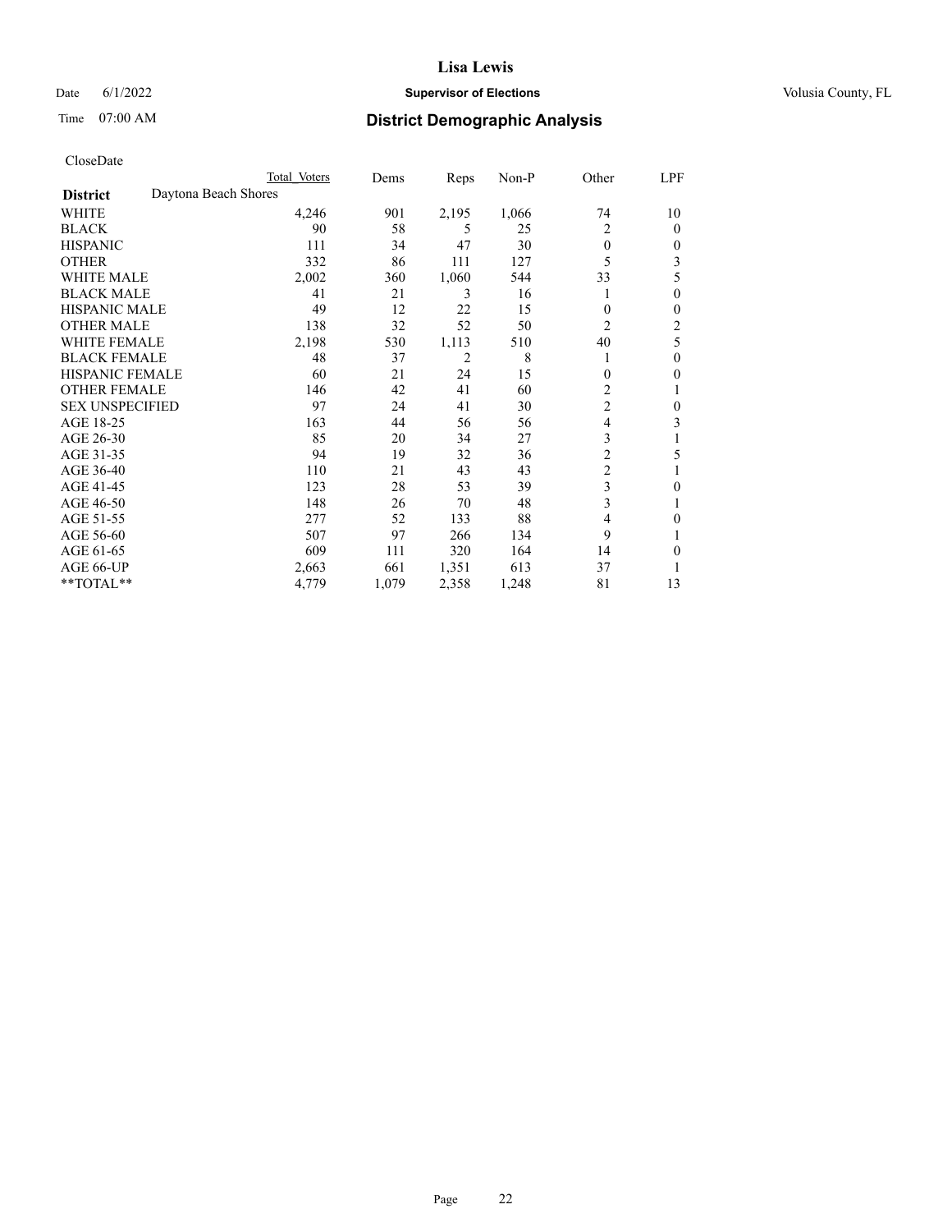# Lisa Lewis

Date 6/1/2022 **Supervisor of Elections** Volusia County, FL

Time 07:00 AM **District Demographic Analysis**

CloseDate

| District | Daytona Beach Shores Total Voters | Dems | Reps | Non-P | Other | LPF |
|---|---|---|---|---|---|---|
| WHITE | 4,246 | 901 | 2,195 | 1,066 | 74 | 10 |
| BLACK | 90 | 58 | 5 | 25 | 2 | 0 |
| HISPANIC | 111 | 34 | 47 | 30 | 0 | 0 |
| OTHER | 332 | 86 | 111 | 127 | 5 | 3 |
| WHITE MALE | 2,002 | 360 | 1,060 | 544 | 33 | 5 |
| BLACK MALE | 41 | 21 | 3 | 16 | 1 | 0 |
| HISPANIC MALE | 49 | 12 | 22 | 15 | 0 | 0 |
| OTHER MALE | 138 | 32 | 52 | 50 | 2 | 2 |
| WHITE FEMALE | 2,198 | 530 | 1,113 | 510 | 40 | 5 |
| BLACK FEMALE | 48 | 37 | 2 | 8 | 1 | 0 |
| HISPANIC FEMALE | 60 | 21 | 24 | 15 | 0 | 0 |
| OTHER FEMALE | 146 | 42 | 41 | 60 | 2 | 1 |
| SEX UNSPECIFIED | 97 | 24 | 41 | 30 | 2 | 0 |
| AGE 18-25 | 163 | 44 | 56 | 56 | 4 | 3 |
| AGE 26-30 | 85 | 20 | 34 | 27 | 3 | 1 |
| AGE 31-35 | 94 | 19 | 32 | 36 | 2 | 5 |
| AGE 36-40 | 110 | 21 | 43 | 43 | 2 | 1 |
| AGE 41-45 | 123 | 28 | 53 | 39 | 3 | 0 |
| AGE 46-50 | 148 | 26 | 70 | 48 | 3 | 1 |
| AGE 51-55 | 277 | 52 | 133 | 88 | 4 | 0 |
| AGE 56-60 | 507 | 97 | 266 | 134 | 9 | 1 |
| AGE 61-65 | 609 | 111 | 320 | 164 | 14 | 0 |
| AGE 66-UP | 2,663 | 661 | 1,351 | 613 | 37 | 1 |
| **TOTAL** | 4,779 | 1,079 | 2,358 | 1,248 | 81 | 13 |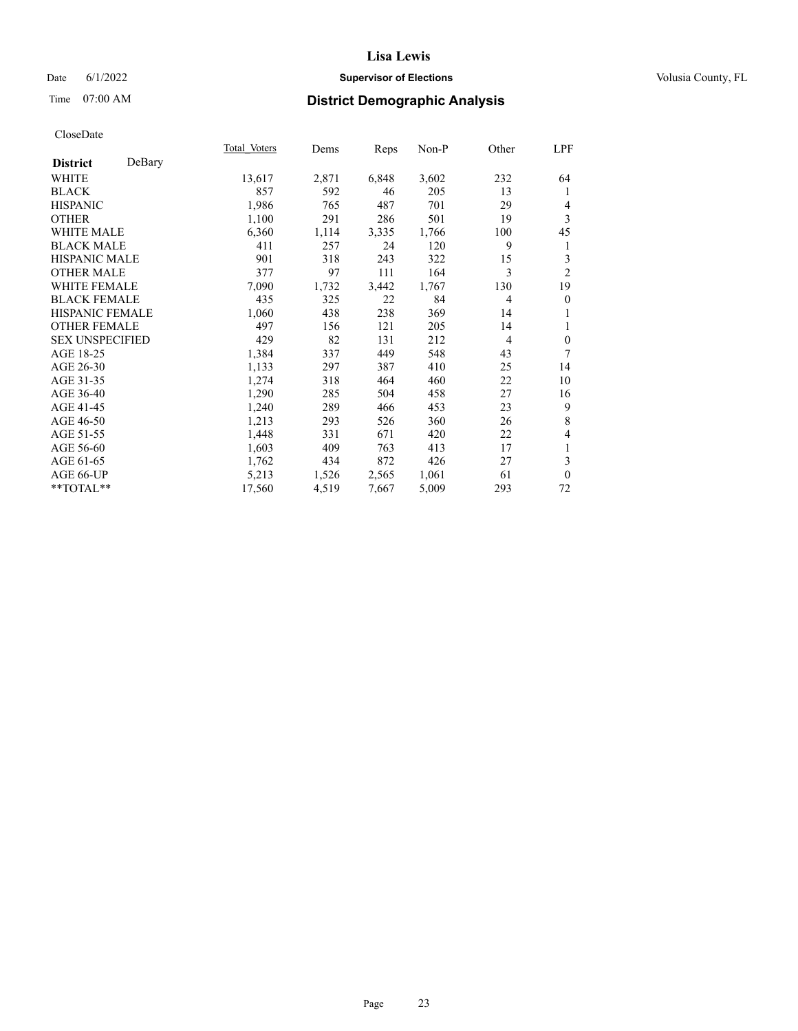# Lisa Lewis

Date 6/1/2022 **Supervisor of Elections** Volusia County, FL

Time 07:00 AM **District Demographic Analysis**

CloseDate

| **District** DeBary | Total Voters | Dems | Reps | Non-P | Other | LPF |
|---|---|---|---|---|---|---|
| WHITE | 13,617 | 2,871 | 6,848 | 3,602 | 232 | 64 |
| BLACK | 857 | 592 | 46 | 205 | 13 | 1 |
| HISPANIC | 1,986 | 765 | 487 | 701 | 29 | 4 |
| OTHER | 1,100 | 291 | 286 | 501 | 19 | 3 |
| WHITE MALE | 6,360 | 1,114 | 3,335 | 1,766 | 100 | 45 |
| BLACK MALE | 411 | 257 | 24 | 120 | 9 | 1 |
| HISPANIC MALE | 901 | 318 | 243 | 322 | 15 | 3 |
| OTHER MALE | 377 | 97 | 111 | 164 | 3 | 2 |
| WHITE FEMALE | 7,090 | 1,732 | 3,442 | 1,767 | 130 | 19 |
| BLACK FEMALE | 435 | 325 | 22 | 84 | 4 | 0 |
| HISPANIC FEMALE | 1,060 | 438 | 238 | 369 | 14 | 1 |
| OTHER FEMALE | 497 | 156 | 121 | 205 | 14 | 1 |
| SEX UNSPECIFIED | 429 | 82 | 131 | 212 | 4 | 0 |
| AGE 18-25 | 1,384 | 337 | 449 | 548 | 43 | 7 |
| AGE 26-30 | 1,133 | 297 | 387 | 410 | 25 | 14 |
| AGE 31-35 | 1,274 | 318 | 464 | 460 | 22 | 10 |
| AGE 36-40 | 1,290 | 285 | 504 | 458 | 27 | 16 |
| AGE 41-45 | 1,240 | 289 | 466 | 453 | 23 | 9 |
| AGE 46-50 | 1,213 | 293 | 526 | 360 | 26 | 8 |
| AGE 51-55 | 1,448 | 331 | 671 | 420 | 22 | 4 |
| AGE 56-60 | 1,603 | 409 | 763 | 413 | 17 | 1 |
| AGE 61-65 | 1,762 | 434 | 872 | 426 | 27 | 3 |
| AGE 66-UP | 5,213 | 1,526 | 2,565 | 1,061 | 61 | 0 |
| **TOTAL** | 17,560 | 4,519 | 7,667 | 5,009 | 293 | 72 |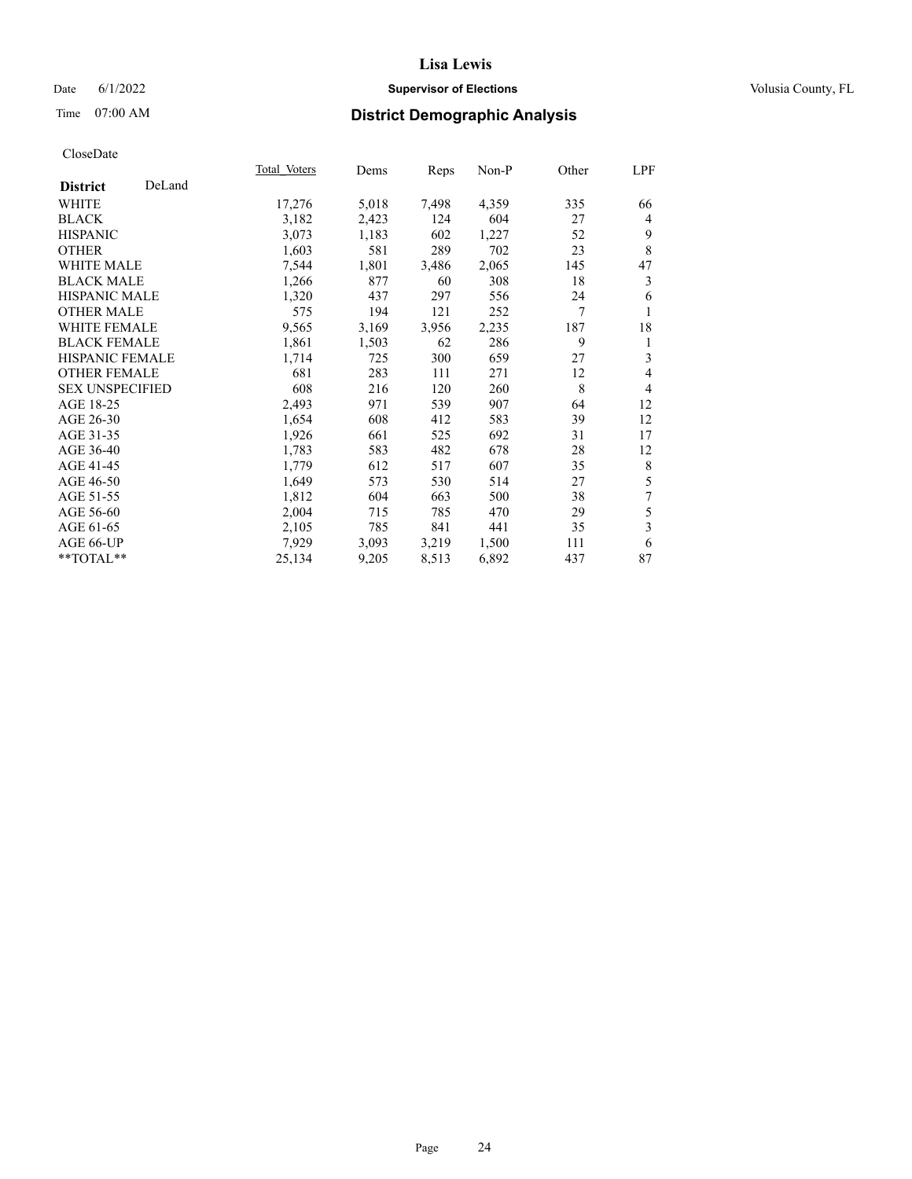# Lisa Lewis

Date 6/1/2022 **Supervisor of Elections** Volusia County, FL

Time 07:00 AM **District Demographic Analysis**

CloseDate

| | Total Voters | Dems | Reps | Non-P | Other | LPF |
|---|---|---|---|---|---|---|
| **District** DeLand | | | | | | |
| WHITE | 17,276 | 5,018 | 7,498 | 4,359 | 335 | 66 |
| BLACK | 3,182 | 2,423 | 124 | 604 | 27 | 4 |
| HISPANIC | 3,073 | 1,183 | 602 | 1,227 | 52 | 9 |
| OTHER | 1,603 | 581 | 289 | 702 | 23 | 8 |
| WHITE MALE | 7,544 | 1,801 | 3,486 | 2,065 | 145 | 47 |
| BLACK MALE | 1,266 | 877 | 60 | 308 | 18 | 3 |
| HISPANIC MALE | 1,320 | 437 | 297 | 556 | 24 | 6 |
| OTHER MALE | 575 | 194 | 121 | 252 | 7 | 1 |
| WHITE FEMALE | 9,565 | 3,169 | 3,956 | 2,235 | 187 | 18 |
| BLACK FEMALE | 1,861 | 1,503 | 62 | 286 | 9 | 1 |
| HISPANIC FEMALE | 1,714 | 725 | 300 | 659 | 27 | 3 |
| OTHER FEMALE | 681 | 283 | 111 | 271 | 12 | 4 |
| SEX UNSPECIFIED | 608 | 216 | 120 | 260 | 8 | 4 |
| AGE 18-25 | 2,493 | 971 | 539 | 907 | 64 | 12 |
| AGE 26-30 | 1,654 | 608 | 412 | 583 | 39 | 12 |
| AGE 31-35 | 1,926 | 661 | 525 | 692 | 31 | 17 |
| AGE 36-40 | 1,783 | 583 | 482 | 678 | 28 | 12 |
| AGE 41-45 | 1,779 | 612 | 517 | 607 | 35 | 8 |
| AGE 46-50 | 1,649 | 573 | 530 | 514 | 27 | 5 |
| AGE 51-55 | 1,812 | 604 | 663 | 500 | 38 | 7 |
| AGE 56-60 | 2,004 | 715 | 785 | 470 | 29 | 5 |
| AGE 61-65 | 2,105 | 785 | 841 | 441 | 35 | 3 |
| AGE 66-UP | 7,929 | 3,093 | 3,219 | 1,500 | 111 | 6 |
| **TOTAL** | 25,134 | 9,205 | 8,513 | 6,892 | 437 | 87 |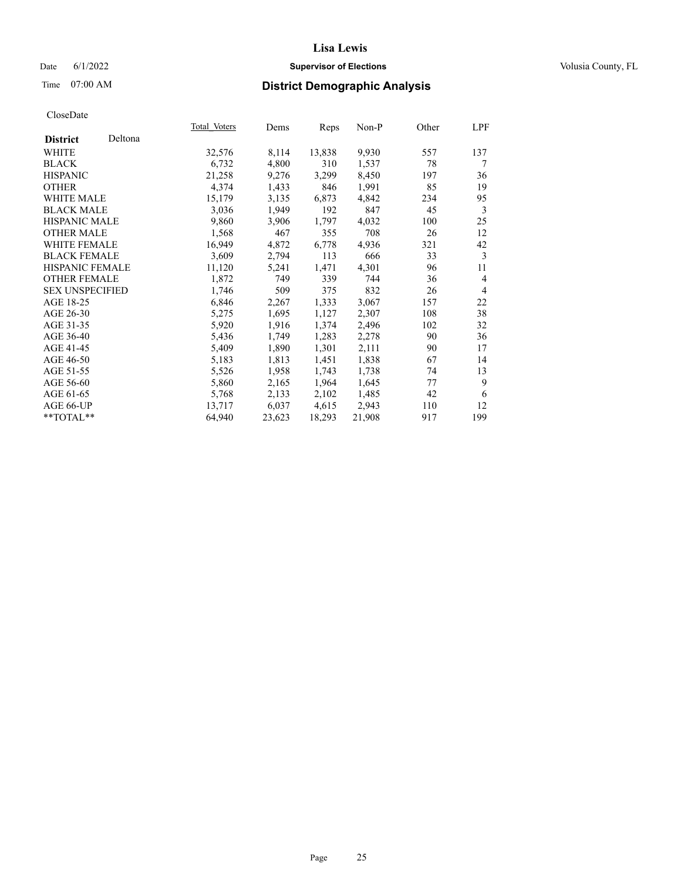# Lisa Lewis

Date 6/1/2022 **Supervisor of Elections** Volusia County, FL

Time 07:00 AM **District Demographic Analysis**

CloseDate

| **District** Deltona | Total Voters | Dems | Reps | Non-P | Other | LPF |
|---|---|---|---|---|---|---|
| WHITE | 32,576 | 8,114 | 13,838 | 9,930 | 557 | 137 |
| BLACK | 6,732 | 4,800 | 310 | 1,537 | 78 | 7 |
| HISPANIC | 21,258 | 9,276 | 3,299 | 8,450 | 197 | 36 |
| OTHER | 4,374 | 1,433 | 846 | 1,991 | 85 | 19 |
| WHITE MALE | 15,179 | 3,135 | 6,873 | 4,842 | 234 | 95 |
| BLACK MALE | 3,036 | 1,949 | 192 | 847 | 45 | 3 |
| HISPANIC MALE | 9,860 | 3,906 | 1,797 | 4,032 | 100 | 25 |
| OTHER MALE | 1,568 | 467 | 355 | 708 | 26 | 12 |
| WHITE FEMALE | 16,949 | 4,872 | 6,778 | 4,936 | 321 | 42 |
| BLACK FEMALE | 3,609 | 2,794 | 113 | 666 | 33 | 3 |
| HISPANIC FEMALE | 11,120 | 5,241 | 1,471 | 4,301 | 96 | 11 |
| OTHER FEMALE | 1,872 | 749 | 339 | 744 | 36 | 4 |
| SEX UNSPECIFIED | 1,746 | 509 | 375 | 832 | 26 | 4 |
| AGE 18-25 | 6,846 | 2,267 | 1,333 | 3,067 | 157 | 22 |
| AGE 26-30 | 5,275 | 1,695 | 1,127 | 2,307 | 108 | 38 |
| AGE 31-35 | 5,920 | 1,916 | 1,374 | 2,496 | 102 | 32 |
| AGE 36-40 | 5,436 | 1,749 | 1,283 | 2,278 | 90 | 36 |
| AGE 41-45 | 5,409 | 1,890 | 1,301 | 2,111 | 90 | 17 |
| AGE 46-50 | 5,183 | 1,813 | 1,451 | 1,838 | 67 | 14 |
| AGE 51-55 | 5,526 | 1,958 | 1,743 | 1,738 | 74 | 13 |
| AGE 56-60 | 5,860 | 2,165 | 1,964 | 1,645 | 77 | 9 |
| AGE 61-65 | 5,768 | 2,133 | 2,102 | 1,485 | 42 | 6 |
| AGE 66-UP | 13,717 | 6,037 | 4,615 | 2,943 | 110 | 12 |
| **TOTAL** | 64,940 | 23,623 | 18,293 | 21,908 | 917 | 199 |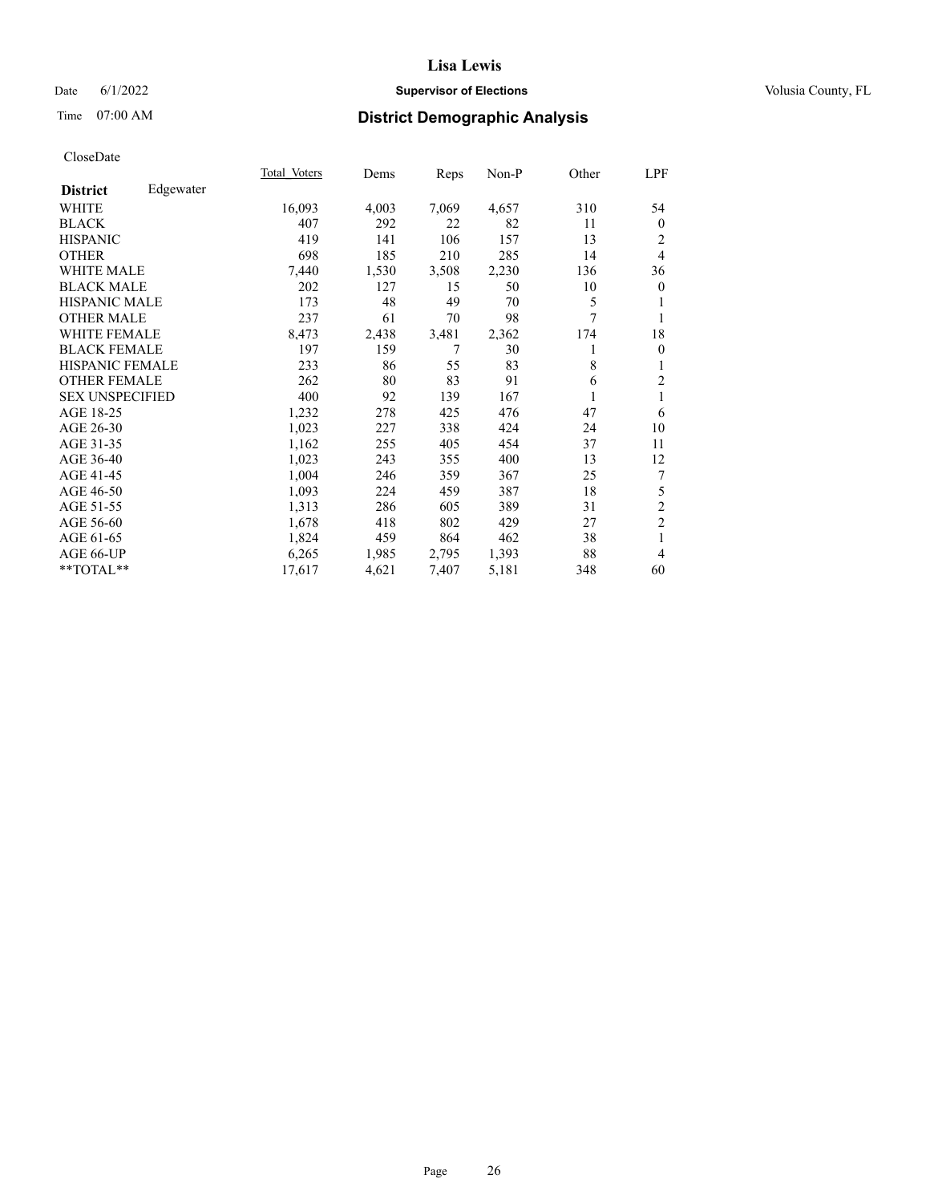Lisa Lewis

Date 6/1/2022 **Supervisor of Elections** Volusia County, FL

Time 07:00 AM **District Demographic Analysis**

CloseDate

| District | Edgewater | Total Voters | Dems | Reps | Non-P | Other | LPF |
|---|---|---|---|---|---|---|---|
| WHITE | | 16,093 | 4,003 | 7,069 | 4,657 | 310 | 54 |
| BLACK | | 407 | 292 | 22 | 82 | 11 | 0 |
| HISPANIC | | 419 | 141 | 106 | 157 | 13 | 2 |
| OTHER | | 698 | 185 | 210 | 285 | 14 | 4 |
| WHITE MALE | | 7,440 | 1,530 | 3,508 | 2,230 | 136 | 36 |
| BLACK MALE | | 202 | 127 | 15 | 50 | 10 | 0 |
| HISPANIC MALE | | 173 | 48 | 49 | 70 | 5 | 1 |
| OTHER MALE | | 237 | 61 | 70 | 98 | 7 | 1 |
| WHITE FEMALE | | 8,473 | 2,438 | 3,481 | 2,362 | 174 | 18 |
| BLACK FEMALE | | 197 | 159 | 7 | 30 | 1 | 0 |
| HISPANIC FEMALE | | 233 | 86 | 55 | 83 | 8 | 1 |
| OTHER FEMALE | | 262 | 80 | 83 | 91 | 6 | 2 |
| SEX UNSPECIFIED | | 400 | 92 | 139 | 167 | 1 | 1 |
| AGE 18-25 | | 1,232 | 278 | 425 | 476 | 47 | 6 |
| AGE 26-30 | | 1,023 | 227 | 338 | 424 | 24 | 10 |
| AGE 31-35 | | 1,162 | 255 | 405 | 454 | 37 | 11 |
| AGE 36-40 | | 1,023 | 243 | 355 | 400 | 13 | 12 |
| AGE 41-45 | | 1,004 | 246 | 359 | 367 | 25 | 7 |
| AGE 46-50 | | 1,093 | 224 | 459 | 387 | 18 | 5 |
| AGE 51-55 | | 1,313 | 286 | 605 | 389 | 31 | 2 |
| AGE 56-60 | | 1,678 | 418 | 802 | 429 | 27 | 2 |
| AGE 61-65 | | 1,824 | 459 | 864 | 462 | 38 | 1 |
| AGE 66-UP | | 6,265 | 1,985 | 2,795 | 1,393 | 88 | 4 |
| **TOTAL** | | 17,617 | 4,621 | 7,407 | 5,181 | 348 | 60 |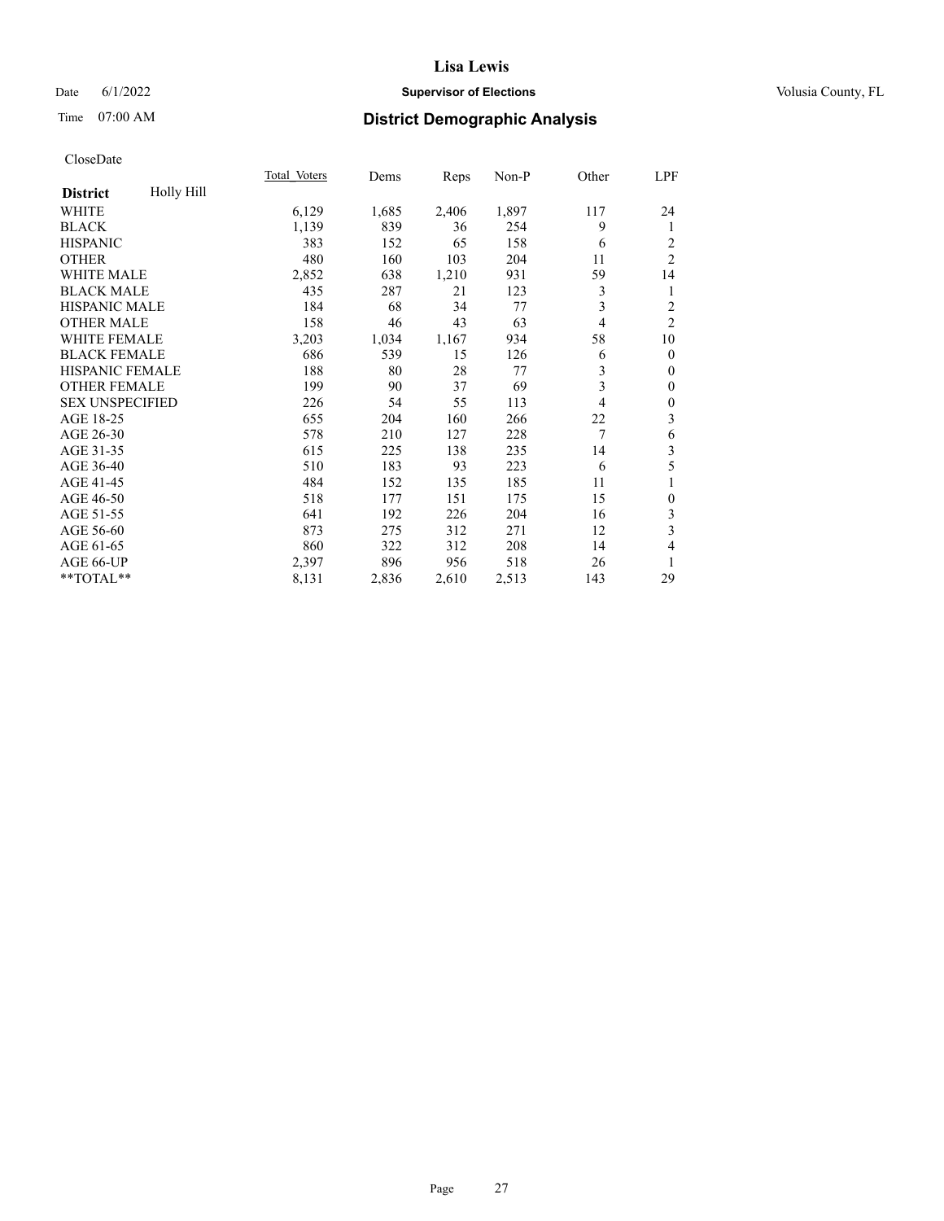**Lisa Lewis**

Date 6/1/2022 **Supervisor of Elections** Volusia County, FL

Time 07:00 AM **District Demographic Analysis**

CloseDate

| **District** Holly Hill | Total_Voters | Dems | Reps | Non-P | Other | LPF |
|---|---|---|---|---|---|---|
| WHITE | 6,129 | 1,685 | 2,406 | 1,897 | 117 | 24 |
| BLACK | 1,139 | 839 | 36 | 254 | 9 | 1 |
| HISPANIC | 383 | 152 | 65 | 158 | 6 | 2 |
| OTHER | 480 | 160 | 103 | 204 | 11 | 2 |
| WHITE MALE | 2,852 | 638 | 1,210 | 931 | 59 | 14 |
| BLACK MALE | 435 | 287 | 21 | 123 | 3 | 1 |
| HISPANIC MALE | 184 | 68 | 34 | 77 | 3 | 2 |
| OTHER MALE | 158 | 46 | 43 | 63 | 4 | 2 |
| WHITE FEMALE | 3,203 | 1,034 | 1,167 | 934 | 58 | 10 |
| BLACK FEMALE | 686 | 539 | 15 | 126 | 6 | 0 |
| HISPANIC FEMALE | 188 | 80 | 28 | 77 | 3 | 0 |
| OTHER FEMALE | 199 | 90 | 37 | 69 | 3 | 0 |
| SEX UNSPECIFIED | 226 | 54 | 55 | 113 | 4 | 0 |
| AGE 18-25 | 655 | 204 | 160 | 266 | 22 | 3 |
| AGE 26-30 | 578 | 210 | 127 | 228 | 7 | 6 |
| AGE 31-35 | 615 | 225 | 138 | 235 | 14 | 3 |
| AGE 36-40 | 510 | 183 | 93 | 223 | 6 | 5 |
| AGE 41-45 | 484 | 152 | 135 | 185 | 11 | 1 |
| AGE 46-50 | 518 | 177 | 151 | 175 | 15 | 0 |
| AGE 51-55 | 641 | 192 | 226 | 204 | 16 | 3 |
| AGE 56-60 | 873 | 275 | 312 | 271 | 12 | 3 |
| AGE 61-65 | 860 | 322 | 312 | 208 | 14 | 4 |
| AGE 66-UP | 2,397 | 896 | 956 | 518 | 26 | 1 |
| **TOTAL** | 8,131 | 2,836 | 2,610 | 2,513 | 143 | 29 |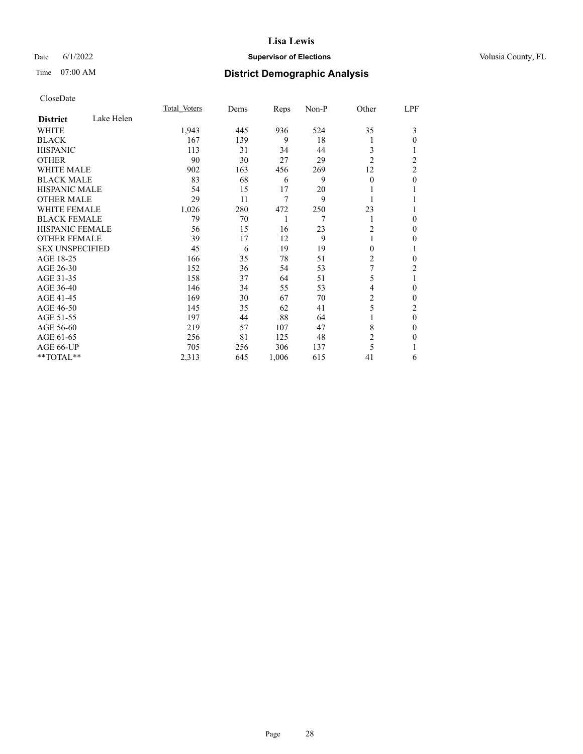# Lisa Lewis

Date 6/1/2022 **Supervisor of Elections** Volusia County, FL

Time 07:00 AM **District Demographic Analysis**

CloseDate

| District | Lake Helen | Total Voters | Dems | Reps | Non-P | Other | LPF |
|---|---|---|---|---|---|---|---|
| WHITE | | 1,943 | 445 | 936 | 524 | 35 | 3 |
| BLACK | | 167 | 139 | 9 | 18 | 1 | 0 |
| HISPANIC | | 113 | 31 | 34 | 44 | 3 | 1 |
| OTHER | | 90 | 30 | 27 | 29 | 2 | 2 |
| WHITE MALE | | 902 | 163 | 456 | 269 | 12 | 2 |
| BLACK MALE | | 83 | 68 | 6 | 9 | 0 | 0 |
| HISPANIC MALE | | 54 | 15 | 17 | 20 | 1 | 1 |
| OTHER MALE | | 29 | 11 | 7 | 9 | 1 | 1 |
| WHITE FEMALE | | 1,026 | 280 | 472 | 250 | 23 | 1 |
| BLACK FEMALE | | 79 | 70 | 1 | 7 | 1 | 0 |
| HISPANIC FEMALE | | 56 | 15 | 16 | 23 | 2 | 0 |
| OTHER FEMALE | | 39 | 17 | 12 | 9 | 1 | 0 |
| SEX UNSPECIFIED | | 45 | 6 | 19 | 19 | 0 | 1 |
| AGE 18-25 | | 166 | 35 | 78 | 51 | 2 | 0 |
| AGE 26-30 | | 152 | 36 | 54 | 53 | 7 | 2 |
| AGE 31-35 | | 158 | 37 | 64 | 51 | 5 | 1 |
| AGE 36-40 | | 146 | 34 | 55 | 53 | 4 | 0 |
| AGE 41-45 | | 169 | 30 | 67 | 70 | 2 | 0 |
| AGE 46-50 | | 145 | 35 | 62 | 41 | 5 | 2 |
| AGE 51-55 | | 197 | 44 | 88 | 64 | 1 | 0 |
| AGE 56-60 | | 219 | 57 | 107 | 47 | 8 | 0 |
| AGE 61-65 | | 256 | 81 | 125 | 48 | 2 | 0 |
| AGE 66-UP | | 705 | 256 | 306 | 137 | 5 | 1 |
| **TOTAL** | | 2,313 | 645 | 1,006 | 615 | 41 | 6 |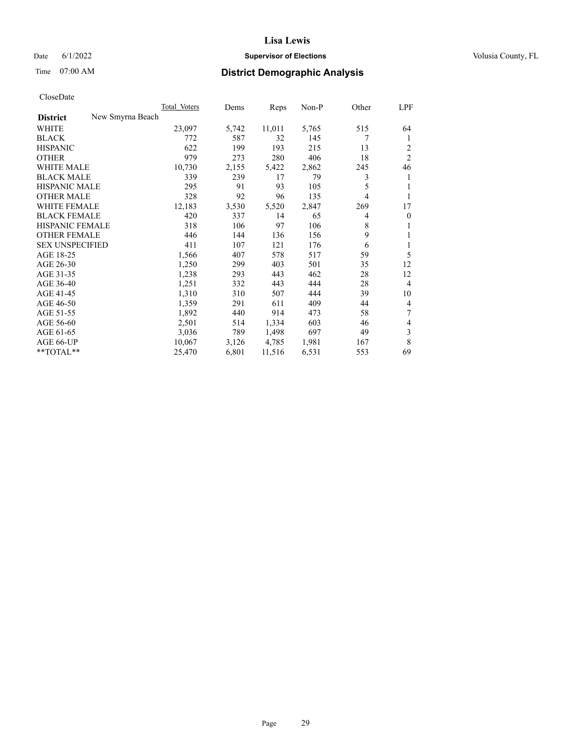CloseDate

| District | New Smyrna Beach | Total Voters | Dems | Reps | Non-P | Other | LPF |
|---|---|---|---|---|---|---|---|
| WHITE | | 23,097 | 5,742 | 11,011 | 5,765 | 515 | 64 |
| BLACK | | 772 | 587 | 32 | 145 | 7 | 1 |
| HISPANIC | | 622 | 199 | 193 | 215 | 13 | 2 |
| OTHER | | 979 | 273 | 280 | 406 | 18 | 2 |
| WHITE MALE | | 10,730 | 2,155 | 5,422 | 2,862 | 245 | 46 |
| BLACK MALE | | 339 | 239 | 17 | 79 | 3 | 1 |
| HISPANIC MALE | | 295 | 91 | 93 | 105 | 5 | 1 |
| OTHER MALE | | 328 | 92 | 96 | 135 | 4 | 1 |
| WHITE FEMALE | | 12,183 | 3,530 | 5,520 | 2,847 | 269 | 17 |
| BLACK FEMALE | | 420 | 337 | 14 | 65 | 4 | 0 |
| HISPANIC FEMALE | | 318 | 106 | 97 | 106 | 8 | 1 |
| OTHER FEMALE | | 446 | 144 | 136 | 156 | 9 | 1 |
| SEX UNSPECIFIED | | 411 | 107 | 121 | 176 | 6 | 1 |
| AGE 18-25 | | 1,566 | 407 | 578 | 517 | 59 | 5 |
| AGE 26-30 | | 1,250 | 299 | 403 | 501 | 35 | 12 |
| AGE 31-35 | | 1,238 | 293 | 443 | 462 | 28 | 12 |
| AGE 36-40 | | 1,251 | 332 | 443 | 444 | 28 | 4 |
| AGE 41-45 | | 1,310 | 310 | 507 | 444 | 39 | 10 |
| AGE 46-50 | | 1,359 | 291 | 611 | 409 | 44 | 4 |
| AGE 51-55 | | 1,892 | 440 | 914 | 473 | 58 | 7 |
| AGE 56-60 | | 2,501 | 514 | 1,334 | 603 | 46 | 4 |
| AGE 61-65 | | 3,036 | 789 | 1,498 | 697 | 49 | 3 |
| AGE 66-UP | | 10,067 | 3,126 | 4,785 | 1,981 | 167 | 8 |
| **TOTAL** | | 25,470 | 6,801 | 11,516 | 6,531 | 553 | 69 |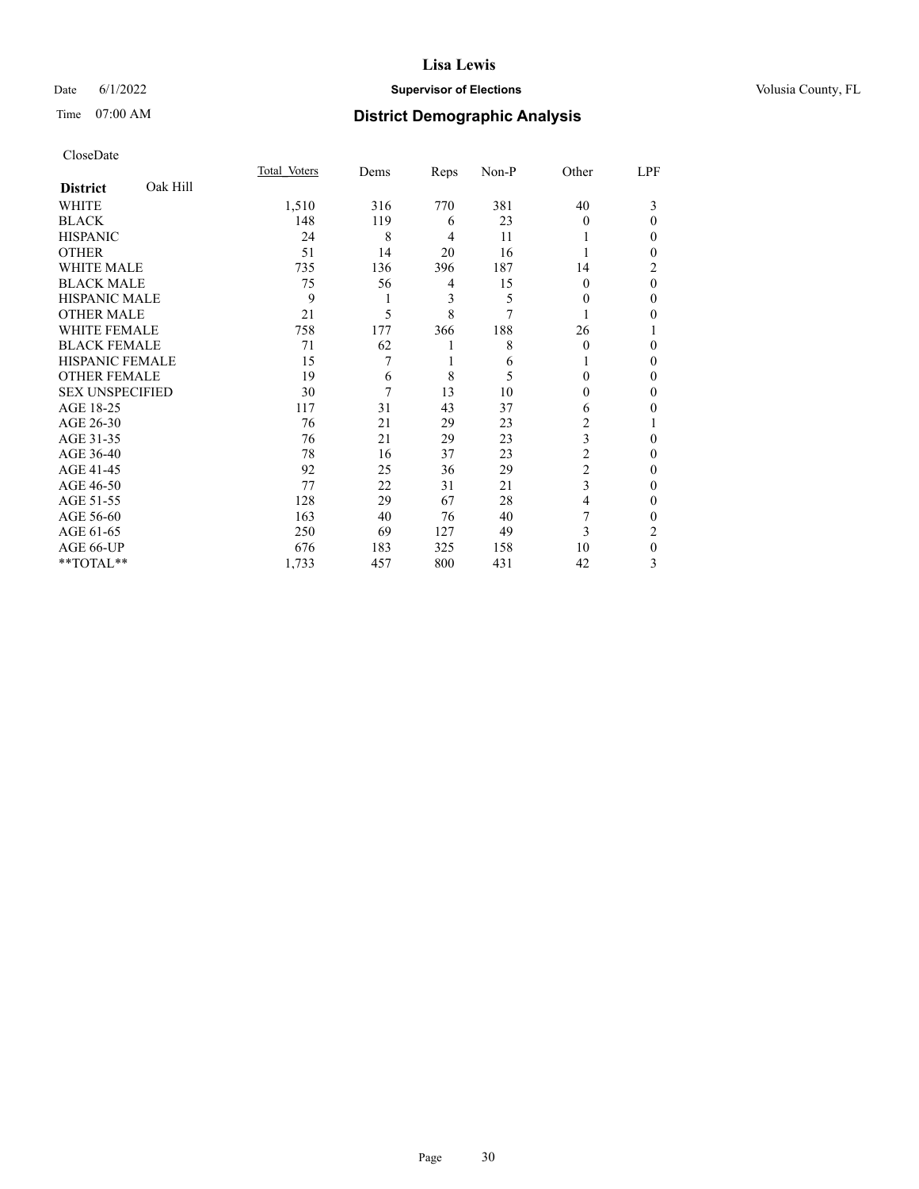# Lisa Lewis

Date 6/1/2022 **Supervisor of Elections** Volusia County, FL

Time 07:00 AM **District Demographic Analysis**

CloseDate

| **District** Oak Hill | Total Voters | Dems | Reps | Non-P | Other | LPF |
|---|---|---|---|---|---|---|
| WHITE | 1,510 | 316 | 770 | 381 | 40 | 3 |
| BLACK | 148 | 119 | 6 | 23 | 0 | 0 |
| HISPANIC | 24 | 8 | 4 | 11 | 1 | 0 |
| OTHER | 51 | 14 | 20 | 16 | 1 | 0 |
| WHITE MALE | 735 | 136 | 396 | 187 | 14 | 2 |
| BLACK MALE | 75 | 56 | 4 | 15 | 0 | 0 |
| HISPANIC MALE | 9 | 1 | 3 | 5 | 0 | 0 |
| OTHER MALE | 21 | 5 | 8 | 7 | 1 | 0 |
| WHITE FEMALE | 758 | 177 | 366 | 188 | 26 | 1 |
| BLACK FEMALE | 71 | 62 | 1 | 8 | 0 | 0 |
| HISPANIC FEMALE | 15 | 7 | 1 | 6 | 1 | 0 |
| OTHER FEMALE | 19 | 6 | 8 | 5 | 0 | 0 |
| SEX UNSPECIFIED | 30 | 7 | 13 | 10 | 0 | 0 |
| AGE 18-25 | 117 | 31 | 43 | 37 | 6 | 0 |
| AGE 26-30 | 76 | 21 | 29 | 23 | 2 | 1 |
| AGE 31-35 | 76 | 21 | 29 | 23 | 3 | 0 |
| AGE 36-40 | 78 | 16 | 37 | 23 | 2 | 0 |
| AGE 41-45 | 92 | 25 | 36 | 29 | 2 | 0 |
| AGE 46-50 | 77 | 22 | 31 | 21 | 3 | 0 |
| AGE 51-55 | 128 | 29 | 67 | 28 | 4 | 0 |
| AGE 56-60 | 163 | 40 | 76 | 40 | 7 | 0 |
| AGE 61-65 | 250 | 69 | 127 | 49 | 3 | 2 |
| AGE 66-UP | 676 | 183 | 325 | 158 | 10 | 0 |
| **TOTAL** | 1,733 | 457 | 800 | 431 | 42 | 3 |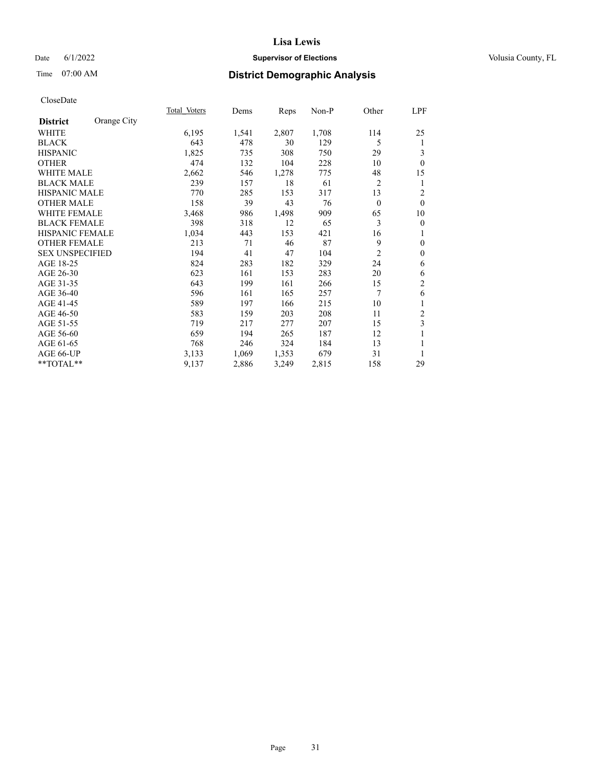Date 6/1/2022 **Supervisor of Elections** Volusia County, FL

Time 07:00 AM **District Demographic Analysis**

CloseDate

| **District** Orange City | Total Voters | Dems | Reps | Non-P | Other | LPF |
|---|---|---|---|---|---|---|
| WHITE | 6,195 | 1,541 | 2,807 | 1,708 | 114 | 25 |
| BLACK | 643 | 478 | 30 | 129 | 5 | 1 |
| HISPANIC | 1,825 | 735 | 308 | 750 | 29 | 3 |
| OTHER | 474 | 132 | 104 | 228 | 10 | 0 |
| WHITE MALE | 2,662 | 546 | 1,278 | 775 | 48 | 15 |
| BLACK MALE | 239 | 157 | 18 | 61 | 2 | 1 |
| HISPANIC MALE | 770 | 285 | 153 | 317 | 13 | 2 |
| OTHER MALE | 158 | 39 | 43 | 76 | 0 | 0 |
| WHITE FEMALE | 3,468 | 986 | 1,498 | 909 | 65 | 10 |
| BLACK FEMALE | 398 | 318 | 12 | 65 | 3 | 0 |
| HISPANIC FEMALE | 1,034 | 443 | 153 | 421 | 16 | 1 |
| OTHER FEMALE | 213 | 71 | 46 | 87 | 9 | 0 |
| SEX UNSPECIFIED | 194 | 41 | 47 | 104 | 2 | 0 |
| AGE 18-25 | 824 | 283 | 182 | 329 | 24 | 6 |
| AGE 26-30 | 623 | 161 | 153 | 283 | 20 | 6 |
| AGE 31-35 | 643 | 199 | 161 | 266 | 15 | 2 |
| AGE 36-40 | 596 | 161 | 165 | 257 | 7 | 6 |
| AGE 41-45 | 589 | 197 | 166 | 215 | 10 | 1 |
| AGE 46-50 | 583 | 159 | 203 | 208 | 11 | 2 |
| AGE 51-55 | 719 | 217 | 277 | 207 | 15 | 3 |
| AGE 56-60 | 659 | 194 | 265 | 187 | 12 | 1 |
| AGE 61-65 | 768 | 246 | 324 | 184 | 13 | 1 |
| AGE 66-UP | 3,133 | 1,069 | 1,353 | 679 | 31 | 1 |
| **TOTAL** | 9,137 | 2,886 | 3,249 | 2,815 | 158 | 29 |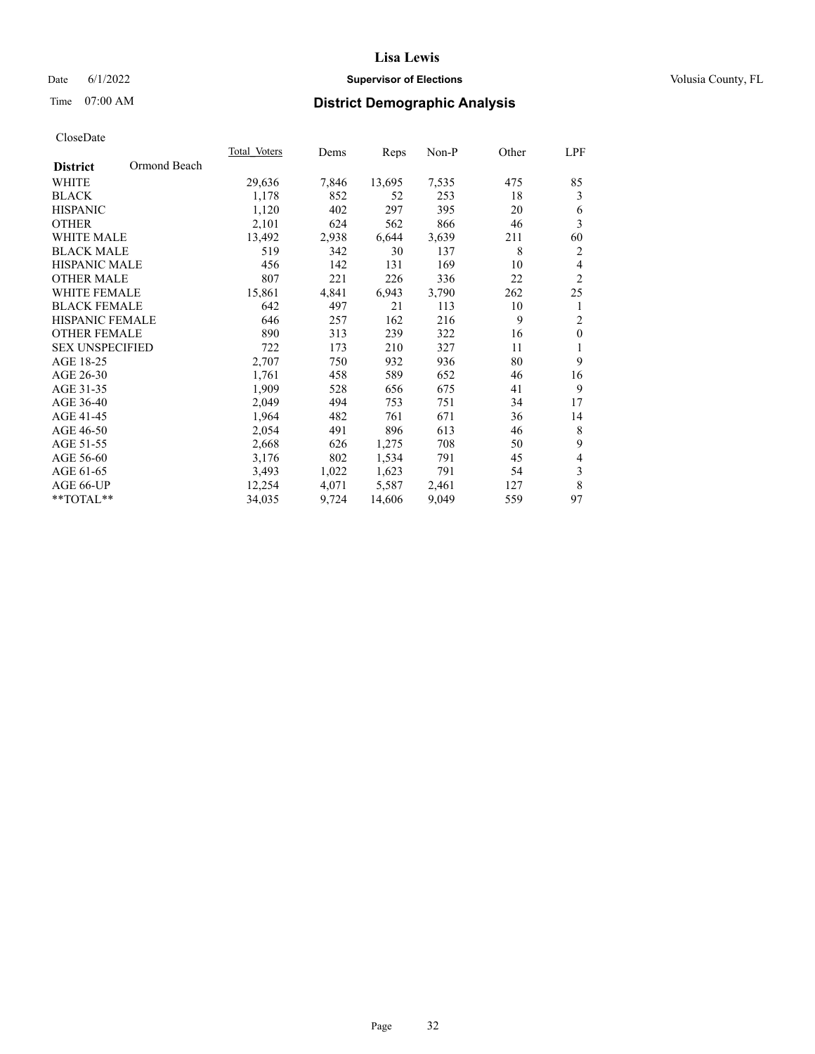# Lisa Lewis

Date 6/1/2022 **Supervisor of Elections** Volusia County, FL

Time 07:00 AM **District Demographic Analysis**

CloseDate

| **District** Ormond Beach | Total Voters | Dems | Reps | Non-P | Other | LPF |
|---|---|---|---|---|---|---|
| WHITE | 29,636 | 7,846 | 13,695 | 7,535 | 475 | 85 |
| BLACK | 1,178 | 852 | 52 | 253 | 18 | 3 |
| HISPANIC | 1,120 | 402 | 297 | 395 | 20 | 6 |
| OTHER | 2,101 | 624 | 562 | 866 | 46 | 3 |
| WHITE MALE | 13,492 | 2,938 | 6,644 | 3,639 | 211 | 60 |
| BLACK MALE | 519 | 342 | 30 | 137 | 8 | 2 |
| HISPANIC MALE | 456 | 142 | 131 | 169 | 10 | 4 |
| OTHER MALE | 807 | 221 | 226 | 336 | 22 | 2 |
| WHITE FEMALE | 15,861 | 4,841 | 6,943 | 3,790 | 262 | 25 |
| BLACK FEMALE | 642 | 497 | 21 | 113 | 10 | 1 |
| HISPANIC FEMALE | 646 | 257 | 162 | 216 | 9 | 2 |
| OTHER FEMALE | 890 | 313 | 239 | 322 | 16 | 0 |
| SEX UNSPECIFIED | 722 | 173 | 210 | 327 | 11 | 1 |
| AGE 18-25 | 2,707 | 750 | 932 | 936 | 80 | 9 |
| AGE 26-30 | 1,761 | 458 | 589 | 652 | 46 | 16 |
| AGE 31-35 | 1,909 | 528 | 656 | 675 | 41 | 9 |
| AGE 36-40 | 2,049 | 494 | 753 | 751 | 34 | 17 |
| AGE 41-45 | 1,964 | 482 | 761 | 671 | 36 | 14 |
| AGE 46-50 | 2,054 | 491 | 896 | 613 | 46 | 8 |
| AGE 51-55 | 2,668 | 626 | 1,275 | 708 | 50 | 9 |
| AGE 56-60 | 3,176 | 802 | 1,534 | 791 | 45 | 4 |
| AGE 61-65 | 3,493 | 1,022 | 1,623 | 791 | 54 | 3 |
| AGE 66-UP | 12,254 | 4,071 | 5,587 | 2,461 | 127 | 8 |
| **TOTAL** | 34,035 | 9,724 | 14,606 | 9,049 | 559 | 97 |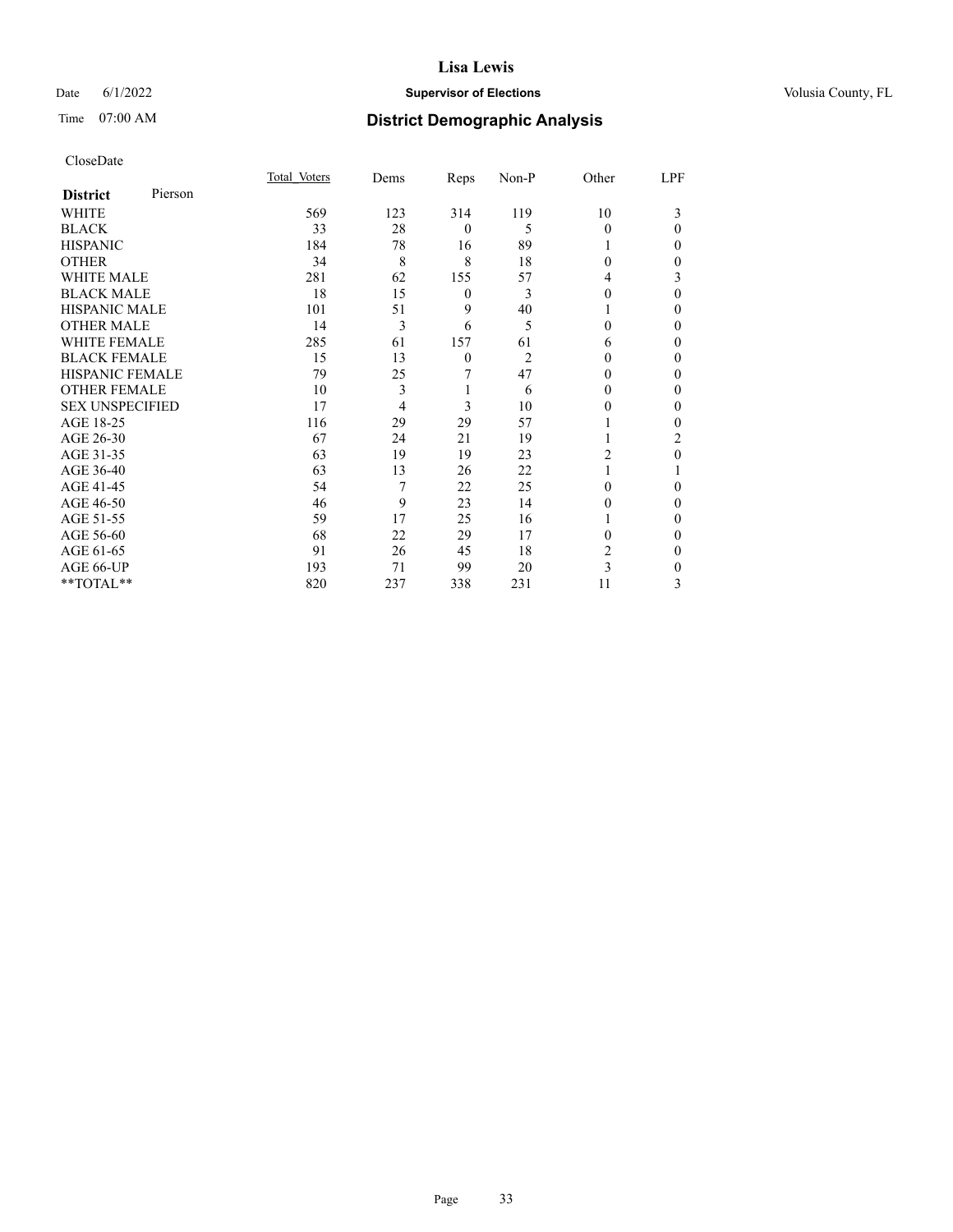# Lisa Lewis

Date 6/1/2022 **Supervisor of Elections** Volusia County, FL

Time 07:00 AM **District Demographic Analysis**

CloseDate

| **District** Pierson | Total Voters | Dems | Reps | Non-P | Other | LPF |
|---|---|---|---|---|---|---|
| WHITE | 569 | 123 | 314 | 119 | 10 | 3 |
| BLACK | 33 | 28 | 0 | 5 | 0 | 0 |
| HISPANIC | 184 | 78 | 16 | 89 | 1 | 0 |
| OTHER | 34 | 8 | 8 | 18 | 0 | 0 |
| WHITE MALE | 281 | 62 | 155 | 57 | 4 | 3 |
| BLACK MALE | 18 | 15 | 0 | 3 | 0 | 0 |
| HISPANIC MALE | 101 | 51 | 9 | 40 | 1 | 0 |
| OTHER MALE | 14 | 3 | 6 | 5 | 0 | 0 |
| WHITE FEMALE | 285 | 61 | 157 | 61 | 6 | 0 |
| BLACK FEMALE | 15 | 13 | 0 | 2 | 0 | 0 |
| HISPANIC FEMALE | 79 | 25 | 7 | 47 | 0 | 0 |
| OTHER FEMALE | 10 | 3 | 1 | 6 | 0 | 0 |
| SEX UNSPECIFIED | 17 | 4 | 3 | 10 | 0 | 0 |
| AGE 18-25 | 116 | 29 | 29 | 57 | 1 | 0 |
| AGE 26-30 | 67 | 24 | 21 | 19 | 1 | 2 |
| AGE 31-35 | 63 | 19 | 19 | 23 | 2 | 0 |
| AGE 36-40 | 63 | 13 | 26 | 22 | 1 | 1 |
| AGE 41-45 | 54 | 7 | 22 | 25 | 0 | 0 |
| AGE 46-50 | 46 | 9 | 23 | 14 | 0 | 0 |
| AGE 51-55 | 59 | 17 | 25 | 16 | 1 | 0 |
| AGE 56-60 | 68 | 22 | 29 | 17 | 0 | 0 |
| AGE 61-65 | 91 | 26 | 45 | 18 | 2 | 0 |
| AGE 66-UP | 193 | 71 | 99 | 20 | 3 | 0 |
| **TOTAL** | 820 | 237 | 338 | 231 | 11 | 3 |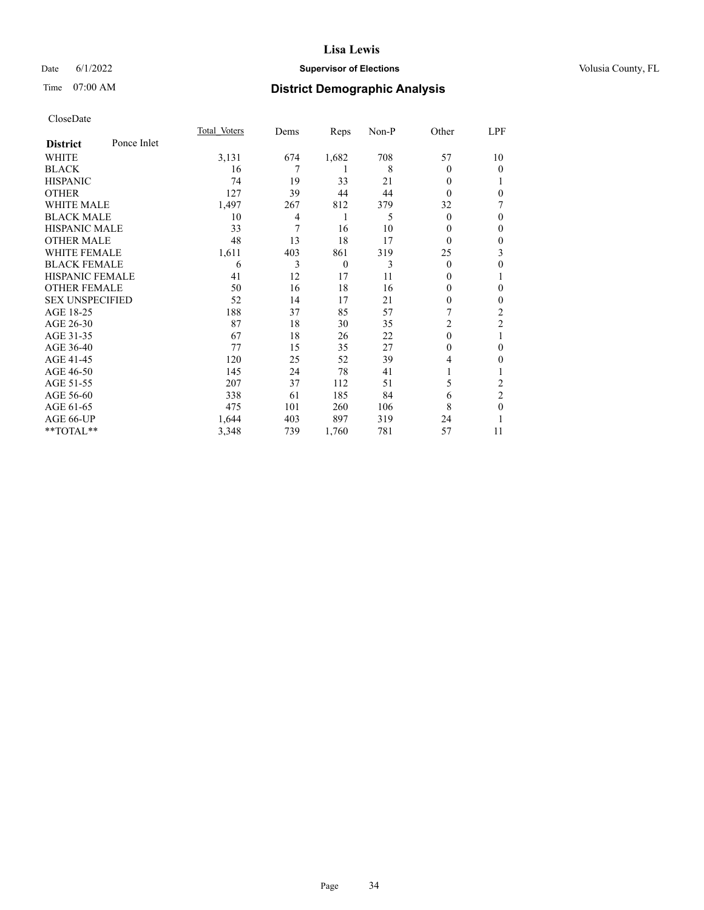# Lisa Lewis

Date 6/1/2022 **Supervisor of Elections** Volusia County, FL

Time 07:00 AM **District Demographic Analysis**

CloseDate

| **District** Ponce Inlet | Total Voters | Dems | Reps | Non-P | Other | LPF |
|---|---|---|---|---|---|---|
| WHITE | 3,131 | 674 | 1,682 | 708 | 57 | 10 |
| BLACK | 16 | 7 | 1 | 8 | 0 | 0 |
| HISPANIC | 74 | 19 | 33 | 21 | 0 | 1 |
| OTHER | 127 | 39 | 44 | 44 | 0 | 0 |
| WHITE MALE | 1,497 | 267 | 812 | 379 | 32 | 7 |
| BLACK MALE | 10 | 4 | 1 | 5 | 0 | 0 |
| HISPANIC MALE | 33 | 7 | 16 | 10 | 0 | 0 |
| OTHER MALE | 48 | 13 | 18 | 17 | 0 | 0 |
| WHITE FEMALE | 1,611 | 403 | 861 | 319 | 25 | 3 |
| BLACK FEMALE | 6 | 3 | 0 | 3 | 0 | 0 |
| HISPANIC FEMALE | 41 | 12 | 17 | 11 | 0 | 1 |
| OTHER FEMALE | 50 | 16 | 18 | 16 | 0 | 0 |
| SEX UNSPECIFIED | 52 | 14 | 17 | 21 | 0 | 0 |
| AGE 18-25 | 188 | 37 | 85 | 57 | 7 | 2 |
| AGE 26-30 | 87 | 18 | 30 | 35 | 2 | 2 |
| AGE 31-35 | 67 | 18 | 26 | 22 | 0 | 1 |
| AGE 36-40 | 77 | 15 | 35 | 27 | 0 | 0 |
| AGE 41-45 | 120 | 25 | 52 | 39 | 4 | 0 |
| AGE 46-50 | 145 | 24 | 78 | 41 | 1 | 1 |
| AGE 51-55 | 207 | 37 | 112 | 51 | 5 | 2 |
| AGE 56-60 | 338 | 61 | 185 | 84 | 6 | 2 |
| AGE 61-65 | 475 | 101 | 260 | 106 | 8 | 0 |
| AGE 66-UP | 1,644 | 403 | 897 | 319 | 24 | 1 |
| **TOTAL** | 3,348 | 739 | 1,760 | 781 | 57 | 11 |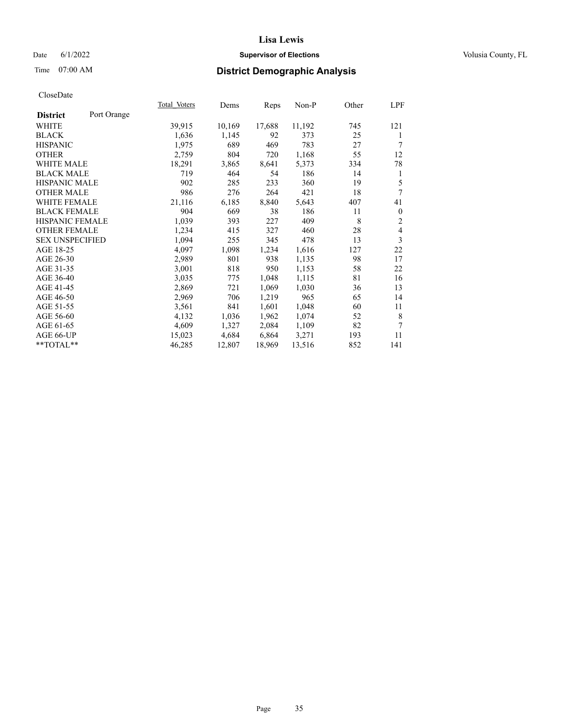# Lisa Lewis

Date 6/1/2022 **Supervisor of Elections** Volusia County, FL

Time 07:00 AM **District Demographic Analysis**

CloseDate

| **District** Port Orange | Total Voters | Dems | Reps | Non-P | Other | LPF |
|---|---|---|---|---|---|---|
| WHITE | 39,915 | 10,169 | 17,688 | 11,192 | 745 | 121 |
| BLACK | 1,636 | 1,145 | 92 | 373 | 25 | 1 |
| HISPANIC | 1,975 | 689 | 469 | 783 | 27 | 7 |
| OTHER | 2,759 | 804 | 720 | 1,168 | 55 | 12 |
| WHITE MALE | 18,291 | 3,865 | 8,641 | 5,373 | 334 | 78 |
| BLACK MALE | 719 | 464 | 54 | 186 | 14 | 1 |
| HISPANIC MALE | 902 | 285 | 233 | 360 | 19 | 5 |
| OTHER MALE | 986 | 276 | 264 | 421 | 18 | 7 |
| WHITE FEMALE | 21,116 | 6,185 | 8,840 | 5,643 | 407 | 41 |
| BLACK FEMALE | 904 | 669 | 38 | 186 | 11 | 0 |
| HISPANIC FEMALE | 1,039 | 393 | 227 | 409 | 8 | 2 |
| OTHER FEMALE | 1,234 | 415 | 327 | 460 | 28 | 4 |
| SEX UNSPECIFIED | 1,094 | 255 | 345 | 478 | 13 | 3 |
| AGE 18-25 | 4,097 | 1,098 | 1,234 | 1,616 | 127 | 22 |
| AGE 26-30 | 2,989 | 801 | 938 | 1,135 | 98 | 17 |
| AGE 31-35 | 3,001 | 818 | 950 | 1,153 | 58 | 22 |
| AGE 36-40 | 3,035 | 775 | 1,048 | 1,115 | 81 | 16 |
| AGE 41-45 | 2,869 | 721 | 1,069 | 1,030 | 36 | 13 |
| AGE 46-50 | 2,969 | 706 | 1,219 | 965 | 65 | 14 |
| AGE 51-55 | 3,561 | 841 | 1,601 | 1,048 | 60 | 11 |
| AGE 56-60 | 4,132 | 1,036 | 1,962 | 1,074 | 52 | 8 |
| AGE 61-65 | 4,609 | 1,327 | 2,084 | 1,109 | 82 | 7 |
| AGE 66-UP | 15,023 | 4,684 | 6,864 | 3,271 | 193 | 11 |
| **TOTAL** | 46,285 | 12,807 | 18,969 | 13,516 | 852 | 141 |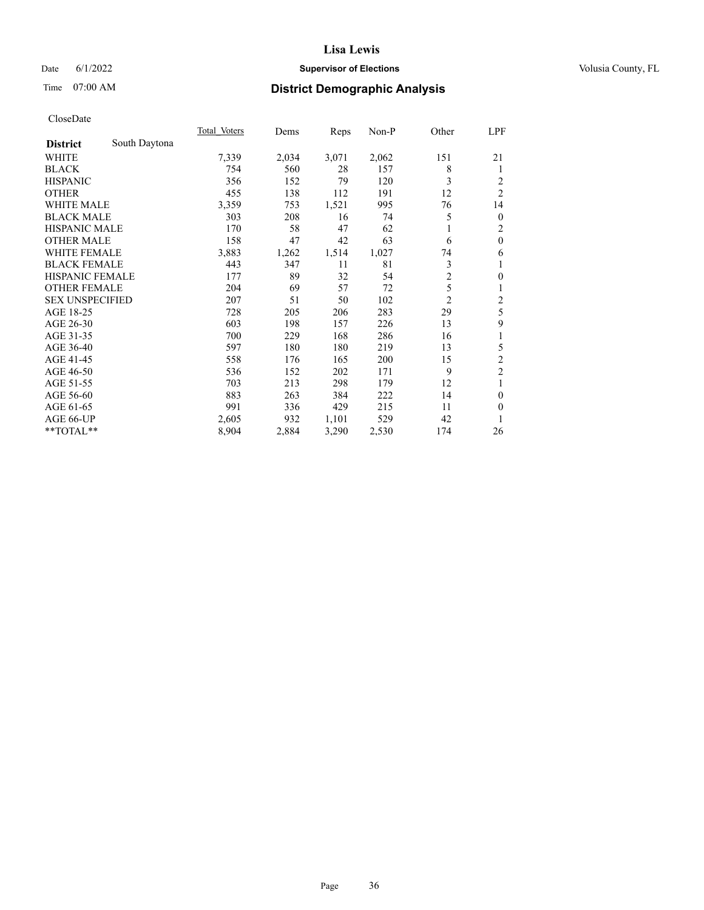# Lisa Lewis

Date 6/1/2022 **Supervisor of Elections** Volusia County, FL

Time 07:00 AM **District Demographic Analysis**

CloseDate

| **District** South Daytona | Total Voters | Dems | Reps | Non-P | Other | LPF |
|---|---|---|---|---|---|---|
| WHITE | 7,339 | 2,034 | 3,071 | 2,062 | 151 | 21 |
| BLACK | 754 | 560 | 28 | 157 | 8 | 1 |
| HISPANIC | 356 | 152 | 79 | 120 | 3 | 2 |
| OTHER | 455 | 138 | 112 | 191 | 12 | 2 |
| WHITE MALE | 3,359 | 753 | 1,521 | 995 | 76 | 14 |
| BLACK MALE | 303 | 208 | 16 | 74 | 5 | 0 |
| HISPANIC MALE | 170 | 58 | 47 | 62 | 1 | 2 |
| OTHER MALE | 158 | 47 | 42 | 63 | 6 | 0 |
| WHITE FEMALE | 3,883 | 1,262 | 1,514 | 1,027 | 74 | 6 |
| BLACK FEMALE | 443 | 347 | 11 | 81 | 3 | 1 |
| HISPANIC FEMALE | 177 | 89 | 32 | 54 | 2 | 0 |
| OTHER FEMALE | 204 | 69 | 57 | 72 | 5 | 1 |
| SEX UNSPECIFIED | 207 | 51 | 50 | 102 | 2 | 2 |
| AGE 18-25 | 728 | 205 | 206 | 283 | 29 | 5 |
| AGE 26-30 | 603 | 198 | 157 | 226 | 13 | 9 |
| AGE 31-35 | 700 | 229 | 168 | 286 | 16 | 1 |
| AGE 36-40 | 597 | 180 | 180 | 219 | 13 | 5 |
| AGE 41-45 | 558 | 176 | 165 | 200 | 15 | 2 |
| AGE 46-50 | 536 | 152 | 202 | 171 | 9 | 2 |
| AGE 51-55 | 703 | 213 | 298 | 179 | 12 | 1 |
| AGE 56-60 | 883 | 263 | 384 | 222 | 14 | 0 |
| AGE 61-65 | 991 | 336 | 429 | 215 | 11 | 0 |
| AGE 66-UP | 2,605 | 932 | 1,101 | 529 | 42 | 1 |
| **TOTAL** | 8,904 | 2,884 | 3,290 | 2,530 | 174 | 26 |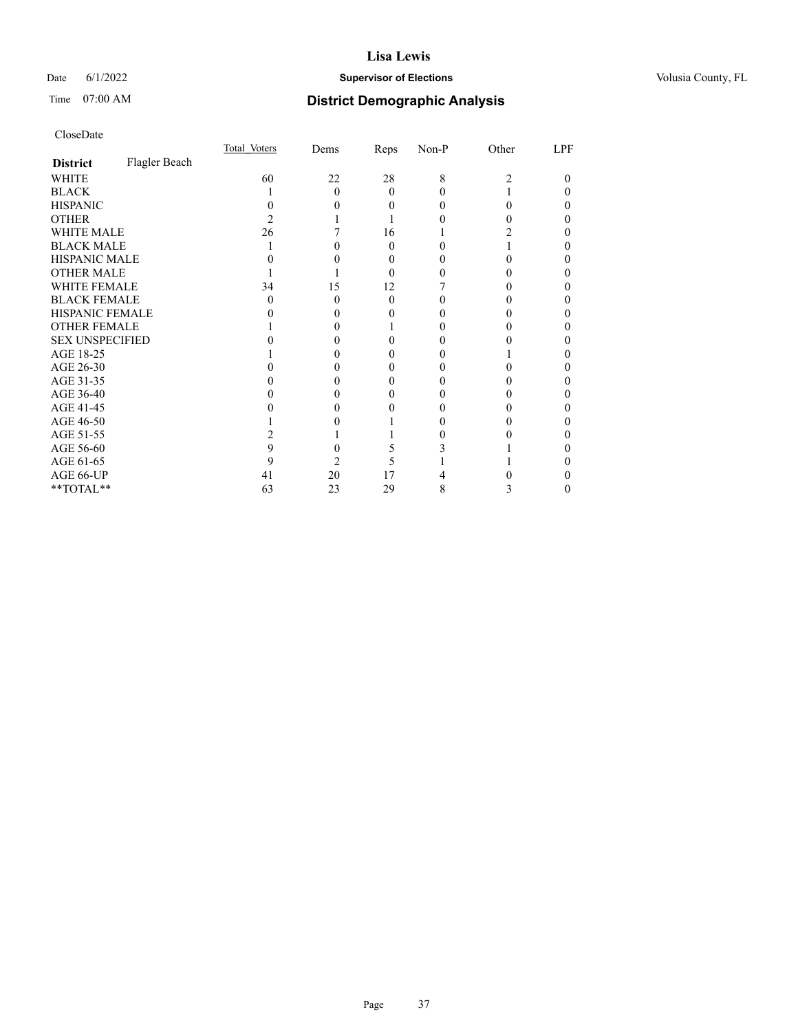Date 6/1/2022 **Supervisor of Elections** Volusia County, FL

Time 07:00 AM **District Demographic Analysis**

CloseDate

| **District** Flagler Beach | Total_Voters | Dems | Reps | Non-P | Other | LPF |
|---|---|---|---|---|---|---|
| WHITE | 60 | 22 | 28 | 8 | 2 | 0 |
| BLACK | 1 | 0 | 0 | 0 | 1 | 0 |
| HISPANIC | 0 | 0 | 0 | 0 | 0 | 0 |
| OTHER | 2 | 1 | 1 | 0 | 0 | 0 |
| WHITE MALE | 26 | 7 | 16 | 1 | 2 | 0 |
| BLACK MALE | 1 | 0 | 0 | 0 | 1 | 0 |
| HISPANIC MALE | 0 | 0 | 0 | 0 | 0 | 0 |
| OTHER MALE | 1 | 1 | 0 | 0 | 0 | 0 |
| WHITE FEMALE | 34 | 15 | 12 | 7 | 0 | 0 |
| BLACK FEMALE | 0 | 0 | 0 | 0 | 0 | 0 |
| HISPANIC FEMALE | 0 | 0 | 0 | 0 | 0 | 0 |
| OTHER FEMALE | 1 | 0 | 1 | 0 | 0 | 0 |
| SEX UNSPECIFIED | 0 | 0 | 0 | 0 | 0 | 0 |
| AGE 18-25 | 1 | 0 | 0 | 0 | 1 | 0 |
| AGE 26-30 | 0 | 0 | 0 | 0 | 0 | 0 |
| AGE 31-35 | 0 | 0 | 0 | 0 | 0 | 0 |
| AGE 36-40 | 0 | 0 | 0 | 0 | 0 | 0 |
| AGE 41-45 | 0 | 0 | 0 | 0 | 0 | 0 |
| AGE 46-50 | 1 | 0 | 1 | 0 | 0 | 0 |
| AGE 51-55 | 2 | 1 | 1 | 0 | 0 | 0 |
| AGE 56-60 | 9 | 0 | 5 | 3 | 1 | 0 |
| AGE 61-65 | 9 | 2 | 5 | 1 | 1 | 0 |
| AGE 66-UP | 41 | 20 | 17 | 4 | 0 | 0 |
| **TOTAL** | 63 | 23 | 29 | 8 | 3 | 0 |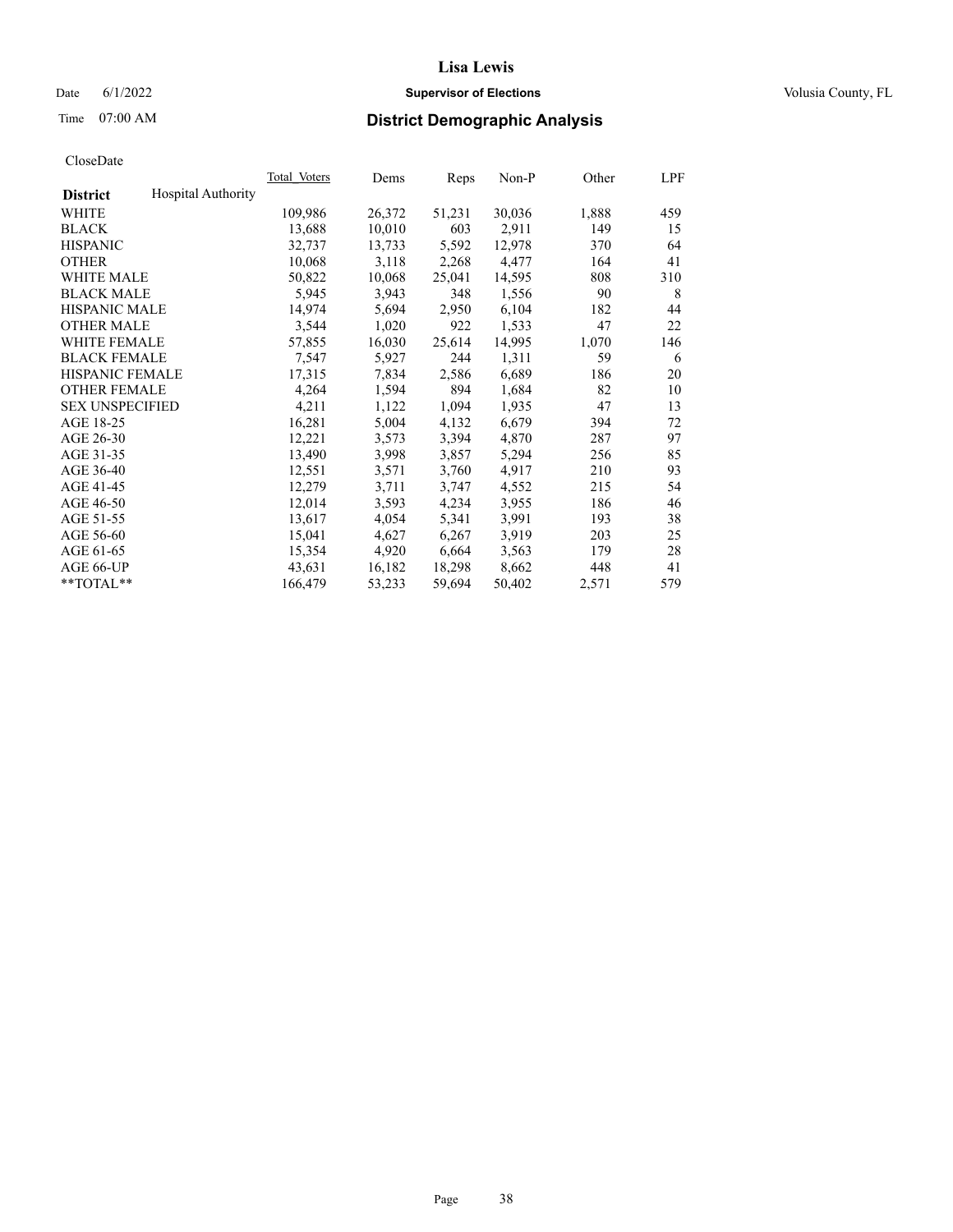CloseDate

| District | Hospital Authority | Total_Voters | Dems | Reps | Non-P | Other | LPF |
|---|---|---|---|---|---|---|---|
| WHITE | | 109,986 | 26,372 | 51,231 | 30,036 | 1,888 | 459 |
| BLACK | | 13,688 | 10,010 | 603 | 2,911 | 149 | 15 |
| HISPANIC | | 32,737 | 13,733 | 5,592 | 12,978 | 370 | 64 |
| OTHER | | 10,068 | 3,118 | 2,268 | 4,477 | 164 | 41 |
| WHITE MALE | | 50,822 | 10,068 | 25,041 | 14,595 | 808 | 310 |
| BLACK MALE | | 5,945 | 3,943 | 348 | 1,556 | 90 | 8 |
| HISPANIC MALE | | 14,974 | 5,694 | 2,950 | 6,104 | 182 | 44 |
| OTHER MALE | | 3,544 | 1,020 | 922 | 1,533 | 47 | 22 |
| WHITE FEMALE | | 57,855 | 16,030 | 25,614 | 14,995 | 1,070 | 146 |
| BLACK FEMALE | | 7,547 | 5,927 | 244 | 1,311 | 59 | 6 |
| HISPANIC FEMALE | | 17,315 | 7,834 | 2,586 | 6,689 | 186 | 20 |
| OTHER FEMALE | | 4,264 | 1,594 | 894 | 1,684 | 82 | 10 |
| SEX UNSPECIFIED | | 4,211 | 1,122 | 1,094 | 1,935 | 47 | 13 |
| AGE 18-25 | | 16,281 | 5,004 | 4,132 | 6,679 | 394 | 72 |
| AGE 26-30 | | 12,221 | 3,573 | 3,394 | 4,870 | 287 | 97 |
| AGE 31-35 | | 13,490 | 3,998 | 3,857 | 5,294 | 256 | 85 |
| AGE 36-40 | | 12,551 | 3,571 | 3,760 | 4,917 | 210 | 93 |
| AGE 41-45 | | 12,279 | 3,711 | 3,747 | 4,552 | 215 | 54 |
| AGE 46-50 | | 12,014 | 3,593 | 4,234 | 3,955 | 186 | 46 |
| AGE 51-55 | | 13,617 | 4,054 | 5,341 | 3,991 | 193 | 38 |
| AGE 56-60 | | 15,041 | 4,627 | 6,267 | 3,919 | 203 | 25 |
| AGE 61-65 | | 15,354 | 4,920 | 6,664 | 3,563 | 179 | 28 |
| AGE 66-UP | | 43,631 | 16,182 | 18,298 | 8,662 | 448 | 41 |
| **TOTAL** | | 166,479 | 53,233 | 59,694 | 50,402 | 2,571 | 579 |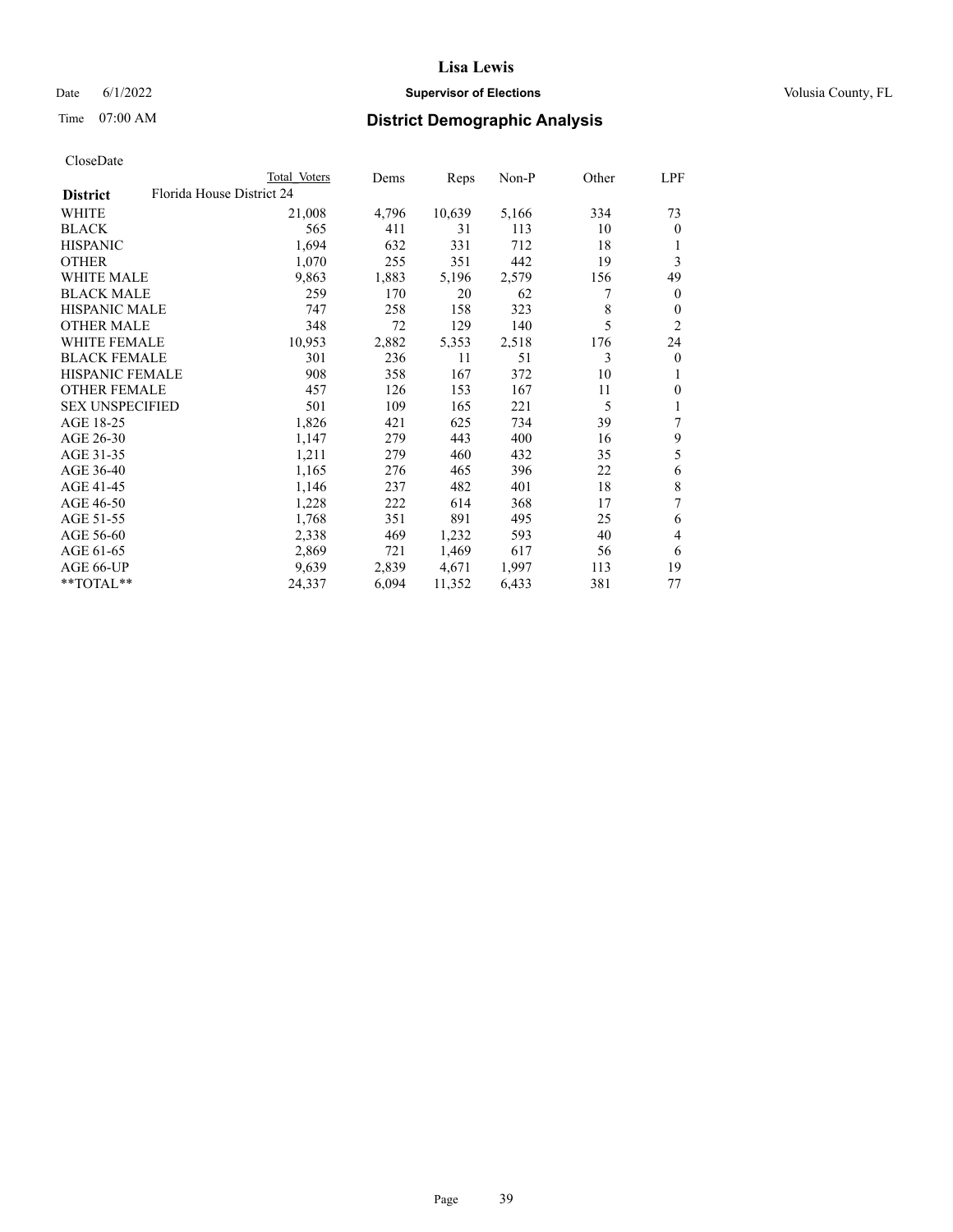# Lisa Lewis

Date 6/1/2022 **Supervisor of Elections** Volusia County, FL

Time 07:00 AM **District Demographic Analysis**

CloseDate

| **District** | Total Voters | Dems | Reps | Non-P | Other | LPF |
|---|---|---|---|---|---|---|
| Florida House District 24 | | | | | | |
| WHITE | 21,008 | 4,796 | 10,639 | 5,166 | 334 | 73 |
| BLACK | 565 | 411 | 31 | 113 | 10 | 0 |
| HISPANIC | 1,694 | 632 | 331 | 712 | 18 | 1 |
| OTHER | 1,070 | 255 | 351 | 442 | 19 | 3 |
| WHITE MALE | 9,863 | 1,883 | 5,196 | 2,579 | 156 | 49 |
| BLACK MALE | 259 | 170 | 20 | 62 | 7 | 0 |
| HISPANIC MALE | 747 | 258 | 158 | 323 | 8 | 0 |
| OTHER MALE | 348 | 72 | 129 | 140 | 5 | 2 |
| WHITE FEMALE | 10,953 | 2,882 | 5,353 | 2,518 | 176 | 24 |
| BLACK FEMALE | 301 | 236 | 11 | 51 | 3 | 0 |
| HISPANIC FEMALE | 908 | 358 | 167 | 372 | 10 | 1 |
| OTHER FEMALE | 457 | 126 | 153 | 167 | 11 | 0 |
| SEX UNSPECIFIED | 501 | 109 | 165 | 221 | 5 | 1 |
| AGE 18-25 | 1,826 | 421 | 625 | 734 | 39 | 7 |
| AGE 26-30 | 1,147 | 279 | 443 | 400 | 16 | 9 |
| AGE 31-35 | 1,211 | 279 | 460 | 432 | 35 | 5 |
| AGE 36-40 | 1,165 | 276 | 465 | 396 | 22 | 6 |
| AGE 41-45 | 1,146 | 237 | 482 | 401 | 18 | 8 |
| AGE 46-50 | 1,228 | 222 | 614 | 368 | 17 | 7 |
| AGE 51-55 | 1,768 | 351 | 891 | 495 | 25 | 6 |
| AGE 56-60 | 2,338 | 469 | 1,232 | 593 | 40 | 4 |
| AGE 61-65 | 2,869 | 721 | 1,469 | 617 | 56 | 6 |
| AGE 66-UP | 9,639 | 2,839 | 4,671 | 1,997 | 113 | 19 |
| **TOTAL** | 24,337 | 6,094 | 11,352 | 6,433 | 381 | 77 |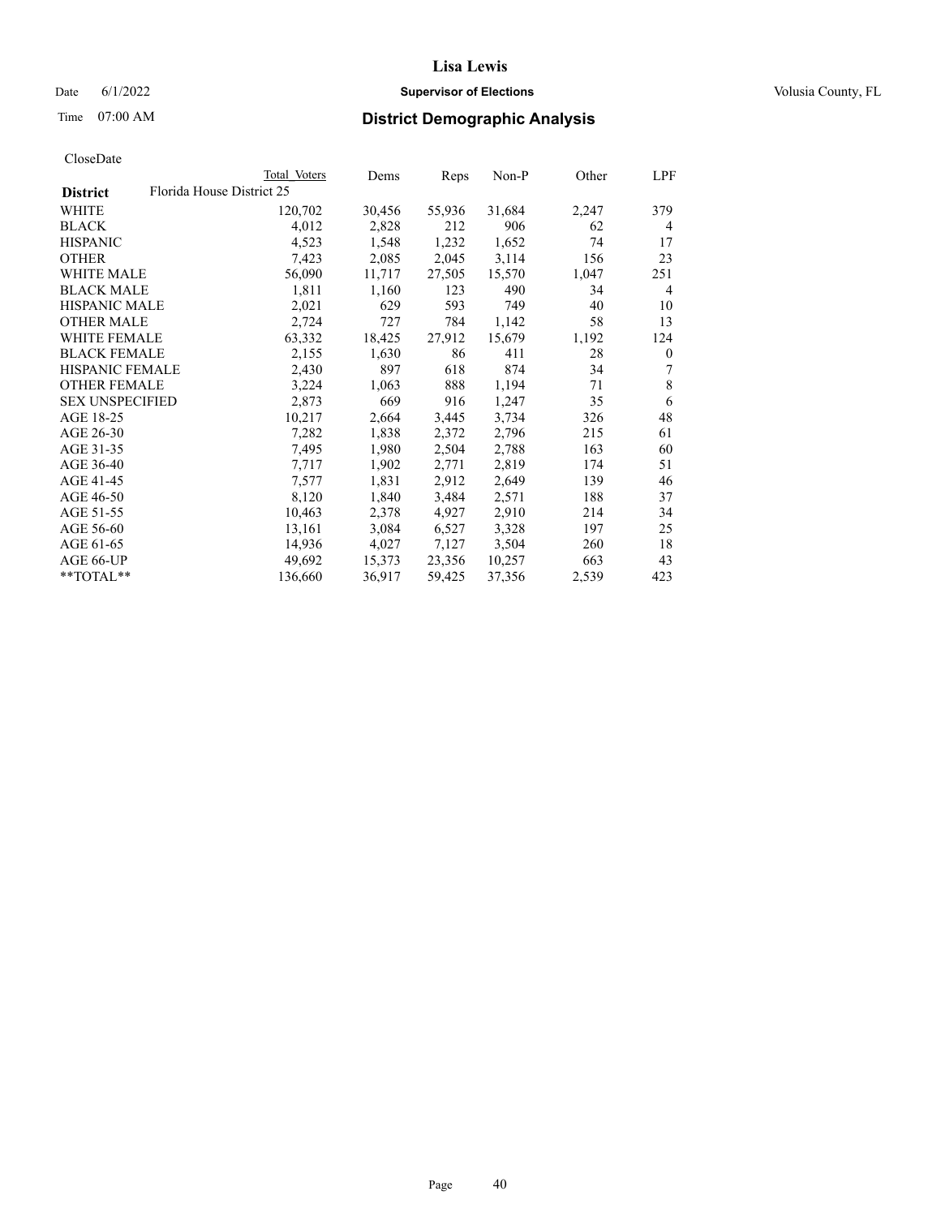# Lisa Lewis

Date 6/1/2022 **Supervisor of Elections** Volusia County, FL

Time 07:00 AM **District Demographic Analysis**

CloseDate

| District | Total Voters | Dems | Reps | Non-P | Other | LPF |
|---|---|---|---|---|---|---|
| Florida House District 25 | | | | | | |
| WHITE | 120,702 | 30,456 | 55,936 | 31,684 | 2,247 | 379 |
| BLACK | 4,012 | 2,828 | 212 | 906 | 62 | 4 |
| HISPANIC | 4,523 | 1,548 | 1,232 | 1,652 | 74 | 17 |
| OTHER | 7,423 | 2,085 | 2,045 | 3,114 | 156 | 23 |
| WHITE MALE | 56,090 | 11,717 | 27,505 | 15,570 | 1,047 | 251 |
| BLACK MALE | 1,811 | 1,160 | 123 | 490 | 34 | 4 |
| HISPANIC MALE | 2,021 | 629 | 593 | 749 | 40 | 10 |
| OTHER MALE | 2,724 | 727 | 784 | 1,142 | 58 | 13 |
| WHITE FEMALE | 63,332 | 18,425 | 27,912 | 15,679 | 1,192 | 124 |
| BLACK FEMALE | 2,155 | 1,630 | 86 | 411 | 28 | 0 |
| HISPANIC FEMALE | 2,430 | 897 | 618 | 874 | 34 | 7 |
| OTHER FEMALE | 3,224 | 1,063 | 888 | 1,194 | 71 | 8 |
| SEX UNSPECIFIED | 2,873 | 669 | 916 | 1,247 | 35 | 6 |
| AGE 18-25 | 10,217 | 2,664 | 3,445 | 3,734 | 326 | 48 |
| AGE 26-30 | 7,282 | 1,838 | 2,372 | 2,796 | 215 | 61 |
| AGE 31-35 | 7,495 | 1,980 | 2,504 | 2,788 | 163 | 60 |
| AGE 36-40 | 7,717 | 1,902 | 2,771 | 2,819 | 174 | 51 |
| AGE 41-45 | 7,577 | 1,831 | 2,912 | 2,649 | 139 | 46 |
| AGE 46-50 | 8,120 | 1,840 | 3,484 | 2,571 | 188 | 37 |
| AGE 51-55 | 10,463 | 2,378 | 4,927 | 2,910 | 214 | 34 |
| AGE 56-60 | 13,161 | 3,084 | 6,527 | 3,328 | 197 | 25 |
| AGE 61-65 | 14,936 | 4,027 | 7,127 | 3,504 | 260 | 18 |
| AGE 66-UP | 49,692 | 15,373 | 23,356 | 10,257 | 663 | 43 |
| **TOTAL** | 136,660 | 36,917 | 59,425 | 37,356 | 2,539 | 423 |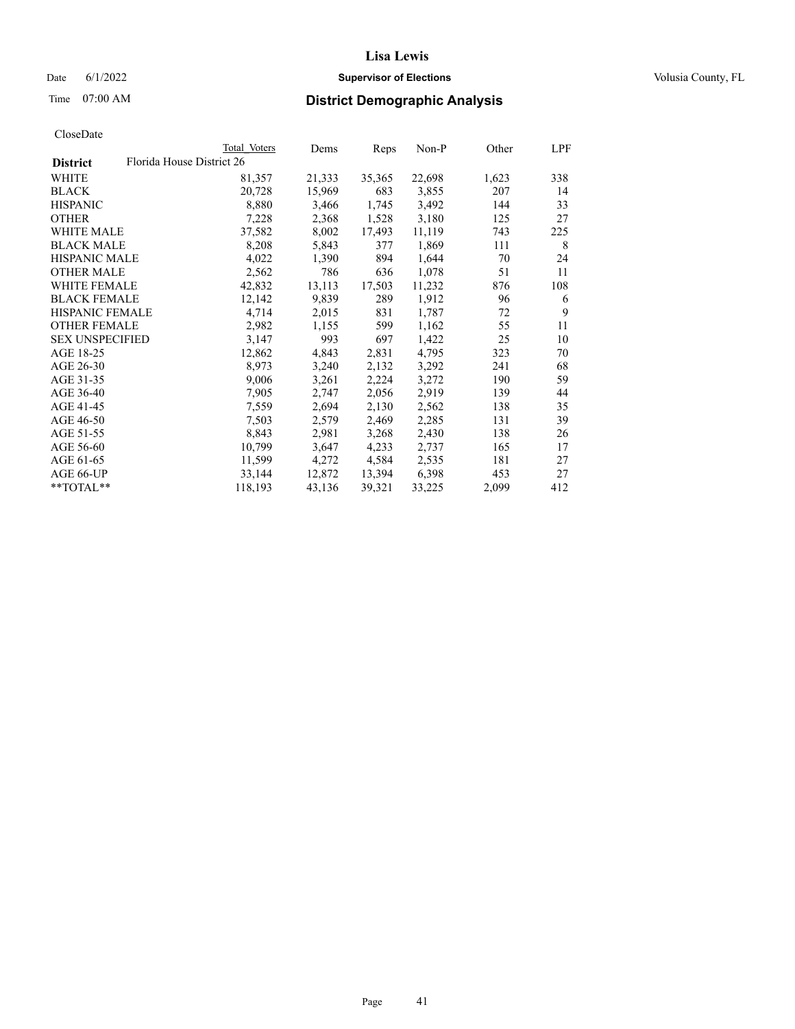# District Demographic Analysis

Lisa Lewis
Supervisor of Elections
Volusia County, FL

Date 6/1/2022
Time 07:00 AM

CloseDate

| District | Total Voters | Dems | Reps | Non-P | Other | LPF |
|---|---|---|---|---|---|---|
| Florida House District 26 | | | | | | |
| WHITE | 81,357 | 21,333 | 35,365 | 22,698 | 1,623 | 338 |
| BLACK | 20,728 | 15,969 | 683 | 3,855 | 207 | 14 |
| HISPANIC | 8,880 | 3,466 | 1,745 | 3,492 | 144 | 33 |
| OTHER | 7,228 | 2,368 | 1,528 | 3,180 | 125 | 27 |
| WHITE MALE | 37,582 | 8,002 | 17,493 | 11,119 | 743 | 225 |
| BLACK MALE | 8,208 | 5,843 | 377 | 1,869 | 111 | 8 |
| HISPANIC MALE | 4,022 | 1,390 | 894 | 1,644 | 70 | 24 |
| OTHER MALE | 2,562 | 786 | 636 | 1,078 | 51 | 11 |
| WHITE FEMALE | 42,832 | 13,113 | 17,503 | 11,232 | 876 | 108 |
| BLACK FEMALE | 12,142 | 9,839 | 289 | 1,912 | 96 | 6 |
| HISPANIC FEMALE | 4,714 | 2,015 | 831 | 1,787 | 72 | 9 |
| OTHER FEMALE | 2,982 | 1,155 | 599 | 1,162 | 55 | 11 |
| SEX UNSPECIFIED | 3,147 | 993 | 697 | 1,422 | 25 | 10 |
| AGE 18-25 | 12,862 | 4,843 | 2,831 | 4,795 | 323 | 70 |
| AGE 26-30 | 8,973 | 3,240 | 2,132 | 3,292 | 241 | 68 |
| AGE 31-35 | 9,006 | 3,261 | 2,224 | 3,272 | 190 | 59 |
| AGE 36-40 | 7,905 | 2,747 | 2,056 | 2,919 | 139 | 44 |
| AGE 41-45 | 7,559 | 2,694 | 2,130 | 2,562 | 138 | 35 |
| AGE 46-50 | 7,503 | 2,579 | 2,469 | 2,285 | 131 | 39 |
| AGE 51-55 | 8,843 | 2,981 | 3,268 | 2,430 | 138 | 26 |
| AGE 56-60 | 10,799 | 3,647 | 4,233 | 2,737 | 165 | 17 |
| AGE 61-65 | 11,599 | 4,272 | 4,584 | 2,535 | 181 | 27 |
| AGE 66-UP | 33,144 | 12,872 | 13,394 | 6,398 | 453 | 27 |
| **TOTAL** | 118,193 | 43,136 | 39,321 | 33,225 | 2,099 | 412 |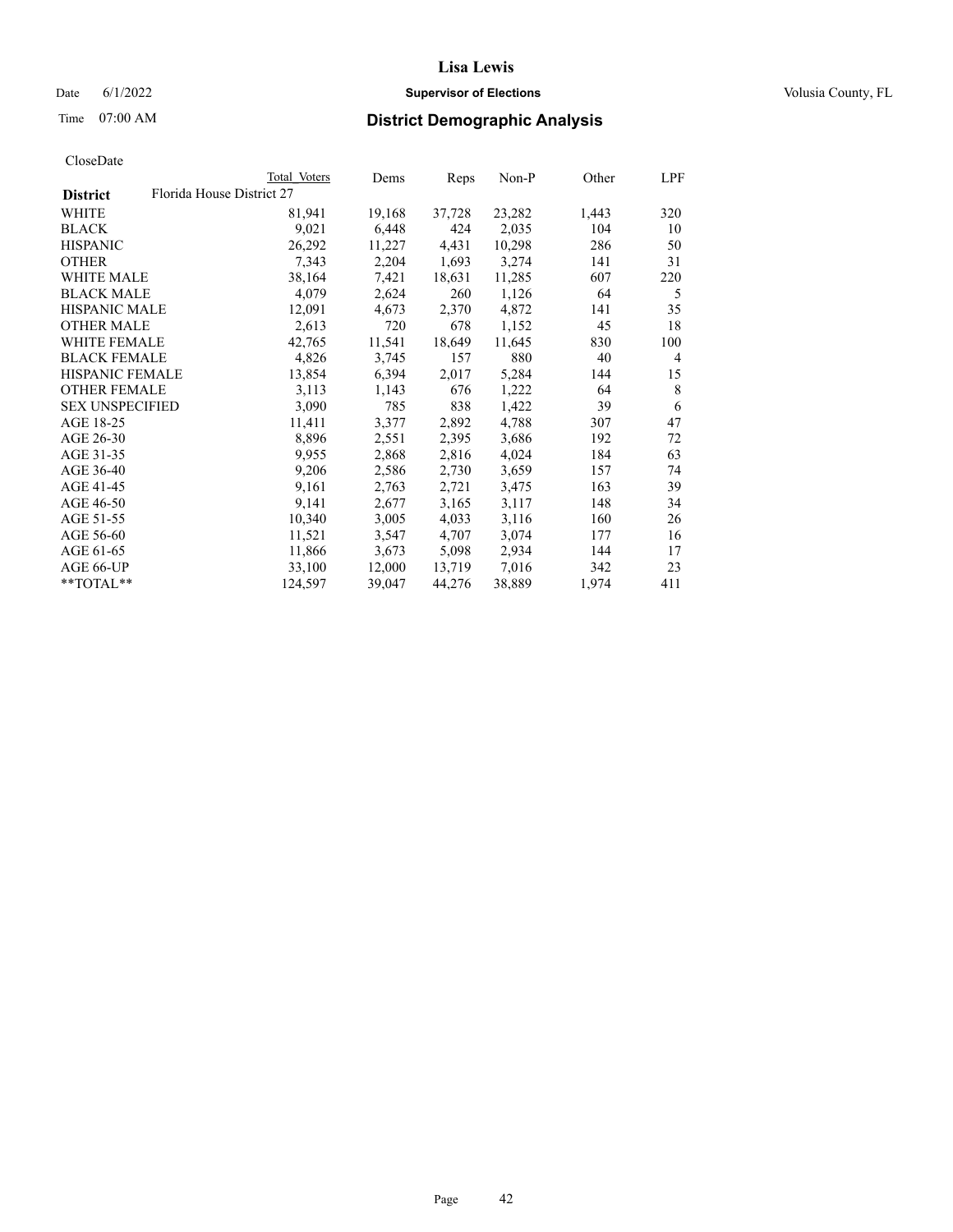# Lisa Lewis

Date 6/1/2022 **Supervisor of Elections** Volusia County, FL

Time 07:00 AM **District Demographic Analysis**

CloseDate

| District | Total Voters | Dems | Reps | Non-P | Other | LPF |
|---|---|---|---|---|---|---|
| Florida House District 27 | | | | | | |
| WHITE | 81,941 | 19,168 | 37,728 | 23,282 | 1,443 | 320 |
| BLACK | 9,021 | 6,448 | 424 | 2,035 | 104 | 10 |
| HISPANIC | 26,292 | 11,227 | 4,431 | 10,298 | 286 | 50 |
| OTHER | 7,343 | 2,204 | 1,693 | 3,274 | 141 | 31 |
| WHITE MALE | 38,164 | 7,421 | 18,631 | 11,285 | 607 | 220 |
| BLACK MALE | 4,079 | 2,624 | 260 | 1,126 | 64 | 5 |
| HISPANIC MALE | 12,091 | 4,673 | 2,370 | 4,872 | 141 | 35 |
| OTHER MALE | 2,613 | 720 | 678 | 1,152 | 45 | 18 |
| WHITE FEMALE | 42,765 | 11,541 | 18,649 | 11,645 | 830 | 100 |
| BLACK FEMALE | 4,826 | 3,745 | 157 | 880 | 40 | 4 |
| HISPANIC FEMALE | 13,854 | 6,394 | 2,017 | 5,284 | 144 | 15 |
| OTHER FEMALE | 3,113 | 1,143 | 676 | 1,222 | 64 | 8 |
| SEX UNSPECIFIED | 3,090 | 785 | 838 | 1,422 | 39 | 6 |
| AGE 18-25 | 11,411 | 3,377 | 2,892 | 4,788 | 307 | 47 |
| AGE 26-30 | 8,896 | 2,551 | 2,395 | 3,686 | 192 | 72 |
| AGE 31-35 | 9,955 | 2,868 | 2,816 | 4,024 | 184 | 63 |
| AGE 36-40 | 9,206 | 2,586 | 2,730 | 3,659 | 157 | 74 |
| AGE 41-45 | 9,161 | 2,763 | 2,721 | 3,475 | 163 | 39 |
| AGE 46-50 | 9,141 | 2,677 | 3,165 | 3,117 | 148 | 34 |
| AGE 51-55 | 10,340 | 3,005 | 4,033 | 3,116 | 160 | 26 |
| AGE 56-60 | 11,521 | 3,547 | 4,707 | 3,074 | 177 | 16 |
| AGE 61-65 | 11,866 | 3,673 | 5,098 | 2,934 | 144 | 17 |
| AGE 66-UP | 33,100 | 12,000 | 13,719 | 7,016 | 342 | 23 |
| **TOTAL** | 124,597 | 39,047 | 44,276 | 38,889 | 1,974 | 411 |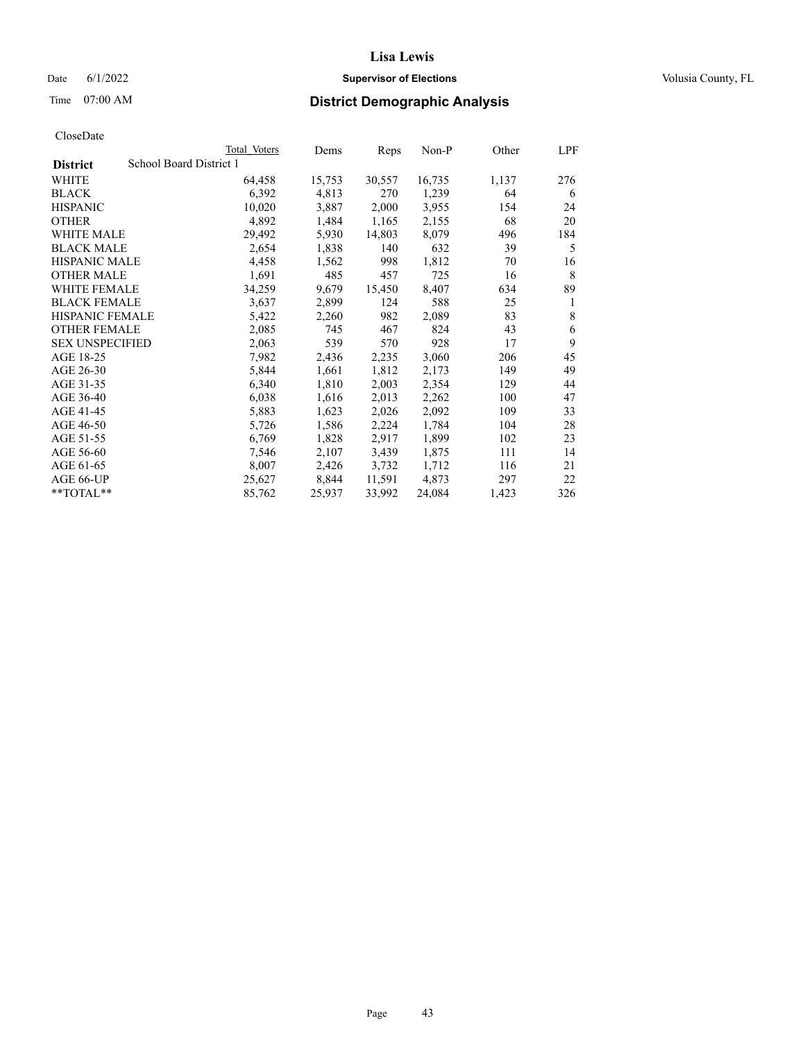# Lisa Lewis

Date 6/1/2022 **Supervisor of Elections** Volusia County, FL

Time 07:00 AM **District Demographic Analysis**

CloseDate

| District | Total Voters | Dems | Reps | Non-P | Other | LPF |
|---|---|---|---|---|---|---|
| School Board District 1 | | | | | | |
| WHITE | 64,458 | 15,753 | 30,557 | 16,735 | 1,137 | 276 |
| BLACK | 6,392 | 4,813 | 270 | 1,239 | 64 | 6 |
| HISPANIC | 10,020 | 3,887 | 2,000 | 3,955 | 154 | 24 |
| OTHER | 4,892 | 1,484 | 1,165 | 2,155 | 68 | 20 |
| WHITE MALE | 29,492 | 5,930 | 14,803 | 8,079 | 496 | 184 |
| BLACK MALE | 2,654 | 1,838 | 140 | 632 | 39 | 5 |
| HISPANIC MALE | 4,458 | 1,562 | 998 | 1,812 | 70 | 16 |
| OTHER MALE | 1,691 | 485 | 457 | 725 | 16 | 8 |
| WHITE FEMALE | 34,259 | 9,679 | 15,450 | 8,407 | 634 | 89 |
| BLACK FEMALE | 3,637 | 2,899 | 124 | 588 | 25 | 1 |
| HISPANIC FEMALE | 5,422 | 2,260 | 982 | 2,089 | 83 | 8 |
| OTHER FEMALE | 2,085 | 745 | 467 | 824 | 43 | 6 |
| SEX UNSPECIFIED | 2,063 | 539 | 570 | 928 | 17 | 9 |
| AGE 18-25 | 7,982 | 2,436 | 2,235 | 3,060 | 206 | 45 |
| AGE 26-30 | 5,844 | 1,661 | 1,812 | 2,173 | 149 | 49 |
| AGE 31-35 | 6,340 | 1,810 | 2,003 | 2,354 | 129 | 44 |
| AGE 36-40 | 6,038 | 1,616 | 2,013 | 2,262 | 100 | 47 |
| AGE 41-45 | 5,883 | 1,623 | 2,026 | 2,092 | 109 | 33 |
| AGE 46-50 | 5,726 | 1,586 | 2,224 | 1,784 | 104 | 28 |
| AGE 51-55 | 6,769 | 1,828 | 2,917 | 1,899 | 102 | 23 |
| AGE 56-60 | 7,546 | 2,107 | 3,439 | 1,875 | 111 | 14 |
| AGE 61-65 | 8,007 | 2,426 | 3,732 | 1,712 | 116 | 21 |
| AGE 66-UP | 25,627 | 8,844 | 11,591 | 4,873 | 297 | 22 |
| **TOTAL** | 85,762 | 25,937 | 33,992 | 24,084 | 1,423 | 326 |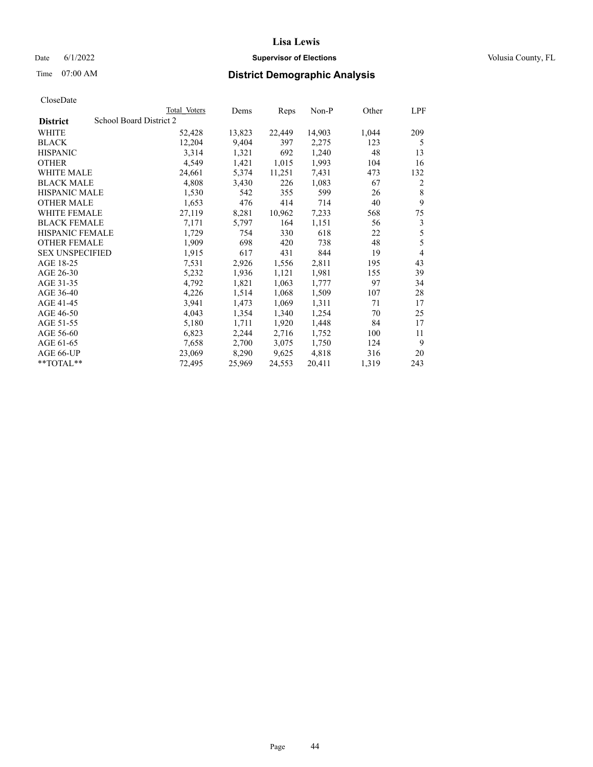# Lisa Lewis

Date 6/1/2022 **Supervisor of Elections** Volusia County, FL

Time 07:00 AM **District Demographic Analysis**

CloseDate

| District | School Board District 2 | Total Voters | Dems | Reps | Non-P | Other | LPF |
|---|---|---|---|---|---|---|---|
| WHITE | | 52,428 | 13,823 | 22,449 | 14,903 | 1,044 | 209 |
| BLACK | | 12,204 | 9,404 | 397 | 2,275 | 123 | 5 |
| HISPANIC | | 3,314 | 1,321 | 692 | 1,240 | 48 | 13 |
| OTHER | | 4,549 | 1,421 | 1,015 | 1,993 | 104 | 16 |
| WHITE MALE | | 24,661 | 5,374 | 11,251 | 7,431 | 473 | 132 |
| BLACK MALE | | 4,808 | 3,430 | 226 | 1,083 | 67 | 2 |
| HISPANIC MALE | | 1,530 | 542 | 355 | 599 | 26 | 8 |
| OTHER MALE | | 1,653 | 476 | 414 | 714 | 40 | 9 |
| WHITE FEMALE | | 27,119 | 8,281 | 10,962 | 7,233 | 568 | 75 |
| BLACK FEMALE | | 7,171 | 5,797 | 164 | 1,151 | 56 | 3 |
| HISPANIC FEMALE | | 1,729 | 754 | 330 | 618 | 22 | 5 |
| OTHER FEMALE | | 1,909 | 698 | 420 | 738 | 48 | 5 |
| SEX UNSPECIFIED | | 1,915 | 617 | 431 | 844 | 19 | 4 |
| AGE 18-25 | | 7,531 | 2,926 | 1,556 | 2,811 | 195 | 43 |
| AGE 26-30 | | 5,232 | 1,936 | 1,121 | 1,981 | 155 | 39 |
| AGE 31-35 | | 4,792 | 1,821 | 1,063 | 1,777 | 97 | 34 |
| AGE 36-40 | | 4,226 | 1,514 | 1,068 | 1,509 | 107 | 28 |
| AGE 41-45 | | 3,941 | 1,473 | 1,069 | 1,311 | 71 | 17 |
| AGE 46-50 | | 4,043 | 1,354 | 1,340 | 1,254 | 70 | 25 |
| AGE 51-55 | | 5,180 | 1,711 | 1,920 | 1,448 | 84 | 17 |
| AGE 56-60 | | 6,823 | 2,244 | 2,716 | 1,752 | 100 | 11 |
| AGE 61-65 | | 7,658 | 2,700 | 3,075 | 1,750 | 124 | 9 |
| AGE 66-UP | | 23,069 | 8,290 | 9,625 | 4,818 | 316 | 20 |
| **TOTAL** | | 72,495 | 25,969 | 24,553 | 20,411 | 1,319 | 243 |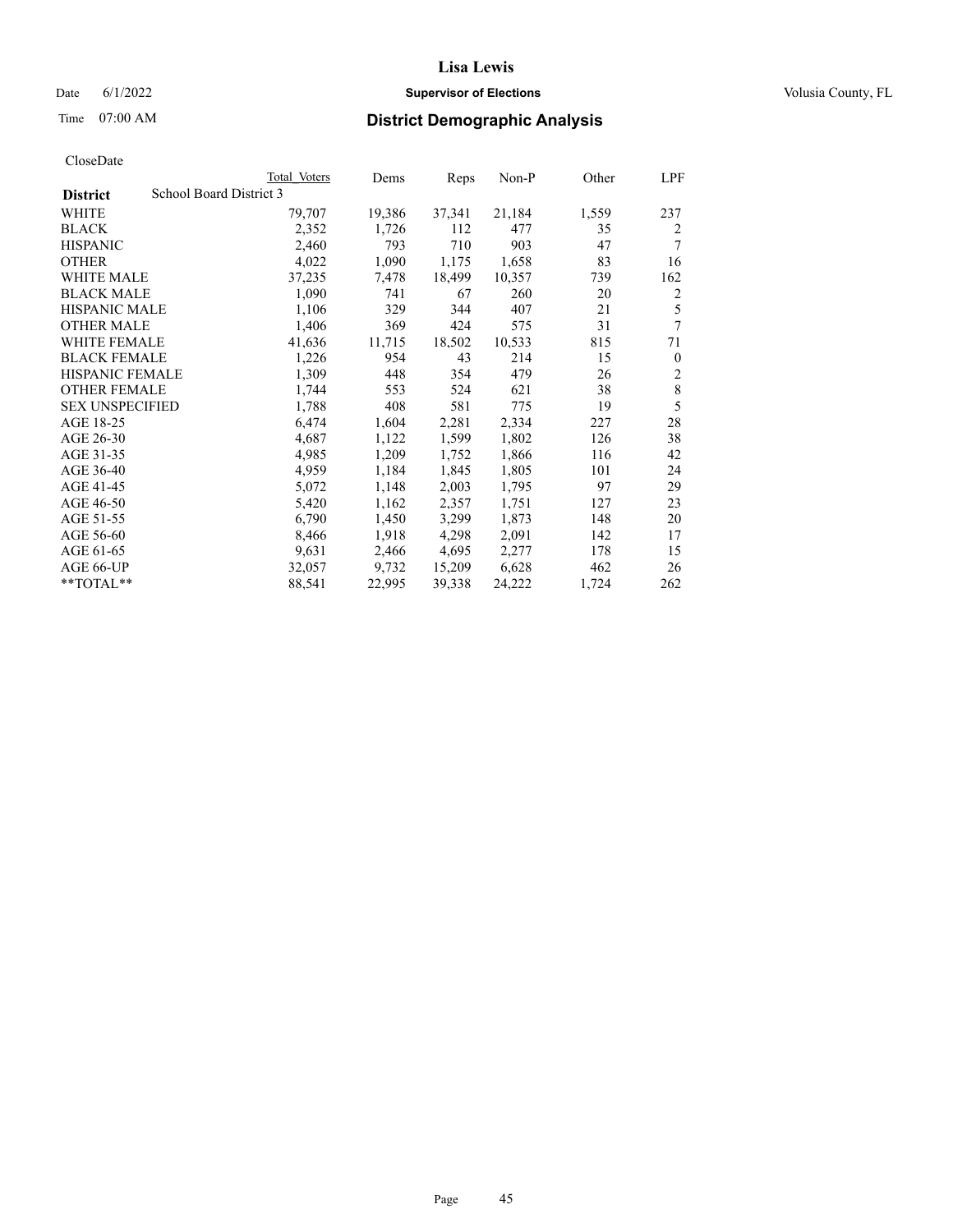# District Demographic Analysis

CloseDate

| District | School Board District 3 | Total Voters | Dems | Reps | Non-P | Other | LPF |
|---|---|---|---|---|---|---|---|
| WHITE | | 79,707 | 19,386 | 37,341 | 21,184 | 1,559 | 237 |
| BLACK | | 2,352 | 1,726 | 112 | 477 | 35 | 2 |
| HISPANIC | | 2,460 | 793 | 710 | 903 | 47 | 7 |
| OTHER | | 4,022 | 1,090 | 1,175 | 1,658 | 83 | 16 |
| WHITE MALE | | 37,235 | 7,478 | 18,499 | 10,357 | 739 | 162 |
| BLACK MALE | | 1,090 | 741 | 67 | 260 | 20 | 2 |
| HISPANIC MALE | | 1,106 | 329 | 344 | 407 | 21 | 5 |
| OTHER MALE | | 1,406 | 369 | 424 | 575 | 31 | 7 |
| WHITE FEMALE | | 41,636 | 11,715 | 18,502 | 10,533 | 815 | 71 |
| BLACK FEMALE | | 1,226 | 954 | 43 | 214 | 15 | 0 |
| HISPANIC FEMALE | | 1,309 | 448 | 354 | 479 | 26 | 2 |
| OTHER FEMALE | | 1,744 | 553 | 524 | 621 | 38 | 8 |
| SEX UNSPECIFIED | | 1,788 | 408 | 581 | 775 | 19 | 5 |
| AGE 18-25 | | 6,474 | 1,604 | 2,281 | 2,334 | 227 | 28 |
| AGE 26-30 | | 4,687 | 1,122 | 1,599 | 1,802 | 126 | 38 |
| AGE 31-35 | | 4,985 | 1,209 | 1,752 | 1,866 | 116 | 42 |
| AGE 36-40 | | 4,959 | 1,184 | 1,845 | 1,805 | 101 | 24 |
| AGE 41-45 | | 5,072 | 1,148 | 2,003 | 1,795 | 97 | 29 |
| AGE 46-50 | | 5,420 | 1,162 | 2,357 | 1,751 | 127 | 23 |
| AGE 51-55 | | 6,790 | 1,450 | 3,299 | 1,873 | 148 | 20 |
| AGE 56-60 | | 8,466 | 1,918 | 4,298 | 2,091 | 142 | 17 |
| AGE 61-65 | | 9,631 | 2,466 | 4,695 | 2,277 | 178 | 15 |
| AGE 66-UP | | 32,057 | 9,732 | 15,209 | 6,628 | 462 | 26 |
| **TOTAL** | | 88,541 | 22,995 | 39,338 | 24,222 | 1,724 | 262 |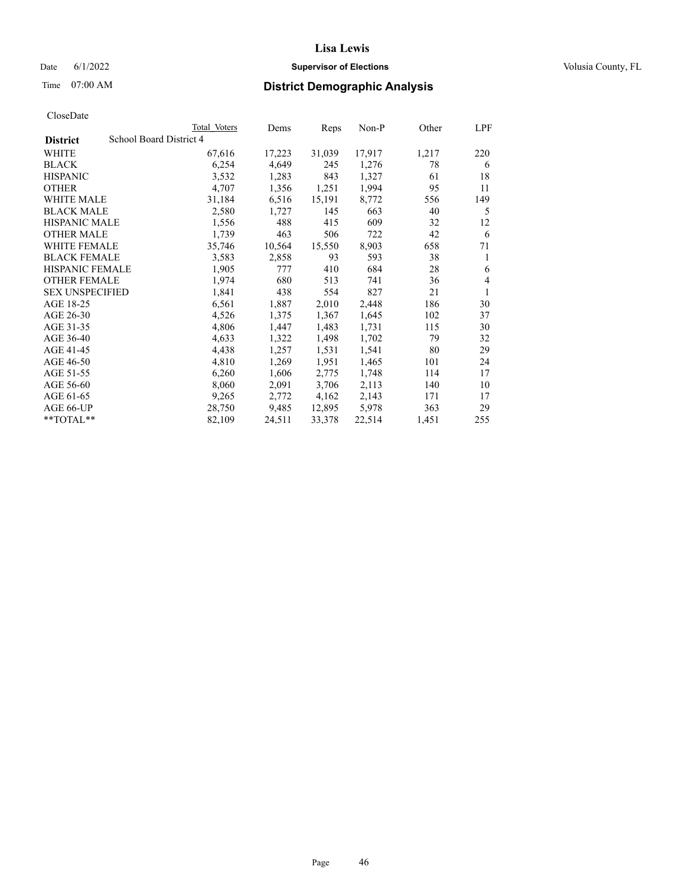# Lisa Lewis

Date 6/1/2022 **Supervisor of Elections** Volusia County, FL

Time 07:00 AM **District Demographic Analysis**

CloseDate

| District | Total Voters | Dems | Reps | Non-P | Other | LPF |
|---|---|---|---|---|---|---|
| School Board District 4 | | | | | | |
| WHITE | 67,616 | 17,223 | 31,039 | 17,917 | 1,217 | 220 |
| BLACK | 6,254 | 4,649 | 245 | 1,276 | 78 | 6 |
| HISPANIC | 3,532 | 1,283 | 843 | 1,327 | 61 | 18 |
| OTHER | 4,707 | 1,356 | 1,251 | 1,994 | 95 | 11 |
| WHITE MALE | 31,184 | 6,516 | 15,191 | 8,772 | 556 | 149 |
| BLACK MALE | 2,580 | 1,727 | 145 | 663 | 40 | 5 |
| HISPANIC MALE | 1,556 | 488 | 415 | 609 | 32 | 12 |
| OTHER MALE | 1,739 | 463 | 506 | 722 | 42 | 6 |
| WHITE FEMALE | 35,746 | 10,564 | 15,550 | 8,903 | 658 | 71 |
| BLACK FEMALE | 3,583 | 2,858 | 93 | 593 | 38 | 1 |
| HISPANIC FEMALE | 1,905 | 777 | 410 | 684 | 28 | 6 |
| OTHER FEMALE | 1,974 | 680 | 513 | 741 | 36 | 4 |
| SEX UNSPECIFIED | 1,841 | 438 | 554 | 827 | 21 | 1 |
| AGE 18-25 | 6,561 | 1,887 | 2,010 | 2,448 | 186 | 30 |
| AGE 26-30 | 4,526 | 1,375 | 1,367 | 1,645 | 102 | 37 |
| AGE 31-35 | 4,806 | 1,447 | 1,483 | 1,731 | 115 | 30 |
| AGE 36-40 | 4,633 | 1,322 | 1,498 | 1,702 | 79 | 32 |
| AGE 41-45 | 4,438 | 1,257 | 1,531 | 1,541 | 80 | 29 |
| AGE 46-50 | 4,810 | 1,269 | 1,951 | 1,465 | 101 | 24 |
| AGE 51-55 | 6,260 | 1,606 | 2,775 | 1,748 | 114 | 17 |
| AGE 56-60 | 8,060 | 2,091 | 3,706 | 2,113 | 140 | 10 |
| AGE 61-65 | 9,265 | 2,772 | 4,162 | 2,143 | 171 | 17 |
| AGE 66-UP | 28,750 | 9,485 | 12,895 | 5,978 | 363 | 29 |
| **TOTAL** | 82,109 | 24,511 | 33,378 | 22,514 | 1,451 | 255 |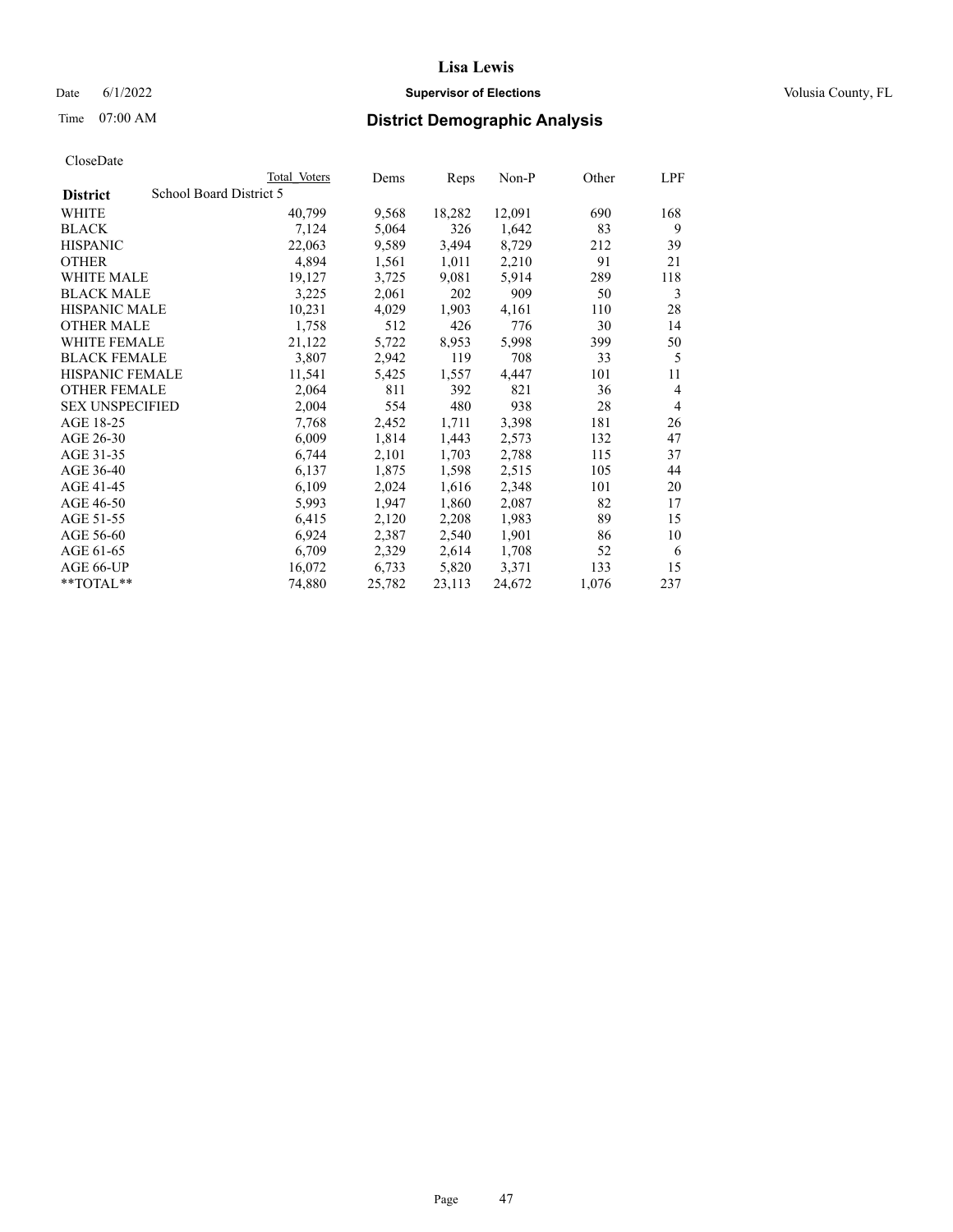# Lisa Lewis

Date 6/1/2022 **Supervisor of Elections** Volusia County, FL

Time 07:00 AM **District Demographic Analysis**

CloseDate

| District | Total Voters | Dems | Reps | Non-P | Other | LPF |
|---|---|---|---|---|---|---|
| School Board District 5 | | | | | | |
| WHITE | 40,799 | 9,568 | 18,282 | 12,091 | 690 | 168 |
| BLACK | 7,124 | 5,064 | 326 | 1,642 | 83 | 9 |
| HISPANIC | 22,063 | 9,589 | 3,494 | 8,729 | 212 | 39 |
| OTHER | 4,894 | 1,561 | 1,011 | 2,210 | 91 | 21 |
| WHITE MALE | 19,127 | 3,725 | 9,081 | 5,914 | 289 | 118 |
| BLACK MALE | 3,225 | 2,061 | 202 | 909 | 50 | 3 |
| HISPANIC MALE | 10,231 | 4,029 | 1,903 | 4,161 | 110 | 28 |
| OTHER MALE | 1,758 | 512 | 426 | 776 | 30 | 14 |
| WHITE FEMALE | 21,122 | 5,722 | 8,953 | 5,998 | 399 | 50 |
| BLACK FEMALE | 3,807 | 2,942 | 119 | 708 | 33 | 5 |
| HISPANIC FEMALE | 11,541 | 5,425 | 1,557 | 4,447 | 101 | 11 |
| OTHER FEMALE | 2,064 | 811 | 392 | 821 | 36 | 4 |
| SEX UNSPECIFIED | 2,004 | 554 | 480 | 938 | 28 | 4 |
| AGE 18-25 | 7,768 | 2,452 | 1,711 | 3,398 | 181 | 26 |
| AGE 26-30 | 6,009 | 1,814 | 1,443 | 2,573 | 132 | 47 |
| AGE 31-35 | 6,744 | 2,101 | 1,703 | 2,788 | 115 | 37 |
| AGE 36-40 | 6,137 | 1,875 | 1,598 | 2,515 | 105 | 44 |
| AGE 41-45 | 6,109 | 2,024 | 1,616 | 2,348 | 101 | 20 |
| AGE 46-50 | 5,993 | 1,947 | 1,860 | 2,087 | 82 | 17 |
| AGE 51-55 | 6,415 | 2,120 | 2,208 | 1,983 | 89 | 15 |
| AGE 56-60 | 6,924 | 2,387 | 2,540 | 1,901 | 86 | 10 |
| AGE 61-65 | 6,709 | 2,329 | 2,614 | 1,708 | 52 | 6 |
| AGE 66-UP | 16,072 | 6,733 | 5,820 | 3,371 | 133 | 15 |
| **TOTAL** | 74,880 | 25,782 | 23,113 | 24,672 | 1,076 | 237 |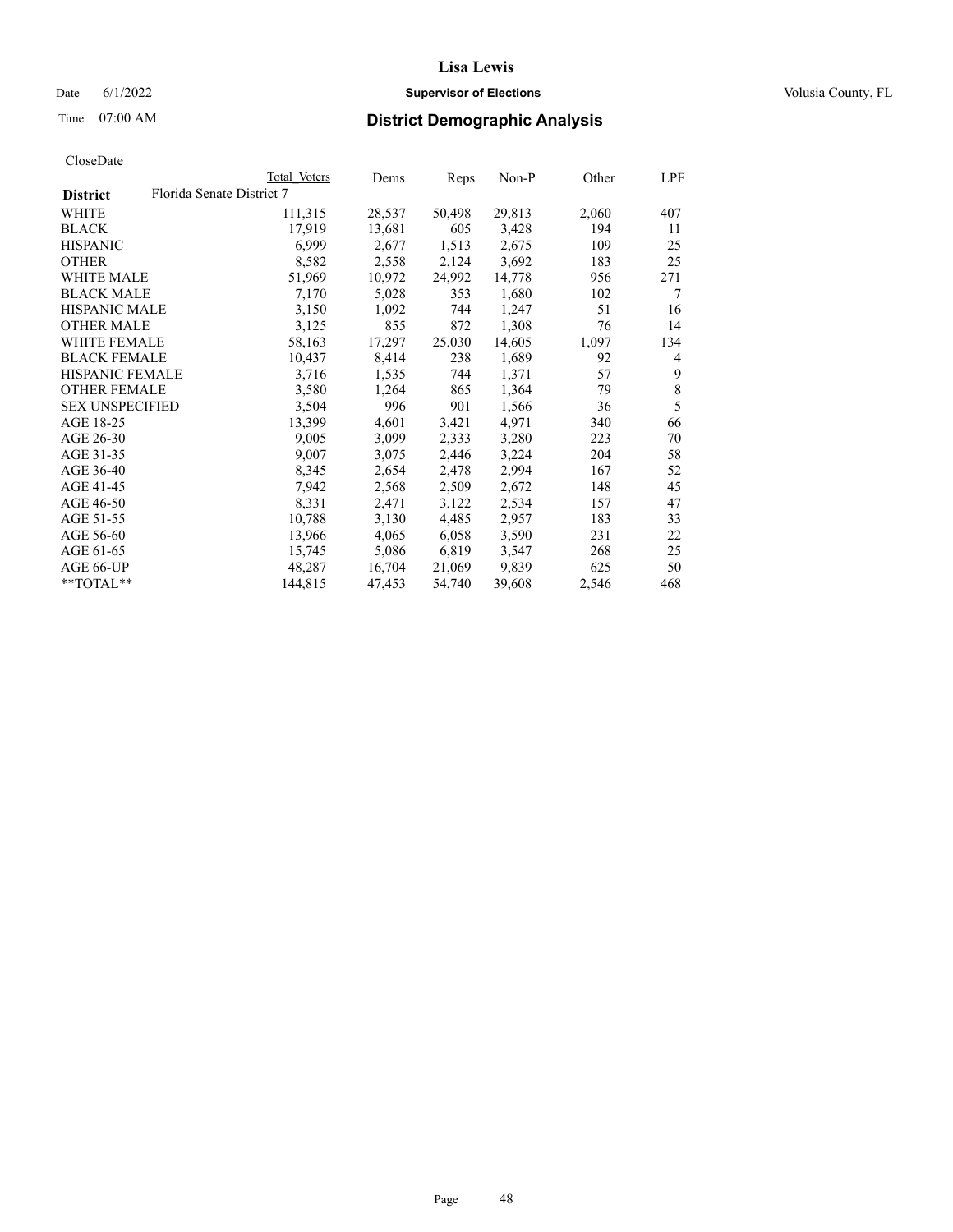# Lisa Lewis

Date 6/1/2022 **Supervisor of Elections** Volusia County, FL

Time 07:00 AM **District Demographic Analysis**

CloseDate

| District | Florida Senate District 7 Total Voters | Dems | Reps | Non-P | Other | LPF |
|---|---|---|---|---|---|---|
| WHITE | 111,315 | 28,537 | 50,498 | 29,813 | 2,060 | 407 |
| BLACK | 17,919 | 13,681 | 605 | 3,428 | 194 | 11 |
| HISPANIC | 6,999 | 2,677 | 1,513 | 2,675 | 109 | 25 |
| OTHER | 8,582 | 2,558 | 2,124 | 3,692 | 183 | 25 |
| WHITE MALE | 51,969 | 10,972 | 24,992 | 14,778 | 956 | 271 |
| BLACK MALE | 7,170 | 5,028 | 353 | 1,680 | 102 | 7 |
| HISPANIC MALE | 3,150 | 1,092 | 744 | 1,247 | 51 | 16 |
| OTHER MALE | 3,125 | 855 | 872 | 1,308 | 76 | 14 |
| WHITE FEMALE | 58,163 | 17,297 | 25,030 | 14,605 | 1,097 | 134 |
| BLACK FEMALE | 10,437 | 8,414 | 238 | 1,689 | 92 | 4 |
| HISPANIC FEMALE | 3,716 | 1,535 | 744 | 1,371 | 57 | 9 |
| OTHER FEMALE | 3,580 | 1,264 | 865 | 1,364 | 79 | 8 |
| SEX UNSPECIFIED | 3,504 | 996 | 901 | 1,566 | 36 | 5 |
| AGE 18-25 | 13,399 | 4,601 | 3,421 | 4,971 | 340 | 66 |
| AGE 26-30 | 9,005 | 3,099 | 2,333 | 3,280 | 223 | 70 |
| AGE 31-35 | 9,007 | 3,075 | 2,446 | 3,224 | 204 | 58 |
| AGE 36-40 | 8,345 | 2,654 | 2,478 | 2,994 | 167 | 52 |
| AGE 41-45 | 7,942 | 2,568 | 2,509 | 2,672 | 148 | 45 |
| AGE 46-50 | 8,331 | 2,471 | 3,122 | 2,534 | 157 | 47 |
| AGE 51-55 | 10,788 | 3,130 | 4,485 | 2,957 | 183 | 33 |
| AGE 56-60 | 13,966 | 4,065 | 6,058 | 3,590 | 231 | 22 |
| AGE 61-65 | 15,745 | 5,086 | 6,819 | 3,547 | 268 | 25 |
| AGE 66-UP | 48,287 | 16,704 | 21,069 | 9,839 | 625 | 50 |
| **TOTAL** | 144,815 | 47,453 | 54,740 | 39,608 | 2,546 | 468 |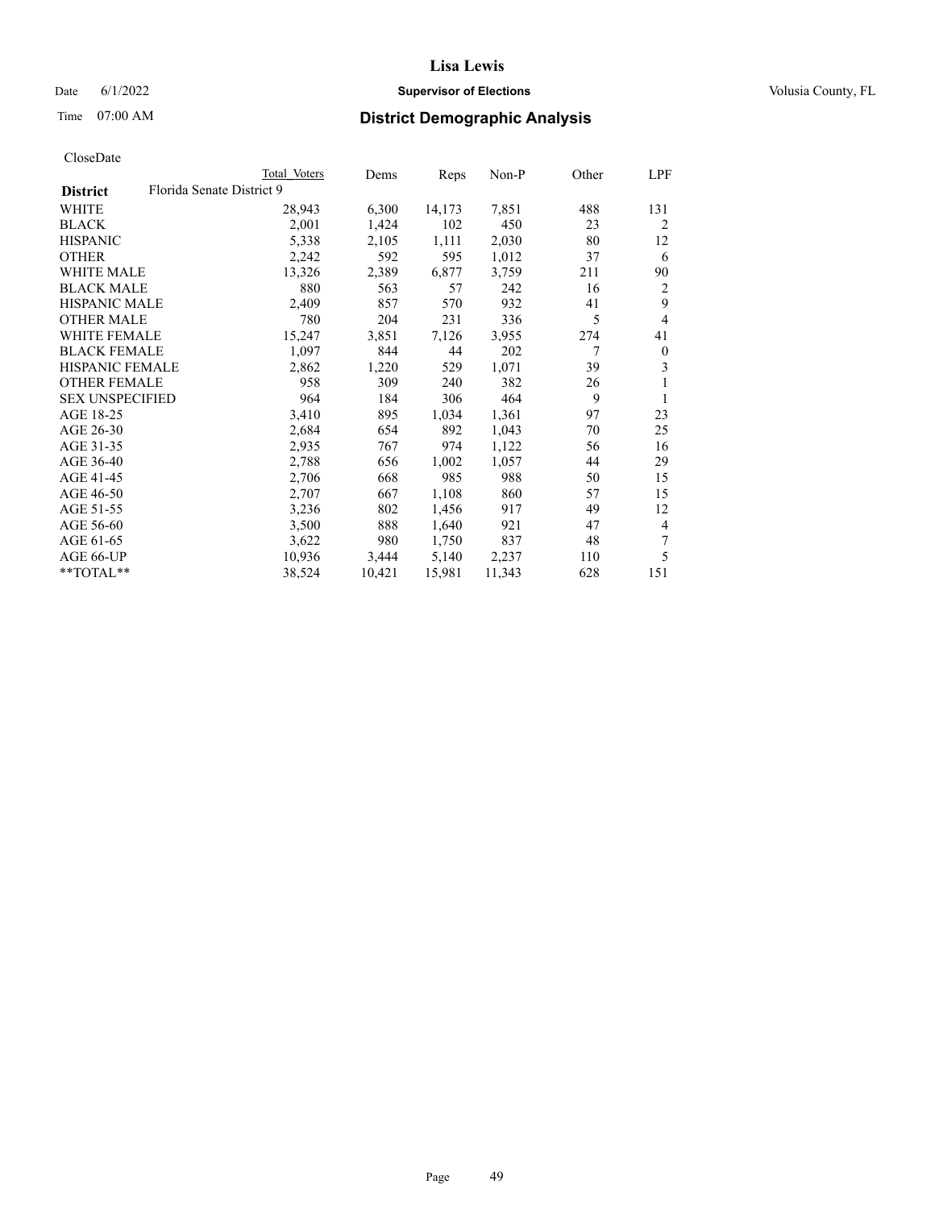# Lisa Lewis

Date 6/1/2022 **Supervisor of Elections** Volusia County, FL

Time 07:00 AM **District Demographic Analysis**

CloseDate

| | Total Voters | Dems | Reps | Non-P | Other | LPF |
|---|---|---|---|---|---|---|
| **District** Florida Senate District 9 | | | | | | |
| WHITE | 28,943 | 6,300 | 14,173 | 7,851 | 488 | 131 |
| BLACK | 2,001 | 1,424 | 102 | 450 | 23 | 2 |
| HISPANIC | 5,338 | 2,105 | 1,111 | 2,030 | 80 | 12 |
| OTHER | 2,242 | 592 | 595 | 1,012 | 37 | 6 |
| WHITE MALE | 13,326 | 2,389 | 6,877 | 3,759 | 211 | 90 |
| BLACK MALE | 880 | 563 | 57 | 242 | 16 | 2 |
| HISPANIC MALE | 2,409 | 857 | 570 | 932 | 41 | 9 |
| OTHER MALE | 780 | 204 | 231 | 336 | 5 | 4 |
| WHITE FEMALE | 15,247 | 3,851 | 7,126 | 3,955 | 274 | 41 |
| BLACK FEMALE | 1,097 | 844 | 44 | 202 | 7 | 0 |
| HISPANIC FEMALE | 2,862 | 1,220 | 529 | 1,071 | 39 | 3 |
| OTHER FEMALE | 958 | 309 | 240 | 382 | 26 | 1 |
| SEX UNSPECIFIED | 964 | 184 | 306 | 464 | 9 | 1 |
| AGE 18-25 | 3,410 | 895 | 1,034 | 1,361 | 97 | 23 |
| AGE 26-30 | 2,684 | 654 | 892 | 1,043 | 70 | 25 |
| AGE 31-35 | 2,935 | 767 | 974 | 1,122 | 56 | 16 |
| AGE 36-40 | 2,788 | 656 | 1,002 | 1,057 | 44 | 29 |
| AGE 41-45 | 2,706 | 668 | 985 | 988 | 50 | 15 |
| AGE 46-50 | 2,707 | 667 | 1,108 | 860 | 57 | 15 |
| AGE 51-55 | 3,236 | 802 | 1,456 | 917 | 49 | 12 |
| AGE 56-60 | 3,500 | 888 | 1,640 | 921 | 47 | 4 |
| AGE 61-65 | 3,622 | 980 | 1,750 | 837 | 48 | 7 |
| AGE 66-UP | 10,936 | 3,444 | 5,140 | 2,237 | 110 | 5 |
| **TOTAL** | 38,524 | 10,421 | 15,981 | 11,343 | 628 | 151 |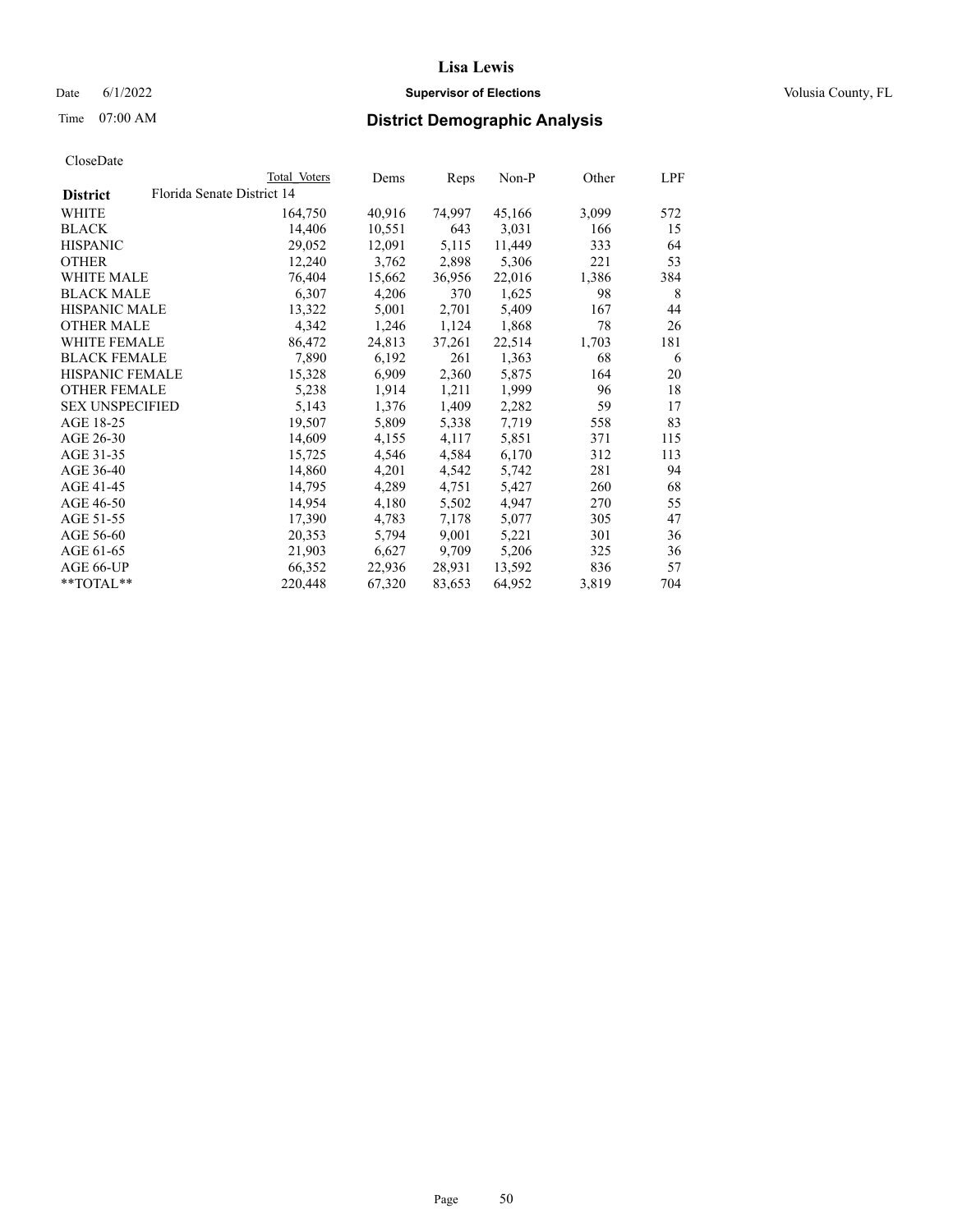# Lisa Lewis

Date 6/1/2022 **Supervisor of Elections** Volusia County, FL

Time 07:00 AM **District Demographic Analysis**

CloseDate

| **District** | Total Voters | Dems | Reps | Non-P | Other | LPF |
|---|---|---|---|---|---|---|
| Florida Senate District 14 | | | | | | |
| WHITE | 164,750 | 40,916 | 74,997 | 45,166 | 3,099 | 572 |
| BLACK | 14,406 | 10,551 | 643 | 3,031 | 166 | 15 |
| HISPANIC | 29,052 | 12,091 | 5,115 | 11,449 | 333 | 64 |
| OTHER | 12,240 | 3,762 | 2,898 | 5,306 | 221 | 53 |
| WHITE MALE | 76,404 | 15,662 | 36,956 | 22,016 | 1,386 | 384 |
| BLACK MALE | 6,307 | 4,206 | 370 | 1,625 | 98 | 8 |
| HISPANIC MALE | 13,322 | 5,001 | 2,701 | 5,409 | 167 | 44 |
| OTHER MALE | 4,342 | 1,246 | 1,124 | 1,868 | 78 | 26 |
| WHITE FEMALE | 86,472 | 24,813 | 37,261 | 22,514 | 1,703 | 181 |
| BLACK FEMALE | 7,890 | 6,192 | 261 | 1,363 | 68 | 6 |
| HISPANIC FEMALE | 15,328 | 6,909 | 2,360 | 5,875 | 164 | 20 |
| OTHER FEMALE | 5,238 | 1,914 | 1,211 | 1,999 | 96 | 18 |
| SEX UNSPECIFIED | 5,143 | 1,376 | 1,409 | 2,282 | 59 | 17 |
| AGE 18-25 | 19,507 | 5,809 | 5,338 | 7,719 | 558 | 83 |
| AGE 26-30 | 14,609 | 4,155 | 4,117 | 5,851 | 371 | 115 |
| AGE 31-35 | 15,725 | 4,546 | 4,584 | 6,170 | 312 | 113 |
| AGE 36-40 | 14,860 | 4,201 | 4,542 | 5,742 | 281 | 94 |
| AGE 41-45 | 14,795 | 4,289 | 4,751 | 5,427 | 260 | 68 |
| AGE 46-50 | 14,954 | 4,180 | 5,502 | 4,947 | 270 | 55 |
| AGE 51-55 | 17,390 | 4,783 | 7,178 | 5,077 | 305 | 47 |
| AGE 56-60 | 20,353 | 5,794 | 9,001 | 5,221 | 301 | 36 |
| AGE 61-65 | 21,903 | 6,627 | 9,709 | 5,206 | 325 | 36 |
| AGE 66-UP | 66,352 | 22,936 | 28,931 | 13,592 | 836 | 57 |
| **TOTAL** | 220,448 | 67,320 | 83,653 | 64,952 | 3,819 | 704 |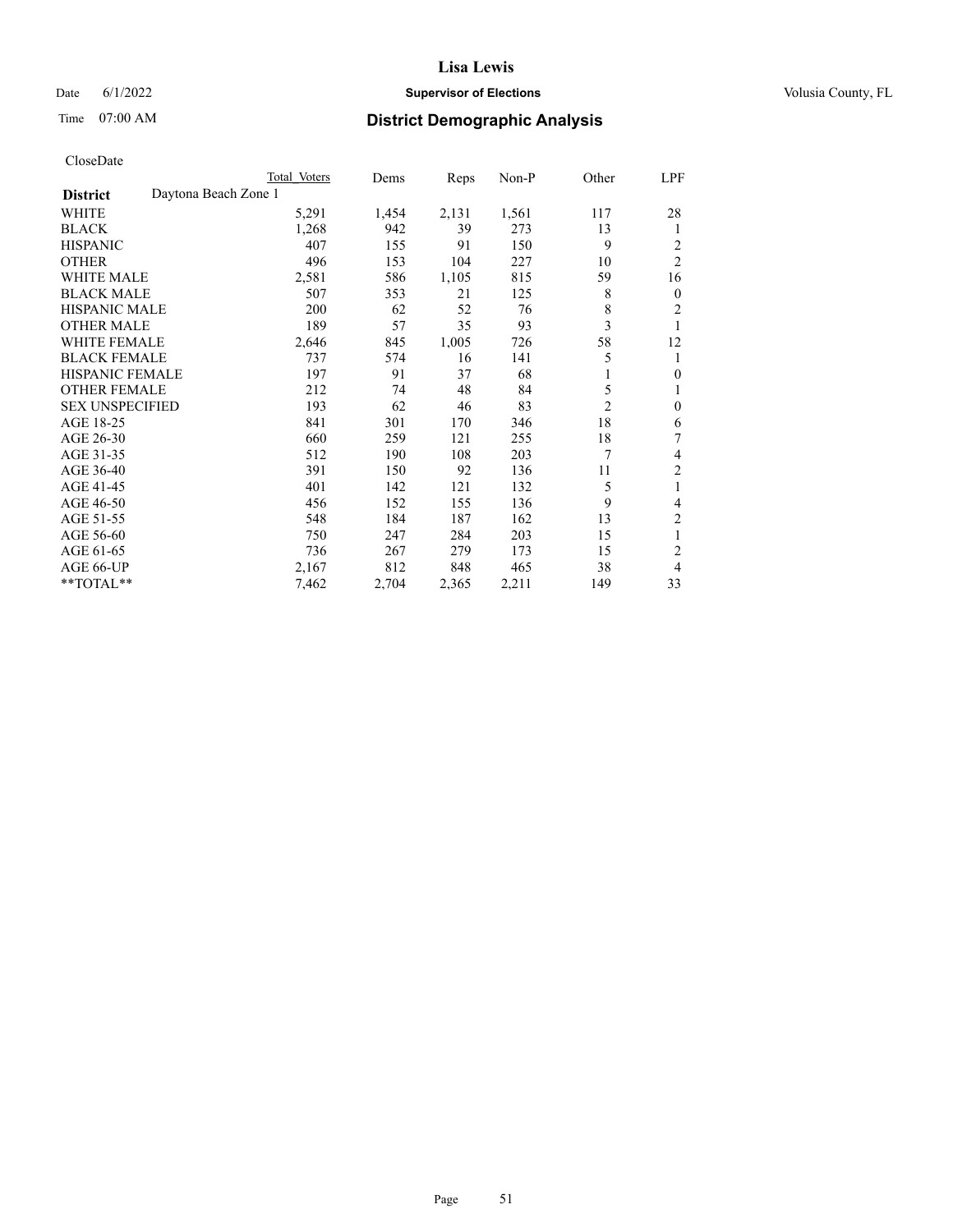# Lisa Lewis

Date 6/1/2022 **Supervisor of Elections** Volusia County, FL

Time 07:00 AM **District Demographic Analysis**

CloseDate

| | Total Voters | Dems | Reps | Non-P | Other | LPF |
|---|---|---|---|---|---|---|
| **District** Daytona Beach Zone 1 | | | | | | |
| WHITE | 5,291 | 1,454 | 2,131 | 1,561 | 117 | 28 |
| BLACK | 1,268 | 942 | 39 | 273 | 13 | 1 |
| HISPANIC | 407 | 155 | 91 | 150 | 9 | 2 |
| OTHER | 496 | 153 | 104 | 227 | 10 | 2 |
| WHITE MALE | 2,581 | 586 | 1,105 | 815 | 59 | 16 |
| BLACK MALE | 507 | 353 | 21 | 125 | 8 | 0 |
| HISPANIC MALE | 200 | 62 | 52 | 76 | 8 | 2 |
| OTHER MALE | 189 | 57 | 35 | 93 | 3 | 1 |
| WHITE FEMALE | 2,646 | 845 | 1,005 | 726 | 58 | 12 |
| BLACK FEMALE | 737 | 574 | 16 | 141 | 5 | 1 |
| HISPANIC FEMALE | 197 | 91 | 37 | 68 | 1 | 0 |
| OTHER FEMALE | 212 | 74 | 48 | 84 | 5 | 1 |
| SEX UNSPECIFIED | 193 | 62 | 46 | 83 | 2 | 0 |
| AGE 18-25 | 841 | 301 | 170 | 346 | 18 | 6 |
| AGE 26-30 | 660 | 259 | 121 | 255 | 18 | 7 |
| AGE 31-35 | 512 | 190 | 108 | 203 | 7 | 4 |
| AGE 36-40 | 391 | 150 | 92 | 136 | 11 | 2 |
| AGE 41-45 | 401 | 142 | 121 | 132 | 5 | 1 |
| AGE 46-50 | 456 | 152 | 155 | 136 | 9 | 4 |
| AGE 51-55 | 548 | 184 | 187 | 162 | 13 | 2 |
| AGE 56-60 | 750 | 247 | 284 | 203 | 15 | 1 |
| AGE 61-65 | 736 | 267 | 279 | 173 | 15 | 2 |
| AGE 66-UP | 2,167 | 812 | 848 | 465 | 38 | 4 |
| **TOTAL** | 7,462 | 2,704 | 2,365 | 2,211 | 149 | 33 |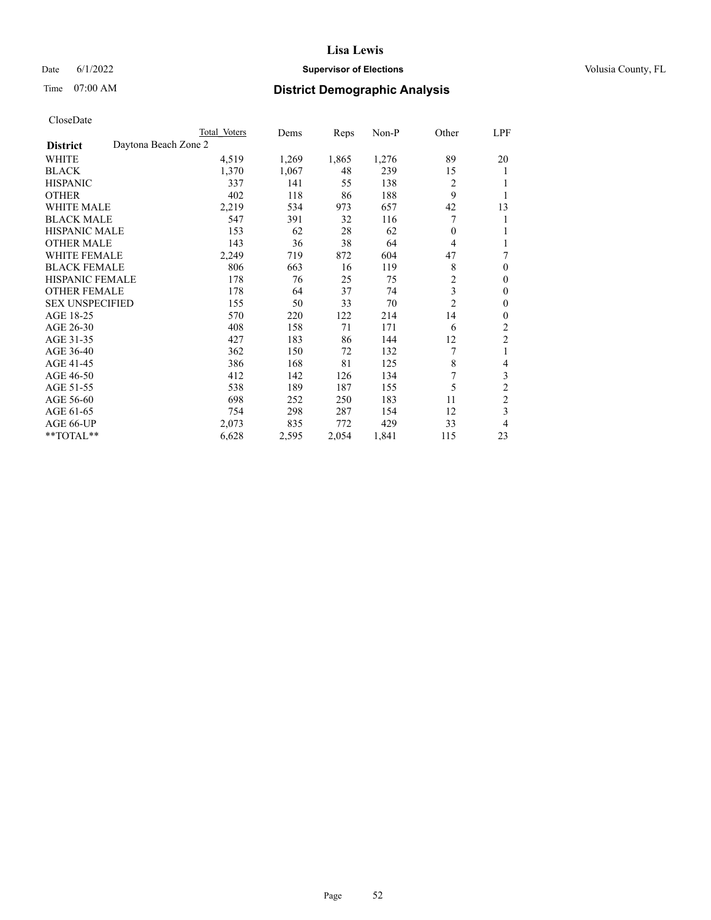# Lisa Lewis

Date 6/1/2022 **Supervisor of Elections** Volusia County, FL

Time 07:00 AM **District Demographic Analysis**

CloseDate

| District | Daytona Beach Zone 2 | Total Voters | Dems | Reps | Non-P | Other | LPF |
|---|---|---|---|---|---|---|---|
| WHITE | | 4,519 | 1,269 | 1,865 | 1,276 | 89 | 20 |
| BLACK | | 1,370 | 1,067 | 48 | 239 | 15 | 1 |
| HISPANIC | | 337 | 141 | 55 | 138 | 2 | 1 |
| OTHER | | 402 | 118 | 86 | 188 | 9 | 1 |
| WHITE MALE | | 2,219 | 534 | 973 | 657 | 42 | 13 |
| BLACK MALE | | 547 | 391 | 32 | 116 | 7 | 1 |
| HISPANIC MALE | | 153 | 62 | 28 | 62 | 0 | 1 |
| OTHER MALE | | 143 | 36 | 38 | 64 | 4 | 1 |
| WHITE FEMALE | | 2,249 | 719 | 872 | 604 | 47 | 7 |
| BLACK FEMALE | | 806 | 663 | 16 | 119 | 8 | 0 |
| HISPANIC FEMALE | | 178 | 76 | 25 | 75 | 2 | 0 |
| OTHER FEMALE | | 178 | 64 | 37 | 74 | 3 | 0 |
| SEX UNSPECIFIED | | 155 | 50 | 33 | 70 | 2 | 0 |
| AGE 18-25 | | 570 | 220 | 122 | 214 | 14 | 0 |
| AGE 26-30 | | 408 | 158 | 71 | 171 | 6 | 2 |
| AGE 31-35 | | 427 | 183 | 86 | 144 | 12 | 2 |
| AGE 36-40 | | 362 | 150 | 72 | 132 | 7 | 1 |
| AGE 41-45 | | 386 | 168 | 81 | 125 | 8 | 4 |
| AGE 46-50 | | 412 | 142 | 126 | 134 | 7 | 3 |
| AGE 51-55 | | 538 | 189 | 187 | 155 | 5 | 2 |
| AGE 56-60 | | 698 | 252 | 250 | 183 | 11 | 2 |
| AGE 61-65 | | 754 | 298 | 287 | 154 | 12 | 3 |
| AGE 66-UP | | 2,073 | 835 | 772 | 429 | 33 | 4 |
| **TOTAL** | | 6,628 | 2,595 | 2,054 | 1,841 | 115 | 23 |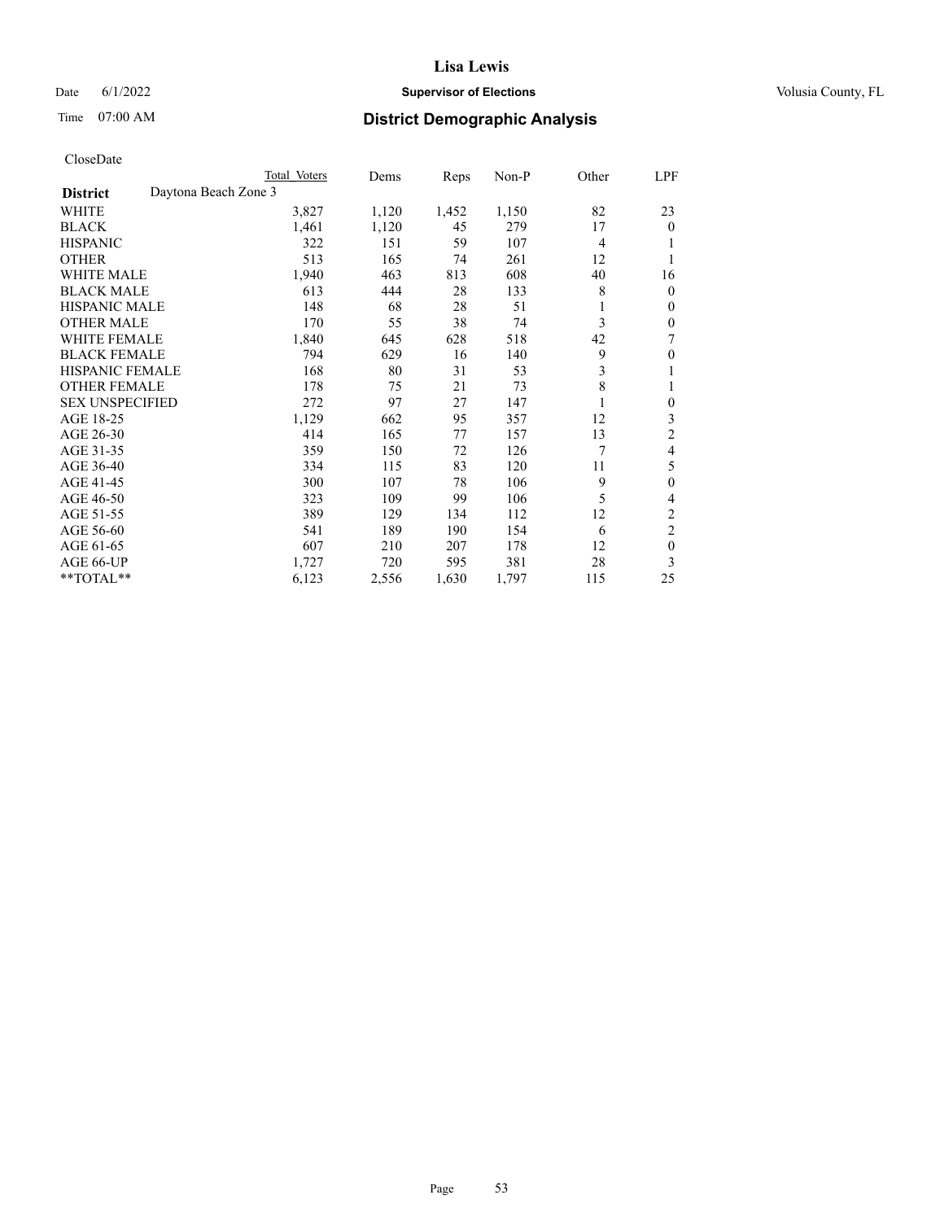# Lisa Lewis

Date 6/1/2022 **Supervisor of Elections** Volusia County, FL

Time 07:00 AM **District Demographic Analysis**

CloseDate

| | Total Voters | Dems | Reps | Non-P | Other | LPF |
|---|---|---|---|---|---|---|
| **District** Daytona Beach Zone 3 | | | | | | |
| WHITE | 3,827 | 1,120 | 1,452 | 1,150 | 82 | 23 |
| BLACK | 1,461 | 1,120 | 45 | 279 | 17 | 0 |
| HISPANIC | 322 | 151 | 59 | 107 | 4 | 1 |
| OTHER | 513 | 165 | 74 | 261 | 12 | 1 |
| WHITE MALE | 1,940 | 463 | 813 | 608 | 40 | 16 |
| BLACK MALE | 613 | 444 | 28 | 133 | 8 | 0 |
| HISPANIC MALE | 148 | 68 | 28 | 51 | 1 | 0 |
| OTHER MALE | 170 | 55 | 38 | 74 | 3 | 0 |
| WHITE FEMALE | 1,840 | 645 | 628 | 518 | 42 | 7 |
| BLACK FEMALE | 794 | 629 | 16 | 140 | 9 | 0 |
| HISPANIC FEMALE | 168 | 80 | 31 | 53 | 3 | 1 |
| OTHER FEMALE | 178 | 75 | 21 | 73 | 8 | 1 |
| SEX UNSPECIFIED | 272 | 97 | 27 | 147 | 1 | 0 |
| AGE 18-25 | 1,129 | 662 | 95 | 357 | 12 | 3 |
| AGE 26-30 | 414 | 165 | 77 | 157 | 13 | 2 |
| AGE 31-35 | 359 | 150 | 72 | 126 | 7 | 4 |
| AGE 36-40 | 334 | 115 | 83 | 120 | 11 | 5 |
| AGE 41-45 | 300 | 107 | 78 | 106 | 9 | 0 |
| AGE 46-50 | 323 | 109 | 99 | 106 | 5 | 4 |
| AGE 51-55 | 389 | 129 | 134 | 112 | 12 | 2 |
| AGE 56-60 | 541 | 189 | 190 | 154 | 6 | 2 |
| AGE 61-65 | 607 | 210 | 207 | 178 | 12 | 0 |
| AGE 66-UP | 1,727 | 720 | 595 | 381 | 28 | 3 |
| **TOTAL** | 6,123 | 2,556 | 1,630 | 1,797 | 115 | 25 |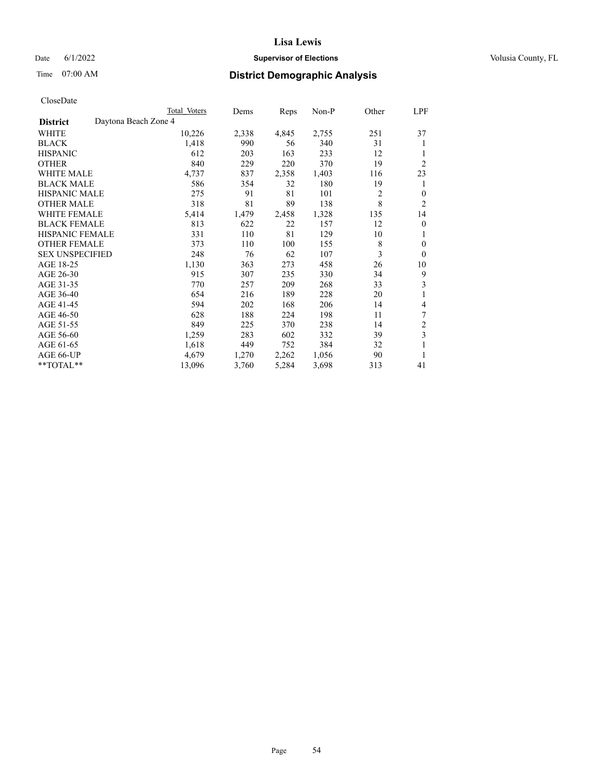CloseDate

| District | Daytona Beach Zone 4 | Total Voters | Dems | Reps | Non-P | Other | LPF |
|---|---|---|---|---|---|---|---|
| WHITE | | 10,226 | 2,338 | 4,845 | 2,755 | 251 | 37 |
| BLACK | | 1,418 | 990 | 56 | 340 | 31 | 1 |
| HISPANIC | | 612 | 203 | 163 | 233 | 12 | 1 |
| OTHER | | 840 | 229 | 220 | 370 | 19 | 2 |
| WHITE MALE | | 4,737 | 837 | 2,358 | 1,403 | 116 | 23 |
| BLACK MALE | | 586 | 354 | 32 | 180 | 19 | 1 |
| HISPANIC MALE | | 275 | 91 | 81 | 101 | 2 | 0 |
| OTHER MALE | | 318 | 81 | 89 | 138 | 8 | 2 |
| WHITE FEMALE | | 5,414 | 1,479 | 2,458 | 1,328 | 135 | 14 |
| BLACK FEMALE | | 813 | 622 | 22 | 157 | 12 | 0 |
| HISPANIC FEMALE | | 331 | 110 | 81 | 129 | 10 | 1 |
| OTHER FEMALE | | 373 | 110 | 100 | 155 | 8 | 0 |
| SEX UNSPECIFIED | | 248 | 76 | 62 | 107 | 3 | 0 |
| AGE 18-25 | | 1,130 | 363 | 273 | 458 | 26 | 10 |
| AGE 26-30 | | 915 | 307 | 235 | 330 | 34 | 9 |
| AGE 31-35 | | 770 | 257 | 209 | 268 | 33 | 3 |
| AGE 36-40 | | 654 | 216 | 189 | 228 | 20 | 1 |
| AGE 41-45 | | 594 | 202 | 168 | 206 | 14 | 4 |
| AGE 46-50 | | 628 | 188 | 224 | 198 | 11 | 7 |
| AGE 51-55 | | 849 | 225 | 370 | 238 | 14 | 2 |
| AGE 56-60 | | 1,259 | 283 | 602 | 332 | 39 | 3 |
| AGE 61-65 | | 1,618 | 449 | 752 | 384 | 32 | 1 |
| AGE 66-UP | | 4,679 | 1,270 | 2,262 | 1,056 | 90 | 1 |
| **TOTAL** | | 13,096 | 3,760 | 5,284 | 3,698 | 313 | 41 |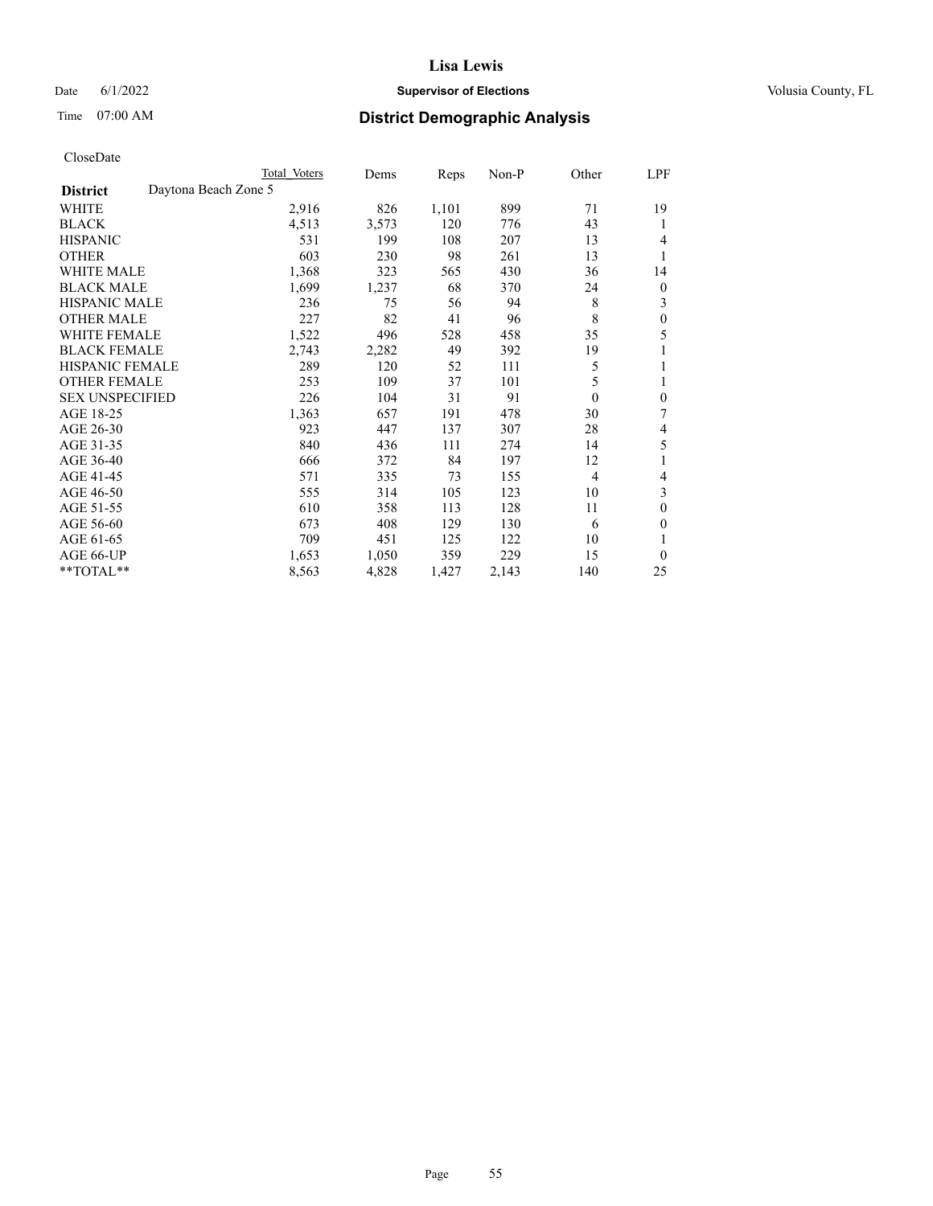# Lisa Lewis

Date 6/1/2022 **Supervisor of Elections** Volusia County, FL

Time 07:00 AM **District Demographic Analysis**

CloseDate

| **District** | Daytona Beach Zone 5 Total Voters | Dems | Reps | Non-P | Other | LPF |
|---|---|---|---|---|---|---|
| WHITE | 2,916 | 826 | 1,101 | 899 | 71 | 19 |
| BLACK | 4,513 | 3,573 | 120 | 776 | 43 | 1 |
| HISPANIC | 531 | 199 | 108 | 207 | 13 | 4 |
| OTHER | 603 | 230 | 98 | 261 | 13 | 1 |
| WHITE MALE | 1,368 | 323 | 565 | 430 | 36 | 14 |
| BLACK MALE | 1,699 | 1,237 | 68 | 370 | 24 | 0 |
| HISPANIC MALE | 236 | 75 | 56 | 94 | 8 | 3 |
| OTHER MALE | 227 | 82 | 41 | 96 | 8 | 0 |
| WHITE FEMALE | 1,522 | 496 | 528 | 458 | 35 | 5 |
| BLACK FEMALE | 2,743 | 2,282 | 49 | 392 | 19 | 1 |
| HISPANIC FEMALE | 289 | 120 | 52 | 111 | 5 | 1 |
| OTHER FEMALE | 253 | 109 | 37 | 101 | 5 | 1 |
| SEX UNSPECIFIED | 226 | 104 | 31 | 91 | 0 | 0 |
| AGE 18-25 | 1,363 | 657 | 191 | 478 | 30 | 7 |
| AGE 26-30 | 923 | 447 | 137 | 307 | 28 | 4 |
| AGE 31-35 | 840 | 436 | 111 | 274 | 14 | 5 |
| AGE 36-40 | 666 | 372 | 84 | 197 | 12 | 1 |
| AGE 41-45 | 571 | 335 | 73 | 155 | 4 | 4 |
| AGE 46-50 | 555 | 314 | 105 | 123 | 10 | 3 |
| AGE 51-55 | 610 | 358 | 113 | 128 | 11 | 0 |
| AGE 56-60 | 673 | 408 | 129 | 130 | 6 | 0 |
| AGE 61-65 | 709 | 451 | 125 | 122 | 10 | 1 |
| AGE 66-UP | 1,653 | 1,050 | 359 | 229 | 15 | 0 |
| **TOTAL** | 8,563 | 4,828 | 1,427 | 2,143 | 140 | 25 |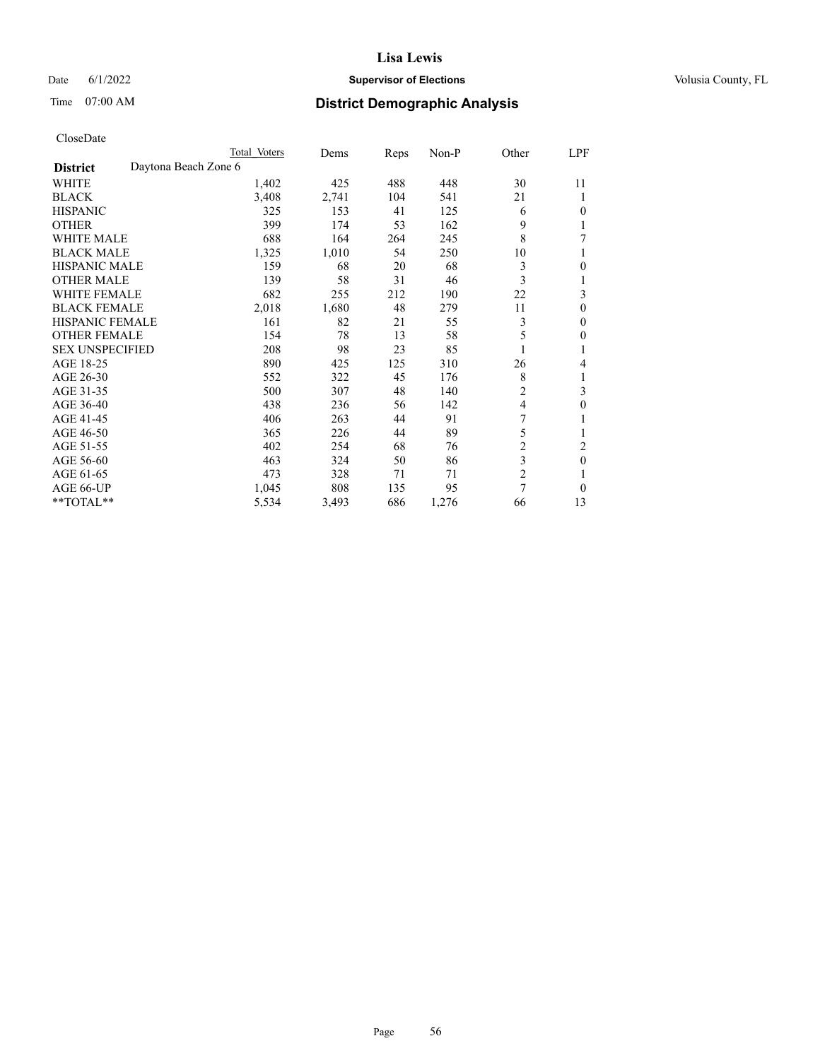# Lisa Lewis

Date 6/1/2022 **Supervisor of Elections** Volusia County, FL

Time 07:00 AM **District Demographic Analysis**

CloseDate

| District | Daytona Beach Zone 6 | Total Voters | Dems | Reps | Non-P | Other | LPF |
|---|---|---|---|---|---|---|---|
| WHITE | | 1,402 | 425 | 488 | 448 | 30 | 11 |
| BLACK | | 3,408 | 2,741 | 104 | 541 | 21 | 1 |
| HISPANIC | | 325 | 153 | 41 | 125 | 6 | 0 |
| OTHER | | 399 | 174 | 53 | 162 | 9 | 1 |
| WHITE MALE | | 688 | 164 | 264 | 245 | 8 | 7 |
| BLACK MALE | | 1,325 | 1,010 | 54 | 250 | 10 | 1 |
| HISPANIC MALE | | 159 | 68 | 20 | 68 | 3 | 0 |
| OTHER MALE | | 139 | 58 | 31 | 46 | 3 | 1 |
| WHITE FEMALE | | 682 | 255 | 212 | 190 | 22 | 3 |
| BLACK FEMALE | | 2,018 | 1,680 | 48 | 279 | 11 | 0 |
| HISPANIC FEMALE | | 161 | 82 | 21 | 55 | 3 | 0 |
| OTHER FEMALE | | 154 | 78 | 13 | 58 | 5 | 0 |
| SEX UNSPECIFIED | | 208 | 98 | 23 | 85 | 1 | 1 |
| AGE 18-25 | | 890 | 425 | 125 | 310 | 26 | 4 |
| AGE 26-30 | | 552 | 322 | 45 | 176 | 8 | 1 |
| AGE 31-35 | | 500 | 307 | 48 | 140 | 2 | 3 |
| AGE 36-40 | | 438 | 236 | 56 | 142 | 4 | 0 |
| AGE 41-45 | | 406 | 263 | 44 | 91 | 7 | 1 |
| AGE 46-50 | | 365 | 226 | 44 | 89 | 5 | 1 |
| AGE 51-55 | | 402 | 254 | 68 | 76 | 2 | 2 |
| AGE 56-60 | | 463 | 324 | 50 | 86 | 3 | 0 |
| AGE 61-65 | | 473 | 328 | 71 | 71 | 2 | 1 |
| AGE 66-UP | | 1,045 | 808 | 135 | 95 | 7 | 0 |
| **TOTAL** | | 5,534 | 3,493 | 686 | 1,276 | 66 | 13 |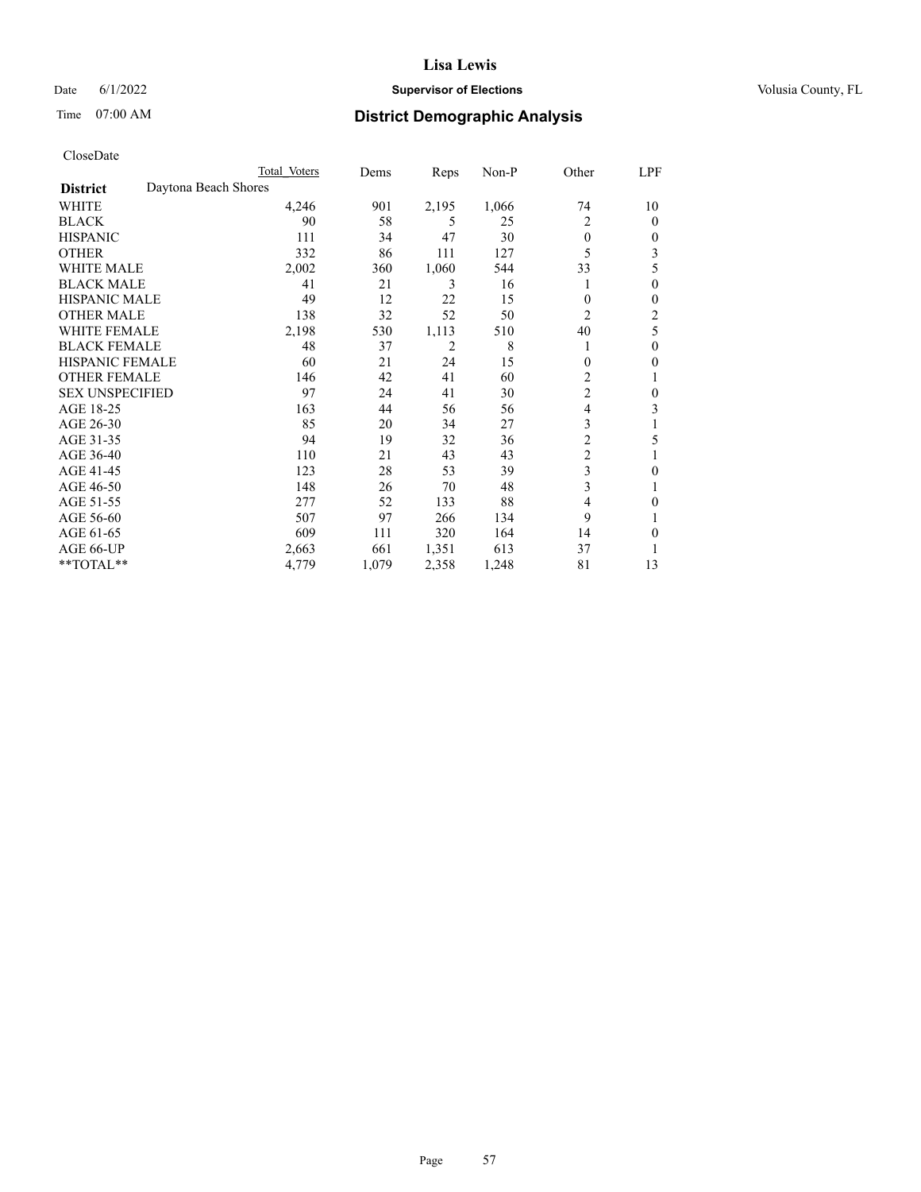# Lisa Lewis

Date 6/1/2022 **Supervisor of Elections** Volusia County, FL

Time 07:00 AM **District Demographic Analysis**

CloseDate

| District | Daytona Beach Shores Total Voters | Dems | Reps | Non-P | Other | LPF |
|---|---|---|---|---|---|---|
| WHITE | 4,246 | 901 | 2,195 | 1,066 | 74 | 10 |
| BLACK | 90 | 58 | 5 | 25 | 2 | 0 |
| HISPANIC | 111 | 34 | 47 | 30 | 0 | 0 |
| OTHER | 332 | 86 | 111 | 127 | 5 | 3 |
| WHITE MALE | 2,002 | 360 | 1,060 | 544 | 33 | 5 |
| BLACK MALE | 41 | 21 | 3 | 16 | 1 | 0 |
| HISPANIC MALE | 49 | 12 | 22 | 15 | 0 | 0 |
| OTHER MALE | 138 | 32 | 52 | 50 | 2 | 2 |
| WHITE FEMALE | 2,198 | 530 | 1,113 | 510 | 40 | 5 |
| BLACK FEMALE | 48 | 37 | 2 | 8 | 1 | 0 |
| HISPANIC FEMALE | 60 | 21 | 24 | 15 | 0 | 0 |
| OTHER FEMALE | 146 | 42 | 41 | 60 | 2 | 1 |
| SEX UNSPECIFIED | 97 | 24 | 41 | 30 | 2 | 0 |
| AGE 18-25 | 163 | 44 | 56 | 56 | 4 | 3 |
| AGE 26-30 | 85 | 20 | 34 | 27 | 3 | 1 |
| AGE 31-35 | 94 | 19 | 32 | 36 | 2 | 5 |
| AGE 36-40 | 110 | 21 | 43 | 43 | 2 | 1 |
| AGE 41-45 | 123 | 28 | 53 | 39 | 3 | 0 |
| AGE 46-50 | 148 | 26 | 70 | 48 | 3 | 1 |
| AGE 51-55 | 277 | 52 | 133 | 88 | 4 | 0 |
| AGE 56-60 | 507 | 97 | 266 | 134 | 9 | 1 |
| AGE 61-65 | 609 | 111 | 320 | 164 | 14 | 0 |
| AGE 66-UP | 2,663 | 661 | 1,351 | 613 | 37 | 1 |
| **TOTAL** | 4,779 | 1,079 | 2,358 | 1,248 | 81 | 13 |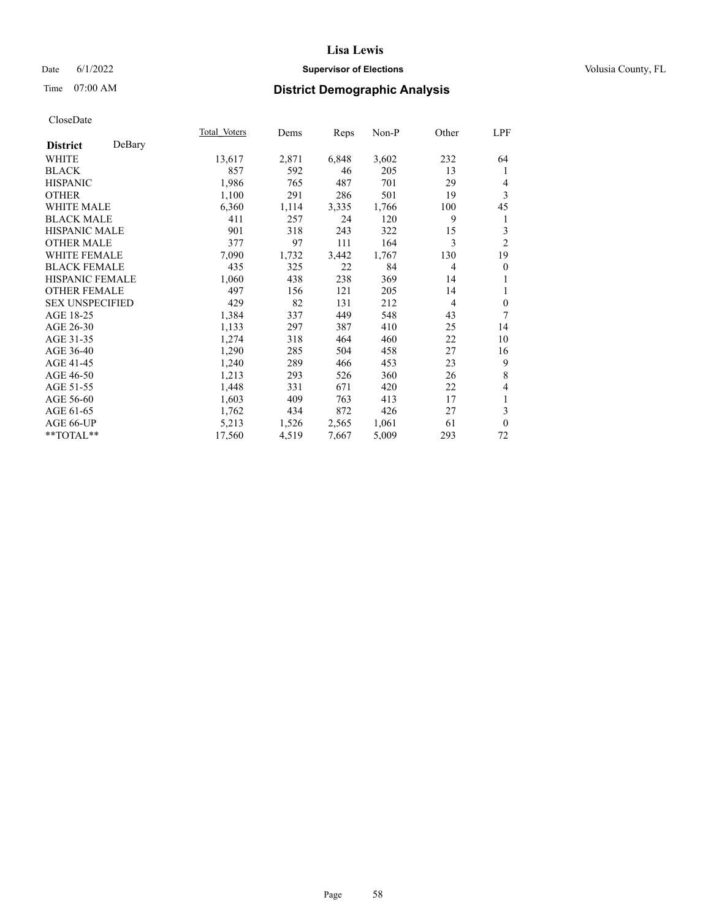CloseDate

| District DeBary | Total Voters | Dems | Reps | Non-P | Other | LPF |
|---|---|---|---|---|---|---|
| WHITE | 13,617 | 2,871 | 6,848 | 3,602 | 232 | 64 |
| BLACK | 857 | 592 | 46 | 205 | 13 | 1 |
| HISPANIC | 1,986 | 765 | 487 | 701 | 29 | 4 |
| OTHER | 1,100 | 291 | 286 | 501 | 19 | 3 |
| WHITE MALE | 6,360 | 1,114 | 3,335 | 1,766 | 100 | 45 |
| BLACK MALE | 411 | 257 | 24 | 120 | 9 | 1 |
| HISPANIC MALE | 901 | 318 | 243 | 322 | 15 | 3 |
| OTHER MALE | 377 | 97 | 111 | 164 | 3 | 2 |
| WHITE FEMALE | 7,090 | 1,732 | 3,442 | 1,767 | 130 | 19 |
| BLACK FEMALE | 435 | 325 | 22 | 84 | 4 | 0 |
| HISPANIC FEMALE | 1,060 | 438 | 238 | 369 | 14 | 1 |
| OTHER FEMALE | 497 | 156 | 121 | 205 | 14 | 1 |
| SEX UNSPECIFIED | 429 | 82 | 131 | 212 | 4 | 0 |
| AGE 18-25 | 1,384 | 337 | 449 | 548 | 43 | 7 |
| AGE 26-30 | 1,133 | 297 | 387 | 410 | 25 | 14 |
| AGE 31-35 | 1,274 | 318 | 464 | 460 | 22 | 10 |
| AGE 36-40 | 1,290 | 285 | 504 | 458 | 27 | 16 |
| AGE 41-45 | 1,240 | 289 | 466 | 453 | 23 | 9 |
| AGE 46-50 | 1,213 | 293 | 526 | 360 | 26 | 8 |
| AGE 51-55 | 1,448 | 331 | 671 | 420 | 22 | 4 |
| AGE 56-60 | 1,603 | 409 | 763 | 413 | 17 | 1 |
| AGE 61-65 | 1,762 | 434 | 872 | 426 | 27 | 3 |
| AGE 66-UP | 5,213 | 1,526 | 2,565 | 1,061 | 61 | 0 |
| **TOTAL** | 17,560 | 4,519 | 7,667 | 5,009 | 293 | 72 |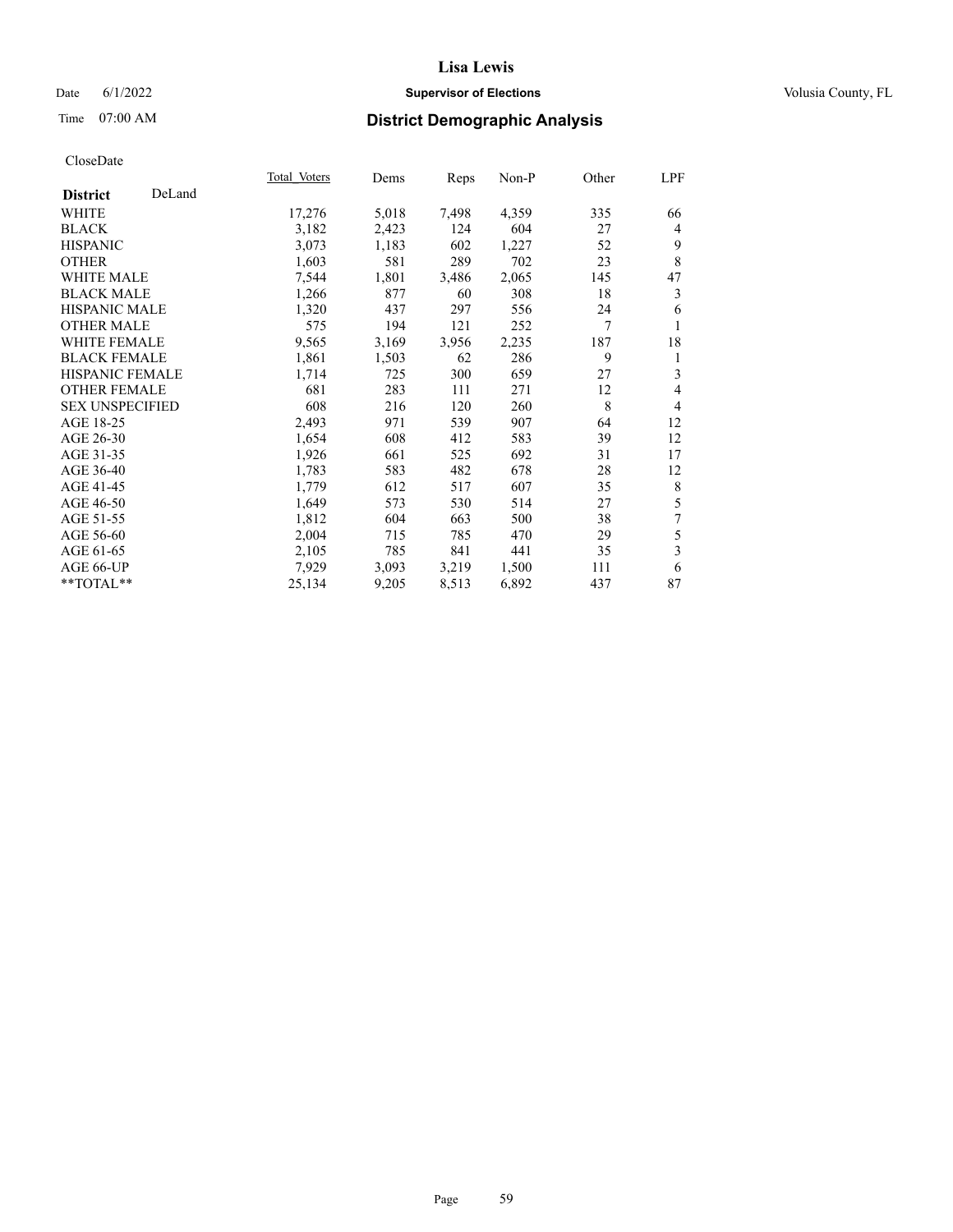# Lisa Lewis

Date 6/1/2022 **Supervisor of Elections** Volusia County, FL

Time 07:00 AM **District Demographic Analysis**

CloseDate

| **District** DeLand | Total Voters | Dems | Reps | Non-P | Other | LPF |
|---|---|---|---|---|---|---|
| WHITE | 17,276 | 5,018 | 7,498 | 4,359 | 335 | 66 |
| BLACK | 3,182 | 2,423 | 124 | 604 | 27 | 4 |
| HISPANIC | 3,073 | 1,183 | 602 | 1,227 | 52 | 9 |
| OTHER | 1,603 | 581 | 289 | 702 | 23 | 8 |
| WHITE MALE | 7,544 | 1,801 | 3,486 | 2,065 | 145 | 47 |
| BLACK MALE | 1,266 | 877 | 60 | 308 | 18 | 3 |
| HISPANIC MALE | 1,320 | 437 | 297 | 556 | 24 | 6 |
| OTHER MALE | 575 | 194 | 121 | 252 | 7 | 1 |
| WHITE FEMALE | 9,565 | 3,169 | 3,956 | 2,235 | 187 | 18 |
| BLACK FEMALE | 1,861 | 1,503 | 62 | 286 | 9 | 1 |
| HISPANIC FEMALE | 1,714 | 725 | 300 | 659 | 27 | 3 |
| OTHER FEMALE | 681 | 283 | 111 | 271 | 12 | 4 |
| SEX UNSPECIFIED | 608 | 216 | 120 | 260 | 8 | 4 |
| AGE 18-25 | 2,493 | 971 | 539 | 907 | 64 | 12 |
| AGE 26-30 | 1,654 | 608 | 412 | 583 | 39 | 12 |
| AGE 31-35 | 1,926 | 661 | 525 | 692 | 31 | 17 |
| AGE 36-40 | 1,783 | 583 | 482 | 678 | 28 | 12 |
| AGE 41-45 | 1,779 | 612 | 517 | 607 | 35 | 8 |
| AGE 46-50 | 1,649 | 573 | 530 | 514 | 27 | 5 |
| AGE 51-55 | 1,812 | 604 | 663 | 500 | 38 | 7 |
| AGE 56-60 | 2,004 | 715 | 785 | 470 | 29 | 5 |
| AGE 61-65 | 2,105 | 785 | 841 | 441 | 35 | 3 |
| AGE 66-UP | 7,929 | 3,093 | 3,219 | 1,500 | 111 | 6 |
| **TOTAL** | 25,134 | 9,205 | 8,513 | 6,892 | 437 | 87 |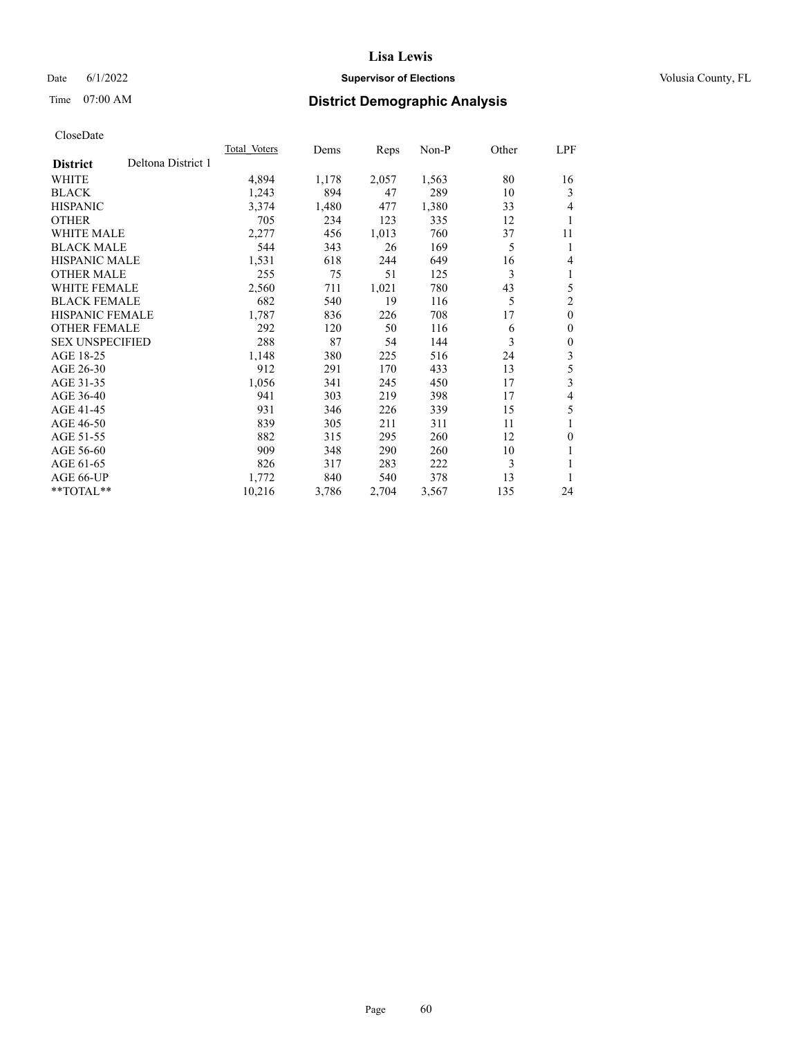# Lisa Lewis

Date 6/1/2022 **Supervisor of Elections** Volusia County, FL

Time 07:00 AM **District Demographic Analysis**

CloseDate

| **District** | Deltona District 1 | Total Voters | Dems | Reps | Non-P | Other | LPF |
|---|---|---|---|---|---|---|---|
| WHITE | | 4,894 | 1,178 | 2,057 | 1,563 | 80 | 16 |
| BLACK | | 1,243 | 894 | 47 | 289 | 10 | 3 |
| HISPANIC | | 3,374 | 1,480 | 477 | 1,380 | 33 | 4 |
| OTHER | | 705 | 234 | 123 | 335 | 12 | 1 |
| WHITE MALE | | 2,277 | 456 | 1,013 | 760 | 37 | 11 |
| BLACK MALE | | 544 | 343 | 26 | 169 | 5 | 1 |
| HISPANIC MALE | | 1,531 | 618 | 244 | 649 | 16 | 4 |
| OTHER MALE | | 255 | 75 | 51 | 125 | 3 | 1 |
| WHITE FEMALE | | 2,560 | 711 | 1,021 | 780 | 43 | 5 |
| BLACK FEMALE | | 682 | 540 | 19 | 116 | 5 | 2 |
| HISPANIC FEMALE | | 1,787 | 836 | 226 | 708 | 17 | 0 |
| OTHER FEMALE | | 292 | 120 | 50 | 116 | 6 | 0 |
| SEX UNSPECIFIED | | 288 | 87 | 54 | 144 | 3 | 0 |
| AGE 18-25 | | 1,148 | 380 | 225 | 516 | 24 | 3 |
| AGE 26-30 | | 912 | 291 | 170 | 433 | 13 | 5 |
| AGE 31-35 | | 1,056 | 341 | 245 | 450 | 17 | 3 |
| AGE 36-40 | | 941 | 303 | 219 | 398 | 17 | 4 |
| AGE 41-45 | | 931 | 346 | 226 | 339 | 15 | 5 |
| AGE 46-50 | | 839 | 305 | 211 | 311 | 11 | 1 |
| AGE 51-55 | | 882 | 315 | 295 | 260 | 12 | 0 |
| AGE 56-60 | | 909 | 348 | 290 | 260 | 10 | 1 |
| AGE 61-65 | | 826 | 317 | 283 | 222 | 3 | 1 |
| AGE 66-UP | | 1,772 | 840 | 540 | 378 | 13 | 1 |
| **TOTAL** | | 10,216 | 3,786 | 2,704 | 3,567 | 135 | 24 |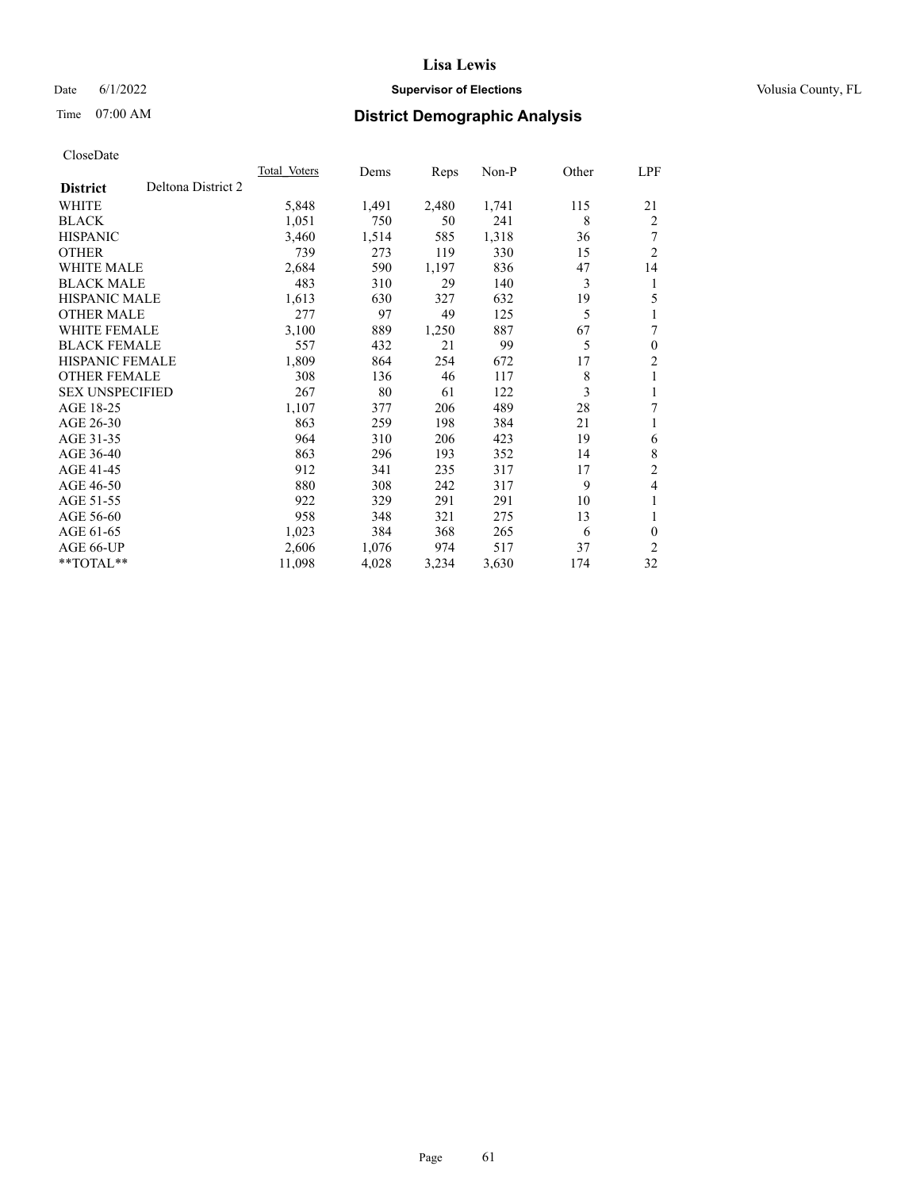# District Demographic Analysis

CloseDate

| District | Deltona District 2 | Total Voters | Dems | Reps | Non-P | Other | LPF |
|---|---|---|---|---|---|---|---|
| WHITE | | 5,848 | 1,491 | 2,480 | 1,741 | 115 | 21 |
| BLACK | | 1,051 | 750 | 50 | 241 | 8 | 2 |
| HISPANIC | | 3,460 | 1,514 | 585 | 1,318 | 36 | 7 |
| OTHER | | 739 | 273 | 119 | 330 | 15 | 2 |
| WHITE MALE | | 2,684 | 590 | 1,197 | 836 | 47 | 14 |
| BLACK MALE | | 483 | 310 | 29 | 140 | 3 | 1 |
| HISPANIC MALE | | 1,613 | 630 | 327 | 632 | 19 | 5 |
| OTHER MALE | | 277 | 97 | 49 | 125 | 5 | 1 |
| WHITE FEMALE | | 3,100 | 889 | 1,250 | 887 | 67 | 7 |
| BLACK FEMALE | | 557 | 432 | 21 | 99 | 5 | 0 |
| HISPANIC FEMALE | | 1,809 | 864 | 254 | 672 | 17 | 2 |
| OTHER FEMALE | | 308 | 136 | 46 | 117 | 8 | 1 |
| SEX UNSPECIFIED | | 267 | 80 | 61 | 122 | 3 | 1 |
| AGE 18-25 | | 1,107 | 377 | 206 | 489 | 28 | 7 |
| AGE 26-30 | | 863 | 259 | 198 | 384 | 21 | 1 |
| AGE 31-35 | | 964 | 310 | 206 | 423 | 19 | 6 |
| AGE 36-40 | | 863 | 296 | 193 | 352 | 14 | 8 |
| AGE 41-45 | | 912 | 341 | 235 | 317 | 17 | 2 |
| AGE 46-50 | | 880 | 308 | 242 | 317 | 9 | 4 |
| AGE 51-55 | | 922 | 329 | 291 | 291 | 10 | 1 |
| AGE 56-60 | | 958 | 348 | 321 | 275 | 13 | 1 |
| AGE 61-65 | | 1,023 | 384 | 368 | 265 | 6 | 0 |
| AGE 66-UP | | 2,606 | 1,076 | 974 | 517 | 37 | 2 |
| **TOTAL** | | 11,098 | 4,028 | 3,234 | 3,630 | 174 | 32 |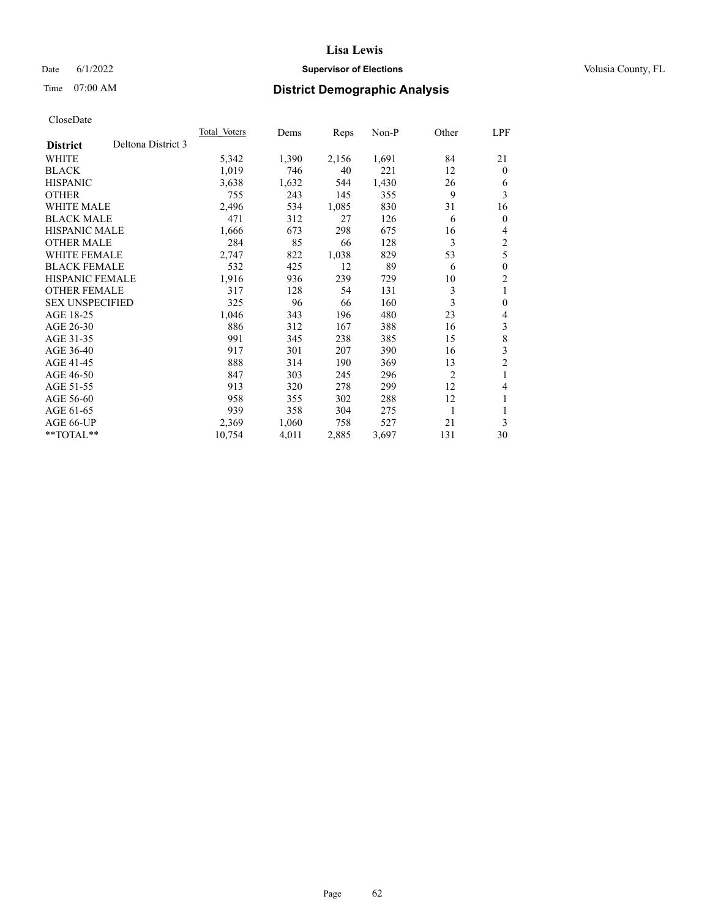# Lisa Lewis

Date 6/1/2022 **Supervisor of Elections** Volusia County, FL

Time 07:00 AM **District Demographic Analysis**

CloseDate

| | Total Voters | Dems | Reps | Non-P | Other | LPF |
|---|---|---|---|---|---|---|
| **District** Deltona District 3 | | | | | | |
| WHITE | 5,342 | 1,390 | 2,156 | 1,691 | 84 | 21 |
| BLACK | 1,019 | 746 | 40 | 221 | 12 | 0 |
| HISPANIC | 3,638 | 1,632 | 544 | 1,430 | 26 | 6 |
| OTHER | 755 | 243 | 145 | 355 | 9 | 3 |
| WHITE MALE | 2,496 | 534 | 1,085 | 830 | 31 | 16 |
| BLACK MALE | 471 | 312 | 27 | 126 | 6 | 0 |
| HISPANIC MALE | 1,666 | 673 | 298 | 675 | 16 | 4 |
| OTHER MALE | 284 | 85 | 66 | 128 | 3 | 2 |
| WHITE FEMALE | 2,747 | 822 | 1,038 | 829 | 53 | 5 |
| BLACK FEMALE | 532 | 425 | 12 | 89 | 6 | 0 |
| HISPANIC FEMALE | 1,916 | 936 | 239 | 729 | 10 | 2 |
| OTHER FEMALE | 317 | 128 | 54 | 131 | 3 | 1 |
| SEX UNSPECIFIED | 325 | 96 | 66 | 160 | 3 | 0 |
| AGE 18-25 | 1,046 | 343 | 196 | 480 | 23 | 4 |
| AGE 26-30 | 886 | 312 | 167 | 388 | 16 | 3 |
| AGE 31-35 | 991 | 345 | 238 | 385 | 15 | 8 |
| AGE 36-40 | 917 | 301 | 207 | 390 | 16 | 3 |
| AGE 41-45 | 888 | 314 | 190 | 369 | 13 | 2 |
| AGE 46-50 | 847 | 303 | 245 | 296 | 2 | 1 |
| AGE 51-55 | 913 | 320 | 278 | 299 | 12 | 4 |
| AGE 56-60 | 958 | 355 | 302 | 288 | 12 | 1 |
| AGE 61-65 | 939 | 358 | 304 | 275 | 1 | 1 |
| AGE 66-UP | 2,369 | 1,060 | 758 | 527 | 21 | 3 |
| **TOTAL** | 10,754 | 4,011 | 2,885 | 3,697 | 131 | 30 |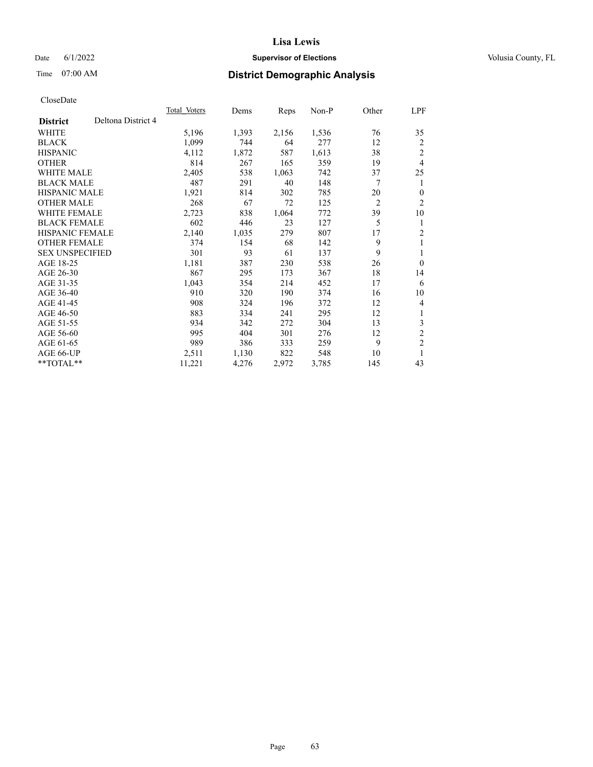# Lisa Lewis

Date 6/1/2022 **Supervisor of Elections** Volusia County, FL

Time 07:00 AM **District Demographic Analysis**

CloseDate

| | Total Voters | Dems | Reps | Non-P | Other | LPF |
|---|---|---|---|---|---|---|
| **District** Deltona District 4 | | | | | | |
| WHITE | 5,196 | 1,393 | 2,156 | 1,536 | 76 | 35 |
| BLACK | 1,099 | 744 | 64 | 277 | 12 | 2 |
| HISPANIC | 4,112 | 1,872 | 587 | 1,613 | 38 | 2 |
| OTHER | 814 | 267 | 165 | 359 | 19 | 4 |
| WHITE MALE | 2,405 | 538 | 1,063 | 742 | 37 | 25 |
| BLACK MALE | 487 | 291 | 40 | 148 | 7 | 1 |
| HISPANIC MALE | 1,921 | 814 | 302 | 785 | 20 | 0 |
| OTHER MALE | 268 | 67 | 72 | 125 | 2 | 2 |
| WHITE FEMALE | 2,723 | 838 | 1,064 | 772 | 39 | 10 |
| BLACK FEMALE | 602 | 446 | 23 | 127 | 5 | 1 |
| HISPANIC FEMALE | 2,140 | 1,035 | 279 | 807 | 17 | 2 |
| OTHER FEMALE | 374 | 154 | 68 | 142 | 9 | 1 |
| SEX UNSPECIFIED | 301 | 93 | 61 | 137 | 9 | 1 |
| AGE 18-25 | 1,181 | 387 | 230 | 538 | 26 | 0 |
| AGE 26-30 | 867 | 295 | 173 | 367 | 18 | 14 |
| AGE 31-35 | 1,043 | 354 | 214 | 452 | 17 | 6 |
| AGE 36-40 | 910 | 320 | 190 | 374 | 16 | 10 |
| AGE 41-45 | 908 | 324 | 196 | 372 | 12 | 4 |
| AGE 46-50 | 883 | 334 | 241 | 295 | 12 | 1 |
| AGE 51-55 | 934 | 342 | 272 | 304 | 13 | 3 |
| AGE 56-60 | 995 | 404 | 301 | 276 | 12 | 2 |
| AGE 61-65 | 989 | 386 | 333 | 259 | 9 | 2 |
| AGE 66-UP | 2,511 | 1,130 | 822 | 548 | 10 | 1 |
| **TOTAL** | 11,221 | 4,276 | 2,972 | 3,785 | 145 | 43 |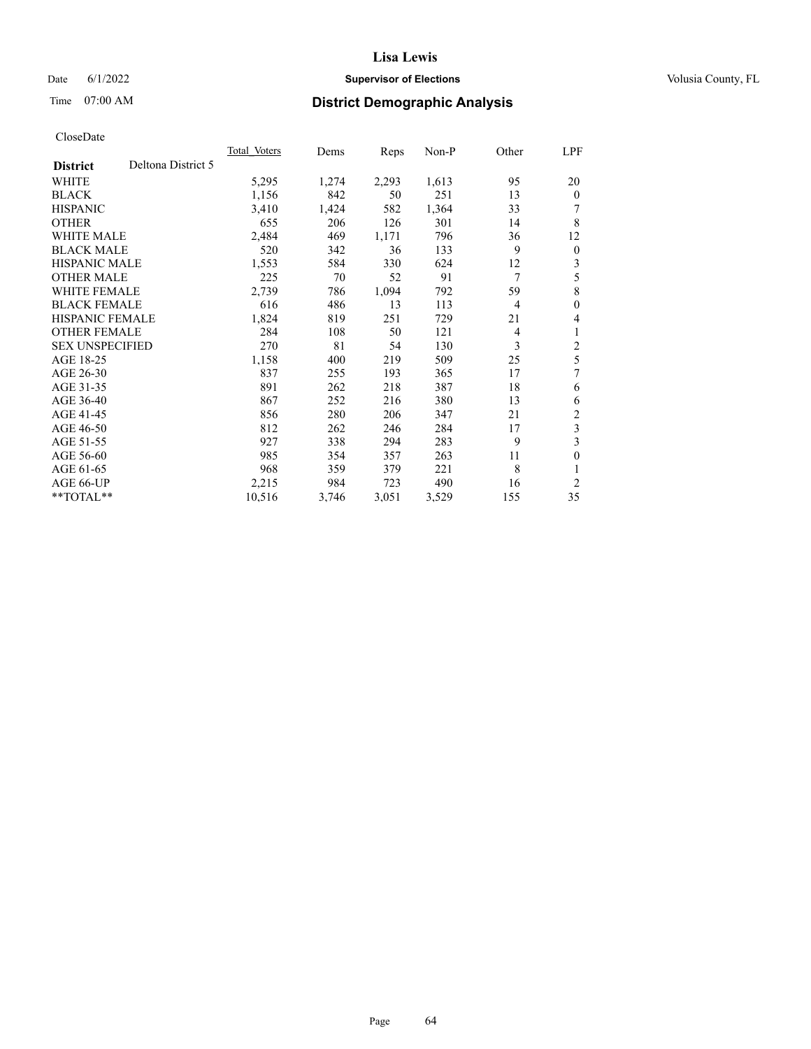# Lisa Lewis

Date 6/1/2022 **Supervisor of Elections** Volusia County, FL

Time 07:00 AM **District Demographic Analysis**

CloseDate

| **District** | Deltona District 5 | Total_Voters | Dems | Reps | Non-P | Other | LPF |
|---|---|---|---|---|---|---|---|
| WHITE | | 5,295 | 1,274 | 2,293 | 1,613 | 95 | 20 |
| BLACK | | 1,156 | 842 | 50 | 251 | 13 | 0 |
| HISPANIC | | 3,410 | 1,424 | 582 | 1,364 | 33 | 7 |
| OTHER | | 655 | 206 | 126 | 301 | 14 | 8 |
| WHITE MALE | | 2,484 | 469 | 1,171 | 796 | 36 | 12 |
| BLACK MALE | | 520 | 342 | 36 | 133 | 9 | 0 |
| HISPANIC MALE | | 1,553 | 584 | 330 | 624 | 12 | 3 |
| OTHER MALE | | 225 | 70 | 52 | 91 | 7 | 5 |
| WHITE FEMALE | | 2,739 | 786 | 1,094 | 792 | 59 | 8 |
| BLACK FEMALE | | 616 | 486 | 13 | 113 | 4 | 0 |
| HISPANIC FEMALE | | 1,824 | 819 | 251 | 729 | 21 | 4 |
| OTHER FEMALE | | 284 | 108 | 50 | 121 | 4 | 1 |
| SEX UNSPECIFIED | | 270 | 81 | 54 | 130 | 3 | 2 |
| AGE 18-25 | | 1,158 | 400 | 219 | 509 | 25 | 5 |
| AGE 26-30 | | 837 | 255 | 193 | 365 | 17 | 7 |
| AGE 31-35 | | 891 | 262 | 218 | 387 | 18 | 6 |
| AGE 36-40 | | 867 | 252 | 216 | 380 | 13 | 6 |
| AGE 41-45 | | 856 | 280 | 206 | 347 | 21 | 2 |
| AGE 46-50 | | 812 | 262 | 246 | 284 | 17 | 3 |
| AGE 51-55 | | 927 | 338 | 294 | 283 | 9 | 3 |
| AGE 56-60 | | 985 | 354 | 357 | 263 | 11 | 0 |
| AGE 61-65 | | 968 | 359 | 379 | 221 | 8 | 1 |
| AGE 66-UP | | 2,215 | 984 | 723 | 490 | 16 | 2 |
| **TOTAL** | | 10,516 | 3,746 | 3,051 | 3,529 | 155 | 35 |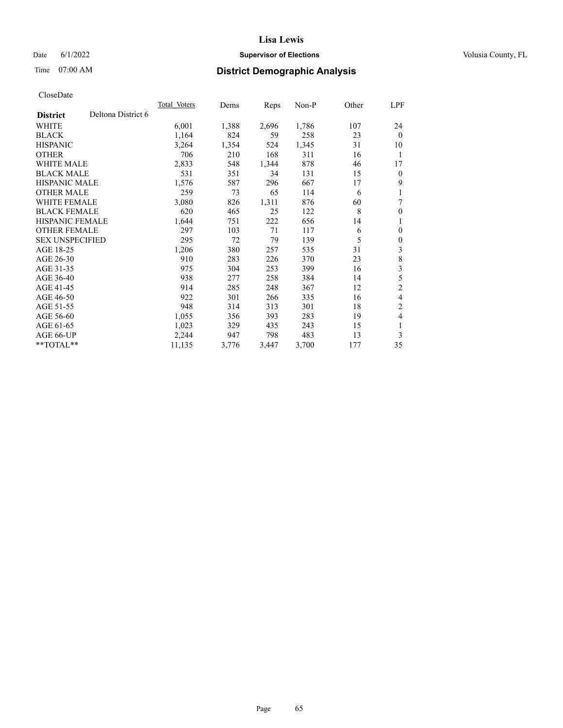# Lisa Lewis

Date 6/1/2022 **Supervisor of Elections** Volusia County, FL

Time 07:00 AM **District Demographic Analysis**

CloseDate

| **District** Deltona District 6 | Total Voters | Dems | Reps | Non-P | Other | LPF |
|---|---|---|---|---|---|---|
| WHITE | 6,001 | 1,388 | 2,696 | 1,786 | 107 | 24 |
| BLACK | 1,164 | 824 | 59 | 258 | 23 | 0 |
| HISPANIC | 3,264 | 1,354 | 524 | 1,345 | 31 | 10 |
| OTHER | 706 | 210 | 168 | 311 | 16 | 1 |
| WHITE MALE | 2,833 | 548 | 1,344 | 878 | 46 | 17 |
| BLACK MALE | 531 | 351 | 34 | 131 | 15 | 0 |
| HISPANIC MALE | 1,576 | 587 | 296 | 667 | 17 | 9 |
| OTHER MALE | 259 | 73 | 65 | 114 | 6 | 1 |
| WHITE FEMALE | 3,080 | 826 | 1,311 | 876 | 60 | 7 |
| BLACK FEMALE | 620 | 465 | 25 | 122 | 8 | 0 |
| HISPANIC FEMALE | 1,644 | 751 | 222 | 656 | 14 | 1 |
| OTHER FEMALE | 297 | 103 | 71 | 117 | 6 | 0 |
| SEX UNSPECIFIED | 295 | 72 | 79 | 139 | 5 | 0 |
| AGE 18-25 | 1,206 | 380 | 257 | 535 | 31 | 3 |
| AGE 26-30 | 910 | 283 | 226 | 370 | 23 | 8 |
| AGE 31-35 | 975 | 304 | 253 | 399 | 16 | 3 |
| AGE 36-40 | 938 | 277 | 258 | 384 | 14 | 5 |
| AGE 41-45 | 914 | 285 | 248 | 367 | 12 | 2 |
| AGE 46-50 | 922 | 301 | 266 | 335 | 16 | 4 |
| AGE 51-55 | 948 | 314 | 313 | 301 | 18 | 2 |
| AGE 56-60 | 1,055 | 356 | 393 | 283 | 19 | 4 |
| AGE 61-65 | 1,023 | 329 | 435 | 243 | 15 | 1 |
| AGE 66-UP | 2,244 | 947 | 798 | 483 | 13 | 3 |
| **TOTAL** | 11,135 | 3,776 | 3,447 | 3,700 | 177 | 35 |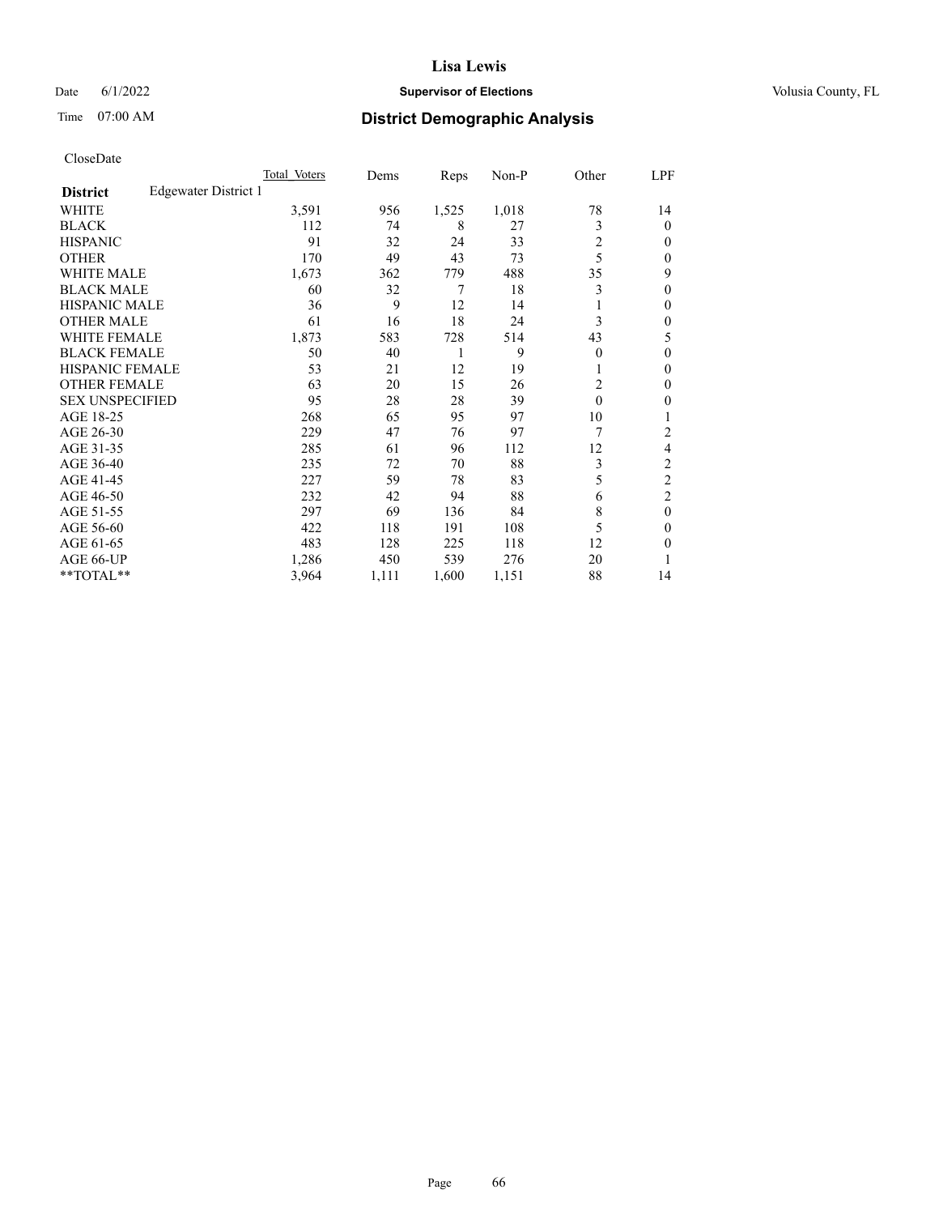# Lisa Lewis

Date 6/1/2022 **Supervisor of Elections** Volusia County, FL

Time 07:00 AM **District Demographic Analysis**

CloseDate

| | Total Voters | Dems | Reps | Non-P | Other | LPF |
|---|---|---|---|---|---|---|
| **District** Edgewater District 1 | | | | | | |
| WHITE | 3,591 | 956 | 1,525 | 1,018 | 78 | 14 |
| BLACK | 112 | 74 | 8 | 27 | 3 | 0 |
| HISPANIC | 91 | 32 | 24 | 33 | 2 | 0 |
| OTHER | 170 | 49 | 43 | 73 | 5 | 0 |
| WHITE MALE | 1,673 | 362 | 779 | 488 | 35 | 9 |
| BLACK MALE | 60 | 32 | 7 | 18 | 3 | 0 |
| HISPANIC MALE | 36 | 9 | 12 | 14 | 1 | 0 |
| OTHER MALE | 61 | 16 | 18 | 24 | 3 | 0 |
| WHITE FEMALE | 1,873 | 583 | 728 | 514 | 43 | 5 |
| BLACK FEMALE | 50 | 40 | 1 | 9 | 0 | 0 |
| HISPANIC FEMALE | 53 | 21 | 12 | 19 | 1 | 0 |
| OTHER FEMALE | 63 | 20 | 15 | 26 | 2 | 0 |
| SEX UNSPECIFIED | 95 | 28 | 28 | 39 | 0 | 0 |
| AGE 18-25 | 268 | 65 | 95 | 97 | 10 | 1 |
| AGE 26-30 | 229 | 47 | 76 | 97 | 7 | 2 |
| AGE 31-35 | 285 | 61 | 96 | 112 | 12 | 4 |
| AGE 36-40 | 235 | 72 | 70 | 88 | 3 | 2 |
| AGE 41-45 | 227 | 59 | 78 | 83 | 5 | 2 |
| AGE 46-50 | 232 | 42 | 94 | 88 | 6 | 2 |
| AGE 51-55 | 297 | 69 | 136 | 84 | 8 | 0 |
| AGE 56-60 | 422 | 118 | 191 | 108 | 5 | 0 |
| AGE 61-65 | 483 | 128 | 225 | 118 | 12 | 0 |
| AGE 66-UP | 1,286 | 450 | 539 | 276 | 20 | 1 |
| **TOTAL** | 3,964 | 1,111 | 1,600 | 1,151 | 88 | 14 |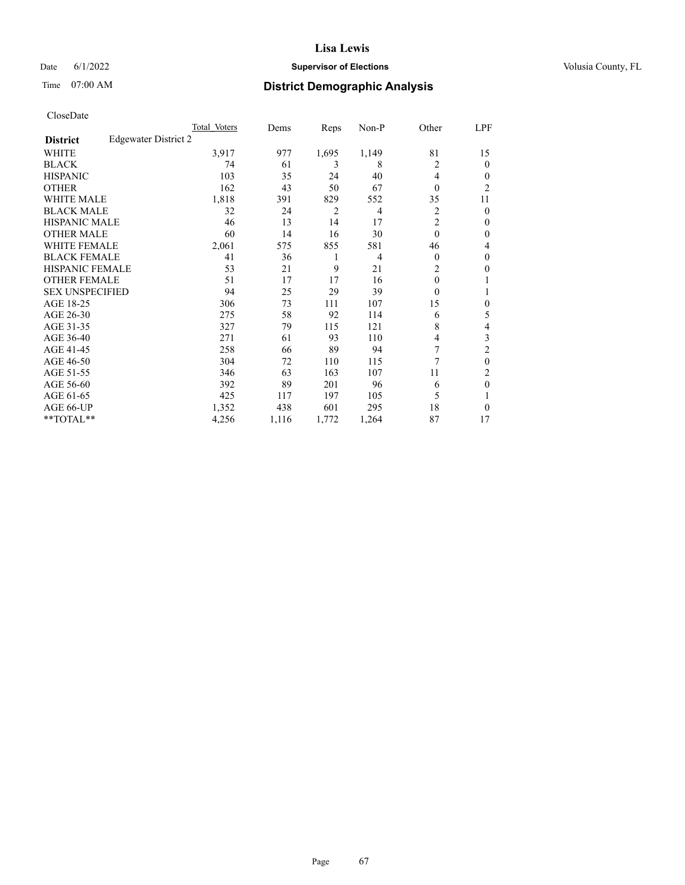CloseDate

| District | Edgewater District 2 | Total Voters | Dems | Reps | Non-P | Other | LPF |
|---|---|---|---|---|---|---|---|
| WHITE | | 3,917 | 977 | 1,695 | 1,149 | 81 | 15 |
| BLACK | | 74 | 61 | 3 | 8 | 2 | 0 |
| HISPANIC | | 103 | 35 | 24 | 40 | 4 | 0 |
| OTHER | | 162 | 43 | 50 | 67 | 0 | 2 |
| WHITE MALE | | 1,818 | 391 | 829 | 552 | 35 | 11 |
| BLACK MALE | | 32 | 24 | 2 | 4 | 2 | 0 |
| HISPANIC MALE | | 46 | 13 | 14 | 17 | 2 | 0 |
| OTHER MALE | | 60 | 14 | 16 | 30 | 0 | 0 |
| WHITE FEMALE | | 2,061 | 575 | 855 | 581 | 46 | 4 |
| BLACK FEMALE | | 41 | 36 | 1 | 4 | 0 | 0 |
| HISPANIC FEMALE | | 53 | 21 | 9 | 21 | 2 | 0 |
| OTHER FEMALE | | 51 | 17 | 17 | 16 | 0 | 1 |
| SEX UNSPECIFIED | | 94 | 25 | 29 | 39 | 0 | 1 |
| AGE 18-25 | | 306 | 73 | 111 | 107 | 15 | 0 |
| AGE 26-30 | | 275 | 58 | 92 | 114 | 6 | 5 |
| AGE 31-35 | | 327 | 79 | 115 | 121 | 8 | 4 |
| AGE 36-40 | | 271 | 61 | 93 | 110 | 4 | 3 |
| AGE 41-45 | | 258 | 66 | 89 | 94 | 7 | 2 |
| AGE 46-50 | | 304 | 72 | 110 | 115 | 7 | 0 |
| AGE 51-55 | | 346 | 63 | 163 | 107 | 11 | 2 |
| AGE 56-60 | | 392 | 89 | 201 | 96 | 6 | 0 |
| AGE 61-65 | | 425 | 117 | 197 | 105 | 5 | 1 |
| AGE 66-UP | | 1,352 | 438 | 601 | 295 | 18 | 0 |
| **TOTAL** | | 4,256 | 1,116 | 1,772 | 1,264 | 87 | 17 |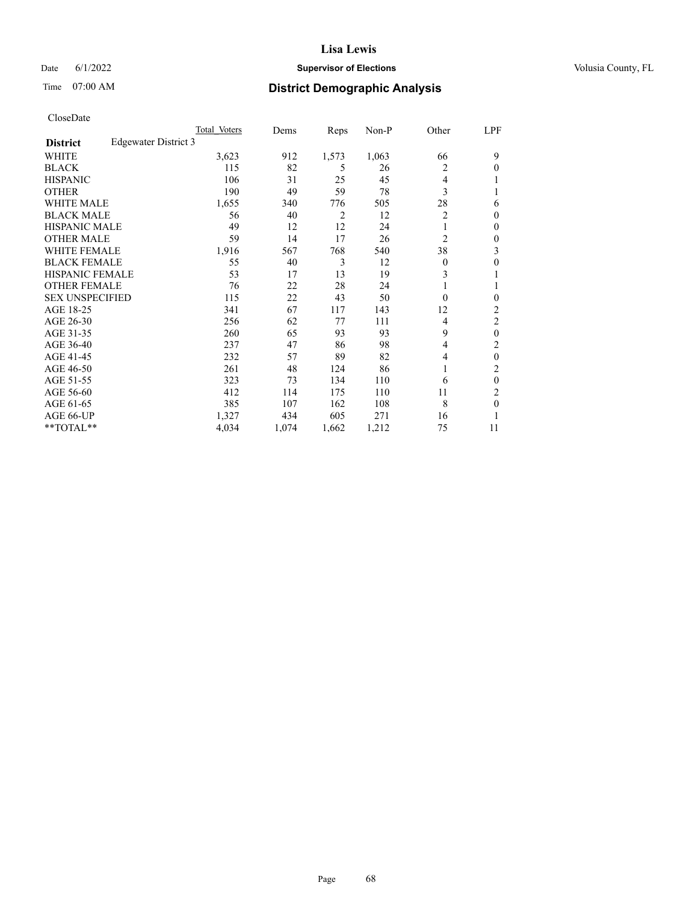# Lisa Lewis

Date 6/1/2022 **Supervisor of Elections** Volusia County, FL

Time 07:00 AM **District Demographic Analysis**

CloseDate

| | Total Voters | Dems | Reps | Non-P | Other | LPF |
|---|---|---|---|---|---|---|
| **District** Edgewater District 3 | | | | | | |
| WHITE | 3,623 | 912 | 1,573 | 1,063 | 66 | 9 |
| BLACK | 115 | 82 | 5 | 26 | 2 | 0 |
| HISPANIC | 106 | 31 | 25 | 45 | 4 | 1 |
| OTHER | 190 | 49 | 59 | 78 | 3 | 1 |
| WHITE MALE | 1,655 | 340 | 776 | 505 | 28 | 6 |
| BLACK MALE | 56 | 40 | 2 | 12 | 2 | 0 |
| HISPANIC MALE | 49 | 12 | 12 | 24 | 1 | 0 |
| OTHER MALE | 59 | 14 | 17 | 26 | 2 | 0 |
| WHITE FEMALE | 1,916 | 567 | 768 | 540 | 38 | 3 |
| BLACK FEMALE | 55 | 40 | 3 | 12 | 0 | 0 |
| HISPANIC FEMALE | 53 | 17 | 13 | 19 | 3 | 1 |
| OTHER FEMALE | 76 | 22 | 28 | 24 | 1 | 1 |
| SEX UNSPECIFIED | 115 | 22 | 43 | 50 | 0 | 0 |
| AGE 18-25 | 341 | 67 | 117 | 143 | 12 | 2 |
| AGE 26-30 | 256 | 62 | 77 | 111 | 4 | 2 |
| AGE 31-35 | 260 | 65 | 93 | 93 | 9 | 0 |
| AGE 36-40 | 237 | 47 | 86 | 98 | 4 | 2 |
| AGE 41-45 | 232 | 57 | 89 | 82 | 4 | 0 |
| AGE 46-50 | 261 | 48 | 124 | 86 | 1 | 2 |
| AGE 51-55 | 323 | 73 | 134 | 110 | 6 | 0 |
| AGE 56-60 | 412 | 114 | 175 | 110 | 11 | 2 |
| AGE 61-65 | 385 | 107 | 162 | 108 | 8 | 0 |
| AGE 66-UP | 1,327 | 434 | 605 | 271 | 16 | 1 |
| **TOTAL** | 4,034 | 1,074 | 1,662 | 1,212 | 75 | 11 |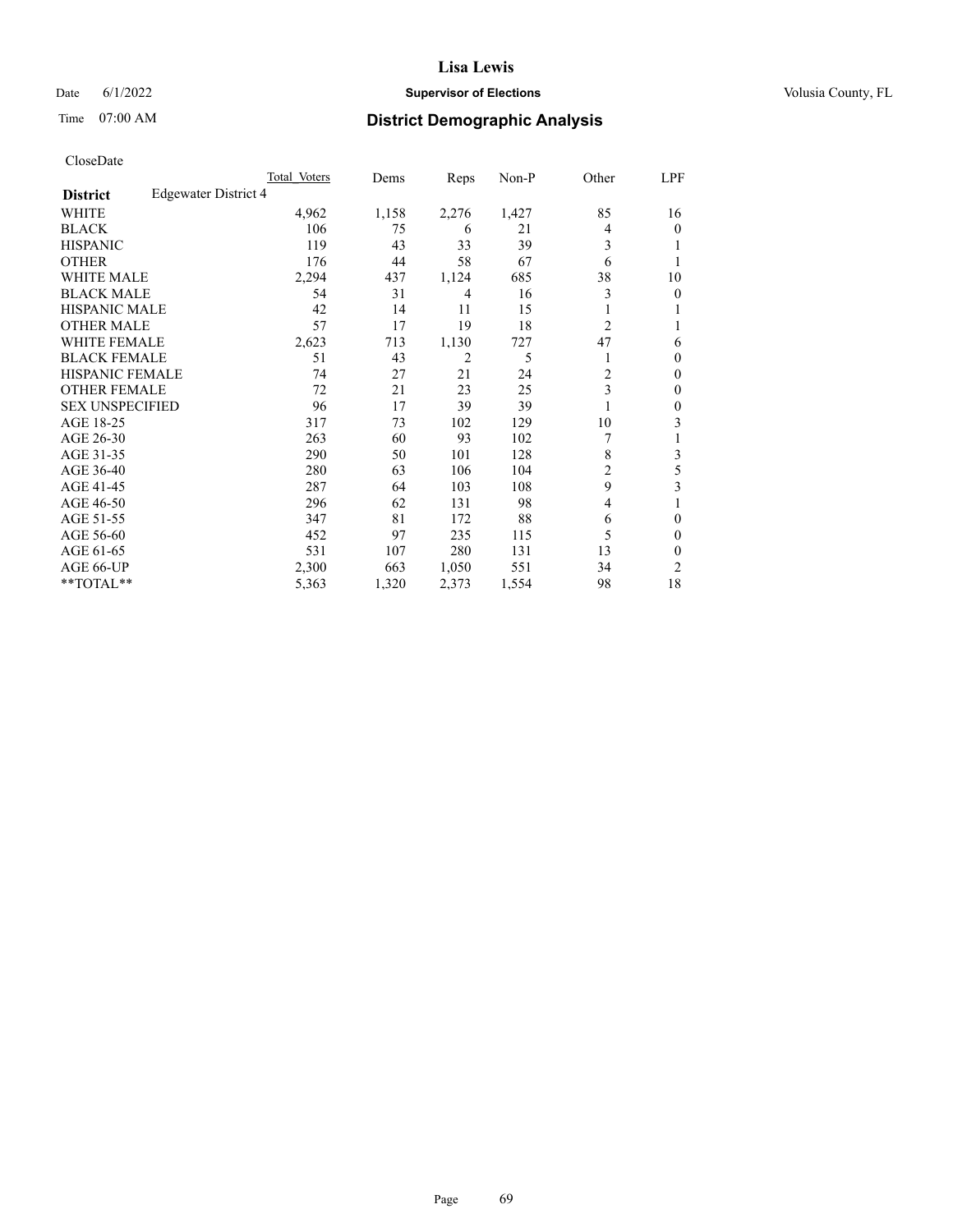CloseDate

| | Total Voters | Dems | Reps | Non-P | Other | LPF |
|---|---|---|---|---|---|---|
| **District** Edgewater District 4 | | | | | | |
| WHITE | 4,962 | 1,158 | 2,276 | 1,427 | 85 | 16 |
| BLACK | 106 | 75 | 6 | 21 | 4 | 0 |
| HISPANIC | 119 | 43 | 33 | 39 | 3 | 1 |
| OTHER | 176 | 44 | 58 | 67 | 6 | 1 |
| WHITE MALE | 2,294 | 437 | 1,124 | 685 | 38 | 10 |
| BLACK MALE | 54 | 31 | 4 | 16 | 3 | 0 |
| HISPANIC MALE | 42 | 14 | 11 | 15 | 1 | 1 |
| OTHER MALE | 57 | 17 | 19 | 18 | 2 | 1 |
| WHITE FEMALE | 2,623 | 713 | 1,130 | 727 | 47 | 6 |
| BLACK FEMALE | 51 | 43 | 2 | 5 | 1 | 0 |
| HISPANIC FEMALE | 74 | 27 | 21 | 24 | 2 | 0 |
| OTHER FEMALE | 72 | 21 | 23 | 25 | 3 | 0 |
| SEX UNSPECIFIED | 96 | 17 | 39 | 39 | 1 | 0 |
| AGE 18-25 | 317 | 73 | 102 | 129 | 10 | 3 |
| AGE 26-30 | 263 | 60 | 93 | 102 | 7 | 1 |
| AGE 31-35 | 290 | 50 | 101 | 128 | 8 | 3 |
| AGE 36-40 | 280 | 63 | 106 | 104 | 2 | 5 |
| AGE 41-45 | 287 | 64 | 103 | 108 | 9 | 3 |
| AGE 46-50 | 296 | 62 | 131 | 98 | 4 | 1 |
| AGE 51-55 | 347 | 81 | 172 | 88 | 6 | 0 |
| AGE 56-60 | 452 | 97 | 235 | 115 | 5 | 0 |
| AGE 61-65 | 531 | 107 | 280 | 131 | 13 | 0 |
| AGE 66-UP | 2,300 | 663 | 1,050 | 551 | 34 | 2 |
| **TOTAL** | 5,363 | 1,320 | 2,373 | 1,554 | 98 | 18 |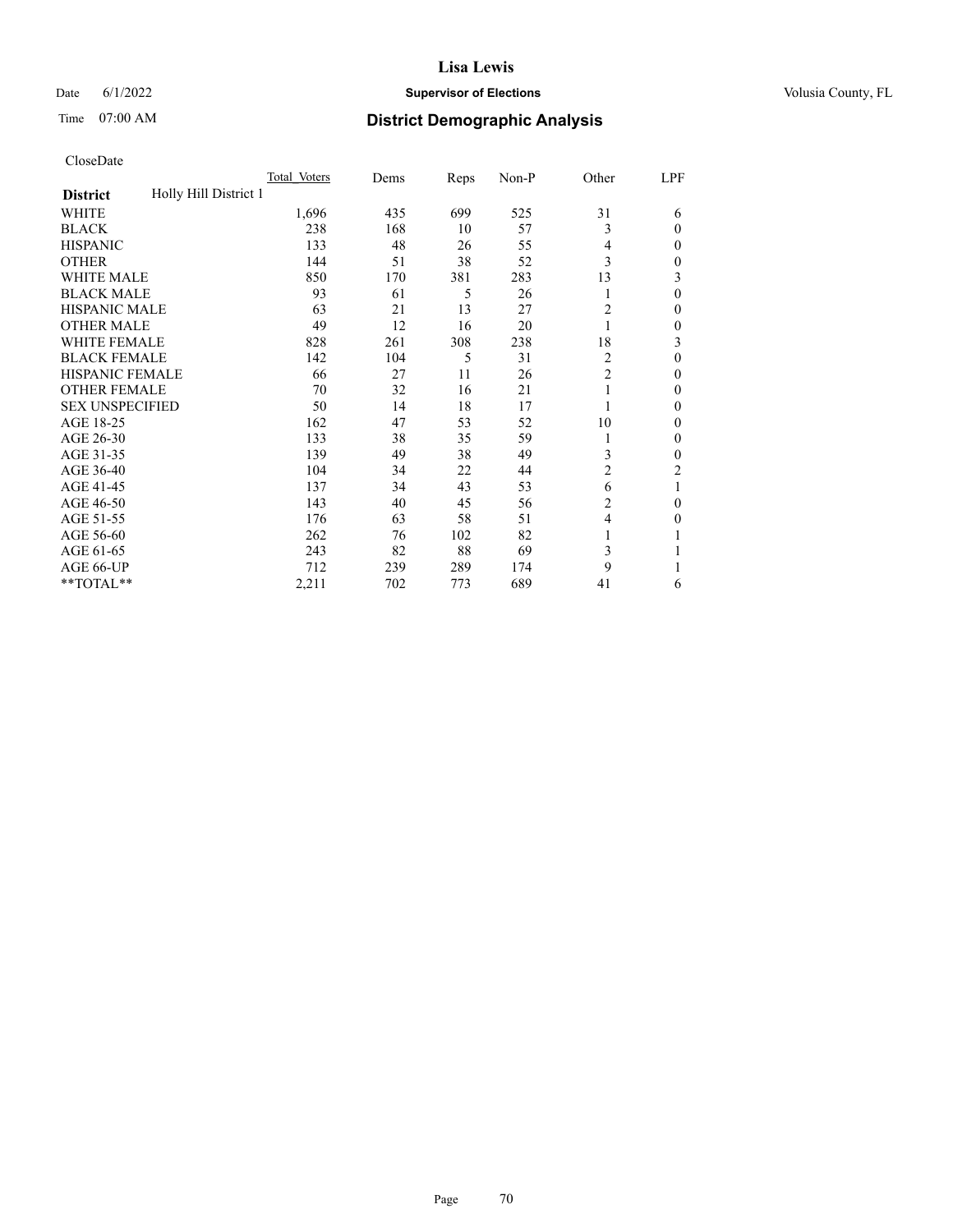# District Demographic Analysis

Date 6/1/2022

Time 07:00 AM

Supervisor of Elections — Lisa Lewis — Volusia County, FL

CloseDate

| District: Holly Hill District 1 | Total_Voters | Dems | Reps | Non-P | Other | LPF |
|---|---|---|---|---|---|---|
| WHITE | 1,696 | 435 | 699 | 525 | 31 | 6 |
| BLACK | 238 | 168 | 10 | 57 | 3 | 0 |
| HISPANIC | 133 | 48 | 26 | 55 | 4 | 0 |
| OTHER | 144 | 51 | 38 | 52 | 3 | 0 |
| WHITE MALE | 850 | 170 | 381 | 283 | 13 | 3 |
| BLACK MALE | 93 | 61 | 5 | 26 | 1 | 0 |
| HISPANIC MALE | 63 | 21 | 13 | 27 | 2 | 0 |
| OTHER MALE | 49 | 12 | 16 | 20 | 1 | 0 |
| WHITE FEMALE | 828 | 261 | 308 | 238 | 18 | 3 |
| BLACK FEMALE | 142 | 104 | 5 | 31 | 2 | 0 |
| HISPANIC FEMALE | 66 | 27 | 11 | 26 | 2 | 0 |
| OTHER FEMALE | 70 | 32 | 16 | 21 | 1 | 0 |
| SEX UNSPECIFIED | 50 | 14 | 18 | 17 | 1 | 0 |
| AGE 18-25 | 162 | 47 | 53 | 52 | 10 | 0 |
| AGE 26-30 | 133 | 38 | 35 | 59 | 1 | 0 |
| AGE 31-35 | 139 | 49 | 38 | 49 | 3 | 0 |
| AGE 36-40 | 104 | 34 | 22 | 44 | 2 | 2 |
| AGE 41-45 | 137 | 34 | 43 | 53 | 6 | 1 |
| AGE 46-50 | 143 | 40 | 45 | 56 | 2 | 0 |
| AGE 51-55 | 176 | 63 | 58 | 51 | 4 | 0 |
| AGE 56-60 | 262 | 76 | 102 | 82 | 1 | 1 |
| AGE 61-65 | 243 | 82 | 88 | 69 | 3 | 1 |
| AGE 66-UP | 712 | 239 | 289 | 174 | 9 | 1 |
| **TOTAL** | 2,211 | 702 | 773 | 689 | 41 | 6 |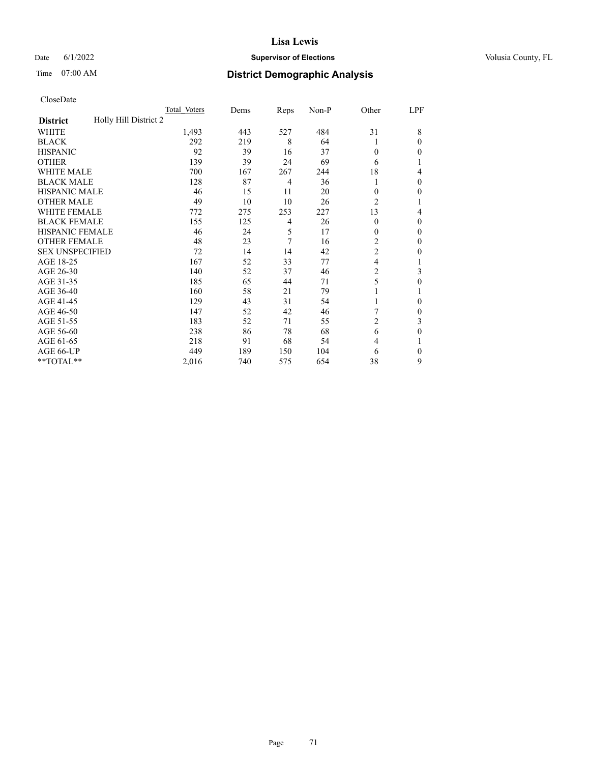# Lisa Lewis

Date 6/1/2022 **Supervisor of Elections** Volusia County, FL

Time 07:00 AM **District Demographic Analysis**

CloseDate

| | Total Voters | Dems | Reps | Non-P | Other | LPF |
|---|---|---|---|---|---|---|
| **District** Holly Hill District 2 | | | | | | |
| WHITE | 1,493 | 443 | 527 | 484 | 31 | 8 |
| BLACK | 292 | 219 | 8 | 64 | 1 | 0 |
| HISPANIC | 92 | 39 | 16 | 37 | 0 | 0 |
| OTHER | 139 | 39 | 24 | 69 | 6 | 1 |
| WHITE MALE | 700 | 167 | 267 | 244 | 18 | 4 |
| BLACK MALE | 128 | 87 | 4 | 36 | 1 | 0 |
| HISPANIC MALE | 46 | 15 | 11 | 20 | 0 | 0 |
| OTHER MALE | 49 | 10 | 10 | 26 | 2 | 1 |
| WHITE FEMALE | 772 | 275 | 253 | 227 | 13 | 4 |
| BLACK FEMALE | 155 | 125 | 4 | 26 | 0 | 0 |
| HISPANIC FEMALE | 46 | 24 | 5 | 17 | 0 | 0 |
| OTHER FEMALE | 48 | 23 | 7 | 16 | 2 | 0 |
| SEX UNSPECIFIED | 72 | 14 | 14 | 42 | 2 | 0 |
| AGE 18-25 | 167 | 52 | 33 | 77 | 4 | 1 |
| AGE 26-30 | 140 | 52 | 37 | 46 | 2 | 3 |
| AGE 31-35 | 185 | 65 | 44 | 71 | 5 | 0 |
| AGE 36-40 | 160 | 58 | 21 | 79 | 1 | 1 |
| AGE 41-45 | 129 | 43 | 31 | 54 | 1 | 0 |
| AGE 46-50 | 147 | 52 | 42 | 46 | 7 | 0 |
| AGE 51-55 | 183 | 52 | 71 | 55 | 2 | 3 |
| AGE 56-60 | 238 | 86 | 78 | 68 | 6 | 0 |
| AGE 61-65 | 218 | 91 | 68 | 54 | 4 | 1 |
| AGE 66-UP | 449 | 189 | 150 | 104 | 6 | 0 |
| **TOTAL** | 2,016 | 740 | 575 | 654 | 38 | 9 |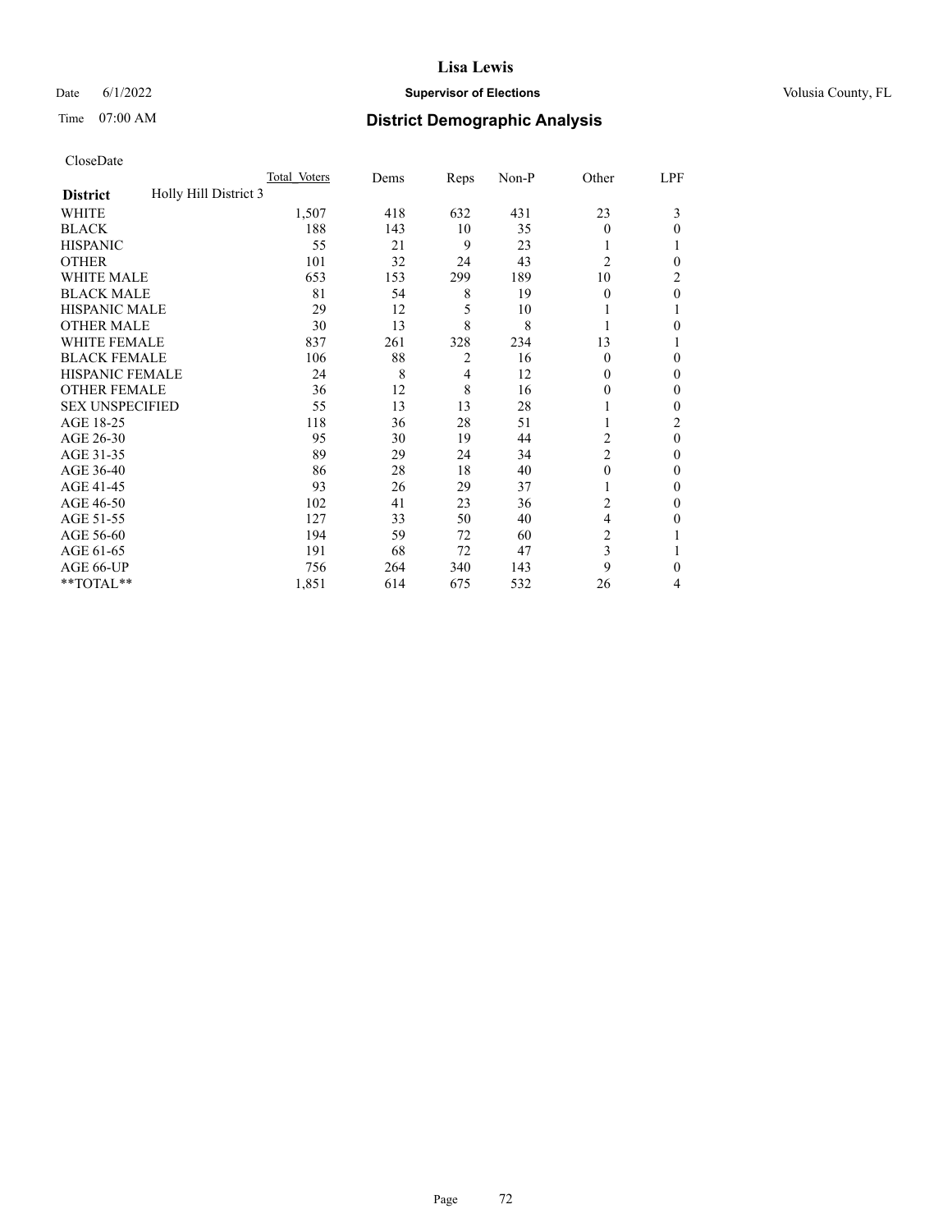# Lisa Lewis

Date 6/1/2022 **Supervisor of Elections** Volusia County, FL

Time 07:00 AM **District Demographic Analysis**

CloseDate

| | Total Voters | Dems | Reps | Non-P | Other | LPF |
|---|---|---|---|---|---|---|
| **District** Holly Hill District 3 | | | | | | |
| WHITE | 1,507 | 418 | 632 | 431 | 23 | 3 |
| BLACK | 188 | 143 | 10 | 35 | 0 | 0 |
| HISPANIC | 55 | 21 | 9 | 23 | 1 | 1 |
| OTHER | 101 | 32 | 24 | 43 | 2 | 0 |
| WHITE MALE | 653 | 153 | 299 | 189 | 10 | 2 |
| BLACK MALE | 81 | 54 | 8 | 19 | 0 | 0 |
| HISPANIC MALE | 29 | 12 | 5 | 10 | 1 | 1 |
| OTHER MALE | 30 | 13 | 8 | 8 | 1 | 0 |
| WHITE FEMALE | 837 | 261 | 328 | 234 | 13 | 1 |
| BLACK FEMALE | 106 | 88 | 2 | 16 | 0 | 0 |
| HISPANIC FEMALE | 24 | 8 | 4 | 12 | 0 | 0 |
| OTHER FEMALE | 36 | 12 | 8 | 16 | 0 | 0 |
| SEX UNSPECIFIED | 55 | 13 | 13 | 28 | 1 | 0 |
| AGE 18-25 | 118 | 36 | 28 | 51 | 1 | 2 |
| AGE 26-30 | 95 | 30 | 19 | 44 | 2 | 0 |
| AGE 31-35 | 89 | 29 | 24 | 34 | 2 | 0 |
| AGE 36-40 | 86 | 28 | 18 | 40 | 0 | 0 |
| AGE 41-45 | 93 | 26 | 29 | 37 | 1 | 0 |
| AGE 46-50 | 102 | 41 | 23 | 36 | 2 | 0 |
| AGE 51-55 | 127 | 33 | 50 | 40 | 4 | 0 |
| AGE 56-60 | 194 | 59 | 72 | 60 | 2 | 1 |
| AGE 61-65 | 191 | 68 | 72 | 47 | 3 | 1 |
| AGE 66-UP | 756 | 264 | 340 | 143 | 9 | 0 |
| **TOTAL** | 1,851 | 614 | 675 | 532 | 26 | 4 |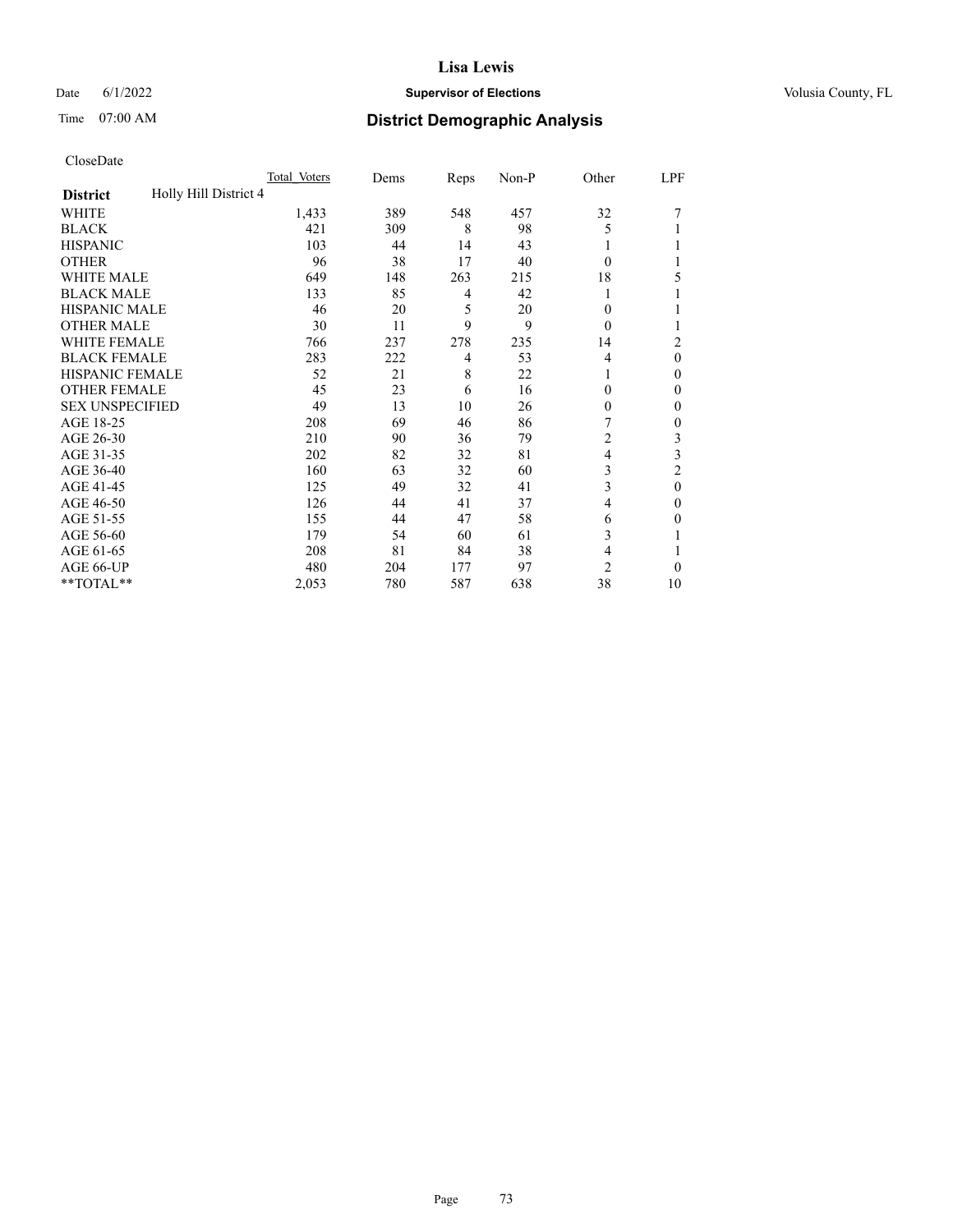# Lisa Lewis

Date 6/1/2022 **Supervisor of Elections** Volusia County, FL

Time 07:00 AM **District Demographic Analysis**

CloseDate

| | Total Voters | Dems | Reps | Non-P | Other | LPF |
|---|---|---|---|---|---|---|
| **District** Holly Hill District 4 | | | | | | |
| WHITE | 1,433 | 389 | 548 | 457 | 32 | 7 |
| BLACK | 421 | 309 | 8 | 98 | 5 | 1 |
| HISPANIC | 103 | 44 | 14 | 43 | 1 | 1 |
| OTHER | 96 | 38 | 17 | 40 | 0 | 1 |
| WHITE MALE | 649 | 148 | 263 | 215 | 18 | 5 |
| BLACK MALE | 133 | 85 | 4 | 42 | 1 | 1 |
| HISPANIC MALE | 46 | 20 | 5 | 20 | 0 | 1 |
| OTHER MALE | 30 | 11 | 9 | 9 | 0 | 1 |
| WHITE FEMALE | 766 | 237 | 278 | 235 | 14 | 2 |
| BLACK FEMALE | 283 | 222 | 4 | 53 | 4 | 0 |
| HISPANIC FEMALE | 52 | 21 | 8 | 22 | 1 | 0 |
| OTHER FEMALE | 45 | 23 | 6 | 16 | 0 | 0 |
| SEX UNSPECIFIED | 49 | 13 | 10 | 26 | 0 | 0 |
| AGE 18-25 | 208 | 69 | 46 | 86 | 7 | 0 |
| AGE 26-30 | 210 | 90 | 36 | 79 | 2 | 3 |
| AGE 31-35 | 202 | 82 | 32 | 81 | 4 | 3 |
| AGE 36-40 | 160 | 63 | 32 | 60 | 3 | 2 |
| AGE 41-45 | 125 | 49 | 32 | 41 | 3 | 0 |
| AGE 46-50 | 126 | 44 | 41 | 37 | 4 | 0 |
| AGE 51-55 | 155 | 44 | 47 | 58 | 6 | 0 |
| AGE 56-60 | 179 | 54 | 60 | 61 | 3 | 1 |
| AGE 61-65 | 208 | 81 | 84 | 38 | 4 | 1 |
| AGE 66-UP | 480 | 204 | 177 | 97 | 2 | 0 |
| **TOTAL** | 2,053 | 780 | 587 | 638 | 38 | 10 |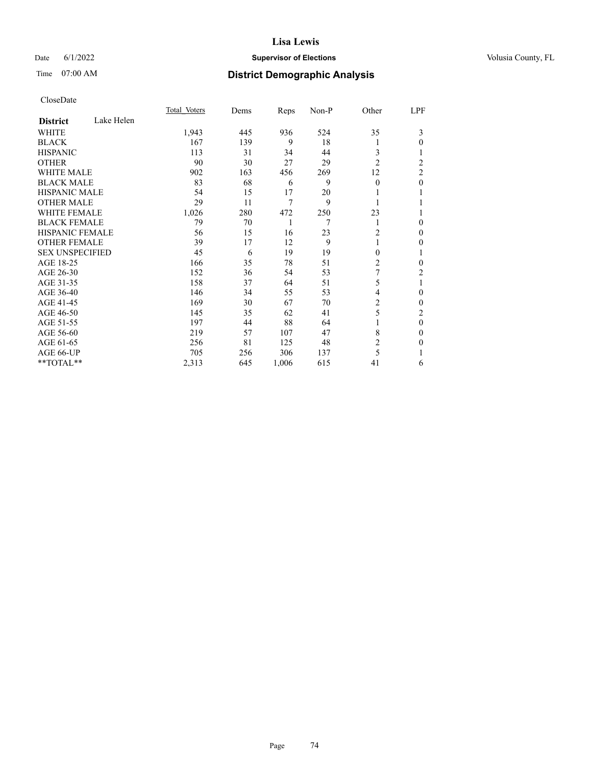# Lisa Lewis

Date 6/1/2022 **Supervisor of Elections** Volusia County, FL

Time 07:00 AM **District Demographic Analysis**

CloseDate

| District Lake Helen | Total Voters | Dems | Reps | Non-P | Other | LPF |
|---|---|---|---|---|---|---|
| WHITE | 1,943 | 445 | 936 | 524 | 35 | 3 |
| BLACK | 167 | 139 | 9 | 18 | 1 | 0 |
| HISPANIC | 113 | 31 | 34 | 44 | 3 | 1 |
| OTHER | 90 | 30 | 27 | 29 | 2 | 2 |
| WHITE MALE | 902 | 163 | 456 | 269 | 12 | 2 |
| BLACK MALE | 83 | 68 | 6 | 9 | 0 | 0 |
| HISPANIC MALE | 54 | 15 | 17 | 20 | 1 | 1 |
| OTHER MALE | 29 | 11 | 7 | 9 | 1 | 1 |
| WHITE FEMALE | 1,026 | 280 | 472 | 250 | 23 | 1 |
| BLACK FEMALE | 79 | 70 | 1 | 7 | 1 | 0 |
| HISPANIC FEMALE | 56 | 15 | 16 | 23 | 2 | 0 |
| OTHER FEMALE | 39 | 17 | 12 | 9 | 1 | 0 |
| SEX UNSPECIFIED | 45 | 6 | 19 | 19 | 0 | 1 |
| AGE 18-25 | 166 | 35 | 78 | 51 | 2 | 0 |
| AGE 26-30 | 152 | 36 | 54 | 53 | 7 | 2 |
| AGE 31-35 | 158 | 37 | 64 | 51 | 5 | 1 |
| AGE 36-40 | 146 | 34 | 55 | 53 | 4 | 0 |
| AGE 41-45 | 169 | 30 | 67 | 70 | 2 | 0 |
| AGE 46-50 | 145 | 35 | 62 | 41 | 5 | 2 |
| AGE 51-55 | 197 | 44 | 88 | 64 | 1 | 0 |
| AGE 56-60 | 219 | 57 | 107 | 47 | 8 | 0 |
| AGE 61-65 | 256 | 81 | 125 | 48 | 2 | 0 |
| AGE 66-UP | 705 | 256 | 306 | 137 | 5 | 1 |
| **TOTAL** | 2,313 | 645 | 1,006 | 615 | 41 | 6 |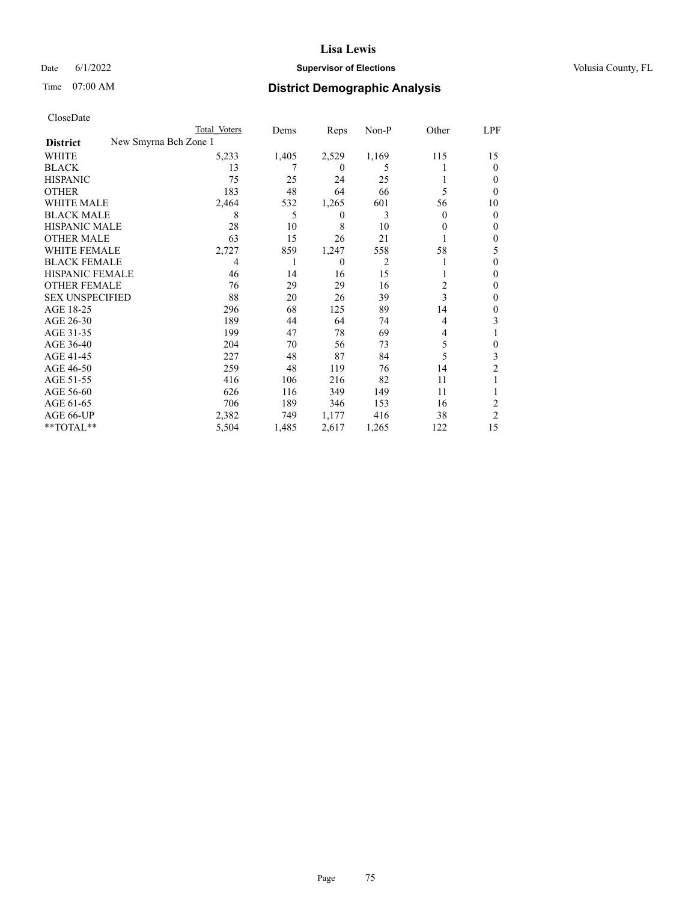# Lisa Lewis

Date 6/1/2022 **Supervisor of Elections** Volusia County, FL

Time 07:00 AM **District Demographic Analysis**

CloseDate

| | Total Voters | Dems | Reps | Non-P | Other | LPF |
|---|---|---|---|---|---|---|
| **District** New Smyrna Bch Zone 1 | | | | | | |
| WHITE | 5,233 | 1,405 | 2,529 | 1,169 | 115 | 15 |
| BLACK | 13 | 7 | 0 | 5 | 1 | 0 |
| HISPANIC | 75 | 25 | 24 | 25 | 1 | 0 |
| OTHER | 183 | 48 | 64 | 66 | 5 | 0 |
| WHITE MALE | 2,464 | 532 | 1,265 | 601 | 56 | 10 |
| BLACK MALE | 8 | 5 | 0 | 3 | 0 | 0 |
| HISPANIC MALE | 28 | 10 | 8 | 10 | 0 | 0 |
| OTHER MALE | 63 | 15 | 26 | 21 | 1 | 0 |
| WHITE FEMALE | 2,727 | 859 | 1,247 | 558 | 58 | 5 |
| BLACK FEMALE | 4 | 1 | 0 | 2 | 1 | 0 |
| HISPANIC FEMALE | 46 | 14 | 16 | 15 | 1 | 0 |
| OTHER FEMALE | 76 | 29 | 29 | 16 | 2 | 0 |
| SEX UNSPECIFIED | 88 | 20 | 26 | 39 | 3 | 0 |
| AGE 18-25 | 296 | 68 | 125 | 89 | 14 | 0 |
| AGE 26-30 | 189 | 44 | 64 | 74 | 4 | 3 |
| AGE 31-35 | 199 | 47 | 78 | 69 | 4 | 1 |
| AGE 36-40 | 204 | 70 | 56 | 73 | 5 | 0 |
| AGE 41-45 | 227 | 48 | 87 | 84 | 5 | 3 |
| AGE 46-50 | 259 | 48 | 119 | 76 | 14 | 2 |
| AGE 51-55 | 416 | 106 | 216 | 82 | 11 | 1 |
| AGE 56-60 | 626 | 116 | 349 | 149 | 11 | 1 |
| AGE 61-65 | 706 | 189 | 346 | 153 | 16 | 2 |
| AGE 66-UP | 2,382 | 749 | 1,177 | 416 | 38 | 2 |
| **TOTAL** | 5,504 | 1,485 | 2,617 | 1,265 | 122 | 15 |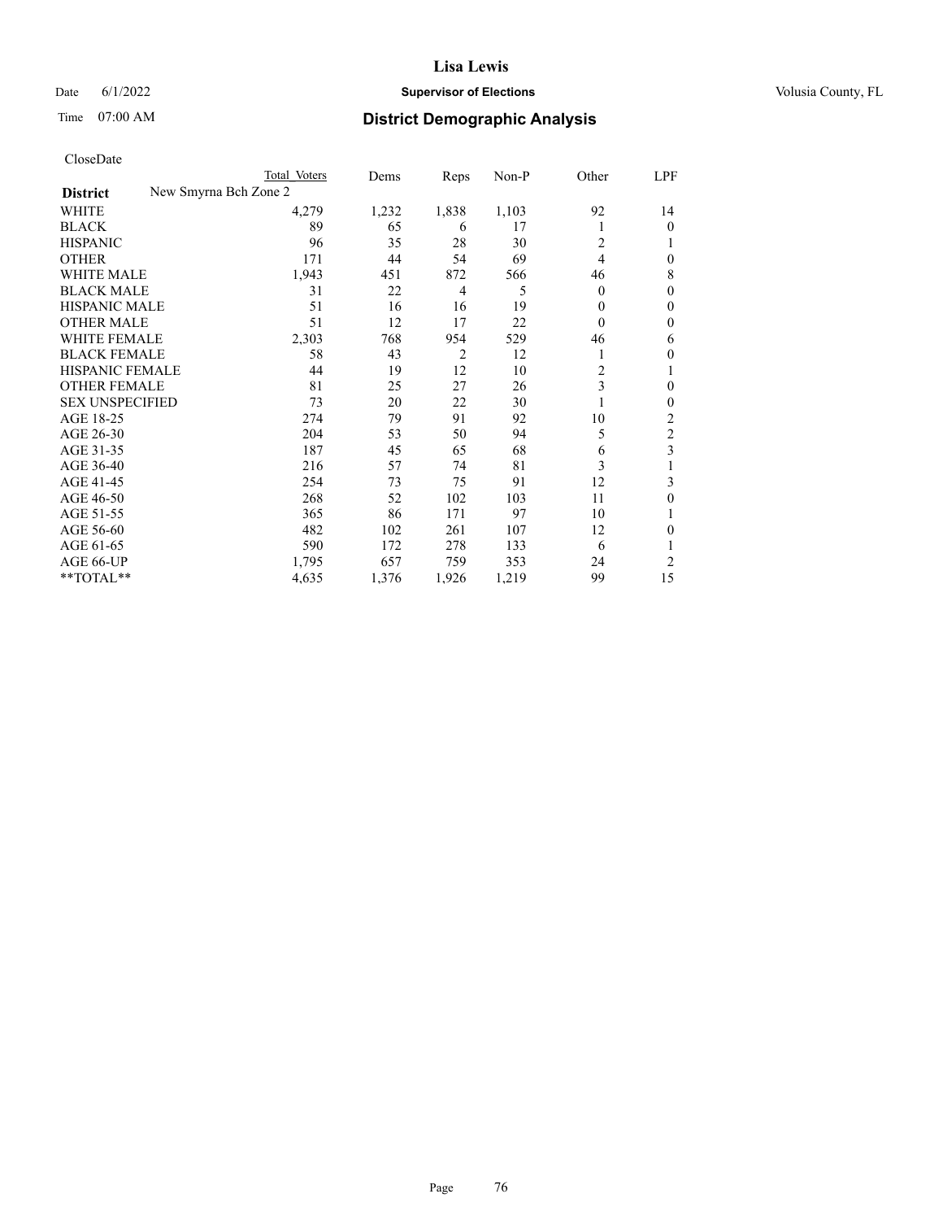# Lisa Lewis

Date 6/1/2022 **Supervisor of Elections** Volusia County, FL

Time 07:00 AM **District Demographic Analysis**

CloseDate

| | Total Voters | Dems | Reps | Non-P | Other | LPF |
|---|---|---|---|---|---|---|
| **District** New Smyrna Bch Zone 2 | | | | | | |
| WHITE | 4,279 | 1,232 | 1,838 | 1,103 | 92 | 14 |
| BLACK | 89 | 65 | 6 | 17 | 1 | 0 |
| HISPANIC | 96 | 35 | 28 | 30 | 2 | 1 |
| OTHER | 171 | 44 | 54 | 69 | 4 | 0 |
| WHITE MALE | 1,943 | 451 | 872 | 566 | 46 | 8 |
| BLACK MALE | 31 | 22 | 4 | 5 | 0 | 0 |
| HISPANIC MALE | 51 | 16 | 16 | 19 | 0 | 0 |
| OTHER MALE | 51 | 12 | 17 | 22 | 0 | 0 |
| WHITE FEMALE | 2,303 | 768 | 954 | 529 | 46 | 6 |
| BLACK FEMALE | 58 | 43 | 2 | 12 | 1 | 0 |
| HISPANIC FEMALE | 44 | 19 | 12 | 10 | 2 | 1 |
| OTHER FEMALE | 81 | 25 | 27 | 26 | 3 | 0 |
| SEX UNSPECIFIED | 73 | 20 | 22 | 30 | 1 | 0 |
| AGE 18-25 | 274 | 79 | 91 | 92 | 10 | 2 |
| AGE 26-30 | 204 | 53 | 50 | 94 | 5 | 2 |
| AGE 31-35 | 187 | 45 | 65 | 68 | 6 | 3 |
| AGE 36-40 | 216 | 57 | 74 | 81 | 3 | 1 |
| AGE 41-45 | 254 | 73 | 75 | 91 | 12 | 3 |
| AGE 46-50 | 268 | 52 | 102 | 103 | 11 | 0 |
| AGE 51-55 | 365 | 86 | 171 | 97 | 10 | 1 |
| AGE 56-60 | 482 | 102 | 261 | 107 | 12 | 0 |
| AGE 61-65 | 590 | 172 | 278 | 133 | 6 | 1 |
| AGE 66-UP | 1,795 | 657 | 759 | 353 | 24 | 2 |
| **TOTAL** | 4,635 | 1,376 | 1,926 | 1,219 | 99 | 15 |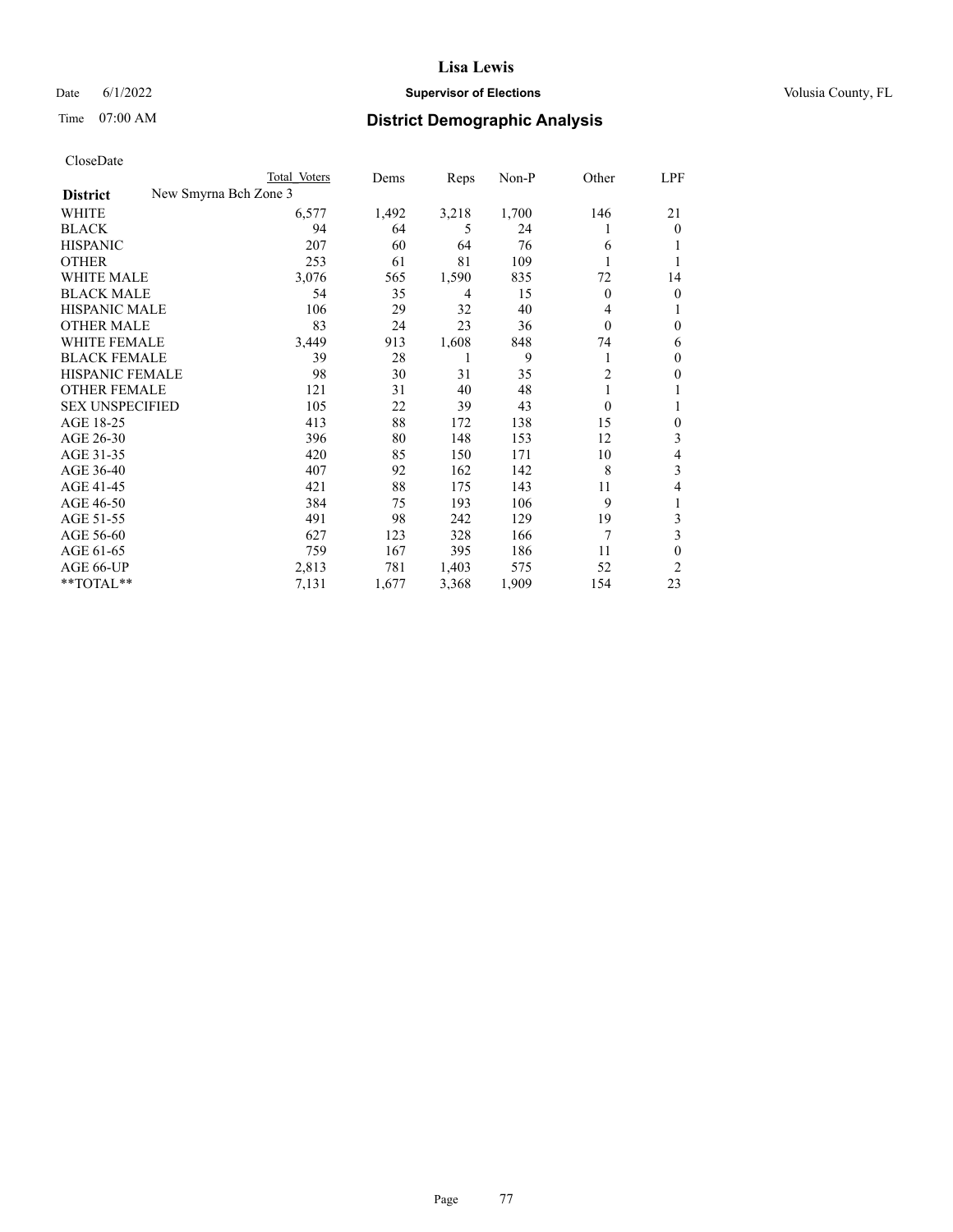# Lisa Lewis

Date 6/1/2022 **Supervisor of Elections** Volusia County, FL

Time 07:00 AM **District Demographic Analysis**

CloseDate

| | Total Voters | Dems | Reps | Non-P | Other | LPF |
|---|---|---|---|---|---|---|
| **District** New Smyrna Bch Zone 3 | | | | | | |
| WHITE | 6,577 | 1,492 | 3,218 | 1,700 | 146 | 21 |
| BLACK | 94 | 64 | 5 | 24 | 1 | 0 |
| HISPANIC | 207 | 60 | 64 | 76 | 6 | 1 |
| OTHER | 253 | 61 | 81 | 109 | 1 | 1 |
| WHITE MALE | 3,076 | 565 | 1,590 | 835 | 72 | 14 |
| BLACK MALE | 54 | 35 | 4 | 15 | 0 | 0 |
| HISPANIC MALE | 106 | 29 | 32 | 40 | 4 | 1 |
| OTHER MALE | 83 | 24 | 23 | 36 | 0 | 0 |
| WHITE FEMALE | 3,449 | 913 | 1,608 | 848 | 74 | 6 |
| BLACK FEMALE | 39 | 28 | 1 | 9 | 1 | 0 |
| HISPANIC FEMALE | 98 | 30 | 31 | 35 | 2 | 0 |
| OTHER FEMALE | 121 | 31 | 40 | 48 | 1 | 1 |
| SEX UNSPECIFIED | 105 | 22 | 39 | 43 | 0 | 1 |
| AGE 18-25 | 413 | 88 | 172 | 138 | 15 | 0 |
| AGE 26-30 | 396 | 80 | 148 | 153 | 12 | 3 |
| AGE 31-35 | 420 | 85 | 150 | 171 | 10 | 4 |
| AGE 36-40 | 407 | 92 | 162 | 142 | 8 | 3 |
| AGE 41-45 | 421 | 88 | 175 | 143 | 11 | 4 |
| AGE 46-50 | 384 | 75 | 193 | 106 | 9 | 1 |
| AGE 51-55 | 491 | 98 | 242 | 129 | 19 | 3 |
| AGE 56-60 | 627 | 123 | 328 | 166 | 7 | 3 |
| AGE 61-65 | 759 | 167 | 395 | 186 | 11 | 0 |
| AGE 66-UP | 2,813 | 781 | 1,403 | 575 | 52 | 2 |
| **TOTAL** | 7,131 | 1,677 | 3,368 | 1,909 | 154 | 23 |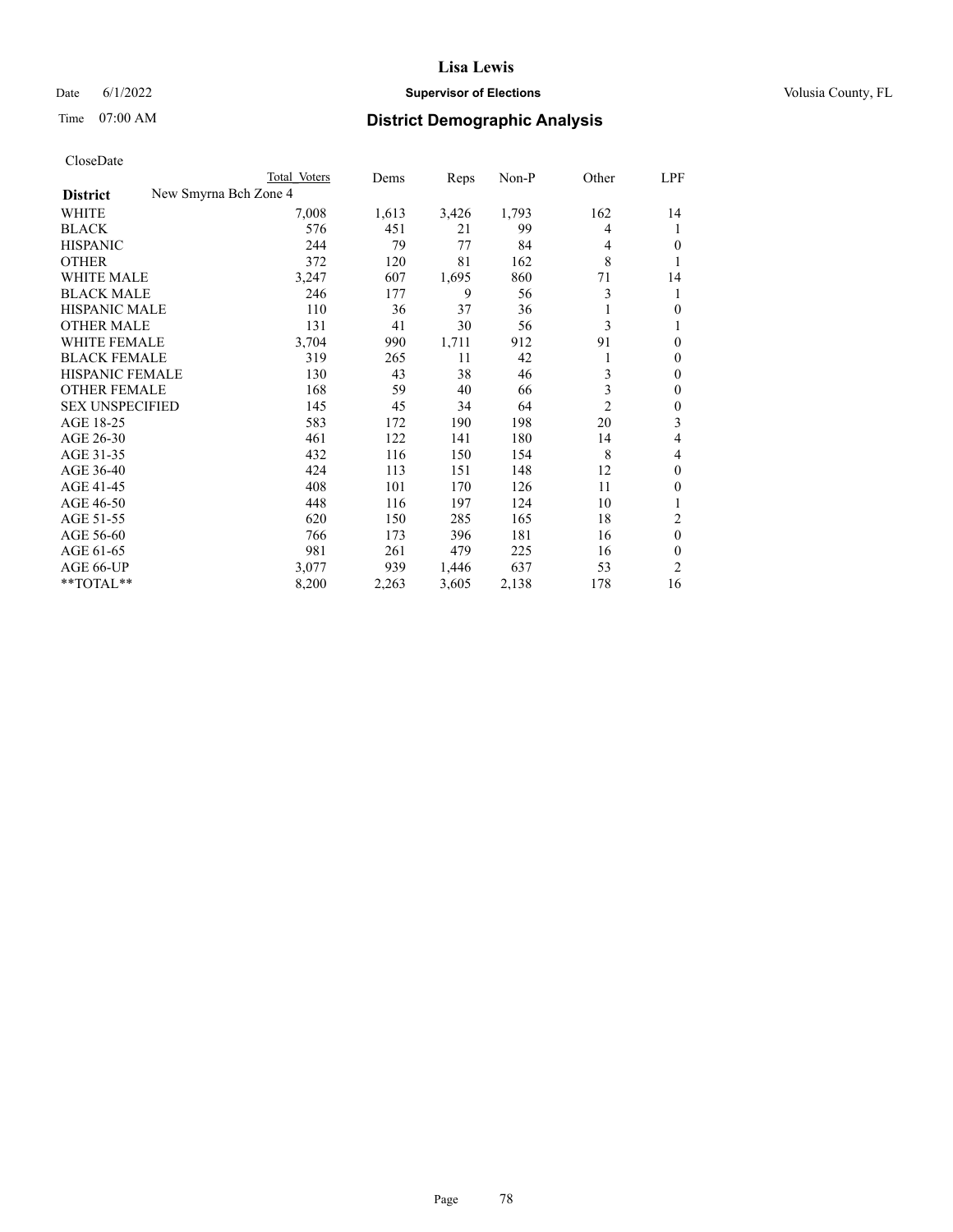# Lisa Lewis

Date 6/1/2022 **Supervisor of Elections** Volusia County, FL

Time 07:00 AM **District Demographic Analysis**

CloseDate

| District | New Smyrna Bch Zone 4 | Total Voters | Dems | Reps | Non-P | Other | LPF |
|---|---|---|---|---|---|---|---|
| WHITE | | 7,008 | 1,613 | 3,426 | 1,793 | 162 | 14 |
| BLACK | | 576 | 451 | 21 | 99 | 4 | 1 |
| HISPANIC | | 244 | 79 | 77 | 84 | 4 | 0 |
| OTHER | | 372 | 120 | 81 | 162 | 8 | 1 |
| WHITE MALE | | 3,247 | 607 | 1,695 | 860 | 71 | 14 |
| BLACK MALE | | 246 | 177 | 9 | 56 | 3 | 1 |
| HISPANIC MALE | | 110 | 36 | 37 | 36 | 1 | 0 |
| OTHER MALE | | 131 | 41 | 30 | 56 | 3 | 1 |
| WHITE FEMALE | | 3,704 | 990 | 1,711 | 912 | 91 | 0 |
| BLACK FEMALE | | 319 | 265 | 11 | 42 | 1 | 0 |
| HISPANIC FEMALE | | 130 | 43 | 38 | 46 | 3 | 0 |
| OTHER FEMALE | | 168 | 59 | 40 | 66 | 3 | 0 |
| SEX UNSPECIFIED | | 145 | 45 | 34 | 64 | 2 | 0 |
| AGE 18-25 | | 583 | 172 | 190 | 198 | 20 | 3 |
| AGE 26-30 | | 461 | 122 | 141 | 180 | 14 | 4 |
| AGE 31-35 | | 432 | 116 | 150 | 154 | 8 | 4 |
| AGE 36-40 | | 424 | 113 | 151 | 148 | 12 | 0 |
| AGE 41-45 | | 408 | 101 | 170 | 126 | 11 | 0 |
| AGE 46-50 | | 448 | 116 | 197 | 124 | 10 | 1 |
| AGE 51-55 | | 620 | 150 | 285 | 165 | 18 | 2 |
| AGE 56-60 | | 766 | 173 | 396 | 181 | 16 | 0 |
| AGE 61-65 | | 981 | 261 | 479 | 225 | 16 | 0 |
| AGE 66-UP | | 3,077 | 939 | 1,446 | 637 | 53 | 2 |
| **TOTAL** | | 8,200 | 2,263 | 3,605 | 2,138 | 178 | 16 |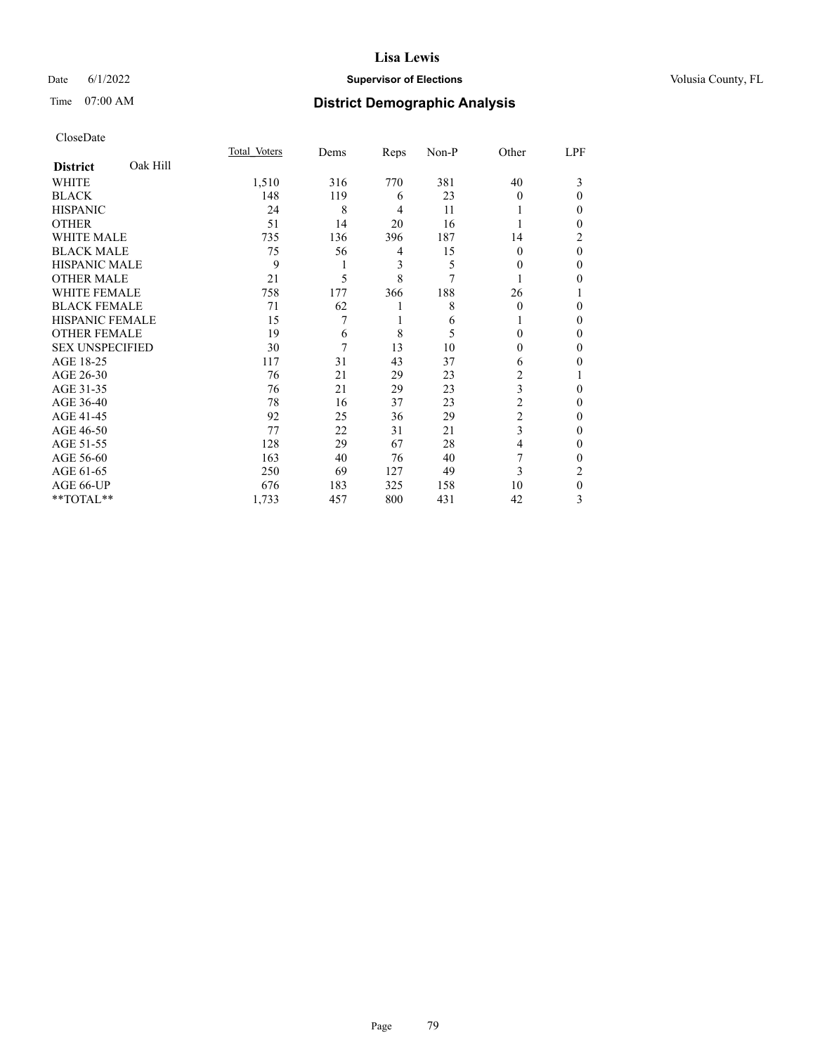# Lisa Lewis

Date 6/1/2022 **Supervisor of Elections** Volusia County, FL

Time 07:00 AM **District Demographic Analysis**

CloseDate

| **District** Oak Hill | Total Voters | Dems | Reps | Non-P | Other | LPF |
|---|---|---|---|---|---|---|
| WHITE | 1,510 | 316 | 770 | 381 | 40 | 3 |
| BLACK | 148 | 119 | 6 | 23 | 0 | 0 |
| HISPANIC | 24 | 8 | 4 | 11 | 1 | 0 |
| OTHER | 51 | 14 | 20 | 16 | 1 | 0 |
| WHITE MALE | 735 | 136 | 396 | 187 | 14 | 2 |
| BLACK MALE | 75 | 56 | 4 | 15 | 0 | 0 |
| HISPANIC MALE | 9 | 1 | 3 | 5 | 0 | 0 |
| OTHER MALE | 21 | 5 | 8 | 7 | 1 | 0 |
| WHITE FEMALE | 758 | 177 | 366 | 188 | 26 | 1 |
| BLACK FEMALE | 71 | 62 | 1 | 8 | 0 | 0 |
| HISPANIC FEMALE | 15 | 7 | 1 | 6 | 1 | 0 |
| OTHER FEMALE | 19 | 6 | 8 | 5 | 0 | 0 |
| SEX UNSPECIFIED | 30 | 7 | 13 | 10 | 0 | 0 |
| AGE 18-25 | 117 | 31 | 43 | 37 | 6 | 0 |
| AGE 26-30 | 76 | 21 | 29 | 23 | 2 | 1 |
| AGE 31-35 | 76 | 21 | 29 | 23 | 3 | 0 |
| AGE 36-40 | 78 | 16 | 37 | 23 | 2 | 0 |
| AGE 41-45 | 92 | 25 | 36 | 29 | 2 | 0 |
| AGE 46-50 | 77 | 22 | 31 | 21 | 3 | 0 |
| AGE 51-55 | 128 | 29 | 67 | 28 | 4 | 0 |
| AGE 56-60 | 163 | 40 | 76 | 40 | 7 | 0 |
| AGE 61-65 | 250 | 69 | 127 | 49 | 3 | 2 |
| AGE 66-UP | 676 | 183 | 325 | 158 | 10 | 0 |
| **TOTAL** | 1,733 | 457 | 800 | 431 | 42 | 3 |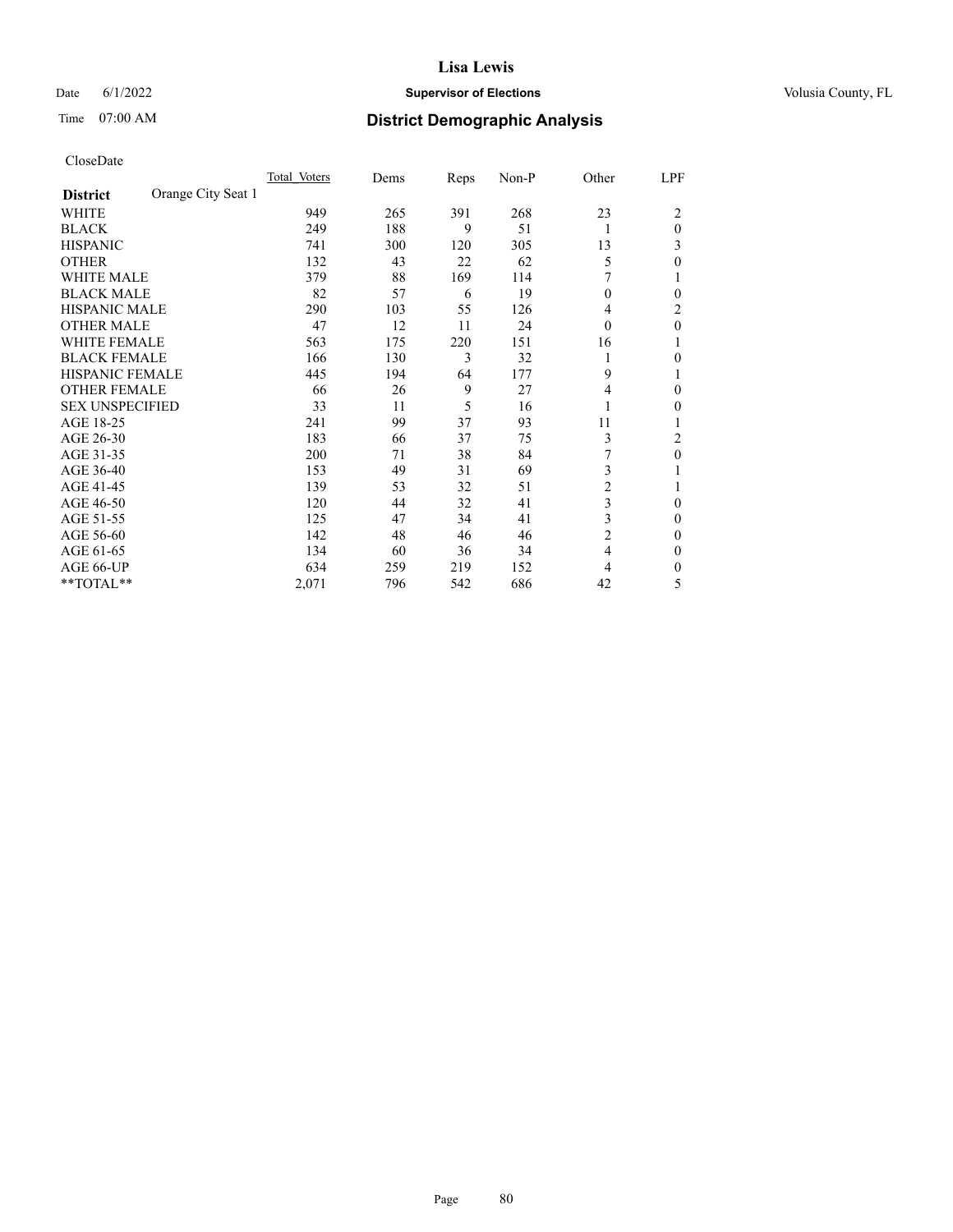# Lisa Lewis

Date 6/1/2022 **Supervisor of Elections** Volusia County, FL

Time 07:00 AM **District Demographic Analysis**

CloseDate

| | Total Voters | Dems | Reps | Non-P | Other | LPF |
|---|---|---|---|---|---|---|
| **District** Orange City Seat 1 | | | | | | |
| WHITE | 949 | 265 | 391 | 268 | 23 | 2 |
| BLACK | 249 | 188 | 9 | 51 | 1 | 0 |
| HISPANIC | 741 | 300 | 120 | 305 | 13 | 3 |
| OTHER | 132 | 43 | 22 | 62 | 5 | 0 |
| WHITE MALE | 379 | 88 | 169 | 114 | 7 | 1 |
| BLACK MALE | 82 | 57 | 6 | 19 | 0 | 0 |
| HISPANIC MALE | 290 | 103 | 55 | 126 | 4 | 2 |
| OTHER MALE | 47 | 12 | 11 | 24 | 0 | 0 |
| WHITE FEMALE | 563 | 175 | 220 | 151 | 16 | 1 |
| BLACK FEMALE | 166 | 130 | 3 | 32 | 1 | 0 |
| HISPANIC FEMALE | 445 | 194 | 64 | 177 | 9 | 1 |
| OTHER FEMALE | 66 | 26 | 9 | 27 | 4 | 0 |
| SEX UNSPECIFIED | 33 | 11 | 5 | 16 | 1 | 0 |
| AGE 18-25 | 241 | 99 | 37 | 93 | 11 | 1 |
| AGE 26-30 | 183 | 66 | 37 | 75 | 3 | 2 |
| AGE 31-35 | 200 | 71 | 38 | 84 | 7 | 0 |
| AGE 36-40 | 153 | 49 | 31 | 69 | 3 | 1 |
| AGE 41-45 | 139 | 53 | 32 | 51 | 2 | 1 |
| AGE 46-50 | 120 | 44 | 32 | 41 | 3 | 0 |
| AGE 51-55 | 125 | 47 | 34 | 41 | 3 | 0 |
| AGE 56-60 | 142 | 48 | 46 | 46 | 2 | 0 |
| AGE 61-65 | 134 | 60 | 36 | 34 | 4 | 0 |
| AGE 66-UP | 634 | 259 | 219 | 152 | 4 | 0 |
| **TOTAL** | 2,071 | 796 | 542 | 686 | 42 | 5 |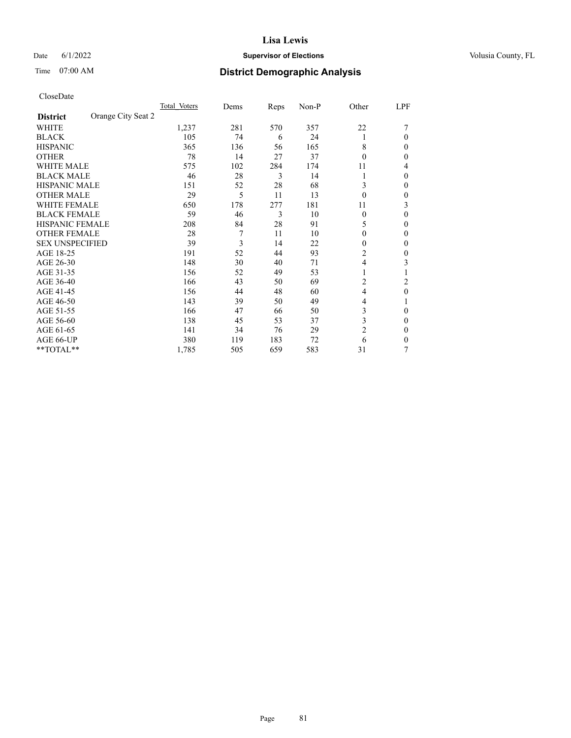# Lisa Lewis

Date 6/1/2022 **Supervisor of Elections** Volusia County, FL

Time 07:00 AM **District Demographic Analysis**

CloseDate

| **District** Orange City Seat 2 | Total_Voters | Dems | Reps | Non-P | Other | LPF |
|---|---|---|---|---|---|---|
| WHITE | 1,237 | 281 | 570 | 357 | 22 | 7 |
| BLACK | 105 | 74 | 6 | 24 | 1 | 0 |
| HISPANIC | 365 | 136 | 56 | 165 | 8 | 0 |
| OTHER | 78 | 14 | 27 | 37 | 0 | 0 |
| WHITE MALE | 575 | 102 | 284 | 174 | 11 | 4 |
| BLACK MALE | 46 | 28 | 3 | 14 | 1 | 0 |
| HISPANIC MALE | 151 | 52 | 28 | 68 | 3 | 0 |
| OTHER MALE | 29 | 5 | 11 | 13 | 0 | 0 |
| WHITE FEMALE | 650 | 178 | 277 | 181 | 11 | 3 |
| BLACK FEMALE | 59 | 46 | 3 | 10 | 0 | 0 |
| HISPANIC FEMALE | 208 | 84 | 28 | 91 | 5 | 0 |
| OTHER FEMALE | 28 | 7 | 11 | 10 | 0 | 0 |
| SEX UNSPECIFIED | 39 | 3 | 14 | 22 | 0 | 0 |
| AGE 18-25 | 191 | 52 | 44 | 93 | 2 | 0 |
| AGE 26-30 | 148 | 30 | 40 | 71 | 4 | 3 |
| AGE 31-35 | 156 | 52 | 49 | 53 | 1 | 1 |
| AGE 36-40 | 166 | 43 | 50 | 69 | 2 | 2 |
| AGE 41-45 | 156 | 44 | 48 | 60 | 4 | 0 |
| AGE 46-50 | 143 | 39 | 50 | 49 | 4 | 1 |
| AGE 51-55 | 166 | 47 | 66 | 50 | 3 | 0 |
| AGE 56-60 | 138 | 45 | 53 | 37 | 3 | 0 |
| AGE 61-65 | 141 | 34 | 76 | 29 | 2 | 0 |
| AGE 66-UP | 380 | 119 | 183 | 72 | 6 | 0 |
| **TOTAL** | 1,785 | 505 | 659 | 583 | 31 | 7 |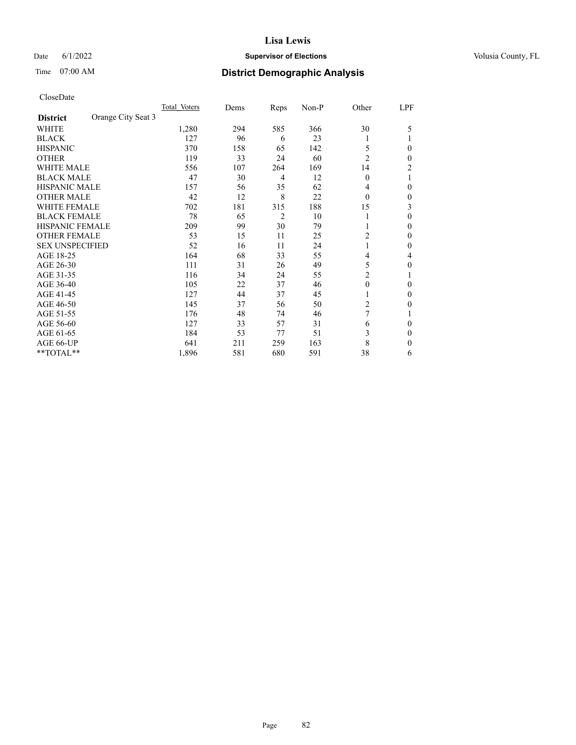CloseDate

| District | Orange City Seat 3 | Total Voters | Dems | Reps | Non-P | Other | LPF |
|---|---|---|---|---|---|---|---|
| WHITE | | 1,280 | 294 | 585 | 366 | 30 | 5 |
| BLACK | | 127 | 96 | 6 | 23 | 1 | 1 |
| HISPANIC | | 370 | 158 | 65 | 142 | 5 | 0 |
| OTHER | | 119 | 33 | 24 | 60 | 2 | 0 |
| WHITE MALE | | 556 | 107 | 264 | 169 | 14 | 2 |
| BLACK MALE | | 47 | 30 | 4 | 12 | 0 | 1 |
| HISPANIC MALE | | 157 | 56 | 35 | 62 | 4 | 0 |
| OTHER MALE | | 42 | 12 | 8 | 22 | 0 | 0 |
| WHITE FEMALE | | 702 | 181 | 315 | 188 | 15 | 3 |
| BLACK FEMALE | | 78 | 65 | 2 | 10 | 1 | 0 |
| HISPANIC FEMALE | | 209 | 99 | 30 | 79 | 1 | 0 |
| OTHER FEMALE | | 53 | 15 | 11 | 25 | 2 | 0 |
| SEX UNSPECIFIED | | 52 | 16 | 11 | 24 | 1 | 0 |
| AGE 18-25 | | 164 | 68 | 33 | 55 | 4 | 4 |
| AGE 26-30 | | 111 | 31 | 26 | 49 | 5 | 0 |
| AGE 31-35 | | 116 | 34 | 24 | 55 | 2 | 1 |
| AGE 36-40 | | 105 | 22 | 37 | 46 | 0 | 0 |
| AGE 41-45 | | 127 | 44 | 37 | 45 | 1 | 0 |
| AGE 46-50 | | 145 | 37 | 56 | 50 | 2 | 0 |
| AGE 51-55 | | 176 | 48 | 74 | 46 | 7 | 1 |
| AGE 56-60 | | 127 | 33 | 57 | 31 | 6 | 0 |
| AGE 61-65 | | 184 | 53 | 77 | 51 | 3 | 0 |
| AGE 66-UP | | 641 | 211 | 259 | 163 | 8 | 0 |
| **TOTAL** | | 1,896 | 581 | 680 | 591 | 38 | 6 |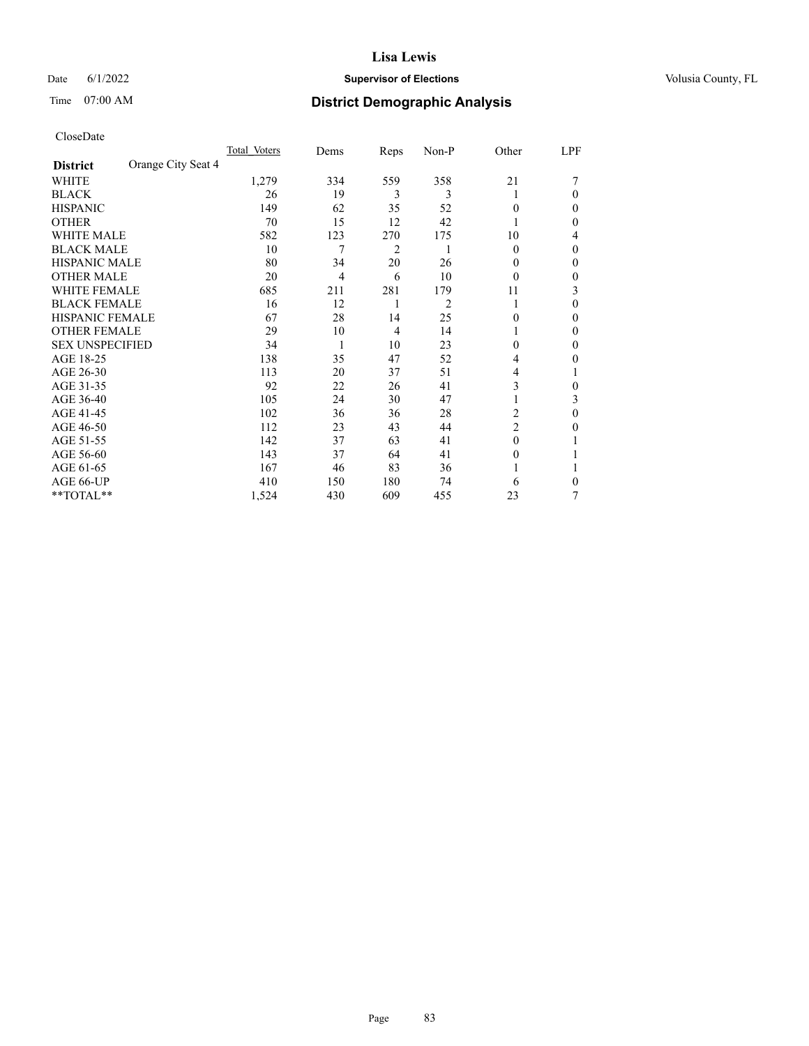CloseDate

| District | Orange City Seat 4 | Total_Voters | Dems | Reps | Non-P | Other | LPF |
|---|---|---|---|---|---|---|---|
| WHITE | | 1,279 | 334 | 559 | 358 | 21 | 7 |
| BLACK | | 26 | 19 | 3 | 3 | 1 | 0 |
| HISPANIC | | 149 | 62 | 35 | 52 | 0 | 0 |
| OTHER | | 70 | 15 | 12 | 42 | 1 | 0 |
| WHITE MALE | | 582 | 123 | 270 | 175 | 10 | 4 |
| BLACK MALE | | 10 | 7 | 2 | 1 | 0 | 0 |
| HISPANIC MALE | | 80 | 34 | 20 | 26 | 0 | 0 |
| OTHER MALE | | 20 | 4 | 6 | 10 | 0 | 0 |
| WHITE FEMALE | | 685 | 211 | 281 | 179 | 11 | 3 |
| BLACK FEMALE | | 16 | 12 | 1 | 2 | 1 | 0 |
| HISPANIC FEMALE | | 67 | 28 | 14 | 25 | 0 | 0 |
| OTHER FEMALE | | 29 | 10 | 4 | 14 | 1 | 0 |
| SEX UNSPECIFIED | | 34 | 1 | 10 | 23 | 0 | 0 |
| AGE 18-25 | | 138 | 35 | 47 | 52 | 4 | 0 |
| AGE 26-30 | | 113 | 20 | 37 | 51 | 4 | 1 |
| AGE 31-35 | | 92 | 22 | 26 | 41 | 3 | 0 |
| AGE 36-40 | | 105 | 24 | 30 | 47 | 1 | 3 |
| AGE 41-45 | | 102 | 36 | 36 | 28 | 2 | 0 |
| AGE 46-50 | | 112 | 23 | 43 | 44 | 2 | 0 |
| AGE 51-55 | | 142 | 37 | 63 | 41 | 0 | 1 |
| AGE 56-60 | | 143 | 37 | 64 | 41 | 0 | 1 |
| AGE 61-65 | | 167 | 46 | 83 | 36 | 1 | 1 |
| AGE 66-UP | | 410 | 150 | 180 | 74 | 6 | 0 |
| **TOTAL** | | 1,524 | 430 | 609 | 455 | 23 | 7 |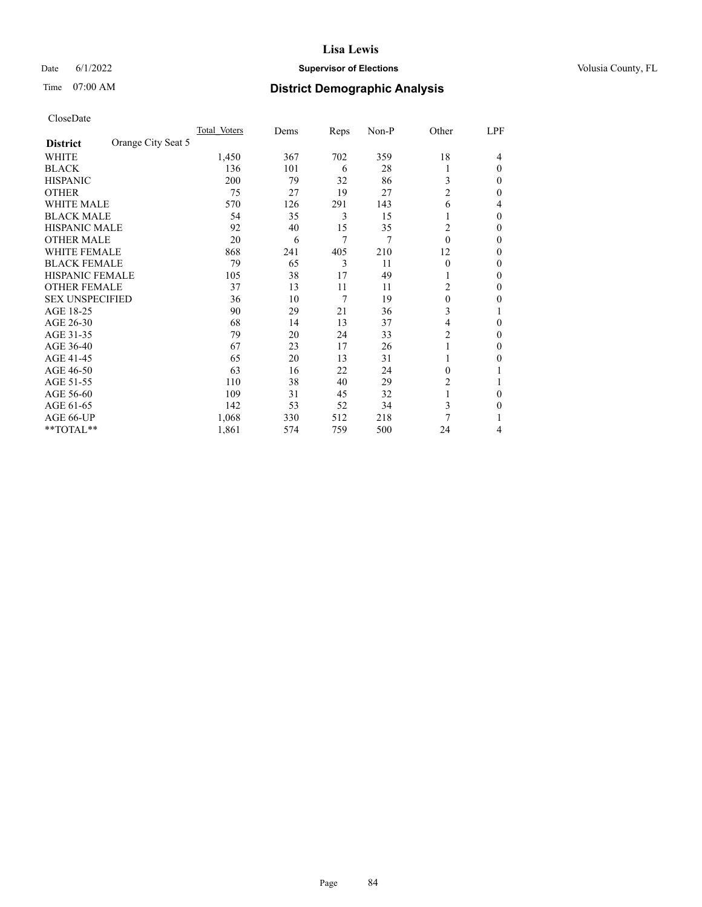# Lisa Lewis

Date 6/1/2022 **Supervisor of Elections** Volusia County, FL

Time 07:00 AM **District Demographic Analysis**

CloseDate

| **District** Orange City Seat 5 | Total Voters | Dems | Reps | Non-P | Other | LPF |
|---|---|---|---|---|---|---|
| WHITE | 1,450 | 367 | 702 | 359 | 18 | 4 |
| BLACK | 136 | 101 | 6 | 28 | 1 | 0 |
| HISPANIC | 200 | 79 | 32 | 86 | 3 | 0 |
| OTHER | 75 | 27 | 19 | 27 | 2 | 0 |
| WHITE MALE | 570 | 126 | 291 | 143 | 6 | 4 |
| BLACK MALE | 54 | 35 | 3 | 15 | 1 | 0 |
| HISPANIC MALE | 92 | 40 | 15 | 35 | 2 | 0 |
| OTHER MALE | 20 | 6 | 7 | 7 | 0 | 0 |
| WHITE FEMALE | 868 | 241 | 405 | 210 | 12 | 0 |
| BLACK FEMALE | 79 | 65 | 3 | 11 | 0 | 0 |
| HISPANIC FEMALE | 105 | 38 | 17 | 49 | 1 | 0 |
| OTHER FEMALE | 37 | 13 | 11 | 11 | 2 | 0 |
| SEX UNSPECIFIED | 36 | 10 | 7 | 19 | 0 | 0 |
| AGE 18-25 | 90 | 29 | 21 | 36 | 3 | 1 |
| AGE 26-30 | 68 | 14 | 13 | 37 | 4 | 0 |
| AGE 31-35 | 79 | 20 | 24 | 33 | 2 | 0 |
| AGE 36-40 | 67 | 23 | 17 | 26 | 1 | 0 |
| AGE 41-45 | 65 | 20 | 13 | 31 | 1 | 0 |
| AGE 46-50 | 63 | 16 | 22 | 24 | 0 | 1 |
| AGE 51-55 | 110 | 38 | 40 | 29 | 2 | 1 |
| AGE 56-60 | 109 | 31 | 45 | 32 | 1 | 0 |
| AGE 61-65 | 142 | 53 | 52 | 34 | 3 | 0 |
| AGE 66-UP | 1,068 | 330 | 512 | 218 | 7 | 1 |
| **TOTAL** | 1,861 | 574 | 759 | 500 | 24 | 4 |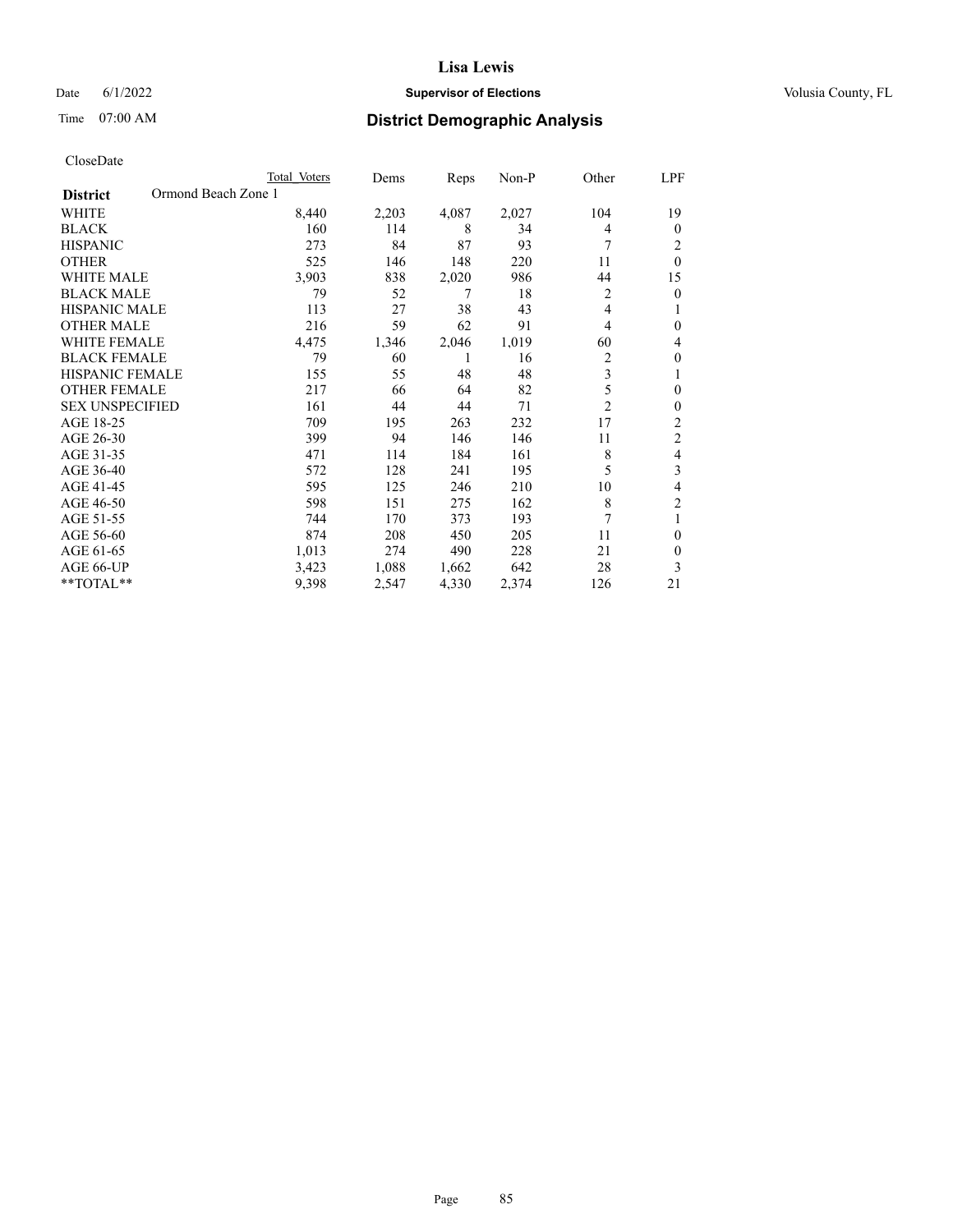# Lisa Lewis

Date 6/1/2022 **Supervisor of Elections** Volusia County, FL

Time 07:00 AM **District Demographic Analysis**

CloseDate

| District | Total Voters | Dems | Reps | Non-P | Other | LPF |
|---|---|---|---|---|---|---|
| **Ormond Beach Zone 1** | | | | | | |
| WHITE | 8,440 | 2,203 | 4,087 | 2,027 | 104 | 19 |
| BLACK | 160 | 114 | 8 | 34 | 4 | 0 |
| HISPANIC | 273 | 84 | 87 | 93 | 7 | 2 |
| OTHER | 525 | 146 | 148 | 220 | 11 | 0 |
| WHITE MALE | 3,903 | 838 | 2,020 | 986 | 44 | 15 |
| BLACK MALE | 79 | 52 | 7 | 18 | 2 | 0 |
| HISPANIC MALE | 113 | 27 | 38 | 43 | 4 | 1 |
| OTHER MALE | 216 | 59 | 62 | 91 | 4 | 0 |
| WHITE FEMALE | 4,475 | 1,346 | 2,046 | 1,019 | 60 | 4 |
| BLACK FEMALE | 79 | 60 | 1 | 16 | 2 | 0 |
| HISPANIC FEMALE | 155 | 55 | 48 | 48 | 3 | 1 |
| OTHER FEMALE | 217 | 66 | 64 | 82 | 5 | 0 |
| SEX UNSPECIFIED | 161 | 44 | 44 | 71 | 2 | 0 |
| AGE 18-25 | 709 | 195 | 263 | 232 | 17 | 2 |
| AGE 26-30 | 399 | 94 | 146 | 146 | 11 | 2 |
| AGE 31-35 | 471 | 114 | 184 | 161 | 8 | 4 |
| AGE 36-40 | 572 | 128 | 241 | 195 | 5 | 3 |
| AGE 41-45 | 595 | 125 | 246 | 210 | 10 | 4 |
| AGE 46-50 | 598 | 151 | 275 | 162 | 8 | 2 |
| AGE 51-55 | 744 | 170 | 373 | 193 | 7 | 1 |
| AGE 56-60 | 874 | 208 | 450 | 205 | 11 | 0 |
| AGE 61-65 | 1,013 | 274 | 490 | 228 | 21 | 0 |
| AGE 66-UP | 3,423 | 1,088 | 1,662 | 642 | 28 | 3 |
| **TOTAL** | 9,398 | 2,547 | 4,330 | 2,374 | 126 | 21 |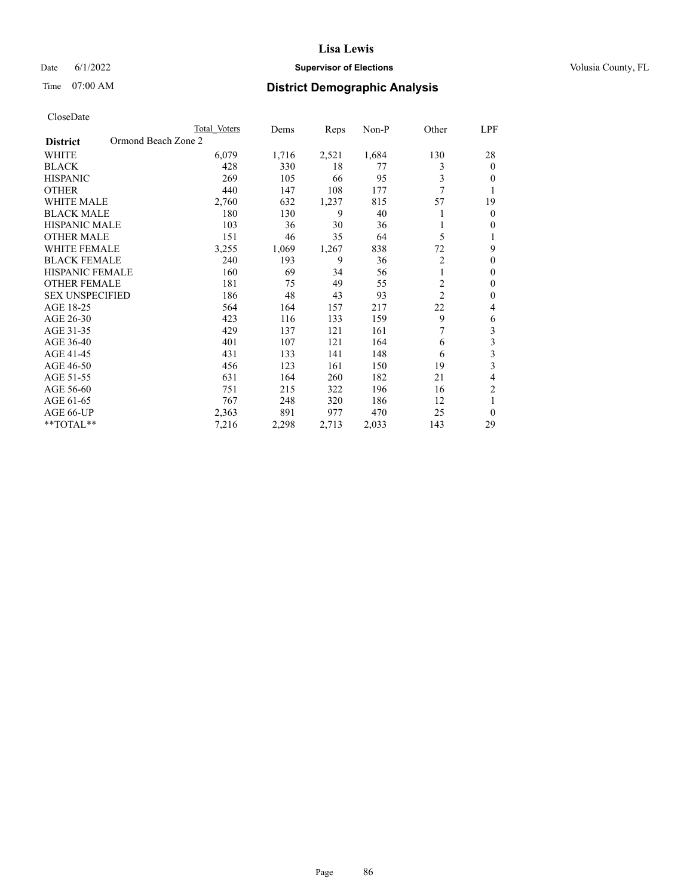# Lisa Lewis

Date 6/1/2022 **Supervisor of Elections** Volusia County, FL

Time 07:00 AM **District Demographic Analysis**

CloseDate

| **District** Ormond Beach Zone 2 | Total Voters | Dems | Reps | Non-P | Other | LPF |
|---|---|---|---|---|---|---|
| WHITE | 6,079 | 1,716 | 2,521 | 1,684 | 130 | 28 |
| BLACK | 428 | 330 | 18 | 77 | 3 | 0 |
| HISPANIC | 269 | 105 | 66 | 95 | 3 | 0 |
| OTHER | 440 | 147 | 108 | 177 | 7 | 1 |
| WHITE MALE | 2,760 | 632 | 1,237 | 815 | 57 | 19 |
| BLACK MALE | 180 | 130 | 9 | 40 | 1 | 0 |
| HISPANIC MALE | 103 | 36 | 30 | 36 | 1 | 0 |
| OTHER MALE | 151 | 46 | 35 | 64 | 5 | 1 |
| WHITE FEMALE | 3,255 | 1,069 | 1,267 | 838 | 72 | 9 |
| BLACK FEMALE | 240 | 193 | 9 | 36 | 2 | 0 |
| HISPANIC FEMALE | 160 | 69 | 34 | 56 | 1 | 0 |
| OTHER FEMALE | 181 | 75 | 49 | 55 | 2 | 0 |
| SEX UNSPECIFIED | 186 | 48 | 43 | 93 | 2 | 0 |
| AGE 18-25 | 564 | 164 | 157 | 217 | 22 | 4 |
| AGE 26-30 | 423 | 116 | 133 | 159 | 9 | 6 |
| AGE 31-35 | 429 | 137 | 121 | 161 | 7 | 3 |
| AGE 36-40 | 401 | 107 | 121 | 164 | 6 | 3 |
| AGE 41-45 | 431 | 133 | 141 | 148 | 6 | 3 |
| AGE 46-50 | 456 | 123 | 161 | 150 | 19 | 3 |
| AGE 51-55 | 631 | 164 | 260 | 182 | 21 | 4 |
| AGE 56-60 | 751 | 215 | 322 | 196 | 16 | 2 |
| AGE 61-65 | 767 | 248 | 320 | 186 | 12 | 1 |
| AGE 66-UP | 2,363 | 891 | 977 | 470 | 25 | 0 |
| **TOTAL** | 7,216 | 2,298 | 2,713 | 2,033 | 143 | 29 |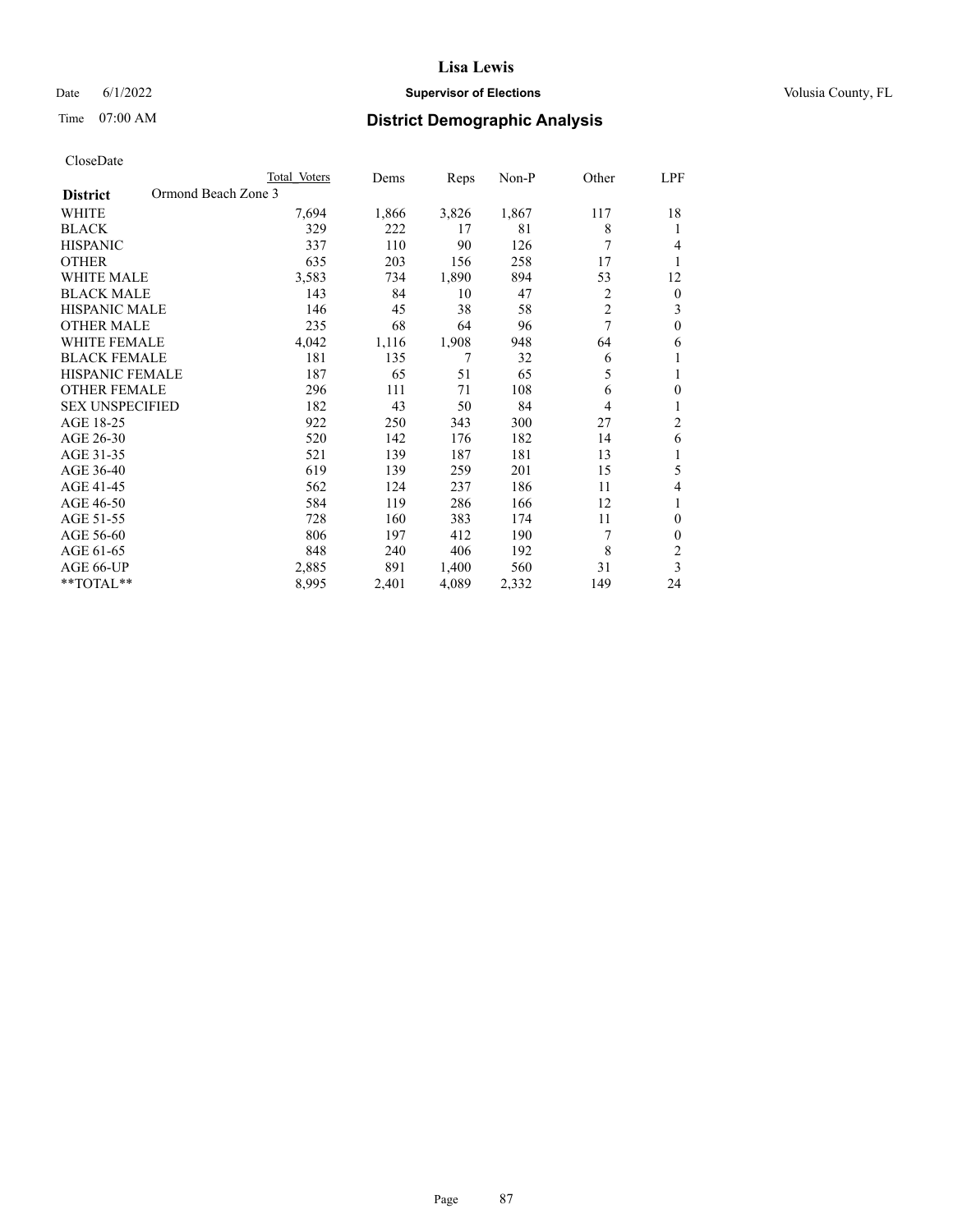# Lisa Lewis

Date 6/1/2022 **Supervisor of Elections** Volusia County, FL

Time 07:00 AM **District Demographic Analysis**

CloseDate

| District | Total Voters | Dems | Reps | Non-P | Other | LPF |
|---|---|---|---|---|---|---|
| Ormond Beach Zone 3 | | | | | | |
| WHITE | 7,694 | 1,866 | 3,826 | 1,867 | 117 | 18 |
| BLACK | 329 | 222 | 17 | 81 | 8 | 1 |
| HISPANIC | 337 | 110 | 90 | 126 | 7 | 4 |
| OTHER | 635 | 203 | 156 | 258 | 17 | 1 |
| WHITE MALE | 3,583 | 734 | 1,890 | 894 | 53 | 12 |
| BLACK MALE | 143 | 84 | 10 | 47 | 2 | 0 |
| HISPANIC MALE | 146 | 45 | 38 | 58 | 2 | 3 |
| OTHER MALE | 235 | 68 | 64 | 96 | 7 | 0 |
| WHITE FEMALE | 4,042 | 1,116 | 1,908 | 948 | 64 | 6 |
| BLACK FEMALE | 181 | 135 | 7 | 32 | 6 | 1 |
| HISPANIC FEMALE | 187 | 65 | 51 | 65 | 5 | 1 |
| OTHER FEMALE | 296 | 111 | 71 | 108 | 6 | 0 |
| SEX UNSPECIFIED | 182 | 43 | 50 | 84 | 4 | 1 |
| AGE 18-25 | 922 | 250 | 343 | 300 | 27 | 2 |
| AGE 26-30 | 520 | 142 | 176 | 182 | 14 | 6 |
| AGE 31-35 | 521 | 139 | 187 | 181 | 13 | 1 |
| AGE 36-40 | 619 | 139 | 259 | 201 | 15 | 5 |
| AGE 41-45 | 562 | 124 | 237 | 186 | 11 | 4 |
| AGE 46-50 | 584 | 119 | 286 | 166 | 12 | 1 |
| AGE 51-55 | 728 | 160 | 383 | 174 | 11 | 0 |
| AGE 56-60 | 806 | 197 | 412 | 190 | 7 | 0 |
| AGE 61-65 | 848 | 240 | 406 | 192 | 8 | 2 |
| AGE 66-UP | 2,885 | 891 | 1,400 | 560 | 31 | 3 |
| **TOTAL** | 8,995 | 2,401 | 4,089 | 2,332 | 149 | 24 |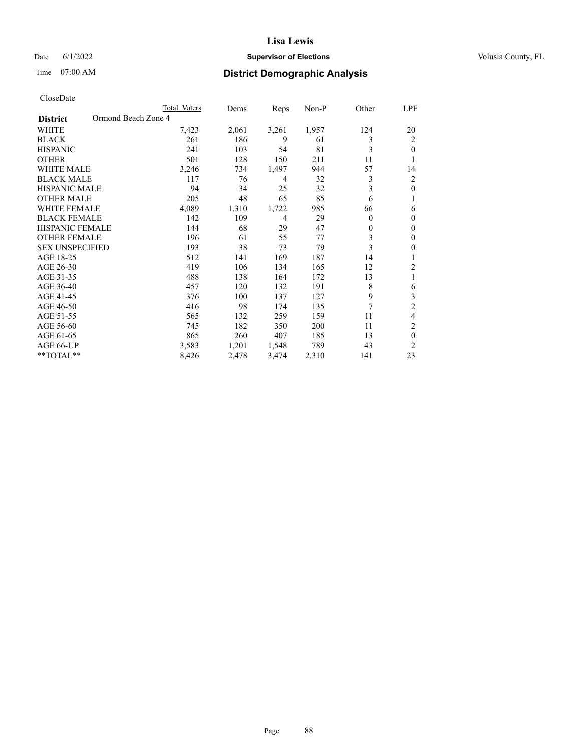# Lisa Lewis

Date 6/1/2022 **Supervisor of Elections** Volusia County, FL

Time 07:00 AM **District Demographic Analysis**

CloseDate

| District | Ormond Beach Zone 4 | Total Voters | Dems | Reps | Non-P | Other | LPF |
|---|---|---|---|---|---|---|---|
| WHITE | | 7,423 | 2,061 | 3,261 | 1,957 | 124 | 20 |
| BLACK | | 261 | 186 | 9 | 61 | 3 | 2 |
| HISPANIC | | 241 | 103 | 54 | 81 | 3 | 0 |
| OTHER | | 501 | 128 | 150 | 211 | 11 | 1 |
| WHITE MALE | | 3,246 | 734 | 1,497 | 944 | 57 | 14 |
| BLACK MALE | | 117 | 76 | 4 | 32 | 3 | 2 |
| HISPANIC MALE | | 94 | 34 | 25 | 32 | 3 | 0 |
| OTHER MALE | | 205 | 48 | 65 | 85 | 6 | 1 |
| WHITE FEMALE | | 4,089 | 1,310 | 1,722 | 985 | 66 | 6 |
| BLACK FEMALE | | 142 | 109 | 4 | 29 | 0 | 0 |
| HISPANIC FEMALE | | 144 | 68 | 29 | 47 | 0 | 0 |
| OTHER FEMALE | | 196 | 61 | 55 | 77 | 3 | 0 |
| SEX UNSPECIFIED | | 193 | 38 | 73 | 79 | 3 | 0 |
| AGE 18-25 | | 512 | 141 | 169 | 187 | 14 | 1 |
| AGE 26-30 | | 419 | 106 | 134 | 165 | 12 | 2 |
| AGE 31-35 | | 488 | 138 | 164 | 172 | 13 | 1 |
| AGE 36-40 | | 457 | 120 | 132 | 191 | 8 | 6 |
| AGE 41-45 | | 376 | 100 | 137 | 127 | 9 | 3 |
| AGE 46-50 | | 416 | 98 | 174 | 135 | 7 | 2 |
| AGE 51-55 | | 565 | 132 | 259 | 159 | 11 | 4 |
| AGE 56-60 | | 745 | 182 | 350 | 200 | 11 | 2 |
| AGE 61-65 | | 865 | 260 | 407 | 185 | 13 | 0 |
| AGE 66-UP | | 3,583 | 1,201 | 1,548 | 789 | 43 | 2 |
| **TOTAL** | | 8,426 | 2,478 | 3,474 | 2,310 | 141 | 23 |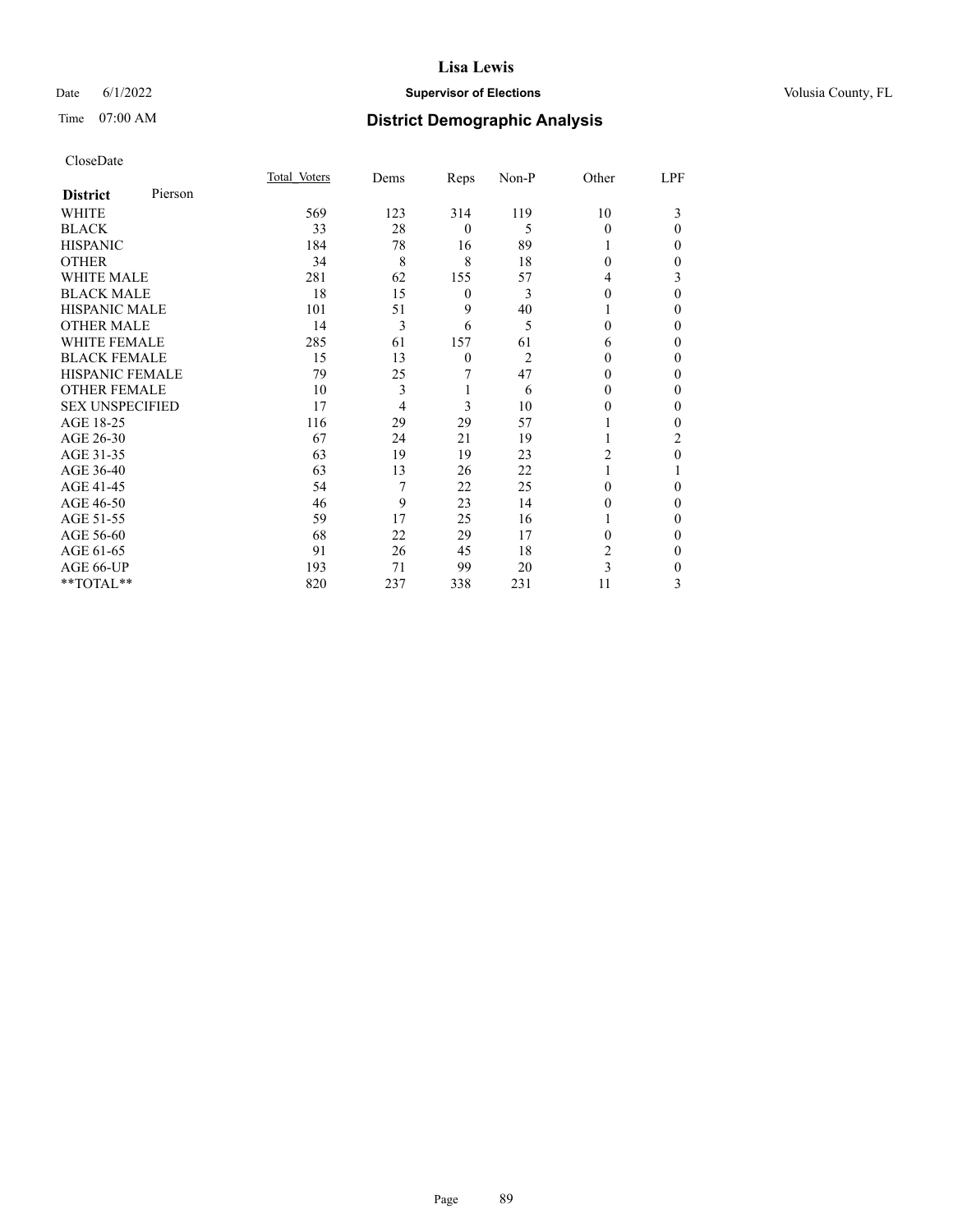# Lisa Lewis

Date 6/1/2022 **Supervisor of Elections** Volusia County, FL

Time 07:00 AM **District Demographic Analysis**

CloseDate

| **District** Pierson | Total Voters | Dems | Reps | Non-P | Other | LPF |
|---|---|---|---|---|---|---|
| WHITE | 569 | 123 | 314 | 119 | 10 | 3 |
| BLACK | 33 | 28 | 0 | 5 | 0 | 0 |
| HISPANIC | 184 | 78 | 16 | 89 | 1 | 0 |
| OTHER | 34 | 8 | 8 | 18 | 0 | 0 |
| WHITE MALE | 281 | 62 | 155 | 57 | 4 | 3 |
| BLACK MALE | 18 | 15 | 0 | 3 | 0 | 0 |
| HISPANIC MALE | 101 | 51 | 9 | 40 | 1 | 0 |
| OTHER MALE | 14 | 3 | 6 | 5 | 0 | 0 |
| WHITE FEMALE | 285 | 61 | 157 | 61 | 6 | 0 |
| BLACK FEMALE | 15 | 13 | 0 | 2 | 0 | 0 |
| HISPANIC FEMALE | 79 | 25 | 7 | 47 | 0 | 0 |
| OTHER FEMALE | 10 | 3 | 1 | 6 | 0 | 0 |
| SEX UNSPECIFIED | 17 | 4 | 3 | 10 | 0 | 0 |
| AGE 18-25 | 116 | 29 | 29 | 57 | 1 | 0 |
| AGE 26-30 | 67 | 24 | 21 | 19 | 1 | 2 |
| AGE 31-35 | 63 | 19 | 19 | 23 | 2 | 0 |
| AGE 36-40 | 63 | 13 | 26 | 22 | 1 | 1 |
| AGE 41-45 | 54 | 7 | 22 | 25 | 0 | 0 |
| AGE 46-50 | 46 | 9 | 23 | 14 | 0 | 0 |
| AGE 51-55 | 59 | 17 | 25 | 16 | 1 | 0 |
| AGE 56-60 | 68 | 22 | 29 | 17 | 0 | 0 |
| AGE 61-65 | 91 | 26 | 45 | 18 | 2 | 0 |
| AGE 66-UP | 193 | 71 | 99 | 20 | 3 | 0 |
| **TOTAL** | 820 | 237 | 338 | 231 | 11 | 3 |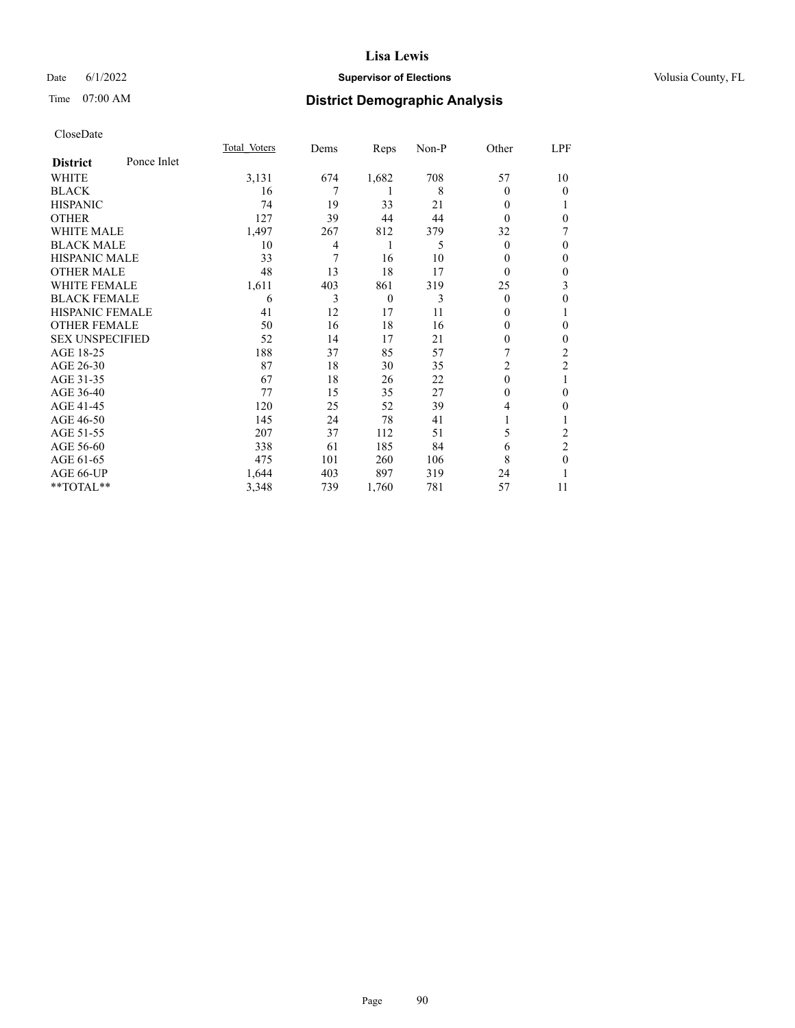# Lisa Lewis

Date 6/1/2022 **Supervisor of Elections** Volusia County, FL

Time 07:00 AM **District Demographic Analysis**

CloseDate

| District: Ponce Inlet | Total Voters | Dems | Reps | Non-P | Other | LPF |
|---|---|---|---|---|---|---|
| WHITE | 3,131 | 674 | 1,682 | 708 | 57 | 10 |
| BLACK | 16 | 7 | 1 | 8 | 0 | 0 |
| HISPANIC | 74 | 19 | 33 | 21 | 0 | 1 |
| OTHER | 127 | 39 | 44 | 44 | 0 | 0 |
| WHITE MALE | 1,497 | 267 | 812 | 379 | 32 | 7 |
| BLACK MALE | 10 | 4 | 1 | 5 | 0 | 0 |
| HISPANIC MALE | 33 | 7 | 16 | 10 | 0 | 0 |
| OTHER MALE | 48 | 13 | 18 | 17 | 0 | 0 |
| WHITE FEMALE | 1,611 | 403 | 861 | 319 | 25 | 3 |
| BLACK FEMALE | 6 | 3 | 0 | 3 | 0 | 0 |
| HISPANIC FEMALE | 41 | 12 | 17 | 11 | 0 | 1 |
| OTHER FEMALE | 50 | 16 | 18 | 16 | 0 | 0 |
| SEX UNSPECIFIED | 52 | 14 | 17 | 21 | 0 | 0 |
| AGE 18-25 | 188 | 37 | 85 | 57 | 7 | 2 |
| AGE 26-30 | 87 | 18 | 30 | 35 | 2 | 2 |
| AGE 31-35 | 67 | 18 | 26 | 22 | 0 | 1 |
| AGE 36-40 | 77 | 15 | 35 | 27 | 0 | 0 |
| AGE 41-45 | 120 | 25 | 52 | 39 | 4 | 0 |
| AGE 46-50 | 145 | 24 | 78 | 41 | 1 | 1 |
| AGE 51-55 | 207 | 37 | 112 | 51 | 5 | 2 |
| AGE 56-60 | 338 | 61 | 185 | 84 | 6 | 2 |
| AGE 61-65 | 475 | 101 | 260 | 106 | 8 | 0 |
| AGE 66-UP | 1,644 | 403 | 897 | 319 | 24 | 1 |
| **TOTAL** | 3,348 | 739 | 1,760 | 781 | 57 | 11 |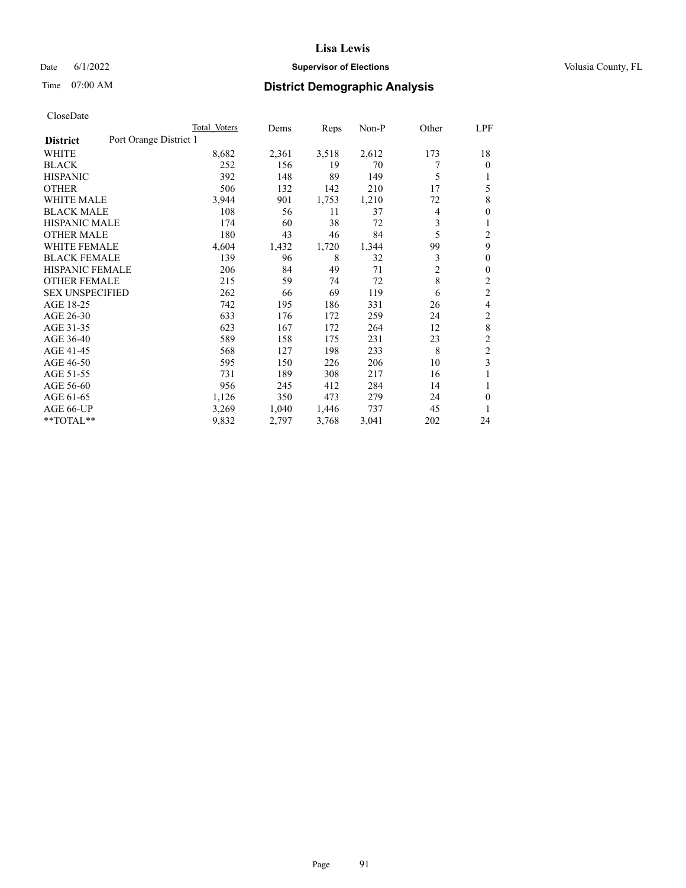# Lisa Lewis

Date 6/1/2022 **Supervisor of Elections** Volusia County, FL

Time 07:00 AM **District Demographic Analysis**

CloseDate

| | Total Voters | Dems | Reps | Non-P | Other | LPF |
|---|---|---|---|---|---|---|
| **District** Port Orange District 1 | | | | | | |
| WHITE | 8,682 | 2,361 | 3,518 | 2,612 | 173 | 18 |
| BLACK | 252 | 156 | 19 | 70 | 7 | 0 |
| HISPANIC | 392 | 148 | 89 | 149 | 5 | 1 |
| OTHER | 506 | 132 | 142 | 210 | 17 | 5 |
| WHITE MALE | 3,944 | 901 | 1,753 | 1,210 | 72 | 8 |
| BLACK MALE | 108 | 56 | 11 | 37 | 4 | 0 |
| HISPANIC MALE | 174 | 60 | 38 | 72 | 3 | 1 |
| OTHER MALE | 180 | 43 | 46 | 84 | 5 | 2 |
| WHITE FEMALE | 4,604 | 1,432 | 1,720 | 1,344 | 99 | 9 |
| BLACK FEMALE | 139 | 96 | 8 | 32 | 3 | 0 |
| HISPANIC FEMALE | 206 | 84 | 49 | 71 | 2 | 0 |
| OTHER FEMALE | 215 | 59 | 74 | 72 | 8 | 2 |
| SEX UNSPECIFIED | 262 | 66 | 69 | 119 | 6 | 2 |
| AGE 18-25 | 742 | 195 | 186 | 331 | 26 | 4 |
| AGE 26-30 | 633 | 176 | 172 | 259 | 24 | 2 |
| AGE 31-35 | 623 | 167 | 172 | 264 | 12 | 8 |
| AGE 36-40 | 589 | 158 | 175 | 231 | 23 | 2 |
| AGE 41-45 | 568 | 127 | 198 | 233 | 8 | 2 |
| AGE 46-50 | 595 | 150 | 226 | 206 | 10 | 3 |
| AGE 51-55 | 731 | 189 | 308 | 217 | 16 | 1 |
| AGE 56-60 | 956 | 245 | 412 | 284 | 14 | 1 |
| AGE 61-65 | 1,126 | 350 | 473 | 279 | 24 | 0 |
| AGE 66-UP | 3,269 | 1,040 | 1,446 | 737 | 45 | 1 |
| **TOTAL** | 9,832 | 2,797 | 3,768 | 3,041 | 202 | 24 |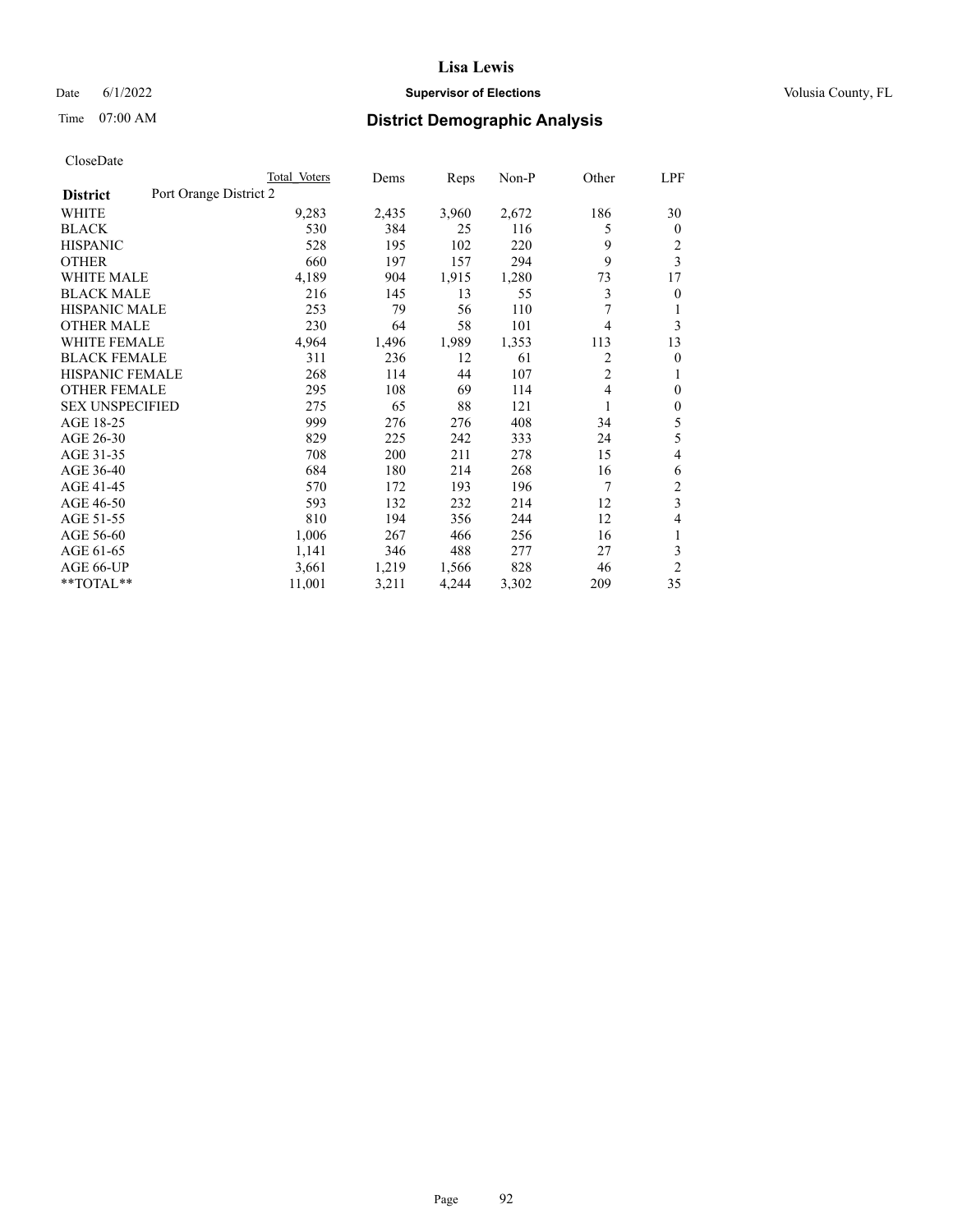# Lisa Lewis

Date 6/1/2022 **Supervisor of Elections** Volusia County, FL

Time 07:00 AM **District Demographic Analysis**

CloseDate

| **District** | Port Orange District 2 | Total Voters | Dems | Reps | Non-P | Other | LPF |
|---|---|---|---|---|---|---|---|
| WHITE | | 9,283 | 2,435 | 3,960 | 2,672 | 186 | 30 |
| BLACK | | 530 | 384 | 25 | 116 | 5 | 0 |
| HISPANIC | | 528 | 195 | 102 | 220 | 9 | 2 |
| OTHER | | 660 | 197 | 157 | 294 | 9 | 3 |
| WHITE MALE | | 4,189 | 904 | 1,915 | 1,280 | 73 | 17 |
| BLACK MALE | | 216 | 145 | 13 | 55 | 3 | 0 |
| HISPANIC MALE | | 253 | 79 | 56 | 110 | 7 | 1 |
| OTHER MALE | | 230 | 64 | 58 | 101 | 4 | 3 |
| WHITE FEMALE | | 4,964 | 1,496 | 1,989 | 1,353 | 113 | 13 |
| BLACK FEMALE | | 311 | 236 | 12 | 61 | 2 | 0 |
| HISPANIC FEMALE | | 268 | 114 | 44 | 107 | 2 | 1 |
| OTHER FEMALE | | 295 | 108 | 69 | 114 | 4 | 0 |
| SEX UNSPECIFIED | | 275 | 65 | 88 | 121 | 1 | 0 |
| AGE 18-25 | | 999 | 276 | 276 | 408 | 34 | 5 |
| AGE 26-30 | | 829 | 225 | 242 | 333 | 24 | 5 |
| AGE 31-35 | | 708 | 200 | 211 | 278 | 15 | 4 |
| AGE 36-40 | | 684 | 180 | 214 | 268 | 16 | 6 |
| AGE 41-45 | | 570 | 172 | 193 | 196 | 7 | 2 |
| AGE 46-50 | | 593 | 132 | 232 | 214 | 12 | 3 |
| AGE 51-55 | | 810 | 194 | 356 | 244 | 12 | 4 |
| AGE 56-60 | | 1,006 | 267 | 466 | 256 | 16 | 1 |
| AGE 61-65 | | 1,141 | 346 | 488 | 277 | 27 | 3 |
| AGE 66-UP | | 3,661 | 1,219 | 1,566 | 828 | 46 | 2 |
| **TOTAL** | | 11,001 | 3,211 | 4,244 | 3,302 | 209 | 35 |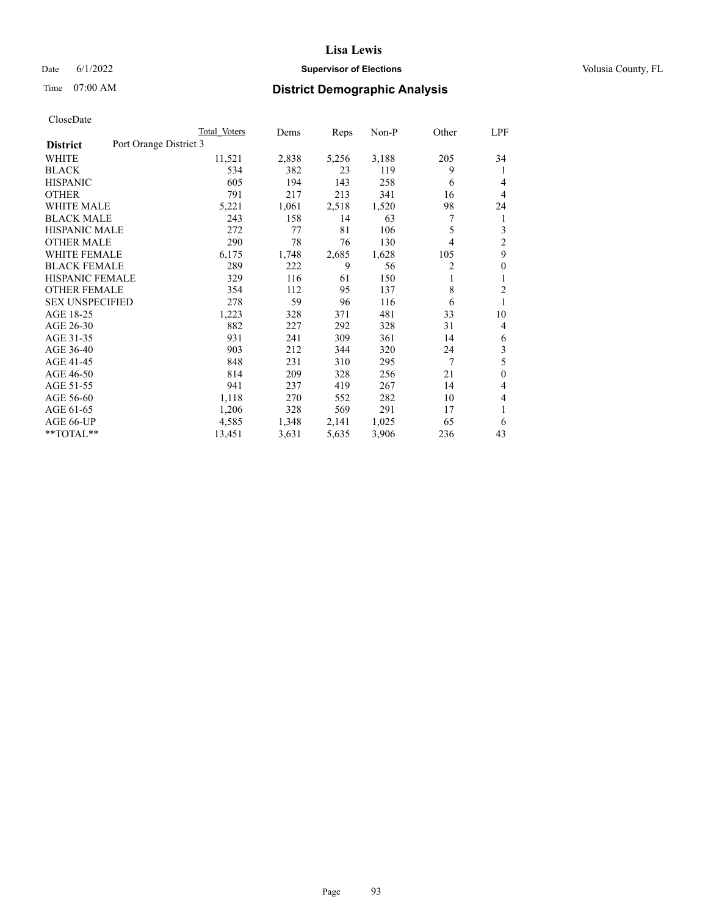# Lisa Lewis

Date 6/1/2022 **Supervisor of Elections** Volusia County, FL

Time 07:00 AM **District Demographic Analysis**

CloseDate

| District | Port Orange District 3 Total Voters | Dems | Reps | Non-P | Other | LPF |
|---|---|---|---|---|---|---|
| WHITE | 11,521 | 2,838 | 5,256 | 3,188 | 205 | 34 |
| BLACK | 534 | 382 | 23 | 119 | 9 | 1 |
| HISPANIC | 605 | 194 | 143 | 258 | 6 | 4 |
| OTHER | 791 | 217 | 213 | 341 | 16 | 4 |
| WHITE MALE | 5,221 | 1,061 | 2,518 | 1,520 | 98 | 24 |
| BLACK MALE | 243 | 158 | 14 | 63 | 7 | 1 |
| HISPANIC MALE | 272 | 77 | 81 | 106 | 5 | 3 |
| OTHER MALE | 290 | 78 | 76 | 130 | 4 | 2 |
| WHITE FEMALE | 6,175 | 1,748 | 2,685 | 1,628 | 105 | 9 |
| BLACK FEMALE | 289 | 222 | 9 | 56 | 2 | 0 |
| HISPANIC FEMALE | 329 | 116 | 61 | 150 | 1 | 1 |
| OTHER FEMALE | 354 | 112 | 95 | 137 | 8 | 2 |
| SEX UNSPECIFIED | 278 | 59 | 96 | 116 | 6 | 1 |
| AGE 18-25 | 1,223 | 328 | 371 | 481 | 33 | 10 |
| AGE 26-30 | 882 | 227 | 292 | 328 | 31 | 4 |
| AGE 31-35 | 931 | 241 | 309 | 361 | 14 | 6 |
| AGE 36-40 | 903 | 212 | 344 | 320 | 24 | 3 |
| AGE 41-45 | 848 | 231 | 310 | 295 | 7 | 5 |
| AGE 46-50 | 814 | 209 | 328 | 256 | 21 | 0 |
| AGE 51-55 | 941 | 237 | 419 | 267 | 14 | 4 |
| AGE 56-60 | 1,118 | 270 | 552 | 282 | 10 | 4 |
| AGE 61-65 | 1,206 | 328 | 569 | 291 | 17 | 1 |
| AGE 66-UP | 4,585 | 1,348 | 2,141 | 1,025 | 65 | 6 |
| **TOTAL** | 13,451 | 3,631 | 5,635 | 3,906 | 236 | 43 |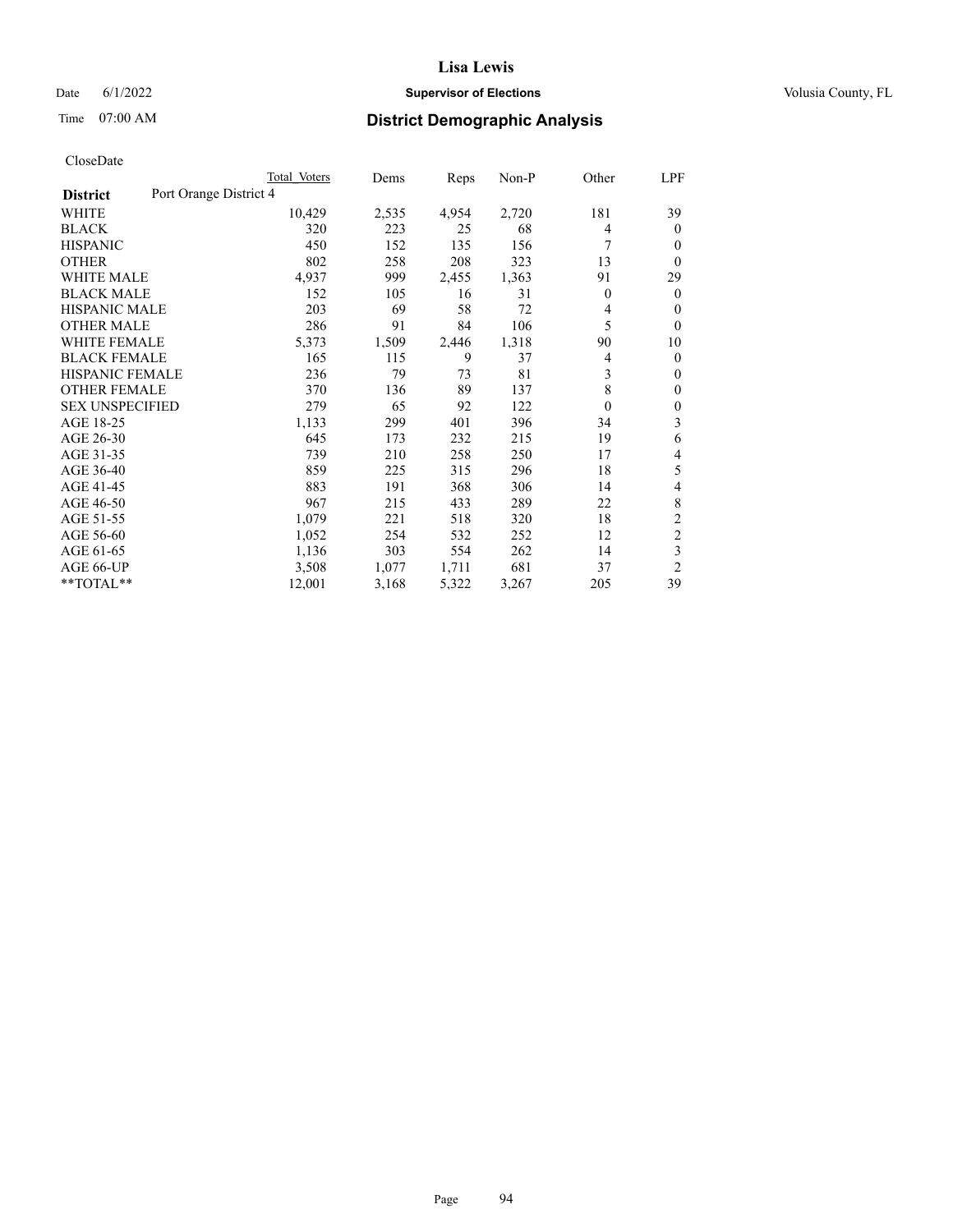# Lisa Lewis

Date 6/1/2022 **Supervisor of Elections** Volusia County, FL

Time 07:00 AM **District Demographic Analysis**

CloseDate

| **District** Port Orange District 4 | Total Voters | Dems | Reps | Non-P | Other | LPF |
|---|---|---|---|---|---|---|
| WHITE | 10,429 | 2,535 | 4,954 | 2,720 | 181 | 39 |
| BLACK | 320 | 223 | 25 | 68 | 4 | 0 |
| HISPANIC | 450 | 152 | 135 | 156 | 7 | 0 |
| OTHER | 802 | 258 | 208 | 323 | 13 | 0 |
| WHITE MALE | 4,937 | 999 | 2,455 | 1,363 | 91 | 29 |
| BLACK MALE | 152 | 105 | 16 | 31 | 0 | 0 |
| HISPANIC MALE | 203 | 69 | 58 | 72 | 4 | 0 |
| OTHER MALE | 286 | 91 | 84 | 106 | 5 | 0 |
| WHITE FEMALE | 5,373 | 1,509 | 2,446 | 1,318 | 90 | 10 |
| BLACK FEMALE | 165 | 115 | 9 | 37 | 4 | 0 |
| HISPANIC FEMALE | 236 | 79 | 73 | 81 | 3 | 0 |
| OTHER FEMALE | 370 | 136 | 89 | 137 | 8 | 0 |
| SEX UNSPECIFIED | 279 | 65 | 92 | 122 | 0 | 0 |
| AGE 18-25 | 1,133 | 299 | 401 | 396 | 34 | 3 |
| AGE 26-30 | 645 | 173 | 232 | 215 | 19 | 6 |
| AGE 31-35 | 739 | 210 | 258 | 250 | 17 | 4 |
| AGE 36-40 | 859 | 225 | 315 | 296 | 18 | 5 |
| AGE 41-45 | 883 | 191 | 368 | 306 | 14 | 4 |
| AGE 46-50 | 967 | 215 | 433 | 289 | 22 | 8 |
| AGE 51-55 | 1,079 | 221 | 518 | 320 | 18 | 2 |
| AGE 56-60 | 1,052 | 254 | 532 | 252 | 12 | 2 |
| AGE 61-65 | 1,136 | 303 | 554 | 262 | 14 | 3 |
| AGE 66-UP | 3,508 | 1,077 | 1,711 | 681 | 37 | 2 |
| **TOTAL** | 12,001 | 3,168 | 5,322 | 3,267 | 205 | 39 |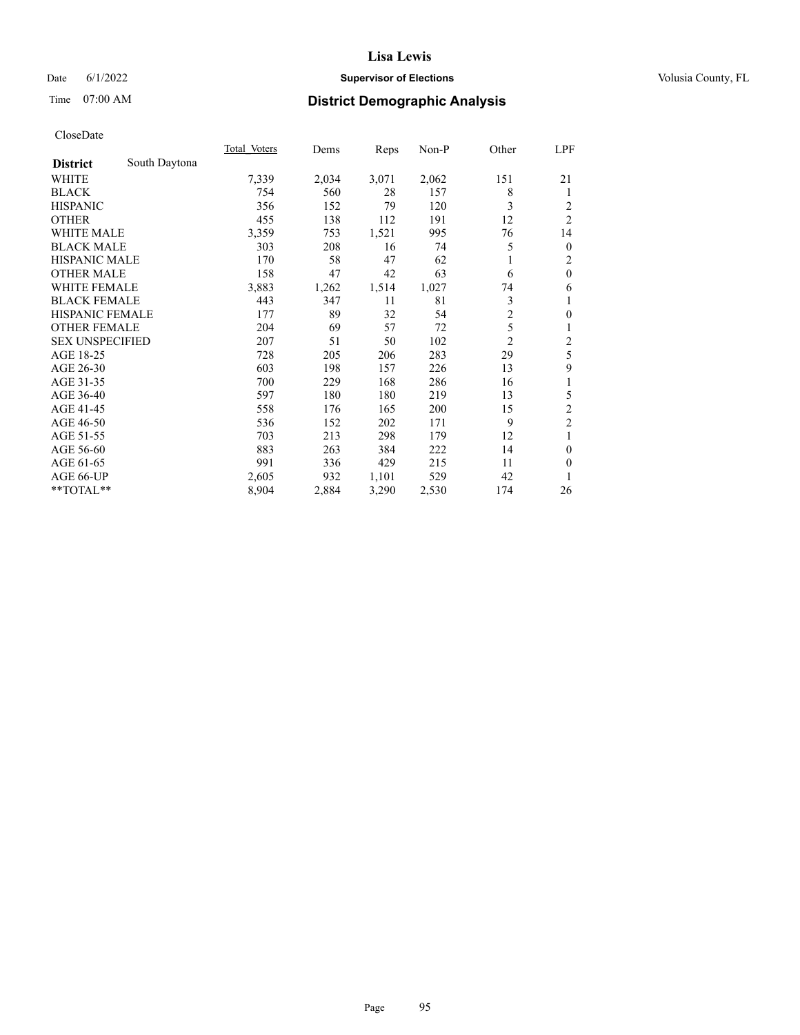CloseDate

| District | South Daytona | Total Voters | Dems | Reps | Non-P | Other | LPF |
|---|---|---|---|---|---|---|---|
| WHITE | | 7,339 | 2,034 | 3,071 | 2,062 | 151 | 21 |
| BLACK | | 754 | 560 | 28 | 157 | 8 | 1 |
| HISPANIC | | 356 | 152 | 79 | 120 | 3 | 2 |
| OTHER | | 455 | 138 | 112 | 191 | 12 | 2 |
| WHITE MALE | | 3,359 | 753 | 1,521 | 995 | 76 | 14 |
| BLACK MALE | | 303 | 208 | 16 | 74 | 5 | 0 |
| HISPANIC MALE | | 170 | 58 | 47 | 62 | 1 | 2 |
| OTHER MALE | | 158 | 47 | 42 | 63 | 6 | 0 |
| WHITE FEMALE | | 3,883 | 1,262 | 1,514 | 1,027 | 74 | 6 |
| BLACK FEMALE | | 443 | 347 | 11 | 81 | 3 | 1 |
| HISPANIC FEMALE | | 177 | 89 | 32 | 54 | 2 | 0 |
| OTHER FEMALE | | 204 | 69 | 57 | 72 | 5 | 1 |
| SEX UNSPECIFIED | | 207 | 51 | 50 | 102 | 2 | 2 |
| AGE 18-25 | | 728 | 205 | 206 | 283 | 29 | 5 |
| AGE 26-30 | | 603 | 198 | 157 | 226 | 13 | 9 |
| AGE 31-35 | | 700 | 229 | 168 | 286 | 16 | 1 |
| AGE 36-40 | | 597 | 180 | 180 | 219 | 13 | 5 |
| AGE 41-45 | | 558 | 176 | 165 | 200 | 15 | 2 |
| AGE 46-50 | | 536 | 152 | 202 | 171 | 9 | 2 |
| AGE 51-55 | | 703 | 213 | 298 | 179 | 12 | 1 |
| AGE 56-60 | | 883 | 263 | 384 | 222 | 14 | 0 |
| AGE 61-65 | | 991 | 336 | 429 | 215 | 11 | 0 |
| AGE 66-UP | | 2,605 | 932 | 1,101 | 529 | 42 | 1 |
| **TOTAL** | | 8,904 | 2,884 | 3,290 | 2,530 | 174 | 26 |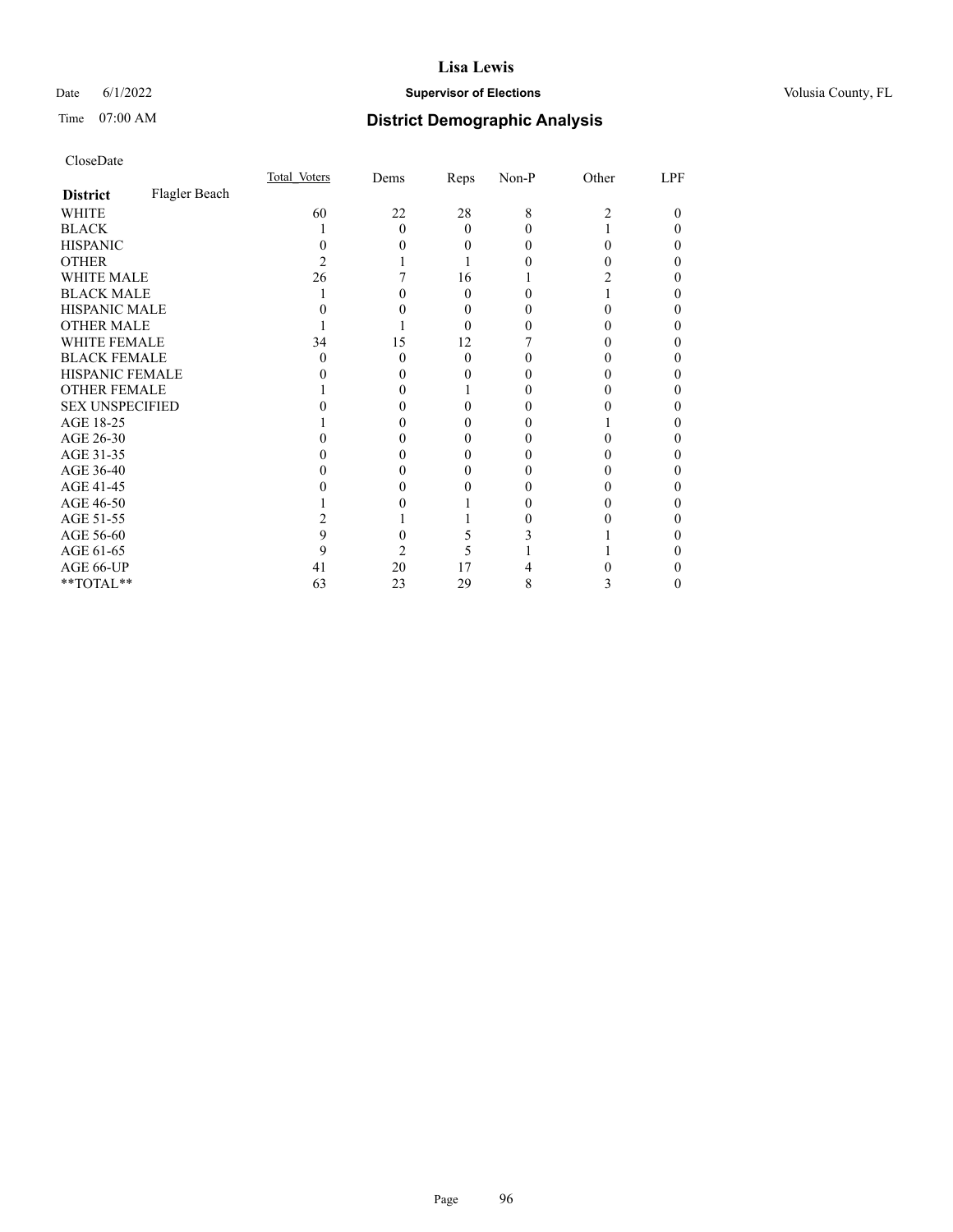# Lisa Lewis

Date 6/1/2022 **Supervisor of Elections** Volusia County, FL

Time 07:00 AM **District Demographic Analysis**

CloseDate

| **District** Flagler Beach | Total Voters | Dems | Reps | Non-P | Other | LPF |
|---|---|---|---|---|---|---|
| WHITE | 60 | 22 | 28 | 8 | 2 | 0 |
| BLACK | 1 | 0 | 0 | 0 | 1 | 0 |
| HISPANIC | 0 | 0 | 0 | 0 | 0 | 0 |
| OTHER | 2 | 1 | 1 | 0 | 0 | 0 |
| WHITE MALE | 26 | 7 | 16 | 1 | 2 | 0 |
| BLACK MALE | 1 | 0 | 0 | 0 | 1 | 0 |
| HISPANIC MALE | 0 | 0 | 0 | 0 | 0 | 0 |
| OTHER MALE | 1 | 1 | 0 | 0 | 0 | 0 |
| WHITE FEMALE | 34 | 15 | 12 | 7 | 0 | 0 |
| BLACK FEMALE | 0 | 0 | 0 | 0 | 0 | 0 |
| HISPANIC FEMALE | 0 | 0 | 0 | 0 | 0 | 0 |
| OTHER FEMALE | 1 | 0 | 1 | 0 | 0 | 0 |
| SEX UNSPECIFIED | 0 | 0 | 0 | 0 | 0 | 0 |
| AGE 18-25 | 1 | 0 | 0 | 0 | 1 | 0 |
| AGE 26-30 | 0 | 0 | 0 | 0 | 0 | 0 |
| AGE 31-35 | 0 | 0 | 0 | 0 | 0 | 0 |
| AGE 36-40 | 0 | 0 | 0 | 0 | 0 | 0 |
| AGE 41-45 | 0 | 0 | 0 | 0 | 0 | 0 |
| AGE 46-50 | 1 | 0 | 1 | 0 | 0 | 0 |
| AGE 51-55 | 2 | 1 | 1 | 0 | 0 | 0 |
| AGE 56-60 | 9 | 0 | 5 | 3 | 1 | 0 |
| AGE 61-65 | 9 | 2 | 5 | 1 | 1 | 0 |
| AGE 66-UP | 41 | 20 | 17 | 4 | 0 | 0 |
| **TOTAL** | 63 | 23 | 29 | 8 | 3 | 0 |